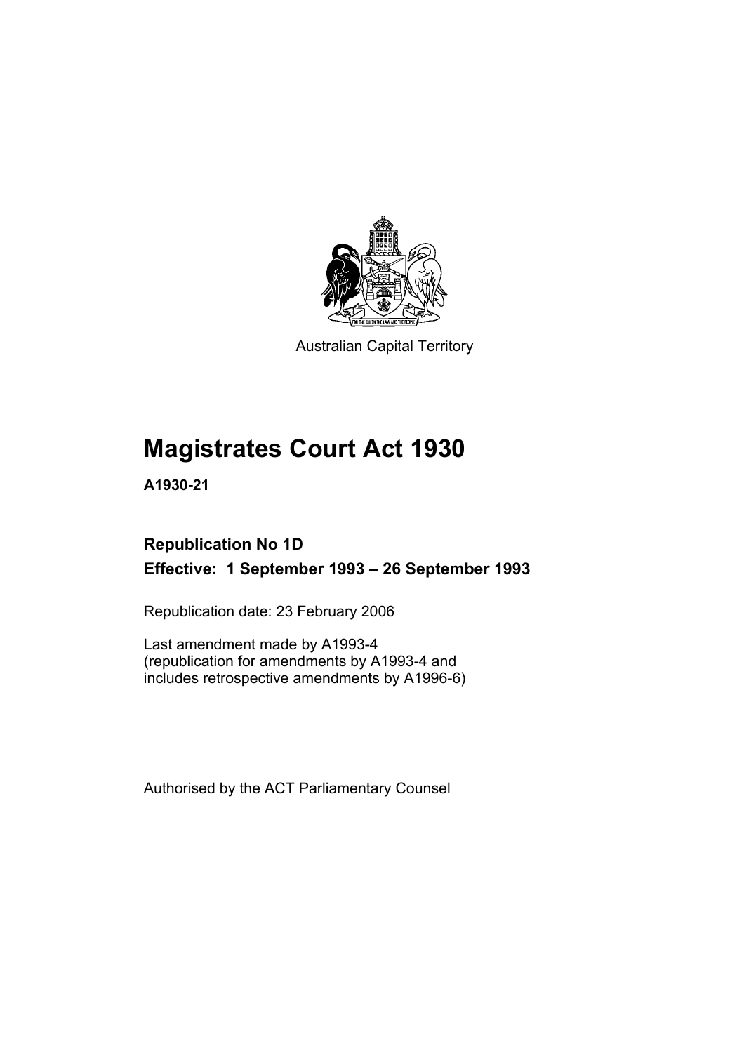Australian Capital Territory

# Magistrates Court Act 1930

**A1930-21**

## Republication No 1D

## Effective: 1 September 1993 – 26 September 1993

Republication date: 23 February 2006

Last amendment made by A1993-4
(republication for amendments by A1993-4 and
includes retrospective amendments by A1996-6)

Authorised by the ACT Parliamentary Counsel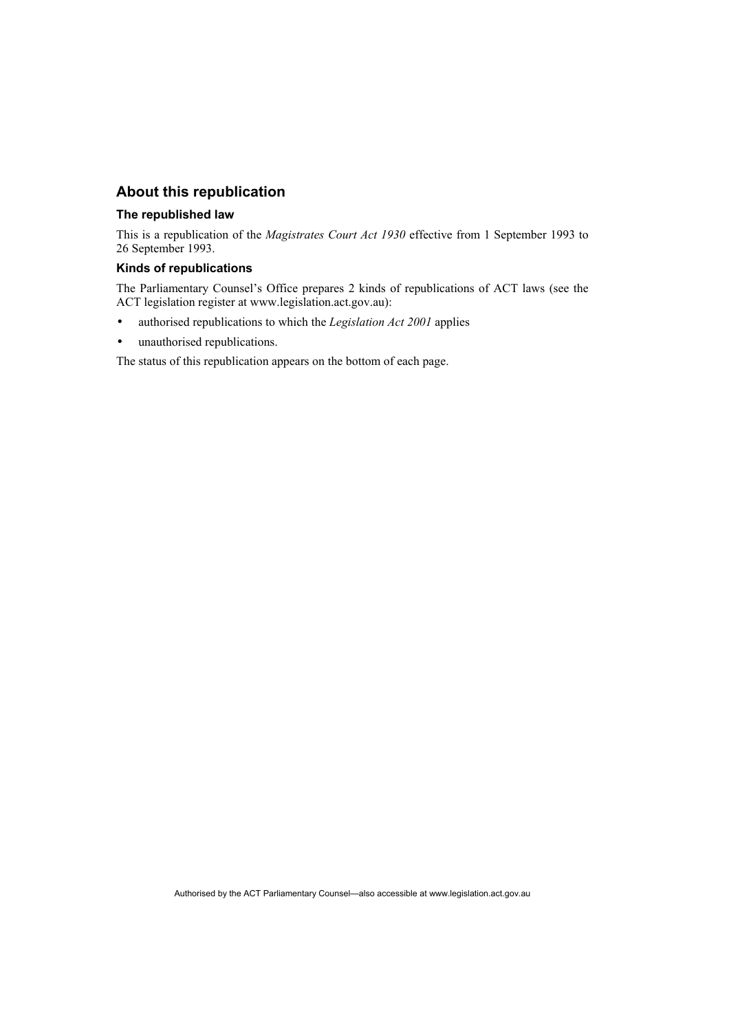## About this republication

### The republished law

This is a republication of the *Magistrates Court Act 1930* effective from 1 September 1993 to 26 September 1993.

### Kinds of republications

The Parliamentary Counsel's Office prepares 2 kinds of republications of ACT laws (see the ACT legislation register at www.legislation.act.gov.au):

- authorised republications to which the *Legislation Act 2001* applies
- unauthorised republications.

The status of this republication appears on the bottom of each page.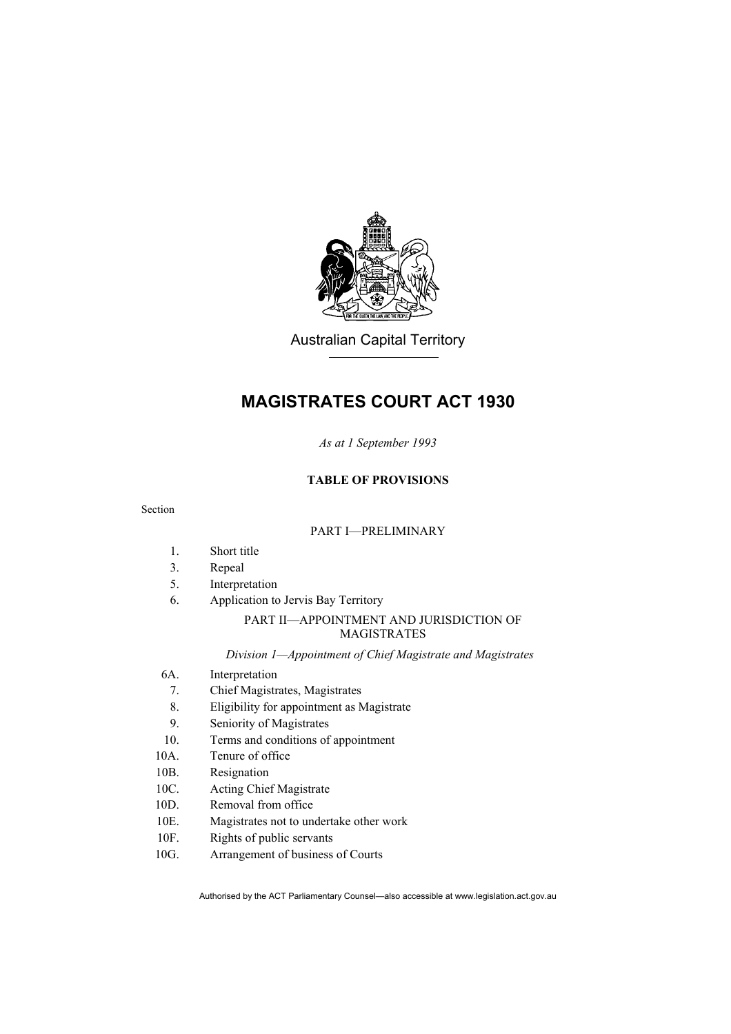Australian Capital Territory

# MAGISTRATES COURT ACT 1930

*As at 1 September 1993*

**TABLE OF PROVISIONS**

Section

PART I—PRELIMINARY

1. Short title
3. Repeal
5. Interpretation
6. Application to Jervis Bay Territory

PART II—APPOINTMENT AND JURISDICTION OF MAGISTRATES

*Division 1—Appointment of Chief Magistrate and Magistrates*

6A. Interpretation
7. Chief Magistrates, Magistrates
8. Eligibility for appointment as Magistrate
9. Seniority of Magistrates
10. Terms and conditions of appointment
10A. Tenure of office
10B. Resignation
10C. Acting Chief Magistrate
10D. Removal from office
10E. Magistrates not to undertake other work
10F. Rights of public servants
10G. Arrangement of business of Courts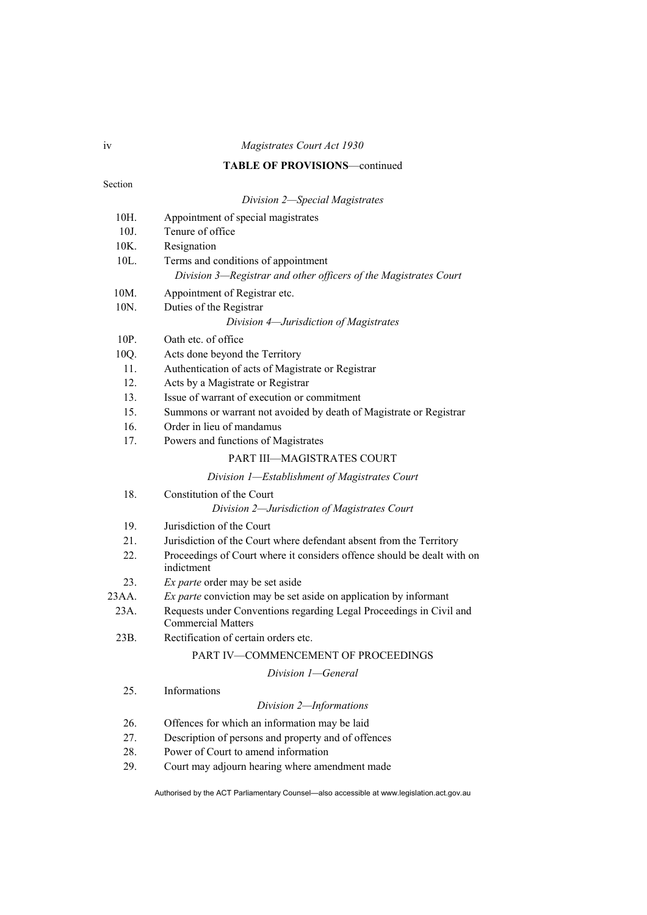**TABLE OF PROVISIONS**—continued

Section

*Division 2—Special Magistrates*

10H. Appointment of special magistrates
10J. Tenure of office
10K. Resignation
10L. Terms and conditions of appointment

*Division 3—Registrar and other officers of the Magistrates Court*

10M. Appointment of Registrar etc.
10N. Duties of the Registrar

*Division 4—Jurisdiction of Magistrates*

10P. Oath etc. of office
10Q. Acts done beyond the Territory
11. Authentication of acts of Magistrate or Registrar
12. Acts by a Magistrate or Registrar
13. Issue of warrant of execution or commitment
15. Summons or warrant not avoided by death of Magistrate or Registrar
16. Order in lieu of mandamus
17. Powers and functions of Magistrates

PART III—MAGISTRATES COURT

*Division 1—Establishment of Magistrates Court*

18. Constitution of the Court

*Division 2—Jurisdiction of Magistrates Court*

19. Jurisdiction of the Court
21. Jurisdiction of the Court where defendant absent from the Territory
22. Proceedings of Court where it considers offence should be dealt with on indictment
23. *Ex parte* order may be set aside
23AA. *Ex parte* conviction may be set aside on application by informant
23A. Requests under Conventions regarding Legal Proceedings in Civil and Commercial Matters
23B. Rectification of certain orders etc.

PART IV—COMMENCEMENT OF PROCEEDINGS

*Division 1—General*

25. Informations

*Division 2—Informations*

26. Offences for which an information may be laid
27. Description of persons and property and of offences
28. Power of Court to amend information
29. Court may adjourn hearing where amendment made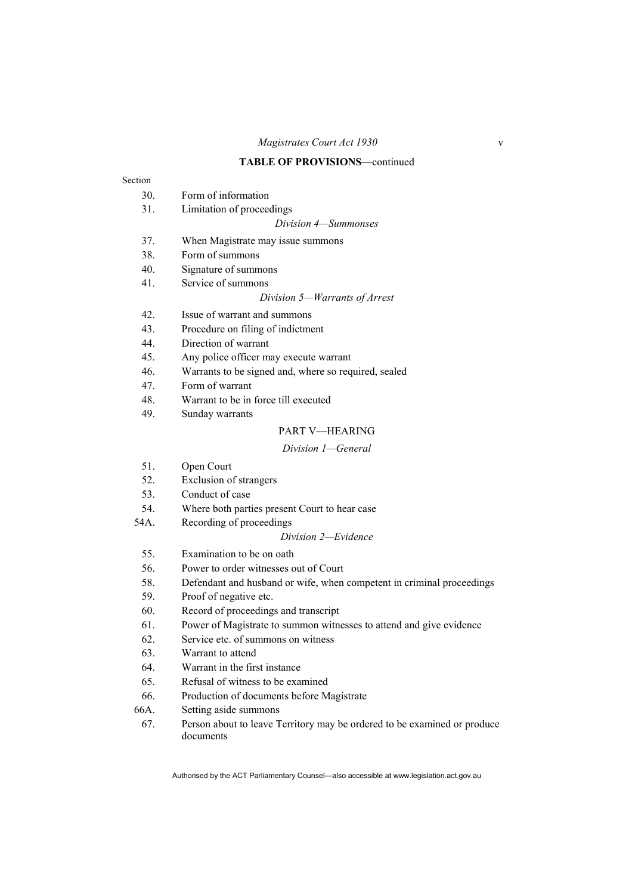**TABLE OF PROVISIONS**—continued

Section

30. Form of information
31. Limitation of proceedings

*Division 4—Summonses*

37. When Magistrate may issue summons
38. Form of summons
40. Signature of summons
41. Service of summons

*Division 5—Warrants of Arrest*

42. Issue of warrant and summons
43. Procedure on filing of indictment
44. Direction of warrant
45. Any police officer may execute warrant
46. Warrants to be signed and, where so required, sealed
47. Form of warrant
48. Warrant to be in force till executed
49. Sunday warrants

PART V—HEARING

*Division 1—General*

51. Open Court
52. Exclusion of strangers
53. Conduct of case
54. Where both parties present Court to hear case
54A. Recording of proceedings

*Division 2—Evidence*

55. Examination to be on oath
56. Power to order witnesses out of Court
58. Defendant and husband or wife, when competent in criminal proceedings
59. Proof of negative etc.
60. Record of proceedings and transcript
61. Power of Magistrate to summon witnesses to attend and give evidence
62. Service etc. of summons on witness
63. Warrant to attend
64. Warrant in the first instance
65. Refusal of witness to be examined
66. Production of documents before Magistrate
66A. Setting aside summons
67. Person about to leave Territory may be ordered to be examined or produce documents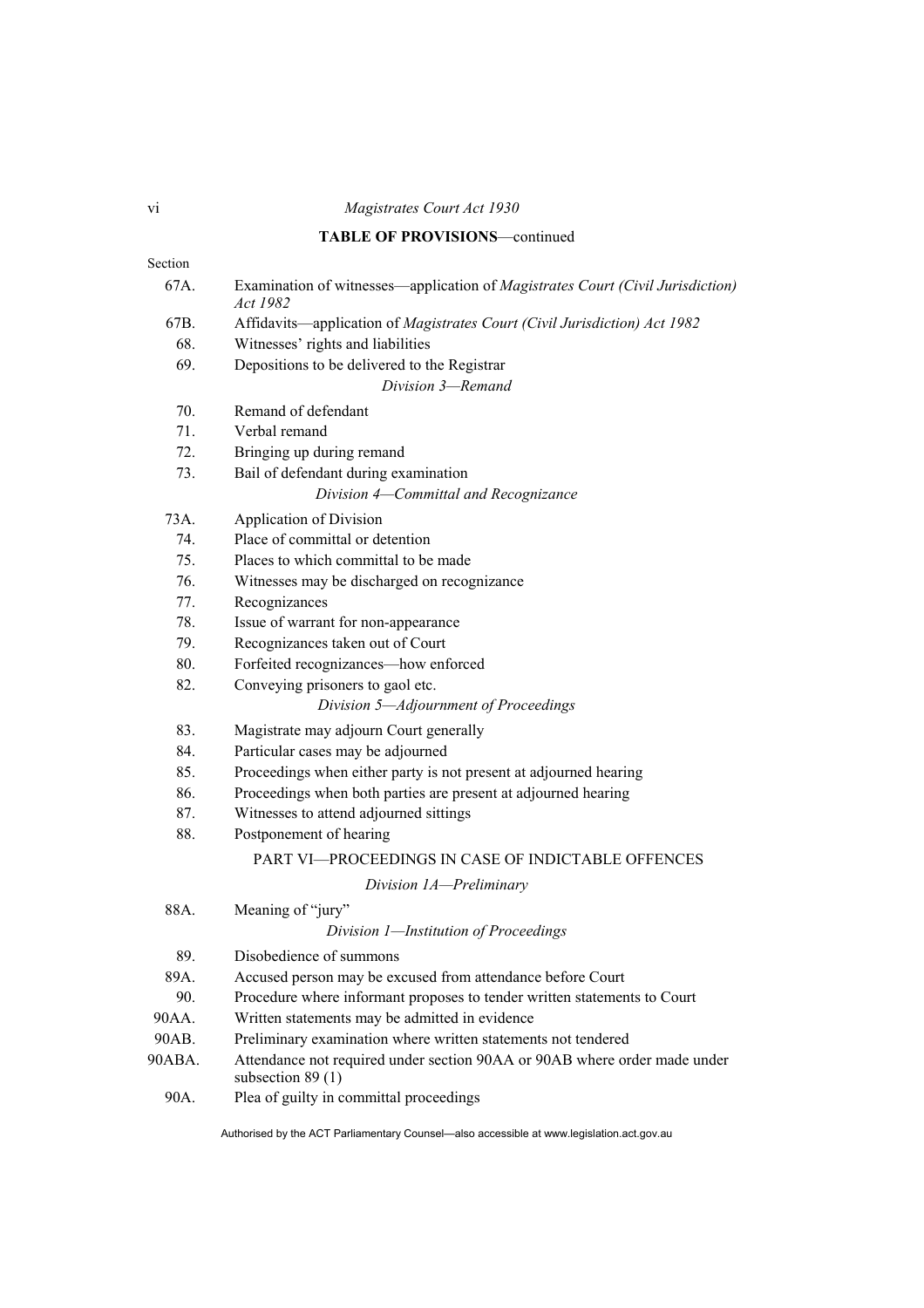**TABLE OF PROVISIONS**—continued

Section

67A. Examination of witnesses—application of *Magistrates Court (Civil Jurisdiction) Act 1982*

67B. Affidavits—application of *Magistrates Court (Civil Jurisdiction) Act 1982*

68. Witnesses' rights and liabilities

69. Depositions to be delivered to the Registrar

*Division 3—Remand*

70. Remand of defendant

71. Verbal remand

72. Bringing up during remand

73. Bail of defendant during examination

*Division 4—Committal and Recognizance*

73A. Application of Division

74. Place of committal or detention

75. Places to which committal to be made

76. Witnesses may be discharged on recognizance

77. Recognizances

78. Issue of warrant for non-appearance

79. Recognizances taken out of Court

80. Forfeited recognizances—how enforced

82. Conveying prisoners to gaol etc.

*Division 5—Adjournment of Proceedings*

83. Magistrate may adjourn Court generally

84. Particular cases may be adjourned

85. Proceedings when either party is not present at adjourned hearing

86. Proceedings when both parties are present at adjourned hearing

87. Witnesses to attend adjourned sittings

88. Postponement of hearing

PART VI—PROCEEDINGS IN CASE OF INDICTABLE OFFENCES

*Division 1A—Preliminary*

88A. Meaning of "jury"

*Division 1—Institution of Proceedings*

89. Disobedience of summons

89A. Accused person may be excused from attendance before Court

90. Procedure where informant proposes to tender written statements to Court

90AA. Written statements may be admitted in evidence

90AB. Preliminary examination where written statements not tendered

90ABA. Attendance not required under section 90AA or 90AB where order made under subsection 89 (1)

90A. Plea of guilty in committal proceedings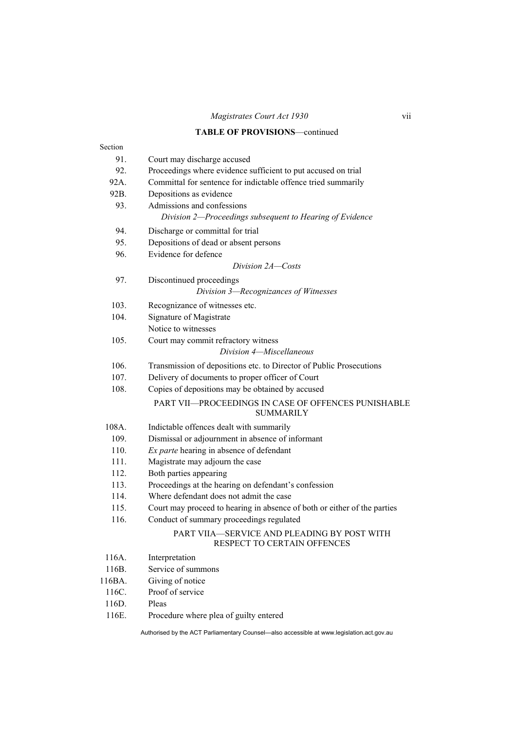**TABLE OF PROVISIONS**—continued

Section

91. Court may discharge accused
92. Proceedings where evidence sufficient to put accused on trial
92A. Committal for sentence for indictable offence tried summarily
92B. Depositions as evidence
93. Admissions and confessions

*Division 2—Proceedings subsequent to Hearing of Evidence*

94. Discharge or committal for trial
95. Depositions of dead or absent persons
96. Evidence for defence

*Division 2A—Costs*

97. Discontinued proceedings

*Division 3—Recognizances of Witnesses*

103. Recognizance of witnesses etc.
104. Signature of Magistrate
Notice to witnesses
105. Court may commit refractory witness

*Division 4—Miscellaneous*

106. Transmission of depositions etc. to Director of Public Prosecutions
107. Delivery of documents to proper officer of Court
108. Copies of depositions may be obtained by accused

PART VII—PROCEEDINGS IN CASE OF OFFENCES PUNISHABLE SUMMARILY

108A. Indictable offences dealt with summarily
109. Dismissal or adjournment in absence of informant
110. *Ex parte* hearing in absence of defendant
111. Magistrate may adjourn the case
112. Both parties appearing
113. Proceedings at the hearing on defendant's confession
114. Where defendant does not admit the case
115. Court may proceed to hearing in absence of both or either of the parties
116. Conduct of summary proceedings regulated

PART VIIA—SERVICE AND PLEADING BY POST WITH RESPECT TO CERTAIN OFFENCES

116A. Interpretation
116B. Service of summons
116BA. Giving of notice
116C. Proof of service
116D. Pleas
116E. Procedure where plea of guilty entered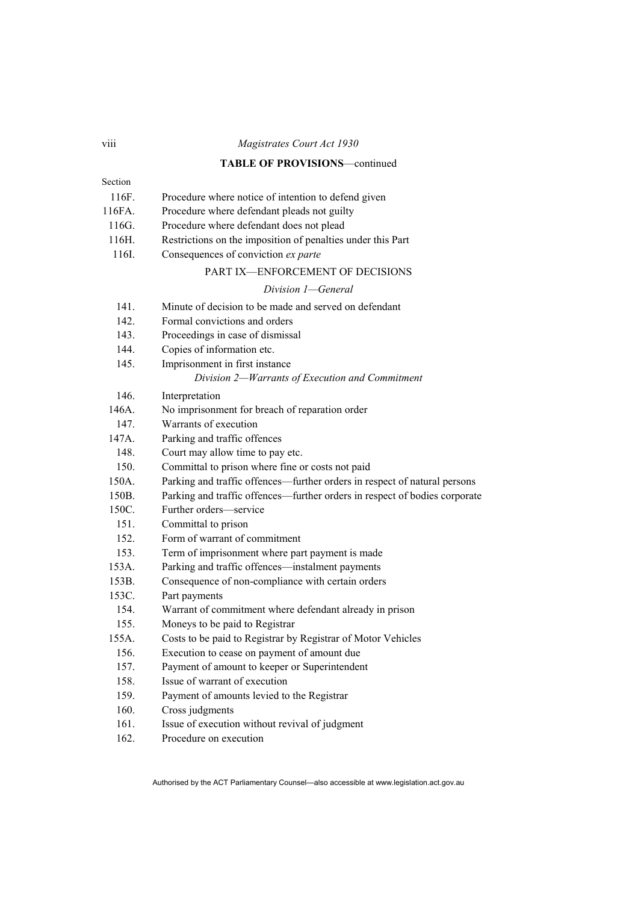**TABLE OF PROVISIONS**—continued

Section

| | |
|---|---|
| 116F. | Procedure where notice of intention to defend given |
| 116FA. | Procedure where defendant pleads not guilty |
| 116G. | Procedure where defendant does not plead |
| 116H. | Restrictions on the imposition of penalties under this Part |
| 116I. | Consequences of conviction *ex parte* |

PART IX—ENFORCEMENT OF DECISIONS

*Division 1—General*

| | |
|---|---|
| 141. | Minute of decision to be made and served on defendant |
| 142. | Formal convictions and orders |
| 143. | Proceedings in case of dismissal |
| 144. | Copies of information etc. |
| 145. | Imprisonment in first instance |

*Division 2—Warrants of Execution and Commitment*

| | |
|---|---|
| 146. | Interpretation |
| 146A. | No imprisonment for breach of reparation order |
| 147. | Warrants of execution |
| 147A. | Parking and traffic offences |
| 148. | Court may allow time to pay etc. |
| 150. | Committal to prison where fine or costs not paid |
| 150A. | Parking and traffic offences—further orders in respect of natural persons |
| 150B. | Parking and traffic offences—further orders in respect of bodies corporate |
| 150C. | Further orders—service |
| 151. | Committal to prison |
| 152. | Form of warrant of commitment |
| 153. | Term of imprisonment where part payment is made |
| 153A. | Parking and traffic offences—instalment payments |
| 153B. | Consequence of non-compliance with certain orders |
| 153C. | Part payments |
| 154. | Warrant of commitment where defendant already in prison |
| 155. | Moneys to be paid to Registrar |
| 155A. | Costs to be paid to Registrar by Registrar of Motor Vehicles |
| 156. | Execution to cease on payment of amount due |
| 157. | Payment of amount to keeper or Superintendent |
| 158. | Issue of warrant of execution |
| 159. | Payment of amounts levied to the Registrar |
| 160. | Cross judgments |
| 161. | Issue of execution without revival of judgment |
| 162. | Procedure on execution |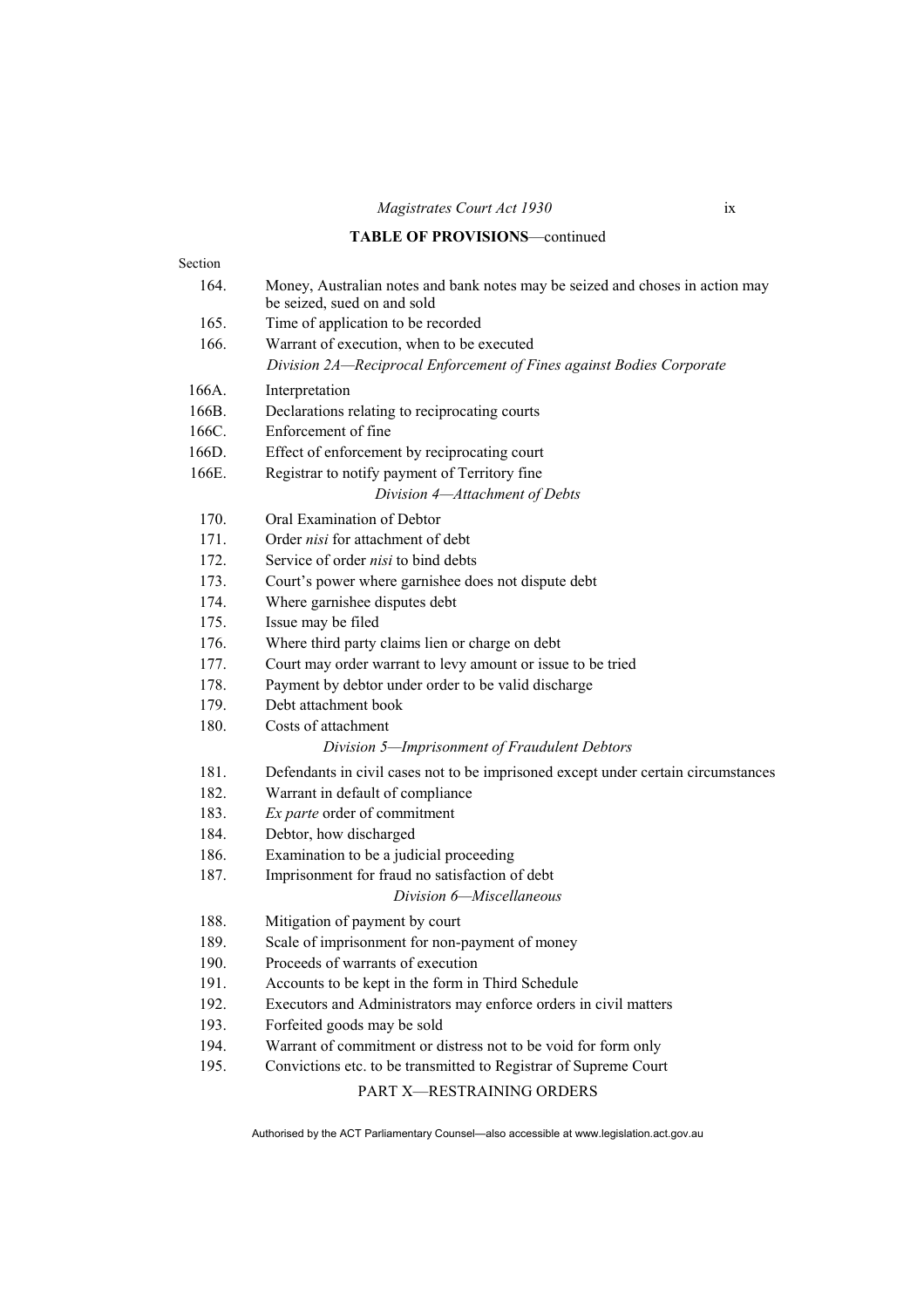**TABLE OF PROVISIONS**—continued

Section

164. Money, Australian notes and bank notes may be seized and choses in action may be seized, sued on and sold
165. Time of application to be recorded
166. Warrant of execution, when to be executed

*Division 2A—Reciprocal Enforcement of Fines against Bodies Corporate*

166A. Interpretation
166B. Declarations relating to reciprocating courts
166C. Enforcement of fine
166D. Effect of enforcement by reciprocating court
166E. Registrar to notify payment of Territory fine

*Division 4—Attachment of Debts*

170. Oral Examination of Debtor
171. Order *nisi* for attachment of debt
172. Service of order *nisi* to bind debts
173. Court's power where garnishee does not dispute debt
174. Where garnishee disputes debt
175. Issue may be filed
176. Where third party claims lien or charge on debt
177. Court may order warrant to levy amount or issue to be tried
178. Payment by debtor under order to be valid discharge
179. Debt attachment book
180. Costs of attachment

*Division 5—Imprisonment of Fraudulent Debtors*

181. Defendants in civil cases not to be imprisoned except under certain circumstances
182. Warrant in default of compliance
183. *Ex parte* order of commitment
184. Debtor, how discharged
186. Examination to be a judicial proceeding
187. Imprisonment for fraud no satisfaction of debt

*Division 6—Miscellaneous*

188. Mitigation of payment by court
189. Scale of imprisonment for non-payment of money
190. Proceeds of warrants of execution
191. Accounts to be kept in the form in Third Schedule
192. Executors and Administrators may enforce orders in civil matters
193. Forfeited goods may be sold
194. Warrant of commitment or distress not to be void for form only
195. Convictions etc. to be transmitted to Registrar of Supreme Court

PART X—RESTRAINING ORDERS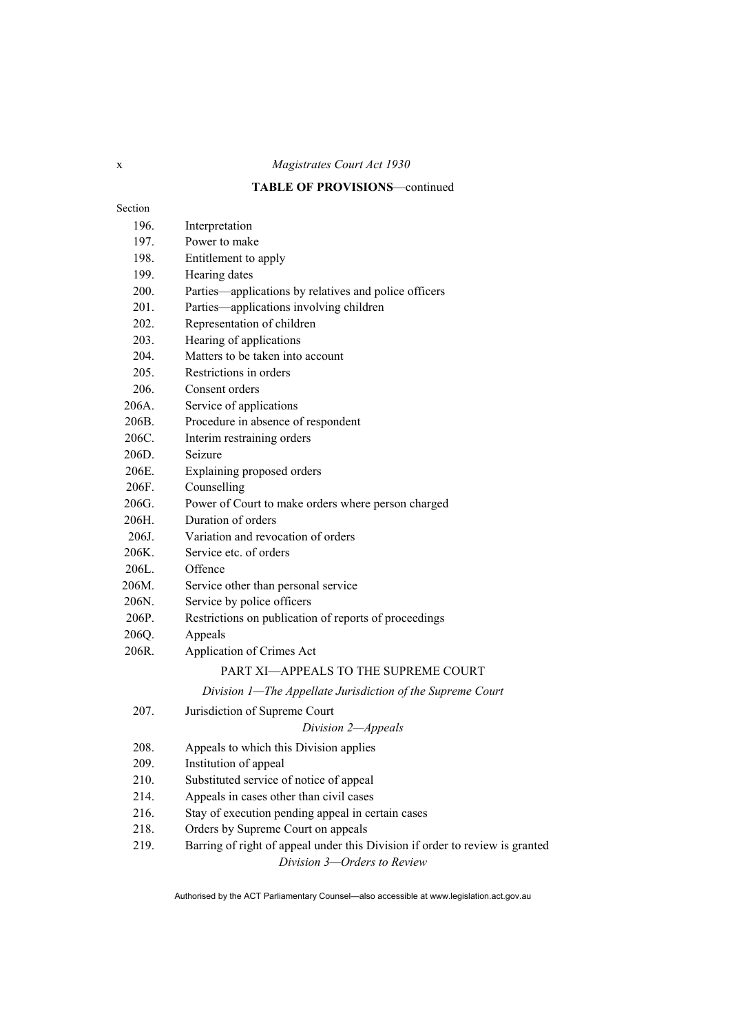**TABLE OF PROVISIONS**—continued

Section

196. Interpretation
197. Power to make
198. Entitlement to apply
199. Hearing dates
200. Parties—applications by relatives and police officers
201. Parties—applications involving children
202. Representation of children
203. Hearing of applications
204. Matters to be taken into account
205. Restrictions in orders
206. Consent orders
206A. Service of applications
206B. Procedure in absence of respondent
206C. Interim restraining orders
206D. Seizure
206E. Explaining proposed orders
206F. Counselling
206G. Power of Court to make orders where person charged
206H. Duration of orders
206J. Variation and revocation of orders
206K. Service etc. of orders
206L. Offence
206M. Service other than personal service
206N. Service by police officers
206P. Restrictions on publication of reports of proceedings
206Q. Appeals
206R. Application of Crimes Act

## PART XI—APPEALS TO THE SUPREME COURT

*Division 1—The Appellate Jurisdiction of the Supreme Court*

207. Jurisdiction of Supreme Court

*Division 2—Appeals*

208. Appeals to which this Division applies
209. Institution of appeal
210. Substituted service of notice of appeal
214. Appeals in cases other than civil cases
216. Stay of execution pending appeal in certain cases
218. Orders by Supreme Court on appeals
219. Barring of right of appeal under this Division if order to review is granted

*Division 3—Orders to Review*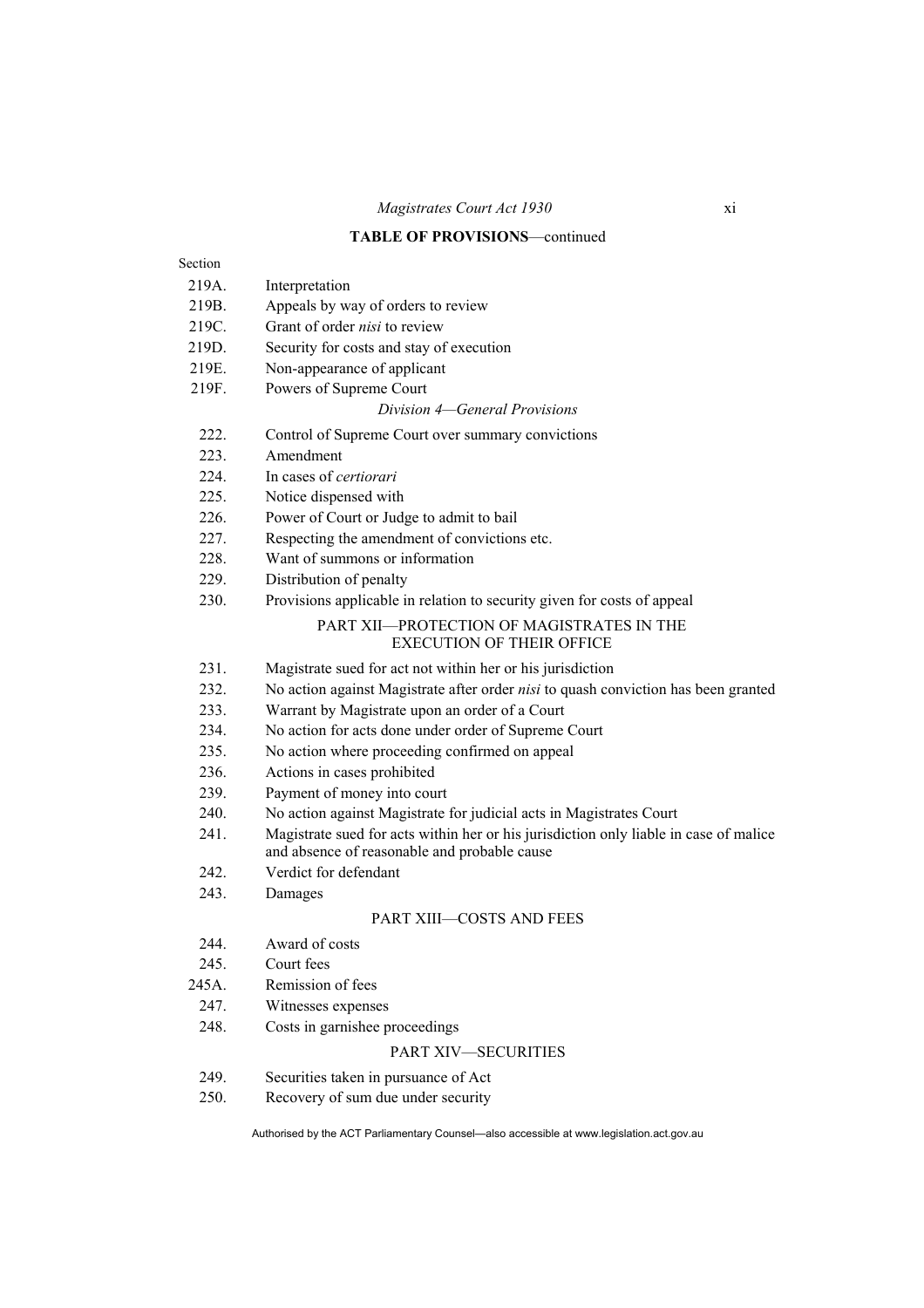**TABLE OF PROVISIONS**—continued

Section

| | |
|---|---|
| 219A. | Interpretation |
| 219B. | Appeals by way of orders to review |
| 219C. | Grant of order *nisi* to review |
| 219D. | Security for costs and stay of execution |
| 219E. | Non-appearance of applicant |
| 219F. | Powers of Supreme Court |

*Division 4—General Provisions*

| | |
|---|---|
| 222. | Control of Supreme Court over summary convictions |
| 223. | Amendment |
| 224. | In cases of *certiorari* |
| 225. | Notice dispensed with |
| 226. | Power of Court or Judge to admit to bail |
| 227. | Respecting the amendment of convictions etc. |
| 228. | Want of summons or information |
| 229. | Distribution of penalty |
| 230. | Provisions applicable in relation to security given for costs of appeal |

PART XII—PROTECTION OF MAGISTRATES IN THE EXECUTION OF THEIR OFFICE

| | |
|---|---|
| 231. | Magistrate sued for act not within her or his jurisdiction |
| 232. | No action against Magistrate after order *nisi* to quash conviction has been granted |
| 233. | Warrant by Magistrate upon an order of a Court |
| 234. | No action for acts done under order of Supreme Court |
| 235. | No action where proceeding confirmed on appeal |
| 236. | Actions in cases prohibited |
| 239. | Payment of money into court |
| 240. | No action against Magistrate for judicial acts in Magistrates Court |
| 241. | Magistrate sued for acts within her or his jurisdiction only liable in case of malice and absence of reasonable and probable cause |
| 242. | Verdict for defendant |
| 243. | Damages |

PART XIII—COSTS AND FEES

| | |
|---|---|
| 244. | Award of costs |
| 245. | Court fees |
| 245A. | Remission of fees |
| 247. | Witnesses expenses |
| 248. | Costs in garnishee proceedings |

PART XIV—SECURITIES

| | |
|---|---|
| 249. | Securities taken in pursuance of Act |
| 250. | Recovery of sum due under security |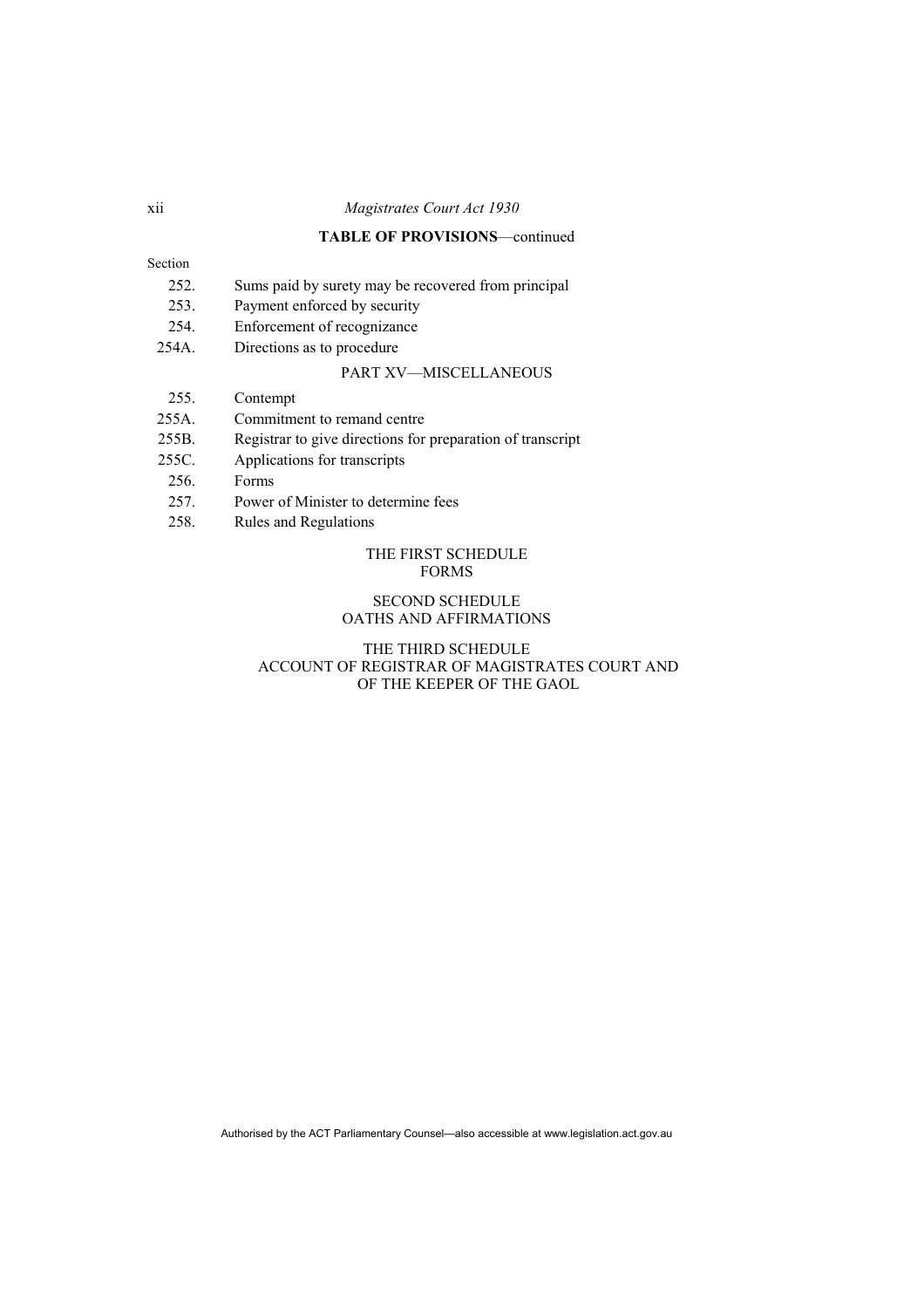**TABLE OF PROVISIONS**—continued

Section

252. Sums paid by surety may be recovered from principal
253. Payment enforced by security
254. Enforcement of recognizance
254A. Directions as to procedure

PART XV—MISCELLANEOUS

255. Contempt
255A. Commitment to remand centre
255B. Registrar to give directions for preparation of transcript
255C. Applications for transcripts
256. Forms
257. Power of Minister to determine fees
258. Rules and Regulations

THE FIRST SCHEDULE
FORMS

SECOND SCHEDULE
OATHS AND AFFIRMATIONS

THE THIRD SCHEDULE
ACCOUNT OF REGISTRAR OF MAGISTRATES COURT AND OF THE KEEPER OF THE GAOL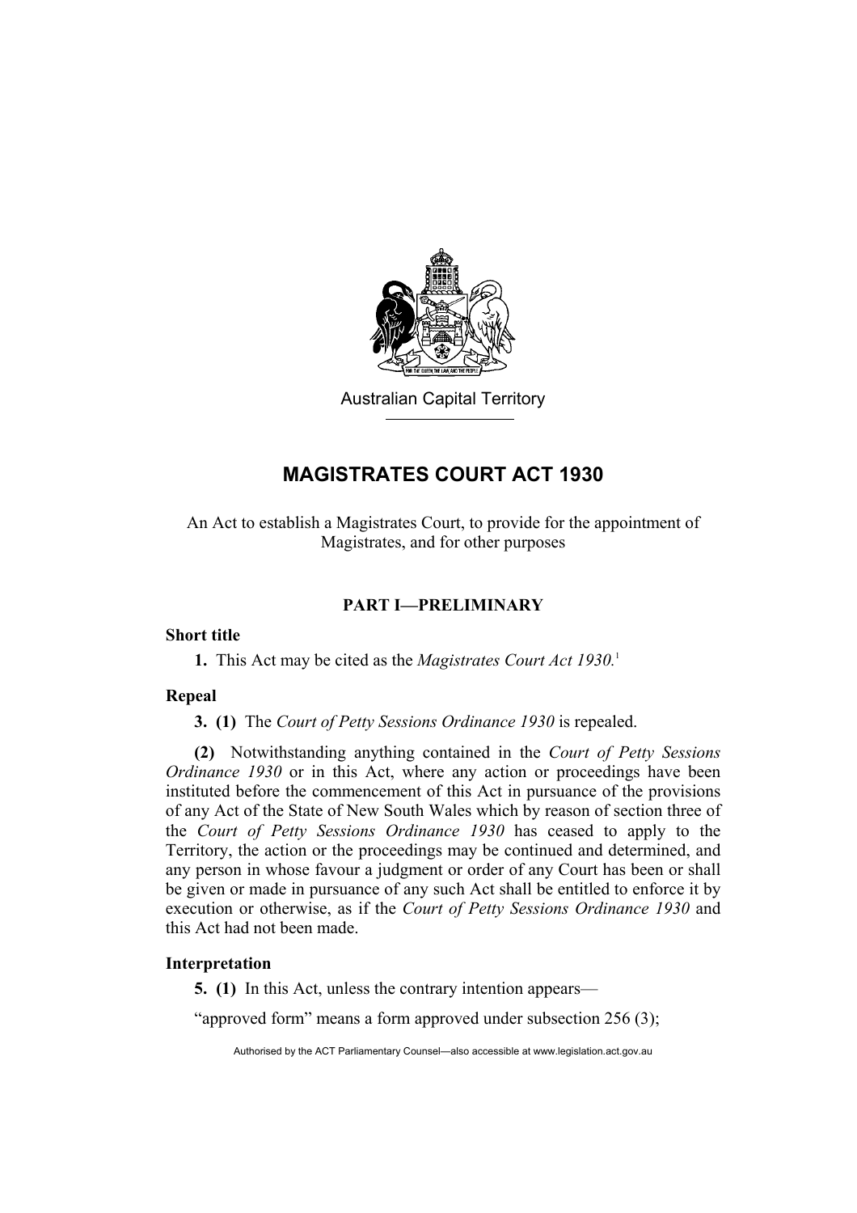Australian Capital Territory

# MAGISTRATES COURT ACT 1930

An Act to establish a Magistrates Court, to provide for the appointment of Magistrates, and for other purposes

## PART I—PRELIMINARY

### Short title

**1.** This Act may be cited as the *Magistrates Court Act 1930.*[1]

### Repeal

**3. (1)** The *Court of Petty Sessions Ordinance 1930* is repealed.

**(2)** Notwithstanding anything contained in the *Court of Petty Sessions Ordinance 1930* or in this Act, where any action or proceedings have been instituted before the commencement of this Act in pursuance of the provisions of any Act of the State of New South Wales which by reason of section three of the *Court of Petty Sessions Ordinance 1930* has ceased to apply to the Territory, the action or the proceedings may be continued and determined, and any person in whose favour a judgment or order of any Court has been or shall be given or made in pursuance of any such Act shall be entitled to enforce it by execution or otherwise, as if the *Court of Petty Sessions Ordinance 1930* and this Act had not been made.

### Interpretation

**5. (1)** In this Act, unless the contrary intention appears—

"approved form" means a form approved under subsection 256 (3);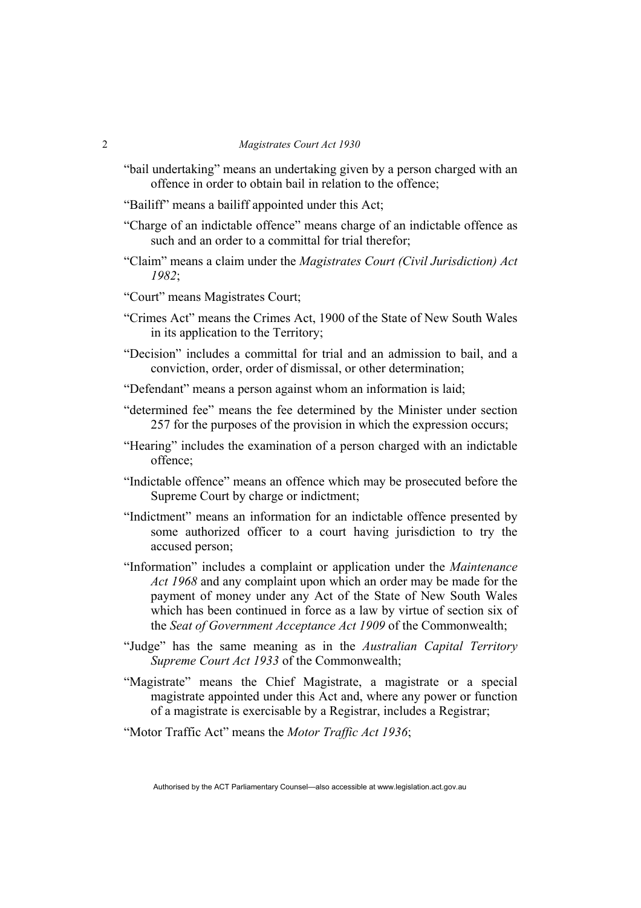"bail undertaking" means an undertaking given by a person charged with an offence in order to obtain bail in relation to the offence;

"Bailiff" means a bailiff appointed under this Act;

"Charge of an indictable offence" means charge of an indictable offence as such and an order to a committal for trial therefor;

"Claim" means a claim under the *Magistrates Court (Civil Jurisdiction) Act 1982*;

"Court" means Magistrates Court;

"Crimes Act" means the Crimes Act, 1900 of the State of New South Wales in its application to the Territory;

"Decision" includes a committal for trial and an admission to bail, and a conviction, order, order of dismissal, or other determination;

"Defendant" means a person against whom an information is laid;

"determined fee" means the fee determined by the Minister under section 257 for the purposes of the provision in which the expression occurs;

"Hearing" includes the examination of a person charged with an indictable offence;

"Indictable offence" means an offence which may be prosecuted before the Supreme Court by charge or indictment;

"Indictment" means an information for an indictable offence presented by some authorized officer to a court having jurisdiction to try the accused person;

"Information" includes a complaint or application under the *Maintenance Act 1968* and any complaint upon which an order may be made for the payment of money under any Act of the State of New South Wales which has been continued in force as a law by virtue of section six of the *Seat of Government Acceptance Act 1909* of the Commonwealth;

"Judge" has the same meaning as in the *Australian Capital Territory Supreme Court Act 1933* of the Commonwealth;

"Magistrate" means the Chief Magistrate, a magistrate or a special magistrate appointed under this Act and, where any power or function of a magistrate is exercisable by a Registrar, includes a Registrar;

"Motor Traffic Act" means the *Motor Traffic Act 1936*;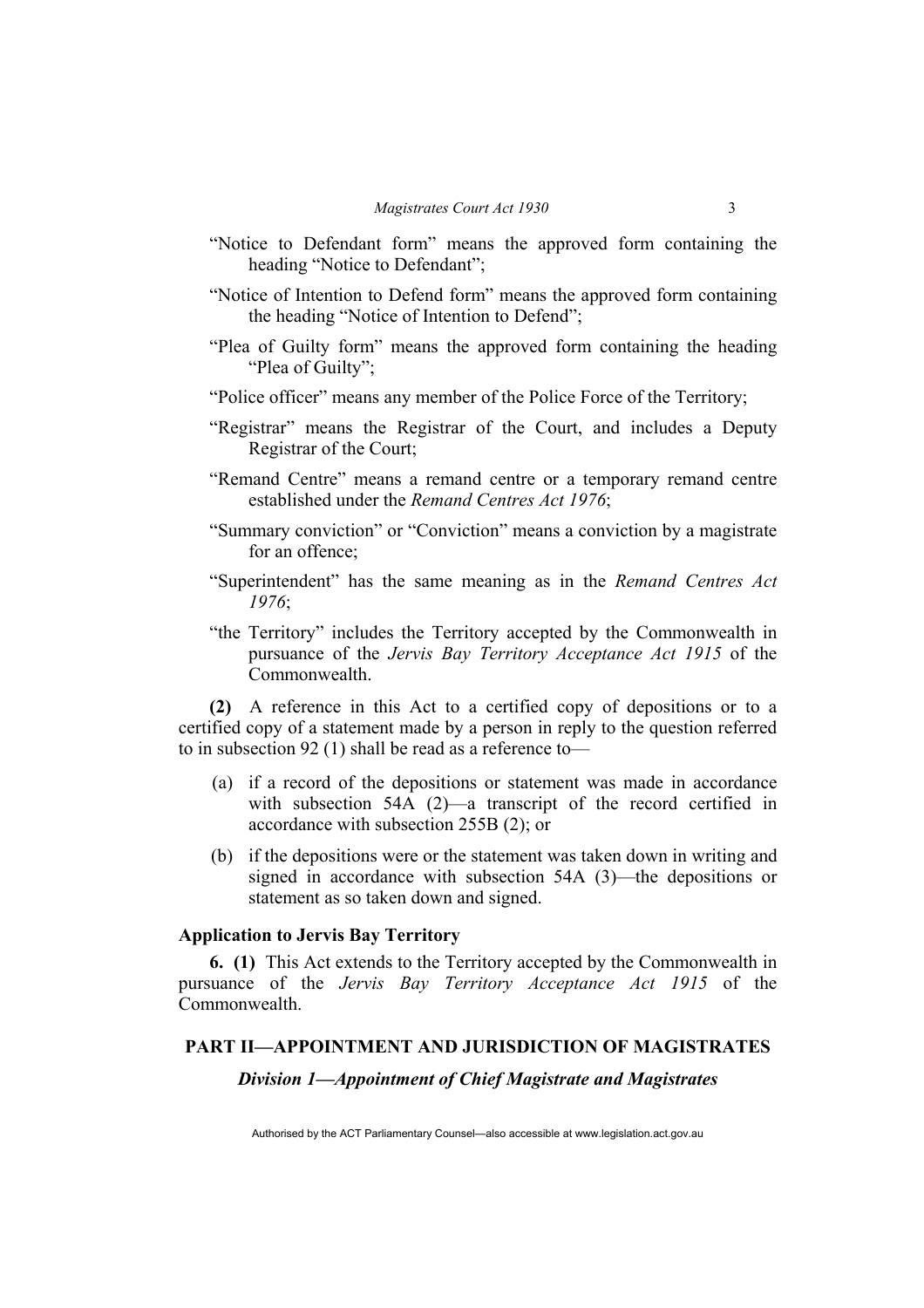"Notice to Defendant form" means the approved form containing the heading "Notice to Defendant";

"Notice of Intention to Defend form" means the approved form containing the heading "Notice of Intention to Defend";

"Plea of Guilty form" means the approved form containing the heading "Plea of Guilty";

"Police officer" means any member of the Police Force of the Territory;

"Registrar" means the Registrar of the Court, and includes a Deputy Registrar of the Court;

"Remand Centre" means a remand centre or a temporary remand centre established under the *Remand Centres Act 1976*;

"Summary conviction" or "Conviction" means a conviction by a magistrate for an offence;

"Superintendent" has the same meaning as in the *Remand Centres Act 1976*;

"the Territory" includes the Territory accepted by the Commonwealth in pursuance of the *Jervis Bay Territory Acceptance Act 1915* of the Commonwealth.

**(2)** A reference in this Act to a certified copy of depositions or to a certified copy of a statement made by a person in reply to the question referred to in subsection 92 (1) shall be read as a reference to—

(a) if a record of the depositions or statement was made in accordance with subsection 54A (2)—a transcript of the record certified in accordance with subsection 255B (2); or

(b) if the depositions were or the statement was taken down in writing and signed in accordance with subsection 54A (3)—the depositions or statement as so taken down and signed.

**Application to Jervis Bay Territory**

**6. (1)** This Act extends to the Territory accepted by the Commonwealth in pursuance of the *Jervis Bay Territory Acceptance Act 1915* of the Commonwealth.

## PART II—APPOINTMENT AND JURISDICTION OF MAGISTRATES

### *Division 1—Appointment of Chief Magistrate and Magistrates*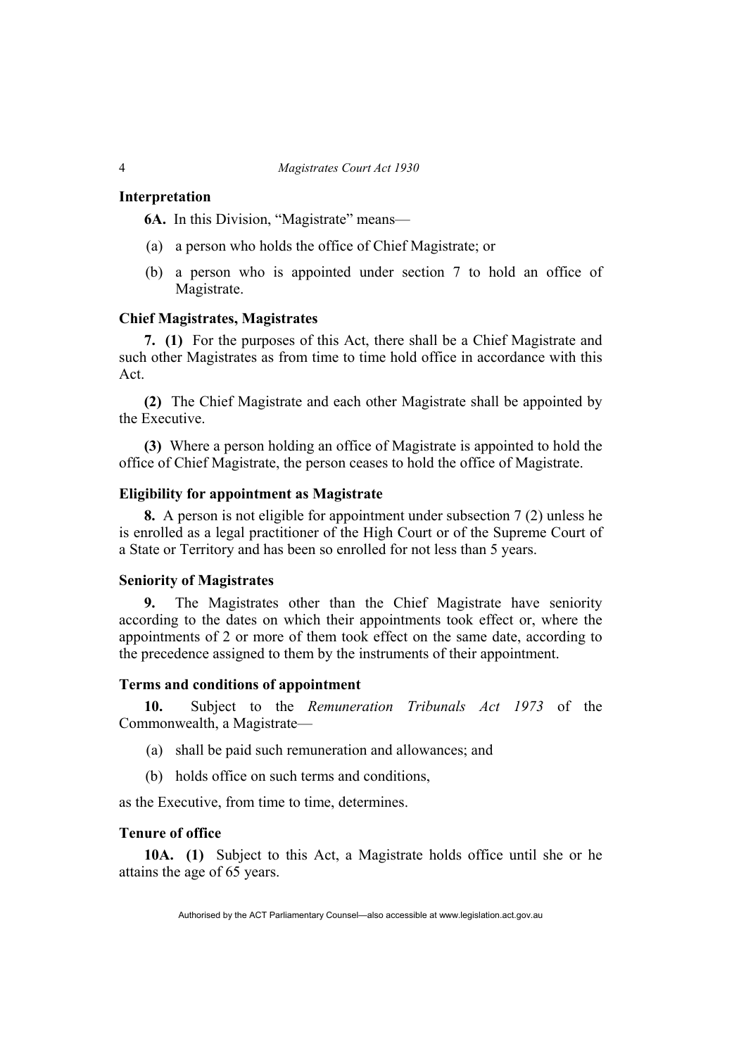### Interpretation

**6A.** In this Division, "Magistrate" means—

(a) a person who holds the office of Chief Magistrate; or

(b) a person who is appointed under section 7 to hold an office of Magistrate.

### Chief Magistrates, Magistrates

**7. (1)** For the purposes of this Act, there shall be a Chief Magistrate and such other Magistrates as from time to time hold office in accordance with this Act.

**(2)** The Chief Magistrate and each other Magistrate shall be appointed by the Executive.

**(3)** Where a person holding an office of Magistrate is appointed to hold the office of Chief Magistrate, the person ceases to hold the office of Magistrate.

### Eligibility for appointment as Magistrate

**8.** A person is not eligible for appointment under subsection 7 (2) unless he is enrolled as a legal practitioner of the High Court or of the Supreme Court of a State or Territory and has been so enrolled for not less than 5 years.

### Seniority of Magistrates

**9.** The Magistrates other than the Chief Magistrate have seniority according to the dates on which their appointments took effect or, where the appointments of 2 or more of them took effect on the same date, according to the precedence assigned to them by the instruments of their appointment.

### Terms and conditions of appointment

**10.** Subject to the *Remuneration Tribunals Act 1973* of the Commonwealth, a Magistrate—

(a) shall be paid such remuneration and allowances; and

(b) holds office on such terms and conditions,

as the Executive, from time to time, determines.

### Tenure of office

**10A. (1)** Subject to this Act, a Magistrate holds office until she or he attains the age of 65 years.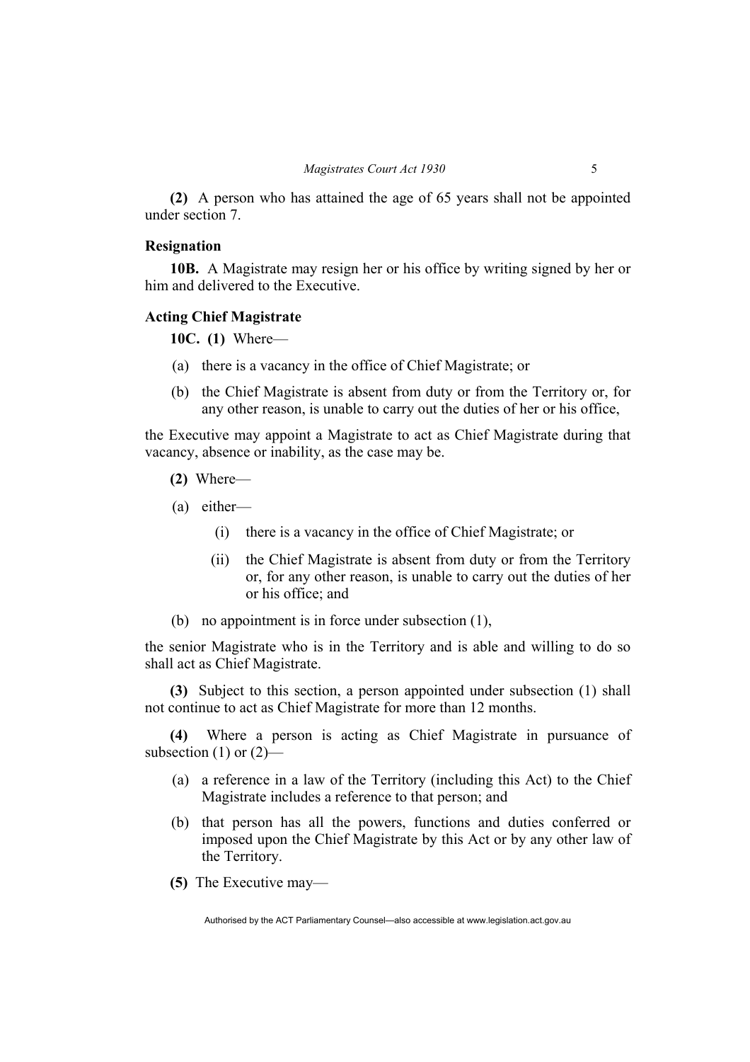**(2)** A person who has attained the age of 65 years shall not be appointed under section 7.

### Resignation

**10B.** A Magistrate may resign her or his office by writing signed by her or him and delivered to the Executive.

### Acting Chief Magistrate

**10C. (1)** Where—

- (a) there is a vacancy in the office of Chief Magistrate; or
- (b) the Chief Magistrate is absent from duty or from the Territory or, for any other reason, is unable to carry out the duties of her or his office,

the Executive may appoint a Magistrate to act as Chief Magistrate during that vacancy, absence or inability, as the case may be.

**(2)** Where—

- (a) either—
  - (i) there is a vacancy in the office of Chief Magistrate; or
  - (ii) the Chief Magistrate is absent from duty or from the Territory or, for any other reason, is unable to carry out the duties of her or his office; and
- (b) no appointment is in force under subsection (1),

the senior Magistrate who is in the Territory and is able and willing to do so shall act as Chief Magistrate.

**(3)** Subject to this section, a person appointed under subsection (1) shall not continue to act as Chief Magistrate for more than 12 months.

**(4)** Where a person is acting as Chief Magistrate in pursuance of subsection (1) or (2)—

- (a) a reference in a law of the Territory (including this Act) to the Chief Magistrate includes a reference to that person; and
- (b) that person has all the powers, functions and duties conferred or imposed upon the Chief Magistrate by this Act or by any other law of the Territory.

**(5)** The Executive may—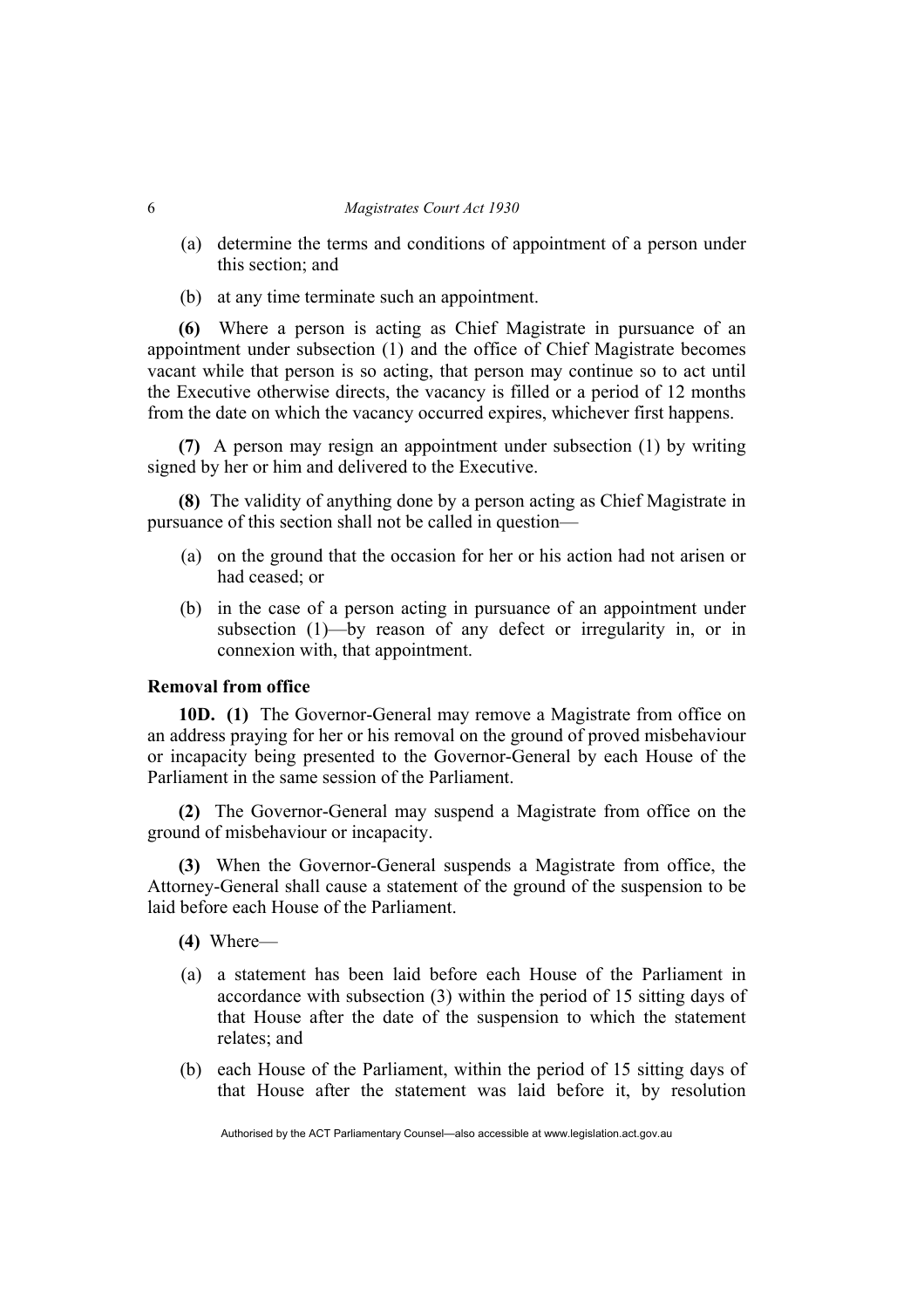(a) determine the terms and conditions of appointment of a person under this section; and

(b) at any time terminate such an appointment.

**(6)** Where a person is acting as Chief Magistrate in pursuance of an appointment under subsection (1) and the office of Chief Magistrate becomes vacant while that person is so acting, that person may continue so to act until the Executive otherwise directs, the vacancy is filled or a period of 12 months from the date on which the vacancy occurred expires, whichever first happens.

**(7)** A person may resign an appointment under subsection (1) by writing signed by her or him and delivered to the Executive.

**(8)** The validity of anything done by a person acting as Chief Magistrate in pursuance of this section shall not be called in question—

(a) on the ground that the occasion for her or his action had not arisen or had ceased; or

(b) in the case of a person acting in pursuance of an appointment under subsection (1)—by reason of any defect or irregularity in, or in connexion with, that appointment.

**Removal from office**

**10D. (1)** The Governor-General may remove a Magistrate from office on an address praying for her or his removal on the ground of proved misbehaviour or incapacity being presented to the Governor-General by each House of the Parliament in the same session of the Parliament.

**(2)** The Governor-General may suspend a Magistrate from office on the ground of misbehaviour or incapacity.

**(3)** When the Governor-General suspends a Magistrate from office, the Attorney-General shall cause a statement of the ground of the suspension to be laid before each House of the Parliament.

**(4)** Where—

(a) a statement has been laid before each House of the Parliament in accordance with subsection (3) within the period of 15 sitting days of that House after the date of the suspension to which the statement relates; and

(b) each House of the Parliament, within the period of 15 sitting days of that House after the statement was laid before it, by resolution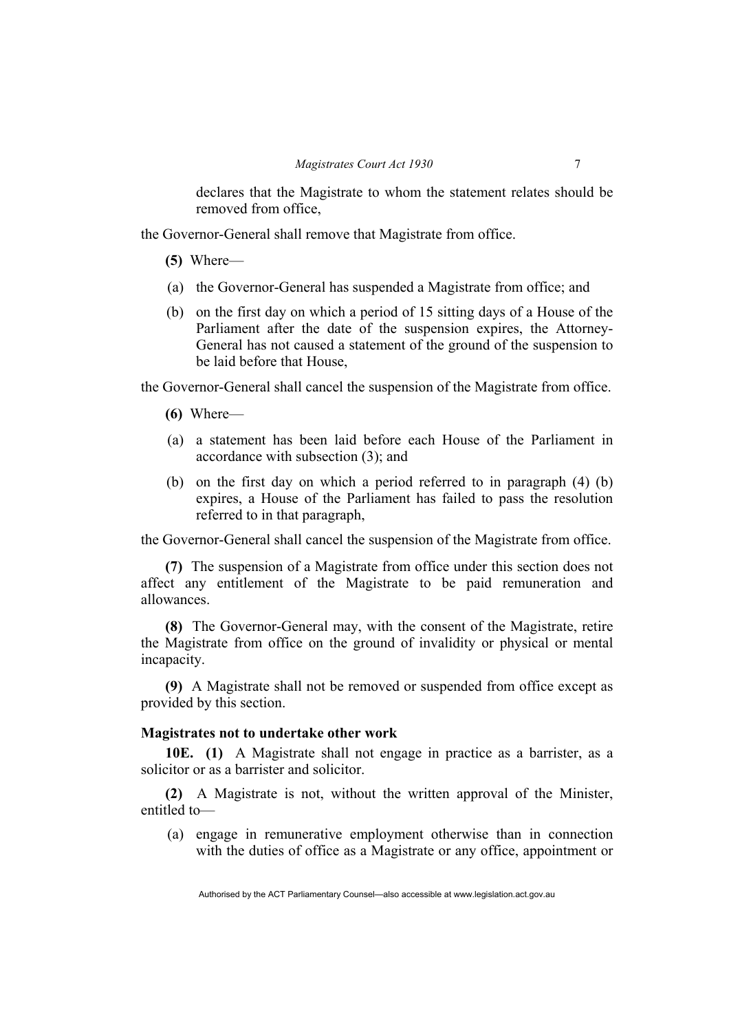declares that the Magistrate to whom the statement relates should be removed from office,

the Governor-General shall remove that Magistrate from office.

**(5)** Where—

(a) the Governor-General has suspended a Magistrate from office; and

(b) on the first day on which a period of 15 sitting days of a House of the Parliament after the date of the suspension expires, the Attorney-General has not caused a statement of the ground of the suspension to be laid before that House,

the Governor-General shall cancel the suspension of the Magistrate from office.

**(6)** Where—

(a) a statement has been laid before each House of the Parliament in accordance with subsection (3); and

(b) on the first day on which a period referred to in paragraph (4) (b) expires, a House of the Parliament has failed to pass the resolution referred to in that paragraph,

the Governor-General shall cancel the suspension of the Magistrate from office.

**(7)** The suspension of a Magistrate from office under this section does not affect any entitlement of the Magistrate to be paid remuneration and allowances.

**(8)** The Governor-General may, with the consent of the Magistrate, retire the Magistrate from office on the ground of invalidity or physical or mental incapacity.

**(9)** A Magistrate shall not be removed or suspended from office except as provided by this section.

**Magistrates not to undertake other work**

**10E. (1)** A Magistrate shall not engage in practice as a barrister, as a solicitor or as a barrister and solicitor.

**(2)** A Magistrate is not, without the written approval of the Minister, entitled to—

(a) engage in remunerative employment otherwise than in connection with the duties of office as a Magistrate or any office, appointment or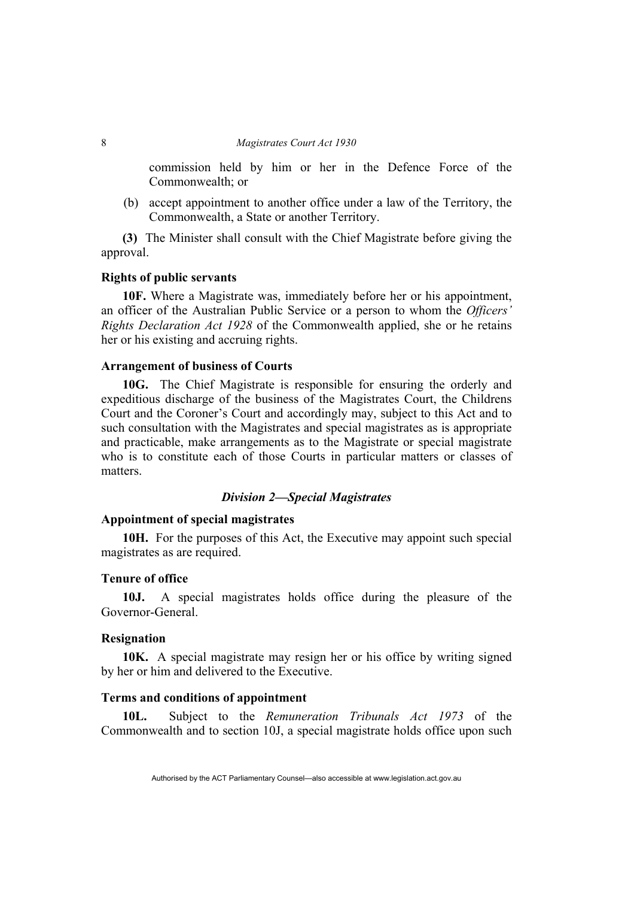commission held by him or her in the Defence Force of the Commonwealth; or

(b) accept appointment to another office under a law of the Territory, the Commonwealth, a State or another Territory.

**(3)** The Minister shall consult with the Chief Magistrate before giving the approval.

**Rights of public servants**

**10F.** Where a Magistrate was, immediately before her or his appointment, an officer of the Australian Public Service or a person to whom the *Officers' Rights Declaration Act 1928* of the Commonwealth applied, she or he retains her or his existing and accruing rights.

**Arrangement of business of Courts**

**10G.** The Chief Magistrate is responsible for ensuring the orderly and expeditious discharge of the business of the Magistrates Court, the Childrens Court and the Coroner's Court and accordingly may, subject to this Act and to such consultation with the Magistrates and special magistrates as is appropriate and practicable, make arrangements as to the Magistrate or special magistrate who is to constitute each of those Courts in particular matters or classes of matters.

*Division 2—Special Magistrates*

**Appointment of special magistrates**

**10H.** For the purposes of this Act, the Executive may appoint such special magistrates as are required.

**Tenure of office**

**10J.** A special magistrates holds office during the pleasure of the Governor-General.

**Resignation**

**10K.** A special magistrate may resign her or his office by writing signed by her or him and delivered to the Executive.

**Terms and conditions of appointment**

**10L.** Subject to the *Remuneration Tribunals Act 1973* of the Commonwealth and to section 10J, a special magistrate holds office upon such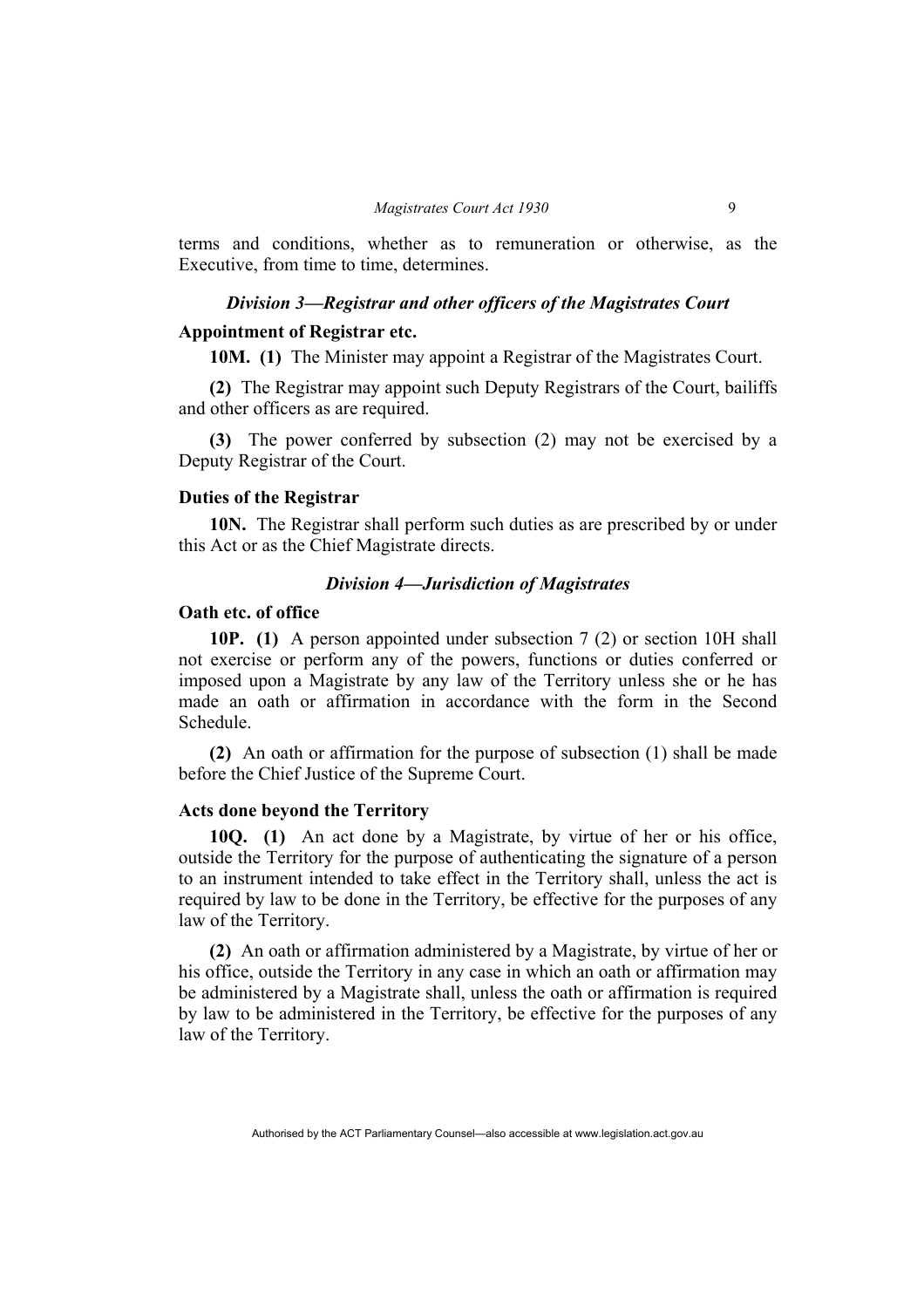terms and conditions, whether as to remuneration or otherwise, as the Executive, from time to time, determines.

### *Division 3—Registrar and other officers of the Magistrates Court*

#### Appointment of Registrar etc.

**10M. (1)** The Minister may appoint a Registrar of the Magistrates Court.

**(2)** The Registrar may appoint such Deputy Registrars of the Court, bailiffs and other officers as are required.

**(3)** The power conferred by subsection (2) may not be exercised by a Deputy Registrar of the Court.

#### Duties of the Registrar

**10N.** The Registrar shall perform such duties as are prescribed by or under this Act or as the Chief Magistrate directs.

### *Division 4—Jurisdiction of Magistrates*

#### Oath etc. of office

**10P. (1)** A person appointed under subsection 7 (2) or section 10H shall not exercise or perform any of the powers, functions or duties conferred or imposed upon a Magistrate by any law of the Territory unless she or he has made an oath or affirmation in accordance with the form in the Second Schedule.

**(2)** An oath or affirmation for the purpose of subsection (1) shall be made before the Chief Justice of the Supreme Court.

#### Acts done beyond the Territory

**10Q. (1)** An act done by a Magistrate, by virtue of her or his office, outside the Territory for the purpose of authenticating the signature of a person to an instrument intended to take effect in the Territory shall, unless the act is required by law to be done in the Territory, be effective for the purposes of any law of the Territory.

**(2)** An oath or affirmation administered by a Magistrate, by virtue of her or his office, outside the Territory in any case in which an oath or affirmation may be administered by a Magistrate shall, unless the oath or affirmation is required by law to be administered in the Territory, be effective for the purposes of any law of the Territory.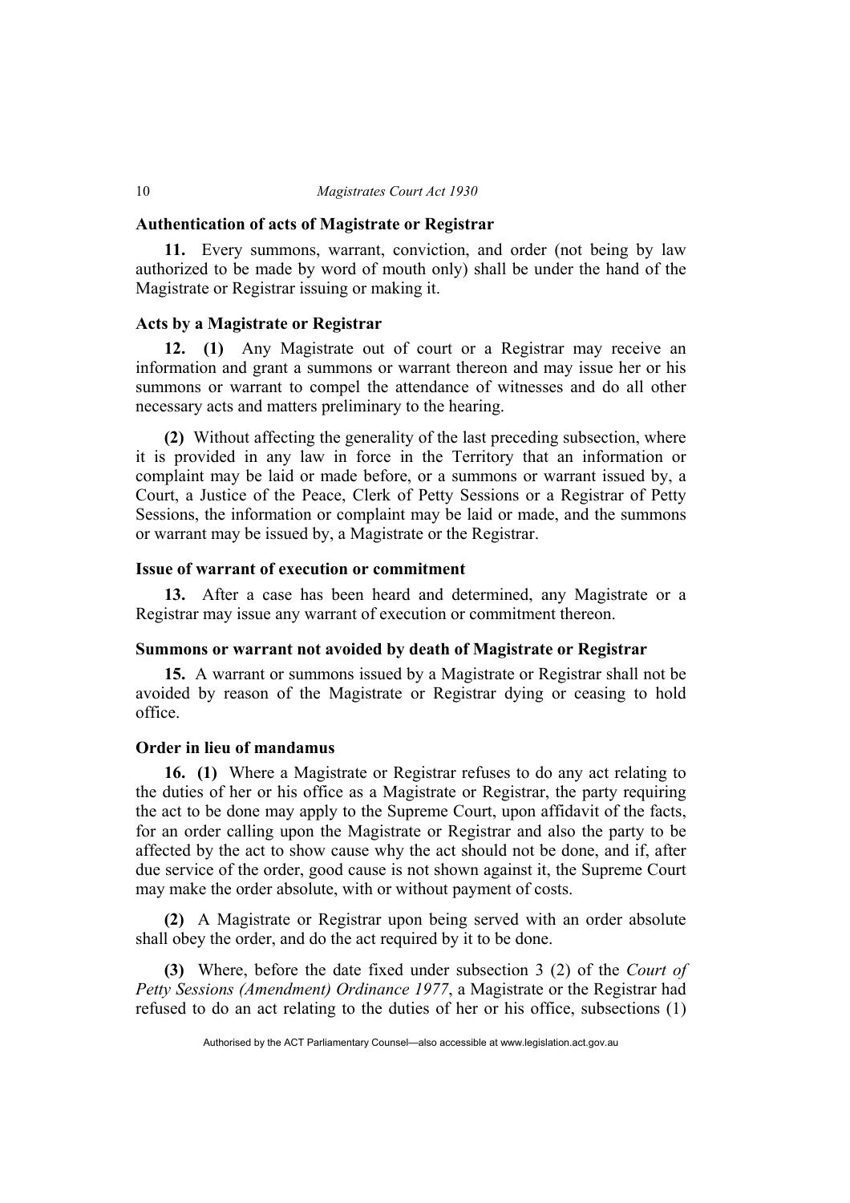### Authentication of acts of Magistrate or Registrar

**11.** Every summons, warrant, conviction, and order (not being by law authorized to be made by word of mouth only) shall be under the hand of the Magistrate or Registrar issuing or making it.

### Acts by a Magistrate or Registrar

**12. (1)** Any Magistrate out of court or a Registrar may receive an information and grant a summons or warrant thereon and may issue her or his summons or warrant to compel the attendance of witnesses and do all other necessary acts and matters preliminary to the hearing.

**(2)** Without affecting the generality of the last preceding subsection, where it is provided in any law in force in the Territory that an information or complaint may be laid or made before, or a summons or warrant issued by, a Court, a Justice of the Peace, Clerk of Petty Sessions or a Registrar of Petty Sessions, the information or complaint may be laid or made, and the summons or warrant may be issued by, a Magistrate or the Registrar.

### Issue of warrant of execution or commitment

**13.** After a case has been heard and determined, any Magistrate or a Registrar may issue any warrant of execution or commitment thereon.

### Summons or warrant not avoided by death of Magistrate or Registrar

**15.** A warrant or summons issued by a Magistrate or Registrar shall not be avoided by reason of the Magistrate or Registrar dying or ceasing to hold office.

### Order in lieu of mandamus

**16. (1)** Where a Magistrate or Registrar refuses to do any act relating to the duties of her or his office as a Magistrate or Registrar, the party requiring the act to be done may apply to the Supreme Court, upon affidavit of the facts, for an order calling upon the Magistrate or Registrar and also the party to be affected by the act to show cause why the act should not be done, and if, after due service of the order, good cause is not shown against it, the Supreme Court may make the order absolute, with or without payment of costs.

**(2)** A Magistrate or Registrar upon being served with an order absolute shall obey the order, and do the act required by it to be done.

**(3)** Where, before the date fixed under subsection 3 (2) of the *Court of Petty Sessions (Amendment) Ordinance 1977*, a Magistrate or the Registrar had refused to do an act relating to the duties of her or his office, subsections (1)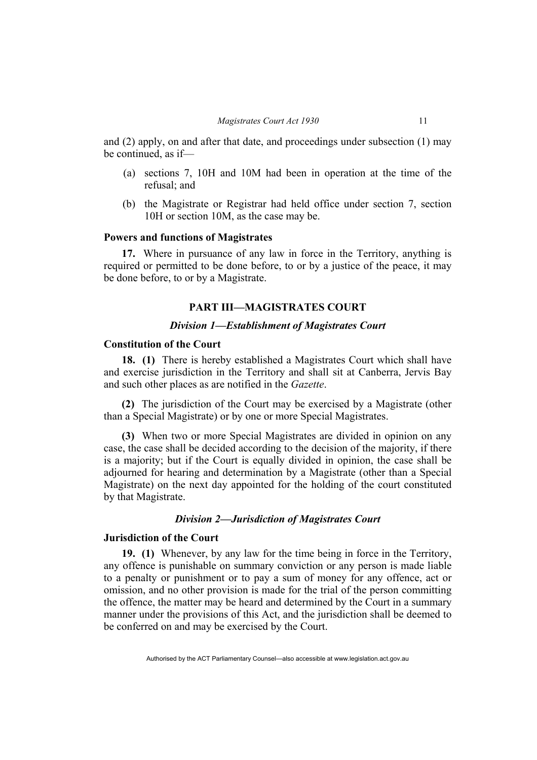and (2) apply, on and after that date, and proceedings under subsection (1) may be continued, as if—

(a) sections 7, 10H and 10M had been in operation at the time of the refusal; and

(b) the Magistrate or Registrar had held office under section 7, section 10H or section 10M, as the case may be.

**Powers and functions of Magistrates**

**17.** Where in pursuance of any law in force in the Territory, anything is required or permitted to be done before, to or by a justice of the peace, it may be done before, to or by a Magistrate.

## PART III—MAGISTRATES COURT

### *Division 1—Establishment of Magistrates Court*

**Constitution of the Court**

**18. (1)** There is hereby established a Magistrates Court which shall have and exercise jurisdiction in the Territory and shall sit at Canberra, Jervis Bay and such other places as are notified in the *Gazette*.

**(2)** The jurisdiction of the Court may be exercised by a Magistrate (other than a Special Magistrate) or by one or more Special Magistrates.

**(3)** When two or more Special Magistrates are divided in opinion on any case, the case shall be decided according to the decision of the majority, if there is a majority; but if the Court is equally divided in opinion, the case shall be adjourned for hearing and determination by a Magistrate (other than a Special Magistrate) on the next day appointed for the holding of the court constituted by that Magistrate.

### *Division 2—Jurisdiction of Magistrates Court*

**Jurisdiction of the Court**

**19. (1)** Whenever, by any law for the time being in force in the Territory, any offence is punishable on summary conviction or any person is made liable to a penalty or punishment or to pay a sum of money for any offence, act or omission, and no other provision is made for the trial of the person committing the offence, the matter may be heard and determined by the Court in a summary manner under the provisions of this Act, and the jurisdiction shall be deemed to be conferred on and may be exercised by the Court.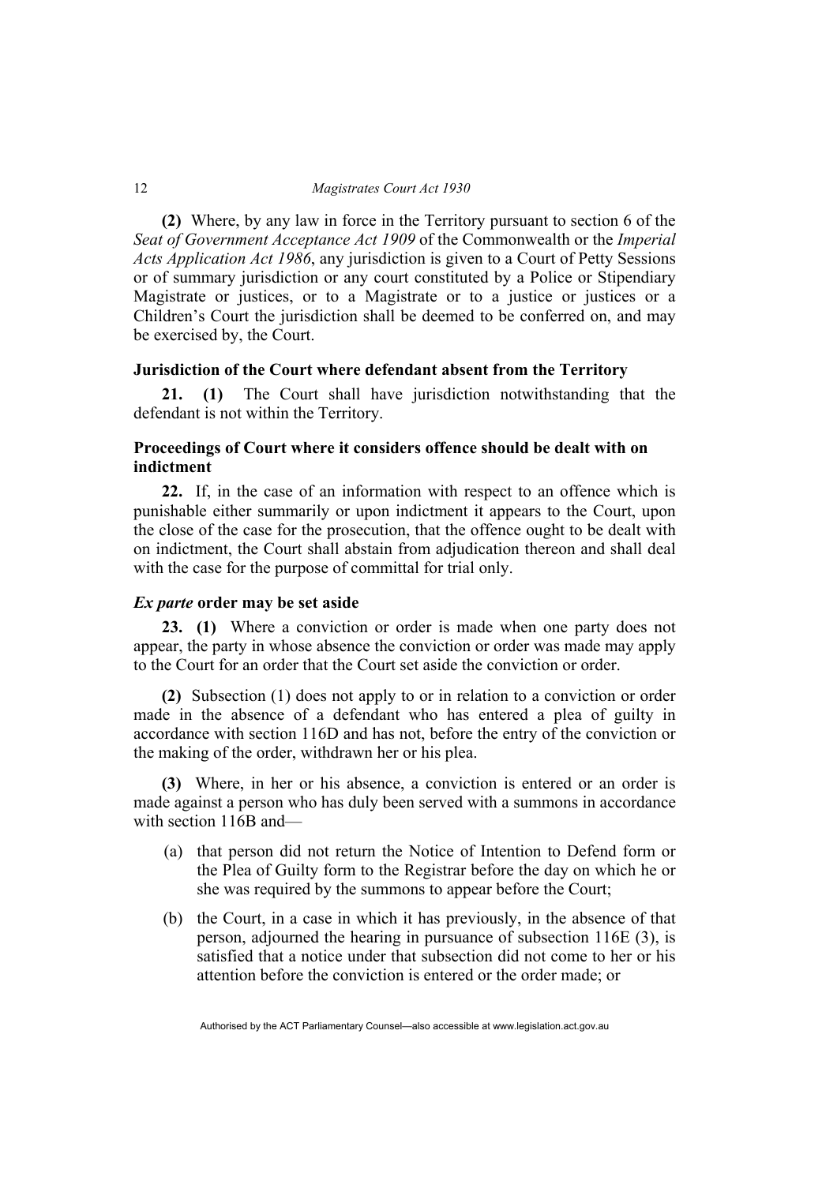**(2)** Where, by any law in force in the Territory pursuant to section 6 of the *Seat of Government Acceptance Act 1909* of the Commonwealth or the *Imperial Acts Application Act 1986*, any jurisdiction is given to a Court of Petty Sessions or of summary jurisdiction or any court constituted by a Police or Stipendiary Magistrate or justices, or to a Magistrate or to a justice or justices or a Children's Court the jurisdiction shall be deemed to be conferred on, and may be exercised by, the Court.

### Jurisdiction of the Court where defendant absent from the Territory

**21. (1)** The Court shall have jurisdiction notwithstanding that the defendant is not within the Territory.

### Proceedings of Court where it considers offence should be dealt with on indictment

**22.** If, in the case of an information with respect to an offence which is punishable either summarily or upon indictment it appears to the Court, upon the close of the case for the prosecution, that the offence ought to be dealt with on indictment, the Court shall abstain from adjudication thereon and shall deal with the case for the purpose of committal for trial only.

### *Ex parte* order may be set aside

**23. (1)** Where a conviction or order is made when one party does not appear, the party in whose absence the conviction or order was made may apply to the Court for an order that the Court set aside the conviction or order.

**(2)** Subsection (1) does not apply to or in relation to a conviction or order made in the absence of a defendant who has entered a plea of guilty in accordance with section 116D and has not, before the entry of the conviction or the making of the order, withdrawn her or his plea.

**(3)** Where, in her or his absence, a conviction is entered or an order is made against a person who has duly been served with a summons in accordance with section 116B and—

(a) that person did not return the Notice of Intention to Defend form or the Plea of Guilty form to the Registrar before the day on which he or she was required by the summons to appear before the Court;

(b) the Court, in a case in which it has previously, in the absence of that person, adjourned the hearing in pursuance of subsection 116E (3), is satisfied that a notice under that subsection did not come to her or his attention before the conviction is entered or the order made; or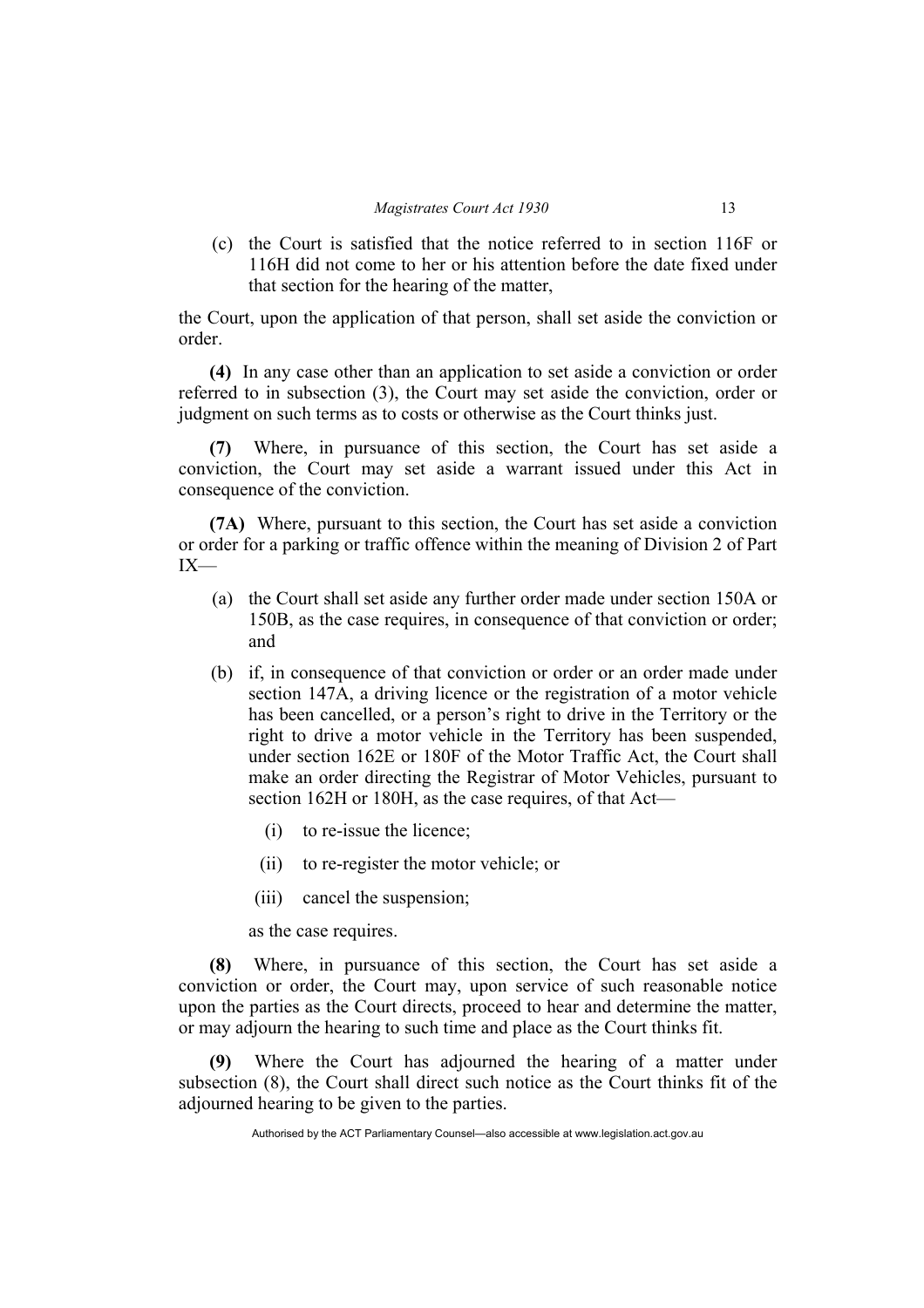(c) the Court is satisfied that the notice referred to in section 116F or 116H did not come to her or his attention before the date fixed under that section for the hearing of the matter,

the Court, upon the application of that person, shall set aside the conviction or order.

**(4)** In any case other than an application to set aside a conviction or order referred to in subsection (3), the Court may set aside the conviction, order or judgment on such terms as to costs or otherwise as the Court thinks just.

**(7)** Where, in pursuance of this section, the Court has set aside a conviction, the Court may set aside a warrant issued under this Act in consequence of the conviction.

**(7A)** Where, pursuant to this section, the Court has set aside a conviction or order for a parking or traffic offence within the meaning of Division 2 of Part IX—

(a) the Court shall set aside any further order made under section 150A or 150B, as the case requires, in consequence of that conviction or order; and

(b) if, in consequence of that conviction or order or an order made under section 147A, a driving licence or the registration of a motor vehicle has been cancelled, or a person's right to drive in the Territory or the right to drive a motor vehicle in the Territory has been suspended, under section 162E or 180F of the Motor Traffic Act, the Court shall make an order directing the Registrar of Motor Vehicles, pursuant to section 162H or 180H, as the case requires, of that Act—

(i) to re-issue the licence;

(ii) to re-register the motor vehicle; or

(iii) cancel the suspension;

as the case requires.

**(8)** Where, in pursuance of this section, the Court has set aside a conviction or order, the Court may, upon service of such reasonable notice upon the parties as the Court directs, proceed to hear and determine the matter, or may adjourn the hearing to such time and place as the Court thinks fit.

**(9)** Where the Court has adjourned the hearing of a matter under subsection (8), the Court shall direct such notice as the Court thinks fit of the adjourned hearing to be given to the parties.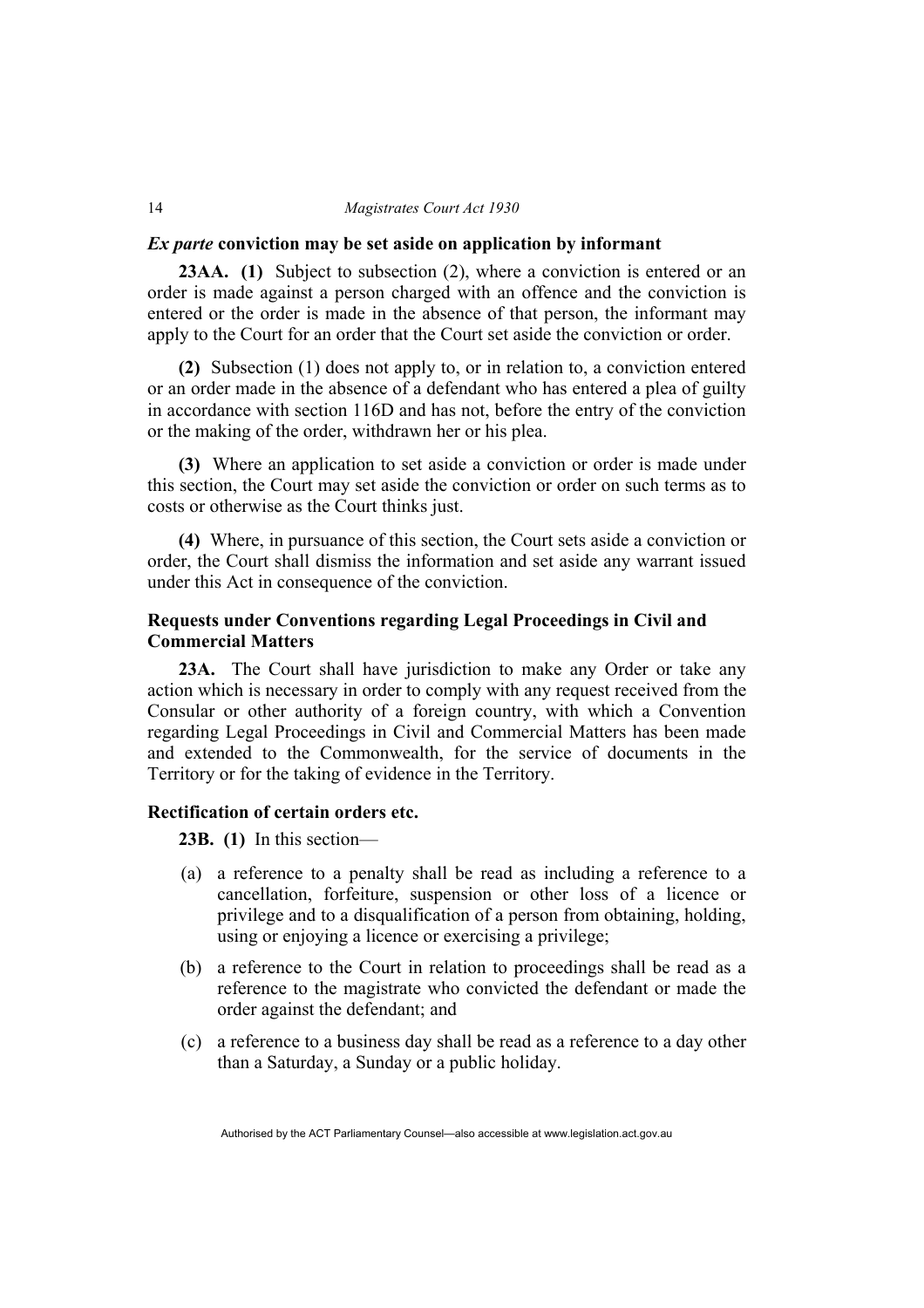### *Ex parte* conviction may be set aside on application by informant

**23AA. (1)** Subject to subsection (2), where a conviction is entered or an order is made against a person charged with an offence and the conviction is entered or the order is made in the absence of that person, the informant may apply to the Court for an order that the Court set aside the conviction or order.

**(2)** Subsection (1) does not apply to, or in relation to, a conviction entered or an order made in the absence of a defendant who has entered a plea of guilty in accordance with section 116D and has not, before the entry of the conviction or the making of the order, withdrawn her or his plea.

**(3)** Where an application to set aside a conviction or order is made under this section, the Court may set aside the conviction or order on such terms as to costs or otherwise as the Court thinks just.

**(4)** Where, in pursuance of this section, the Court sets aside a conviction or order, the Court shall dismiss the information and set aside any warrant issued under this Act in consequence of the conviction.

### Requests under Conventions regarding Legal Proceedings in Civil and Commercial Matters

**23A.** The Court shall have jurisdiction to make any Order or take any action which is necessary in order to comply with any request received from the Consular or other authority of a foreign country, with which a Convention regarding Legal Proceedings in Civil and Commercial Matters has been made and extended to the Commonwealth, for the service of documents in the Territory or for the taking of evidence in the Territory.

### Rectification of certain orders etc.

**23B. (1)** In this section—

(a) a reference to a penalty shall be read as including a reference to a cancellation, forfeiture, suspension or other loss of a licence or privilege and to a disqualification of a person from obtaining, holding, using or enjoying a licence or exercising a privilege;

(b) a reference to the Court in relation to proceedings shall be read as a reference to the magistrate who convicted the defendant or made the order against the defendant; and

(c) a reference to a business day shall be read as a reference to a day other than a Saturday, a Sunday or a public holiday.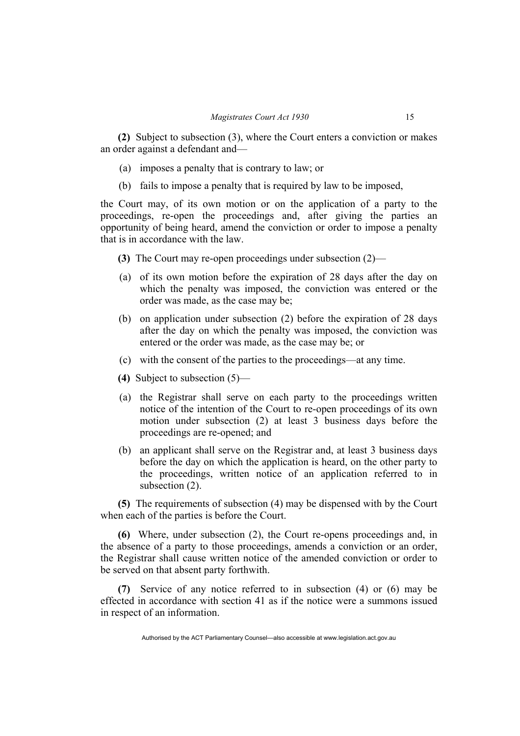**(2)** Subject to subsection (3), where the Court enters a conviction or makes an order against a defendant and—

(a) imposes a penalty that is contrary to law; or

(b) fails to impose a penalty that is required by law to be imposed,

the Court may, of its own motion or on the application of a party to the proceedings, re-open the proceedings and, after giving the parties an opportunity of being heard, amend the conviction or order to impose a penalty that is in accordance with the law.

**(3)** The Court may re-open proceedings under subsection (2)—

(a) of its own motion before the expiration of 28 days after the day on which the penalty was imposed, the conviction was entered or the order was made, as the case may be;

(b) on application under subsection (2) before the expiration of 28 days after the day on which the penalty was imposed, the conviction was entered or the order was made, as the case may be; or

(c) with the consent of the parties to the proceedings—at any time.

**(4)** Subject to subsection (5)—

(a) the Registrar shall serve on each party to the proceedings written notice of the intention of the Court to re-open proceedings of its own motion under subsection (2) at least 3 business days before the proceedings are re-opened; and

(b) an applicant shall serve on the Registrar and, at least 3 business days before the day on which the application is heard, on the other party to the proceedings, written notice of an application referred to in subsection (2).

**(5)** The requirements of subsection (4) may be dispensed with by the Court when each of the parties is before the Court.

**(6)** Where, under subsection (2), the Court re-opens proceedings and, in the absence of a party to those proceedings, amends a conviction or an order, the Registrar shall cause written notice of the amended conviction or order to be served on that absent party forthwith.

**(7)** Service of any notice referred to in subsection (4) or (6) may be effected in accordance with section 41 as if the notice were a summons issued in respect of an information.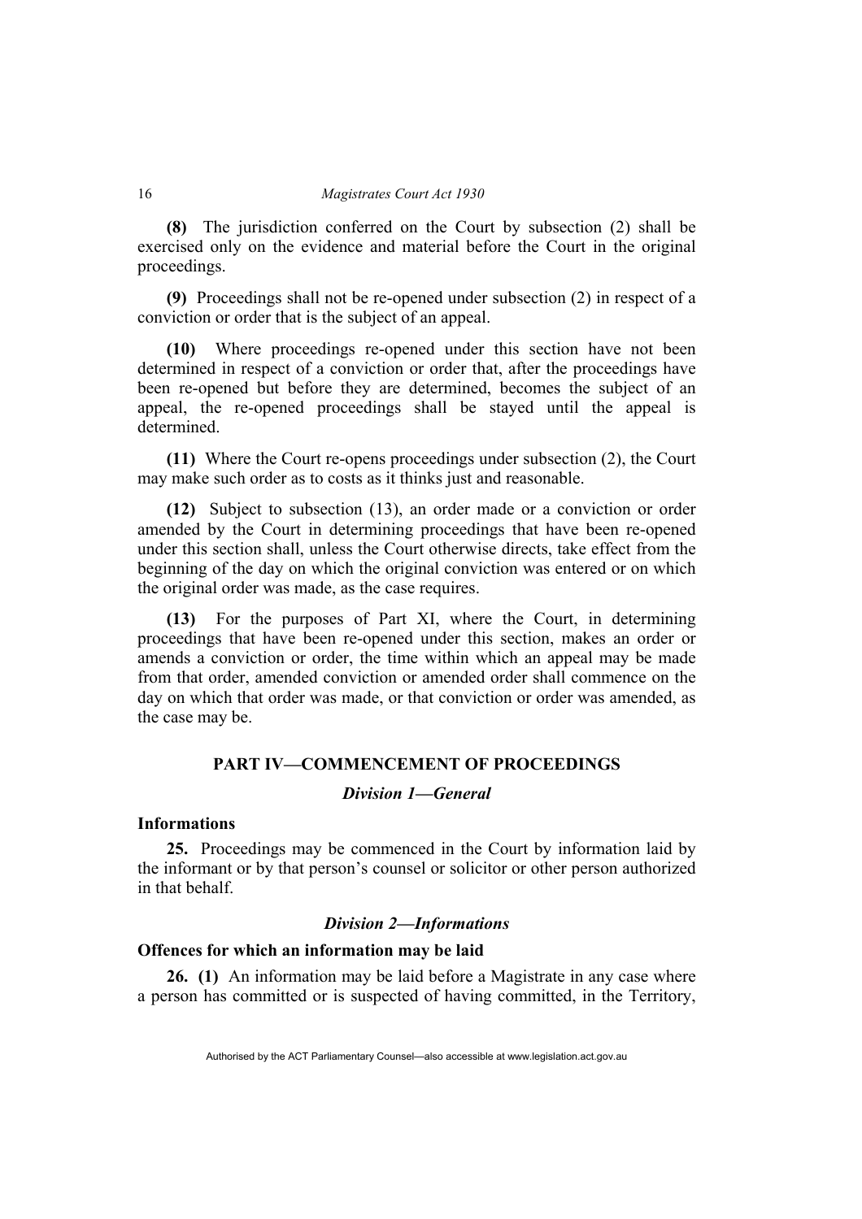**(8)** The jurisdiction conferred on the Court by subsection (2) shall be exercised only on the evidence and material before the Court in the original proceedings.

**(9)** Proceedings shall not be re-opened under subsection (2) in respect of a conviction or order that is the subject of an appeal.

**(10)** Where proceedings re-opened under this section have not been determined in respect of a conviction or order that, after the proceedings have been re-opened but before they are determined, becomes the subject of an appeal, the re-opened proceedings shall be stayed until the appeal is determined.

**(11)** Where the Court re-opens proceedings under subsection (2), the Court may make such order as to costs as it thinks just and reasonable.

**(12)** Subject to subsection (13), an order made or a conviction or order amended by the Court in determining proceedings that have been re-opened under this section shall, unless the Court otherwise directs, take effect from the beginning of the day on which the original conviction was entered or on which the original order was made, as the case requires.

**(13)** For the purposes of Part XI, where the Court, in determining proceedings that have been re-opened under this section, makes an order or amends a conviction or order, the time within which an appeal may be made from that order, amended conviction or amended order shall commence on the day on which that order was made, or that conviction or order was amended, as the case may be.

## PART IV—COMMENCEMENT OF PROCEEDINGS

### *Division 1—General*

**Informations**

**25.** Proceedings may be commenced in the Court by information laid by the informant or by that person's counsel or solicitor or other person authorized in that behalf.

### *Division 2—Informations*

**Offences for which an information may be laid**

**26. (1)** An information may be laid before a Magistrate in any case where a person has committed or is suspected of having committed, in the Territory,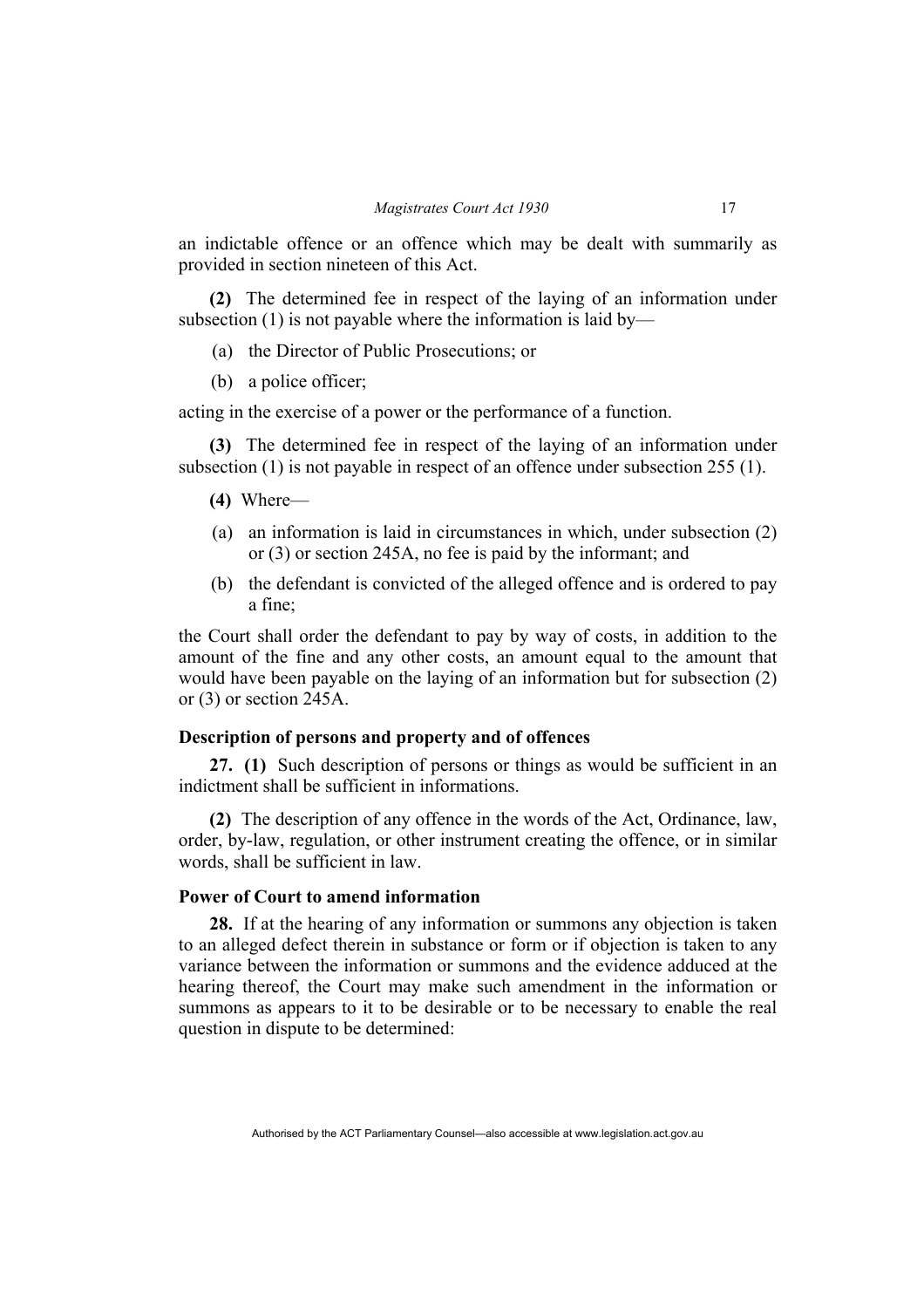an indictable offence or an offence which may be dealt with summarily as provided in section nineteen of this Act.

**(2)** The determined fee in respect of the laying of an information under subsection (1) is not payable where the information is laid by—

(a) the Director of Public Prosecutions; or

(b) a police officer;

acting in the exercise of a power or the performance of a function.

**(3)** The determined fee in respect of the laying of an information under subsection (1) is not payable in respect of an offence under subsection 255 (1).

**(4)** Where—

(a) an information is laid in circumstances in which, under subsection (2) or (3) or section 245A, no fee is paid by the informant; and

(b) the defendant is convicted of the alleged offence and is ordered to pay a fine;

the Court shall order the defendant to pay by way of costs, in addition to the amount of the fine and any other costs, an amount equal to the amount that would have been payable on the laying of an information but for subsection (2) or (3) or section 245A.

**Description of persons and property and of offences**

**27. (1)** Such description of persons or things as would be sufficient in an indictment shall be sufficient in informations.

**(2)** The description of any offence in the words of the Act, Ordinance, law, order, by-law, regulation, or other instrument creating the offence, or in similar words, shall be sufficient in law.

**Power of Court to amend information**

**28.** If at the hearing of any information or summons any objection is taken to an alleged defect therein in substance or form or if objection is taken to any variance between the information or summons and the evidence adduced at the hearing thereof, the Court may make such amendment in the information or summons as appears to it to be desirable or to be necessary to enable the real question in dispute to be determined: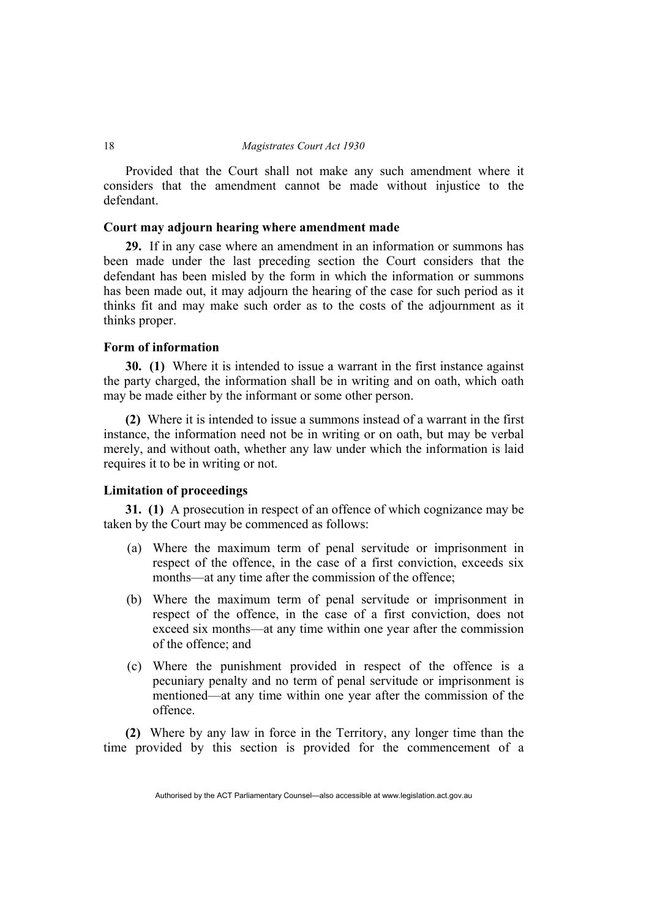Provided that the Court shall not make any such amendment where it considers that the amendment cannot be made without injustice to the defendant.

### Court may adjourn hearing where amendment made

**29.** If in any case where an amendment in an information or summons has been made under the last preceding section the Court considers that the defendant has been misled by the form in which the information or summons has been made out, it may adjourn the hearing of the case for such period as it thinks fit and may make such order as to the costs of the adjournment as it thinks proper.

### Form of information

**30. (1)** Where it is intended to issue a warrant in the first instance against the party charged, the information shall be in writing and on oath, which oath may be made either by the informant or some other person.

**(2)** Where it is intended to issue a summons instead of a warrant in the first instance, the information need not be in writing or on oath, but may be verbal merely, and without oath, whether any law under which the information is laid requires it to be in writing or not.

### Limitation of proceedings

**31. (1)** A prosecution in respect of an offence of which cognizance may be taken by the Court may be commenced as follows:

(a) Where the maximum term of penal servitude or imprisonment in respect of the offence, in the case of a first conviction, exceeds six months—at any time after the commission of the offence;

(b) Where the maximum term of penal servitude or imprisonment in respect of the offence, in the case of a first conviction, does not exceed six months—at any time within one year after the commission of the offence; and

(c) Where the punishment provided in respect of the offence is a pecuniary penalty and no term of penal servitude or imprisonment is mentioned—at any time within one year after the commission of the offence.

**(2)** Where by any law in force in the Territory, any longer time than the time provided by this section is provided for the commencement of a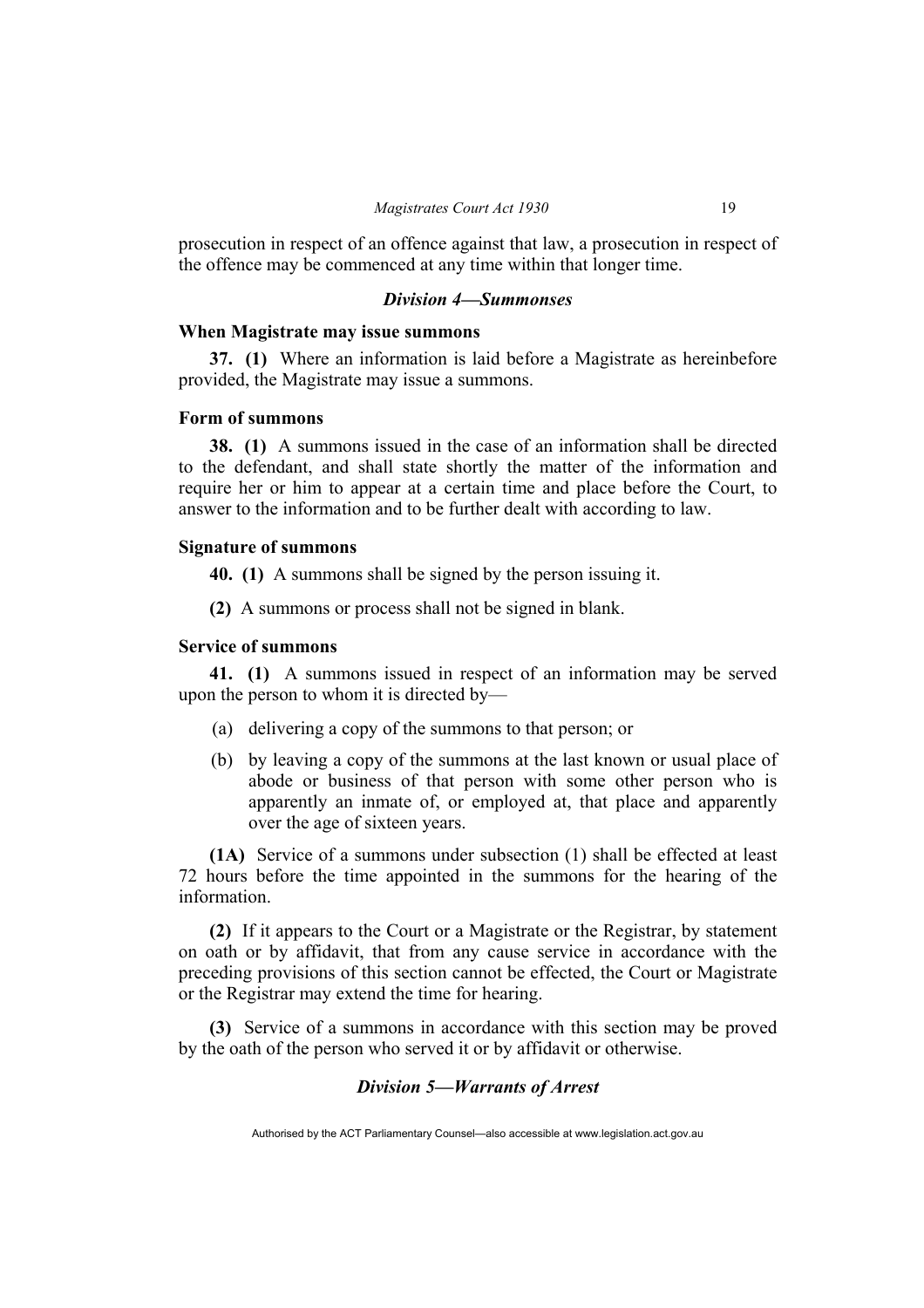prosecution in respect of an offence against that law, a prosecution in respect of the offence may be commenced at any time within that longer time.

### *Division 4—Summonses*

#### When Magistrate may issue summons

**37. (1)** Where an information is laid before a Magistrate as hereinbefore provided, the Magistrate may issue a summons.

#### Form of summons

**38. (1)** A summons issued in the case of an information shall be directed to the defendant, and shall state shortly the matter of the information and require her or him to appear at a certain time and place before the Court, to answer to the information and to be further dealt with according to law.

#### Signature of summons

**40. (1)** A summons shall be signed by the person issuing it.

**(2)** A summons or process shall not be signed in blank.

#### Service of summons

**41. (1)** A summons issued in respect of an information may be served upon the person to whom it is directed by—

(a) delivering a copy of the summons to that person; or

(b) by leaving a copy of the summons at the last known or usual place of abode or business of that person with some other person who is apparently an inmate of, or employed at, that place and apparently over the age of sixteen years.

**(1A)** Service of a summons under subsection (1) shall be effected at least 72 hours before the time appointed in the summons for the hearing of the information.

**(2)** If it appears to the Court or a Magistrate or the Registrar, by statement on oath or by affidavit, that from any cause service in accordance with the preceding provisions of this section cannot be effected, the Court or Magistrate or the Registrar may extend the time for hearing.

**(3)** Service of a summons in accordance with this section may be proved by the oath of the person who served it or by affidavit or otherwise.

### *Division 5—Warrants of Arrest*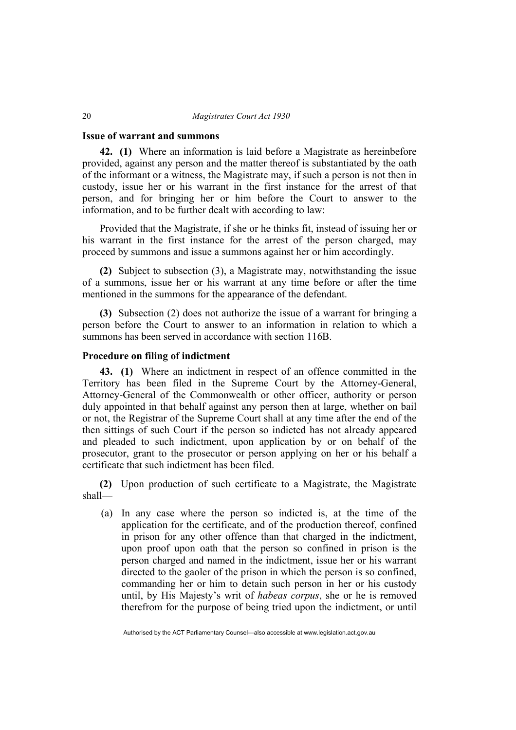### Issue of warrant and summons

**42. (1)** Where an information is laid before a Magistrate as hereinbefore provided, against any person and the matter thereof is substantiated by the oath of the informant or a witness, the Magistrate may, if such a person is not then in custody, issue her or his warrant in the first instance for the arrest of that person, and for bringing her or him before the Court to answer to the information, and to be further dealt with according to law:

Provided that the Magistrate, if she or he thinks fit, instead of issuing her or his warrant in the first instance for the arrest of the person charged, may proceed by summons and issue a summons against her or him accordingly.

**(2)** Subject to subsection (3), a Magistrate may, notwithstanding the issue of a summons, issue her or his warrant at any time before or after the time mentioned in the summons for the appearance of the defendant.

**(3)** Subsection (2) does not authorize the issue of a warrant for bringing a person before the Court to answer to an information in relation to which a summons has been served in accordance with section 116B.

### Procedure on filing of indictment

**43. (1)** Where an indictment in respect of an offence committed in the Territory has been filed in the Supreme Court by the Attorney-General, Attorney-General of the Commonwealth or other officer, authority or person duly appointed in that behalf against any person then at large, whether on bail or not, the Registrar of the Supreme Court shall at any time after the end of the then sittings of such Court if the person so indicted has not already appeared and pleaded to such indictment, upon application by or on behalf of the prosecutor, grant to the prosecutor or person applying on her or his behalf a certificate that such indictment has been filed.

**(2)** Upon production of such certificate to a Magistrate, the Magistrate shall—

(a) In any case where the person so indicted is, at the time of the application for the certificate, and of the production thereof, confined in prison for any other offence than that charged in the indictment, upon proof upon oath that the person so confined in prison is the person charged and named in the indictment, issue her or his warrant directed to the gaoler of the prison in which the person is so confined, commanding her or him to detain such person in her or his custody until, by His Majesty's writ of *habeas corpus*, she or he is removed therefrom for the purpose of being tried upon the indictment, or until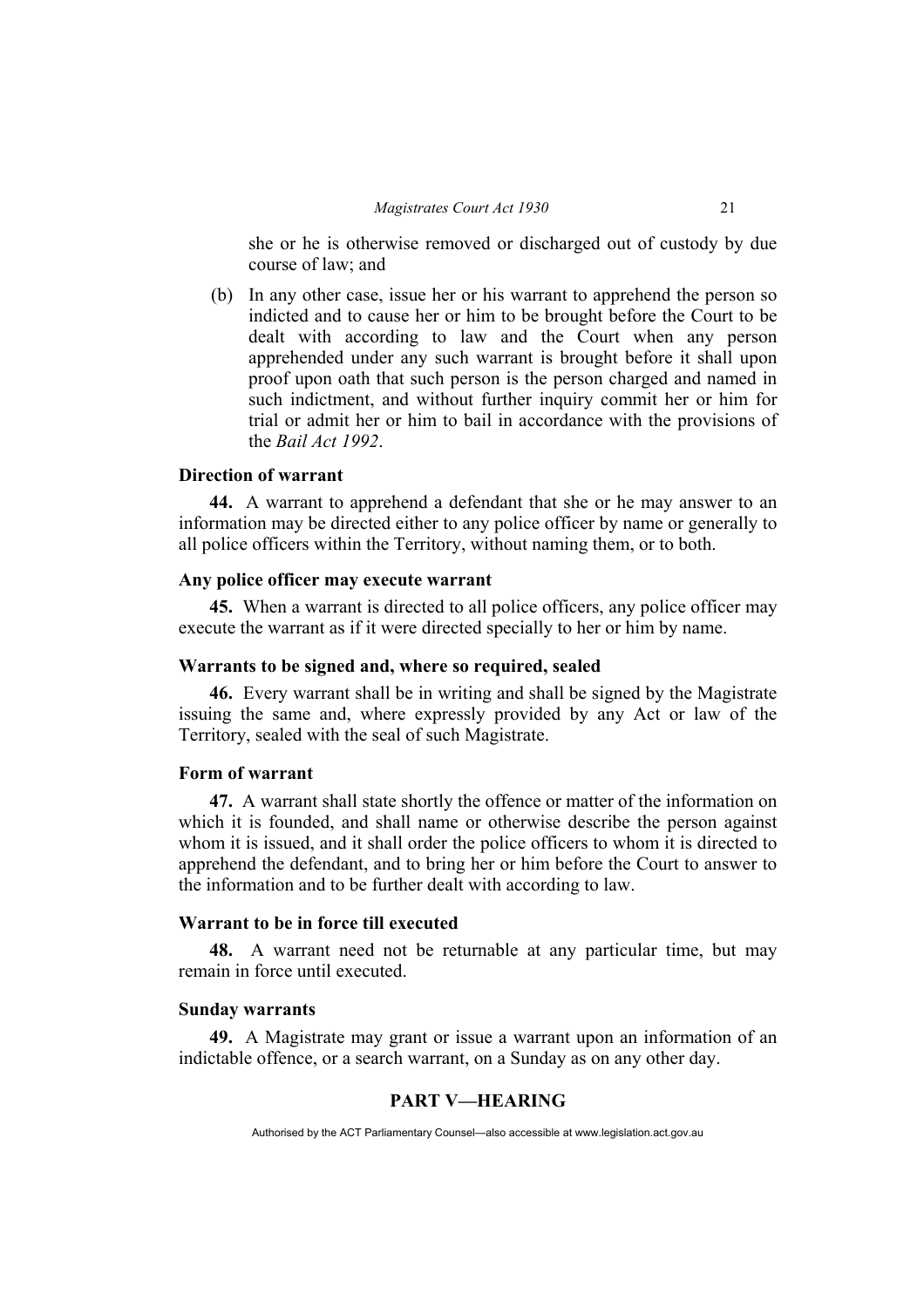she or he is otherwise removed or discharged out of custody by due course of law; and

(b) In any other case, issue her or his warrant to apprehend the person so indicted and to cause her or him to be brought before the Court to be dealt with according to law and the Court when any person apprehended under any such warrant is brought before it shall upon proof upon oath that such person is the person charged and named in such indictment, and without further inquiry commit her or him for trial or admit her or him to bail in accordance with the provisions of the *Bail Act 1992*.

### Direction of warrant

**44.** A warrant to apprehend a defendant that she or he may answer to an information may be directed either to any police officer by name or generally to all police officers within the Territory, without naming them, or to both.

### Any police officer may execute warrant

**45.** When a warrant is directed to all police officers, any police officer may execute the warrant as if it were directed specially to her or him by name.

### Warrants to be signed and, where so required, sealed

**46.** Every warrant shall be in writing and shall be signed by the Magistrate issuing the same and, where expressly provided by any Act or law of the Territory, sealed with the seal of such Magistrate.

### Form of warrant

**47.** A warrant shall state shortly the offence or matter of the information on which it is founded, and shall name or otherwise describe the person against whom it is issued, and it shall order the police officers to whom it is directed to apprehend the defendant, and to bring her or him before the Court to answer to the information and to be further dealt with according to law.

### Warrant to be in force till executed

**48.** A warrant need not be returnable at any particular time, but may remain in force until executed.

### Sunday warrants

**49.** A Magistrate may grant or issue a warrant upon an information of an indictable offence, or a search warrant, on a Sunday as on any other day.

## PART V—HEARING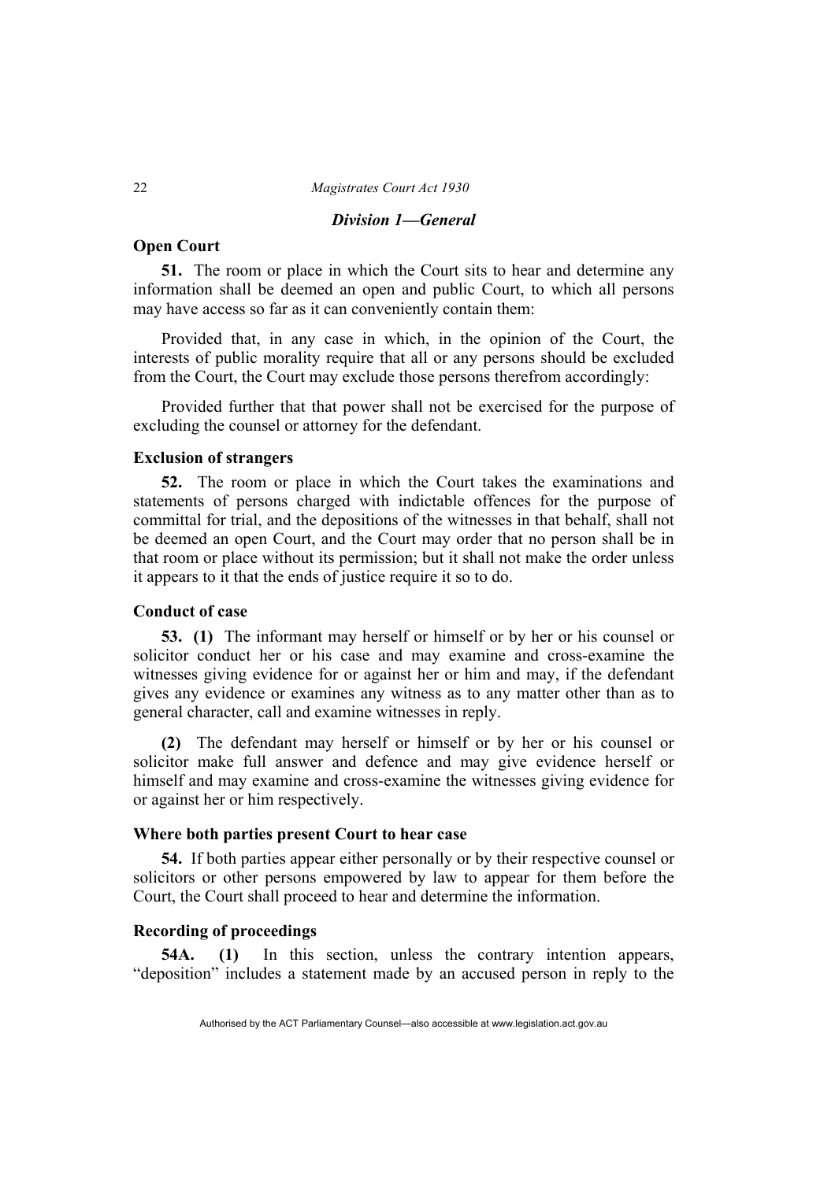### *Division 1—General*

**Open Court**

**51.** The room or place in which the Court sits to hear and determine any information shall be deemed an open and public Court, to which all persons may have access so far as it can conveniently contain them:

Provided that, in any case in which, in the opinion of the Court, the interests of public morality require that all or any persons should be excluded from the Court, the Court may exclude those persons therefrom accordingly:

Provided further that that power shall not be exercised for the purpose of excluding the counsel or attorney for the defendant.

**Exclusion of strangers**

**52.** The room or place in which the Court takes the examinations and statements of persons charged with indictable offences for the purpose of committal for trial, and the depositions of the witnesses in that behalf, shall not be deemed an open Court, and the Court may order that no person shall be in that room or place without its permission; but it shall not make the order unless it appears to it that the ends of justice require it so to do.

**Conduct of case**

**53. (1)** The informant may herself or himself or by her or his counsel or solicitor conduct her or his case and may examine and cross-examine the witnesses giving evidence for or against her or him and may, if the defendant gives any evidence or examines any witness as to any matter other than as to general character, call and examine witnesses in reply.

**(2)** The defendant may herself or himself or by her or his counsel or solicitor make full answer and defence and may give evidence herself or himself and may examine and cross-examine the witnesses giving evidence for or against her or him respectively.

**Where both parties present Court to hear case**

**54.** If both parties appear either personally or by their respective counsel or solicitors or other persons empowered by law to appear for them before the Court, the Court shall proceed to hear and determine the information.

**Recording of proceedings**

**54A. (1)** In this section, unless the contrary intention appears, "deposition" includes a statement made by an accused person in reply to the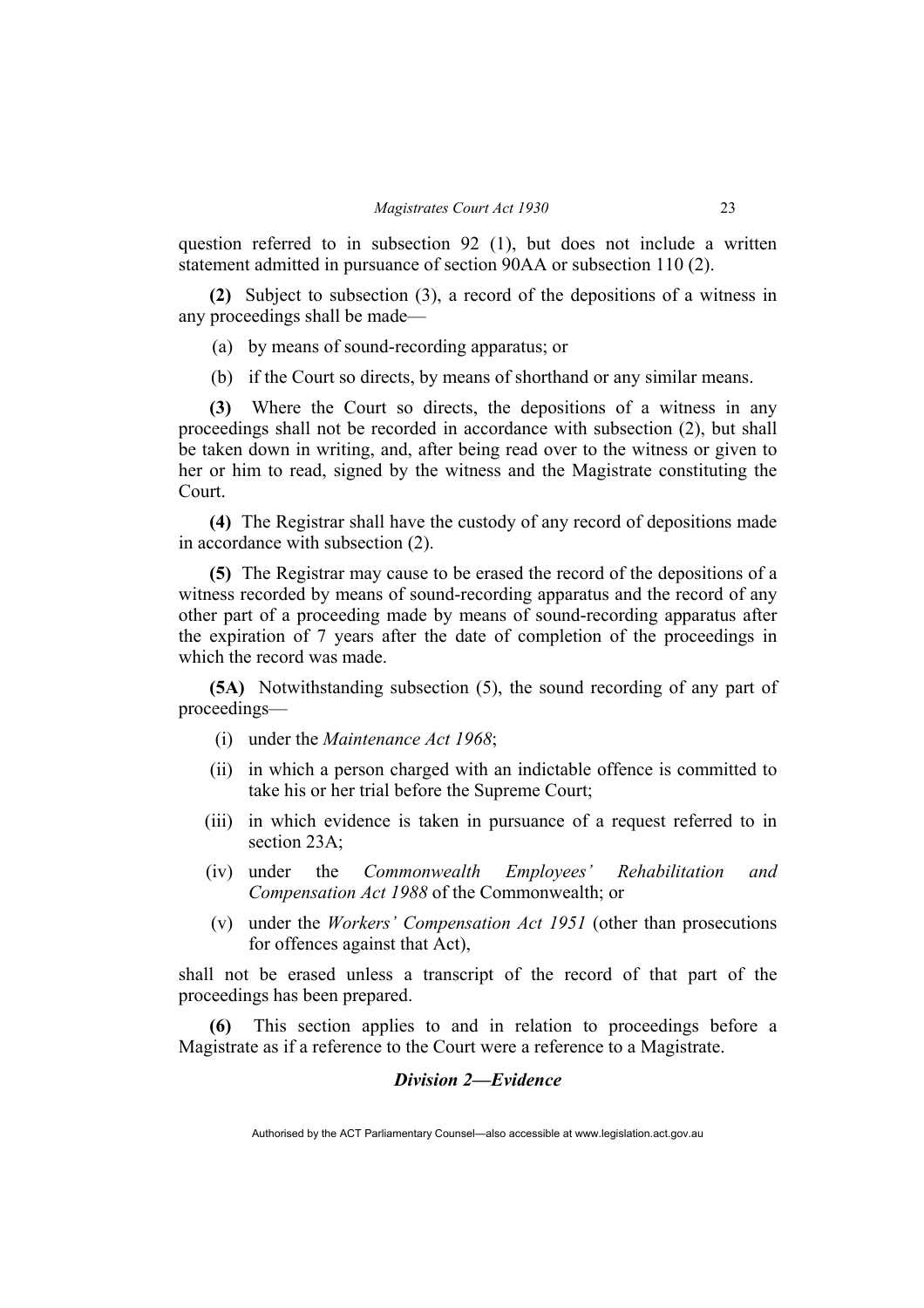question referred to in subsection 92 (1), but does not include a written statement admitted in pursuance of section 90AA or subsection 110 (2).

**(2)** Subject to subsection (3), a record of the depositions of a witness in any proceedings shall be made—

(a) by means of sound-recording apparatus; or

(b) if the Court so directs, by means of shorthand or any similar means.

**(3)** Where the Court so directs, the depositions of a witness in any proceedings shall not be recorded in accordance with subsection (2), but shall be taken down in writing, and, after being read over to the witness or given to her or him to read, signed by the witness and the Magistrate constituting the Court.

**(4)** The Registrar shall have the custody of any record of depositions made in accordance with subsection (2).

**(5)** The Registrar may cause to be erased the record of the depositions of a witness recorded by means of sound-recording apparatus and the record of any other part of a proceeding made by means of sound-recording apparatus after the expiration of 7 years after the date of completion of the proceedings in which the record was made.

**(5A)** Notwithstanding subsection (5), the sound recording of any part of proceedings—

(i) under the *Maintenance Act 1968*;

(ii) in which a person charged with an indictable offence is committed to take his or her trial before the Supreme Court;

(iii) in which evidence is taken in pursuance of a request referred to in section 23A;

(iv) under the *Commonwealth Employees' Rehabilitation and Compensation Act 1988* of the Commonwealth; or

(v) under the *Workers' Compensation Act 1951* (other than prosecutions for offences against that Act),

shall not be erased unless a transcript of the record of that part of the proceedings has been prepared.

**(6)** This section applies to and in relation to proceedings before a Magistrate as if a reference to the Court were a reference to a Magistrate.

### *Division 2—Evidence*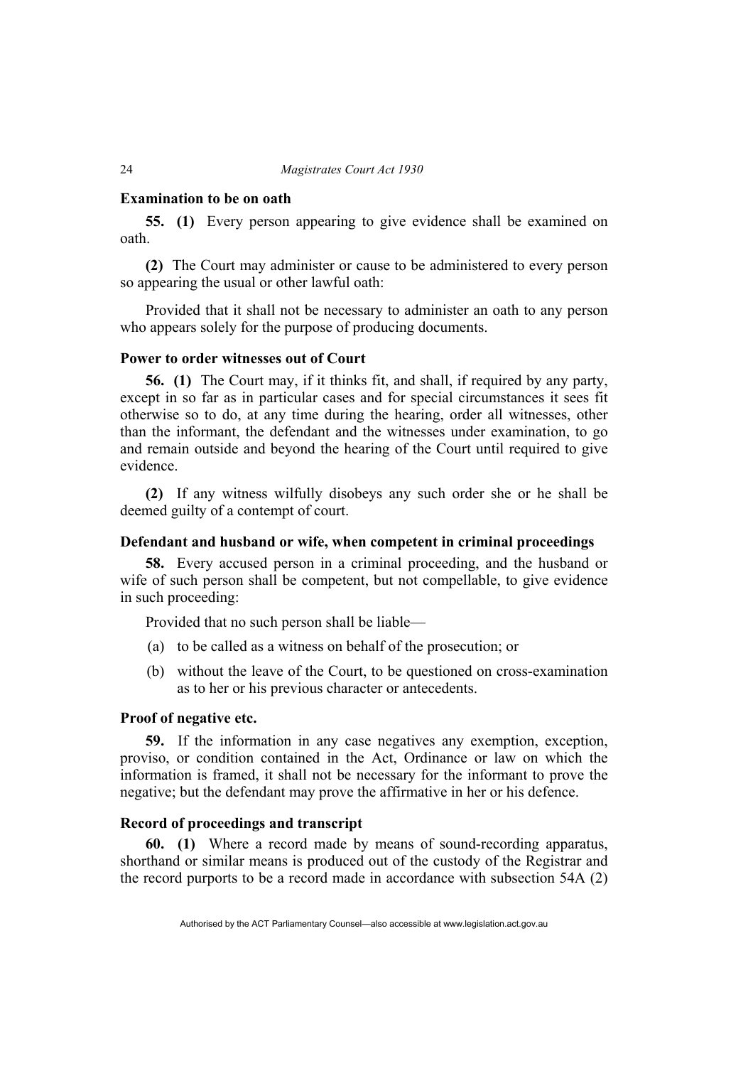### Examination to be on oath

**55. (1)** Every person appearing to give evidence shall be examined on oath.

**(2)** The Court may administer or cause to be administered to every person so appearing the usual or other lawful oath:

Provided that it shall not be necessary to administer an oath to any person who appears solely for the purpose of producing documents.

### Power to order witnesses out of Court

**56. (1)** The Court may, if it thinks fit, and shall, if required by any party, except in so far as in particular cases and for special circumstances it sees fit otherwise so to do, at any time during the hearing, order all witnesses, other than the informant, the defendant and the witnesses under examination, to go and remain outside and beyond the hearing of the Court until required to give evidence.

**(2)** If any witness wilfully disobeys any such order she or he shall be deemed guilty of a contempt of court.

### Defendant and husband or wife, when competent in criminal proceedings

**58.** Every accused person in a criminal proceeding, and the husband or wife of such person shall be competent, but not compellable, to give evidence in such proceeding:

Provided that no such person shall be liable—

(a) to be called as a witness on behalf of the prosecution; or

(b) without the leave of the Court, to be questioned on cross-examination as to her or his previous character or antecedents.

### Proof of negative etc.

**59.** If the information in any case negatives any exemption, exception, proviso, or condition contained in the Act, Ordinance or law on which the information is framed, it shall not be necessary for the informant to prove the negative; but the defendant may prove the affirmative in her or his defence.

### Record of proceedings and transcript

**60. (1)** Where a record made by means of sound-recording apparatus, shorthand or similar means is produced out of the custody of the Registrar and the record purports to be a record made in accordance with subsection 54A (2)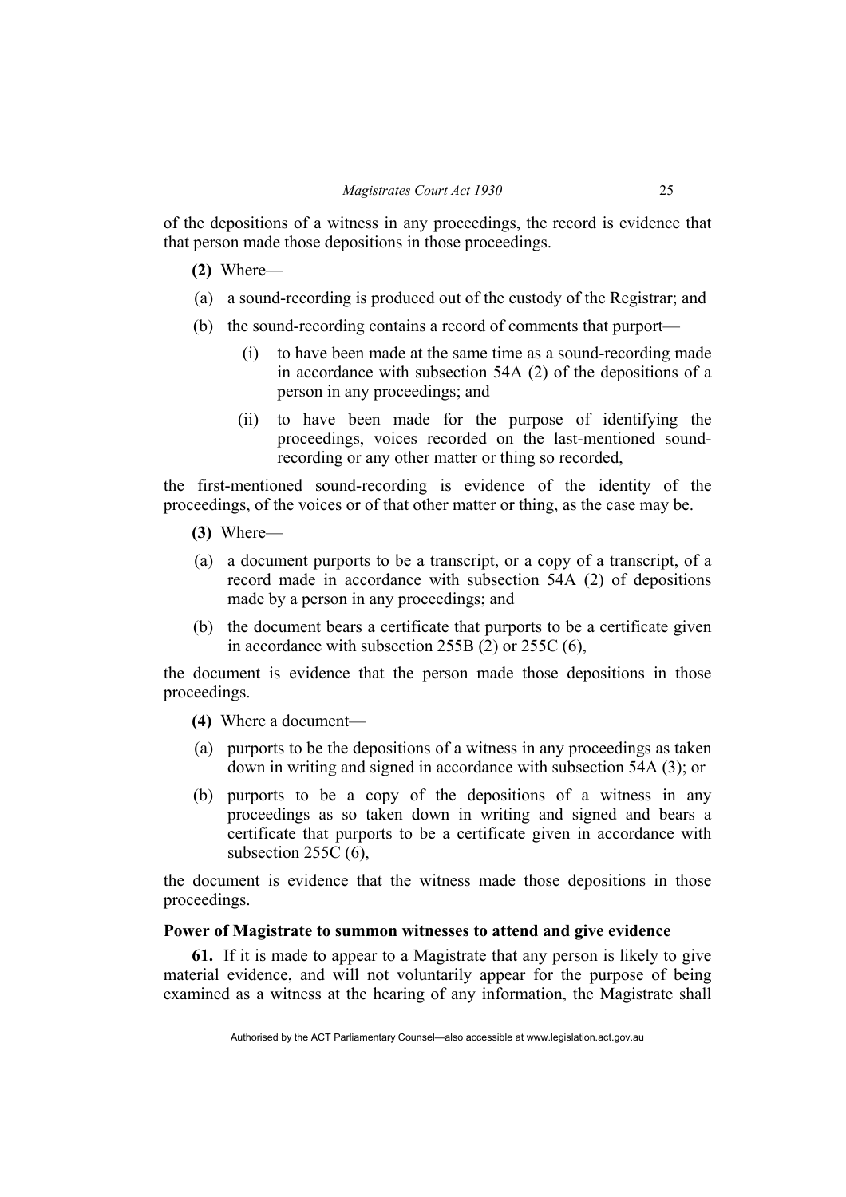of the depositions of a witness in any proceedings, the record is evidence that that person made those depositions in those proceedings.

**(2)** Where—

(a) a sound-recording is produced out of the custody of the Registrar; and

(b) the sound-recording contains a record of comments that purport—

(i) to have been made at the same time as a sound-recording made in accordance with subsection 54A (2) of the depositions of a person in any proceedings; and

(ii) to have been made for the purpose of identifying the proceedings, voices recorded on the last-mentioned sound-recording or any other matter or thing so recorded,

the first-mentioned sound-recording is evidence of the identity of the proceedings, of the voices or of that other matter or thing, as the case may be.

**(3)** Where—

(a) a document purports to be a transcript, or a copy of a transcript, of a record made in accordance with subsection 54A (2) of depositions made by a person in any proceedings; and

(b) the document bears a certificate that purports to be a certificate given in accordance with subsection 255B (2) or 255C (6),

the document is evidence that the person made those depositions in those proceedings.

**(4)** Where a document—

(a) purports to be the depositions of a witness in any proceedings as taken down in writing and signed in accordance with subsection 54A (3); or

(b) purports to be a copy of the depositions of a witness in any proceedings as so taken down in writing and signed and bears a certificate that purports to be a certificate given in accordance with subsection 255C (6),

the document is evidence that the witness made those depositions in those proceedings.

### Power of Magistrate to summon witnesses to attend and give evidence

**61.** If it is made to appear to a Magistrate that any person is likely to give material evidence, and will not voluntarily appear for the purpose of being examined as a witness at the hearing of any information, the Magistrate shall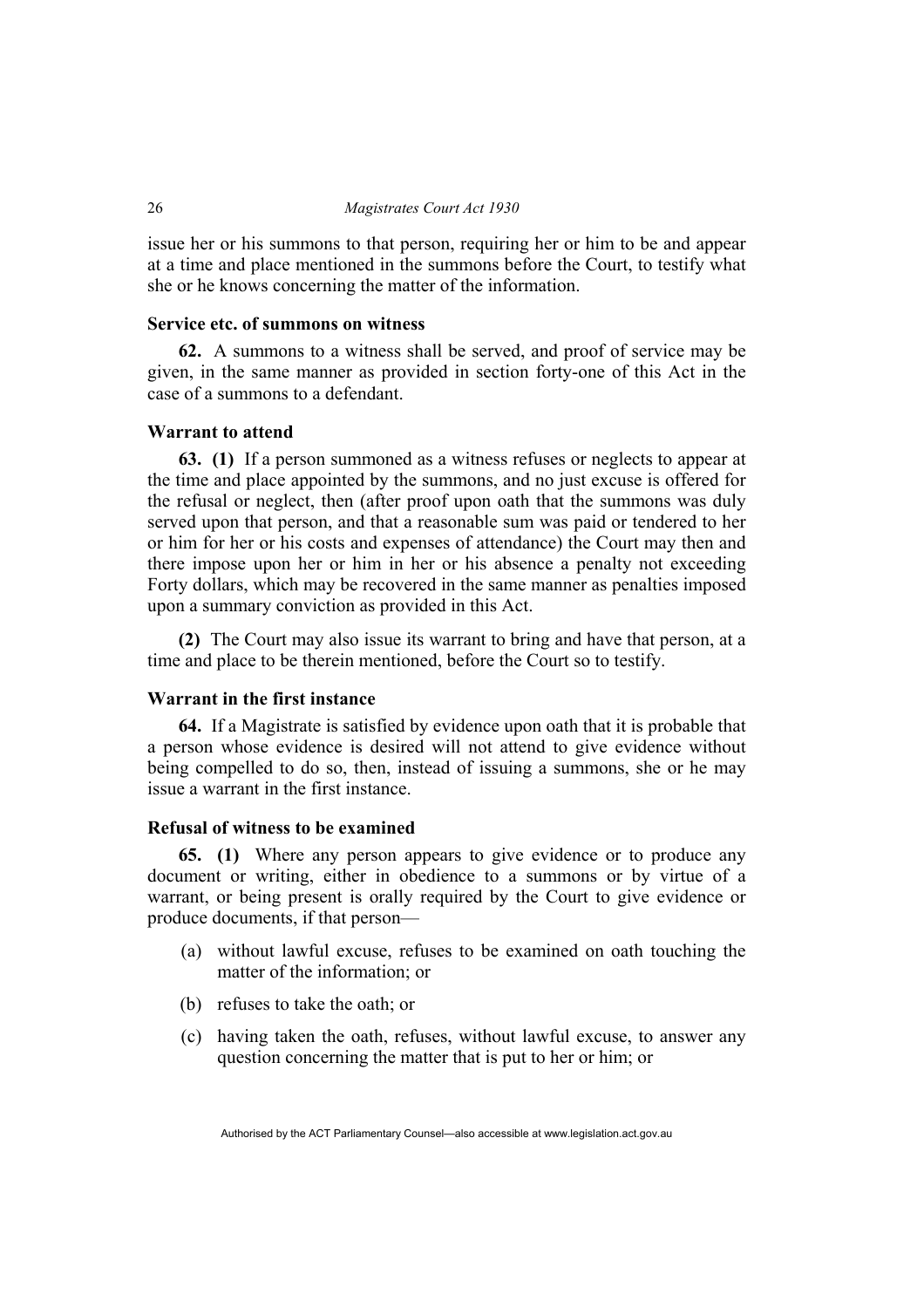issue her or his summons to that person, requiring her or him to be and appear at a time and place mentioned in the summons before the Court, to testify what she or he knows concerning the matter of the information.

### Service etc. of summons on witness

**62.** A summons to a witness shall be served, and proof of service may be given, in the same manner as provided in section forty-one of this Act in the case of a summons to a defendant.

### Warrant to attend

**63. (1)** If a person summoned as a witness refuses or neglects to appear at the time and place appointed by the summons, and no just excuse is offered for the refusal or neglect, then (after proof upon oath that the summons was duly served upon that person, and that a reasonable sum was paid or tendered to her or him for her or his costs and expenses of attendance) the Court may then and there impose upon her or him in her or his absence a penalty not exceeding Forty dollars, which may be recovered in the same manner as penalties imposed upon a summary conviction as provided in this Act.

**(2)** The Court may also issue its warrant to bring and have that person, at a time and place to be therein mentioned, before the Court so to testify.

### Warrant in the first instance

**64.** If a Magistrate is satisfied by evidence upon oath that it is probable that a person whose evidence is desired will not attend to give evidence without being compelled to do so, then, instead of issuing a summons, she or he may issue a warrant in the first instance.

### Refusal of witness to be examined

**65. (1)** Where any person appears to give evidence or to produce any document or writing, either in obedience to a summons or by virtue of a warrant, or being present is orally required by the Court to give evidence or produce documents, if that person—

- (a) without lawful excuse, refuses to be examined on oath touching the matter of the information; or
- (b) refuses to take the oath; or
- (c) having taken the oath, refuses, without lawful excuse, to answer any question concerning the matter that is put to her or him; or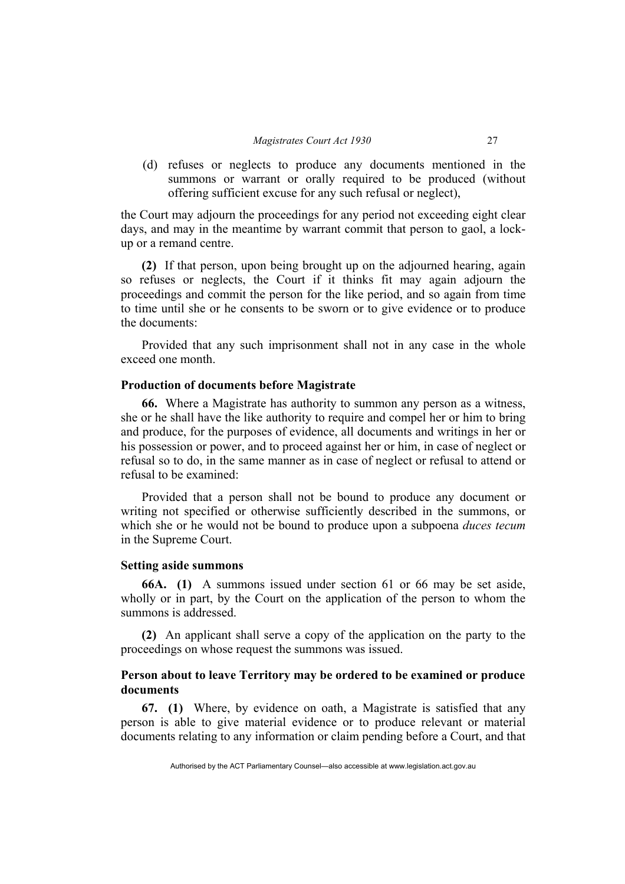(d) refuses or neglects to produce any documents mentioned in the summons or warrant or orally required to be produced (without offering sufficient excuse for any such refusal or neglect),

the Court may adjourn the proceedings for any period not exceeding eight clear days, and may in the meantime by warrant commit that person to gaol, a lock-up or a remand centre.

**(2)** If that person, upon being brought up on the adjourned hearing, again so refuses or neglects, the Court if it thinks fit may again adjourn the proceedings and commit the person for the like period, and so again from time to time until she or he consents to be sworn or to give evidence or to produce the documents:

Provided that any such imprisonment shall not in any case in the whole exceed one month.

### Production of documents before Magistrate

**66.** Where a Magistrate has authority to summon any person as a witness, she or he shall have the like authority to require and compel her or him to bring and produce, for the purposes of evidence, all documents and writings in her or his possession or power, and to proceed against her or him, in case of neglect or refusal so to do, in the same manner as in case of neglect or refusal to attend or refusal to be examined:

Provided that a person shall not be bound to produce any document or writing not specified or otherwise sufficiently described in the summons, or which she or he would not be bound to produce upon a subpoena *duces tecum* in the Supreme Court.

### Setting aside summons

**66A. (1)** A summons issued under section 61 or 66 may be set aside, wholly or in part, by the Court on the application of the person to whom the summons is addressed.

**(2)** An applicant shall serve a copy of the application on the party to the proceedings on whose request the summons was issued.

### Person about to leave Territory may be ordered to be examined or produce documents

**67. (1)** Where, by evidence on oath, a Magistrate is satisfied that any person is able to give material evidence or to produce relevant or material documents relating to any information or claim pending before a Court, and that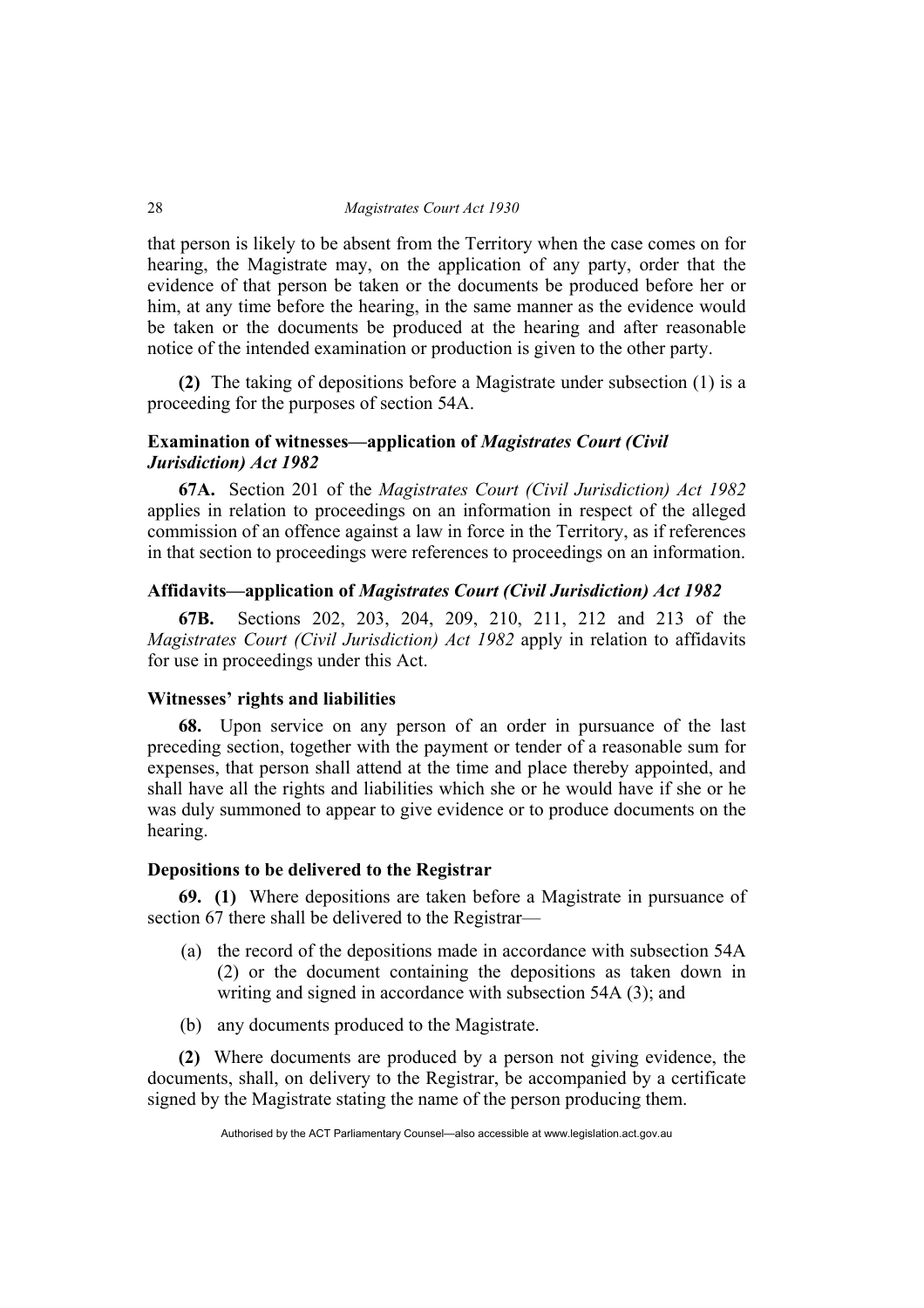that person is likely to be absent from the Territory when the case comes on for hearing, the Magistrate may, on the application of any party, order that the evidence of that person be taken or the documents be produced before her or him, at any time before the hearing, in the same manner as the evidence would be taken or the documents be produced at the hearing and after reasonable notice of the intended examination or production is given to the other party.

**(2)** The taking of depositions before a Magistrate under subsection (1) is a proceeding for the purposes of section 54A.

### Examination of witnesses—application of *Magistrates Court (Civil Jurisdiction) Act 1982*

**67A.** Section 201 of the *Magistrates Court (Civil Jurisdiction) Act 1982* applies in relation to proceedings on an information in respect of the alleged commission of an offence against a law in force in the Territory, as if references in that section to proceedings were references to proceedings on an information.

### Affidavits—application of *Magistrates Court (Civil Jurisdiction) Act 1982*

**67B.** Sections 202, 203, 204, 209, 210, 211, 212 and 213 of the *Magistrates Court (Civil Jurisdiction) Act 1982* apply in relation to affidavits for use in proceedings under this Act.

### Witnesses' rights and liabilities

**68.** Upon service on any person of an order in pursuance of the last preceding section, together with the payment or tender of a reasonable sum for expenses, that person shall attend at the time and place thereby appointed, and shall have all the rights and liabilities which she or he would have if she or he was duly summoned to appear to give evidence or to produce documents on the hearing.

### Depositions to be delivered to the Registrar

**69. (1)** Where depositions are taken before a Magistrate in pursuance of section 67 there shall be delivered to the Registrar—

(a) the record of the depositions made in accordance with subsection 54A (2) or the document containing the depositions as taken down in writing and signed in accordance with subsection 54A (3); and

(b) any documents produced to the Magistrate.

**(2)** Where documents are produced by a person not giving evidence, the documents, shall, on delivery to the Registrar, be accompanied by a certificate signed by the Magistrate stating the name of the person producing them.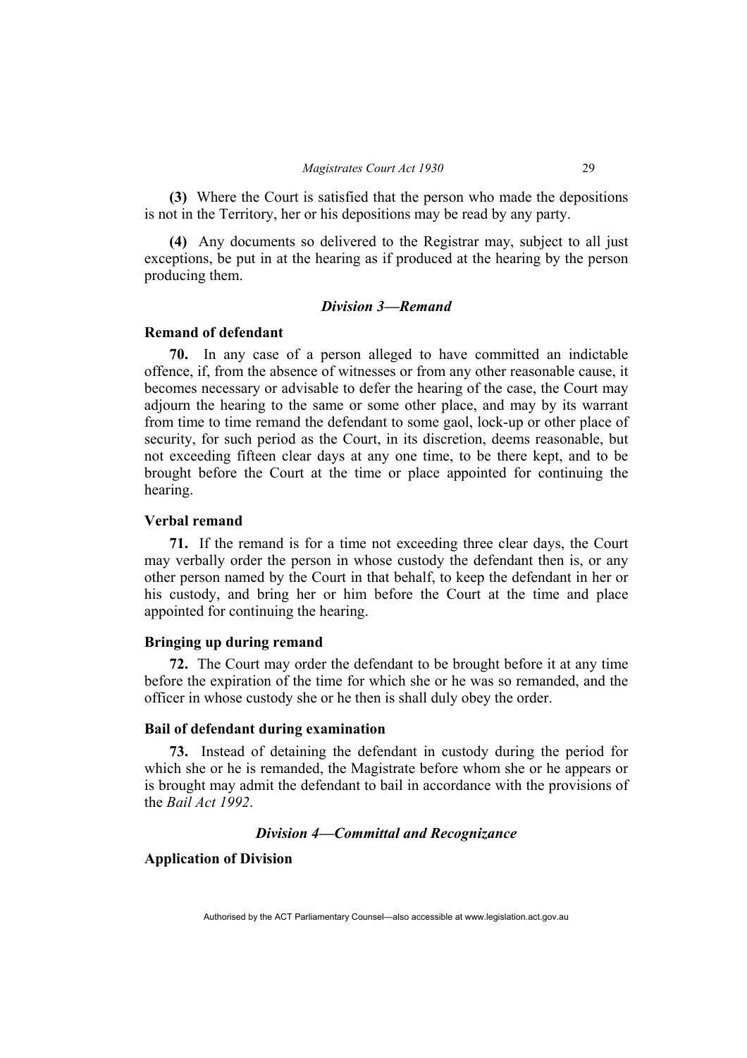**(3)** Where the Court is satisfied that the person who made the depositions is not in the Territory, her or his depositions may be read by any party.

**(4)** Any documents so delivered to the Registrar may, subject to all just exceptions, be put in at the hearing as if produced at the hearing by the person producing them.

### *Division 3—Remand*

**Remand of defendant**

**70.** In any case of a person alleged to have committed an indictable offence, if, from the absence of witnesses or from any other reasonable cause, it becomes necessary or advisable to defer the hearing of the case, the Court may adjourn the hearing to the same or some other place, and may by its warrant from time to time remand the defendant to some gaol, lock-up or other place of security, for such period as the Court, in its discretion, deems reasonable, but not exceeding fifteen clear days at any one time, to be there kept, and to be brought before the Court at the time or place appointed for continuing the hearing.

**Verbal remand**

**71.** If the remand is for a time not exceeding three clear days, the Court may verbally order the person in whose custody the defendant then is, or any other person named by the Court in that behalf, to keep the defendant in her or his custody, and bring her or him before the Court at the time and place appointed for continuing the hearing.

**Bringing up during remand**

**72.** The Court may order the defendant to be brought before it at any time before the expiration of the time for which she or he was so remanded, and the officer in whose custody she or he then is shall duly obey the order.

**Bail of defendant during examination**

**73.** Instead of detaining the defendant in custody during the period for which she or he is remanded, the Magistrate before whom she or he appears or is brought may admit the defendant to bail in accordance with the provisions of the *Bail Act 1992*.

### *Division 4—Committal and Recognizance*

**Application of Division**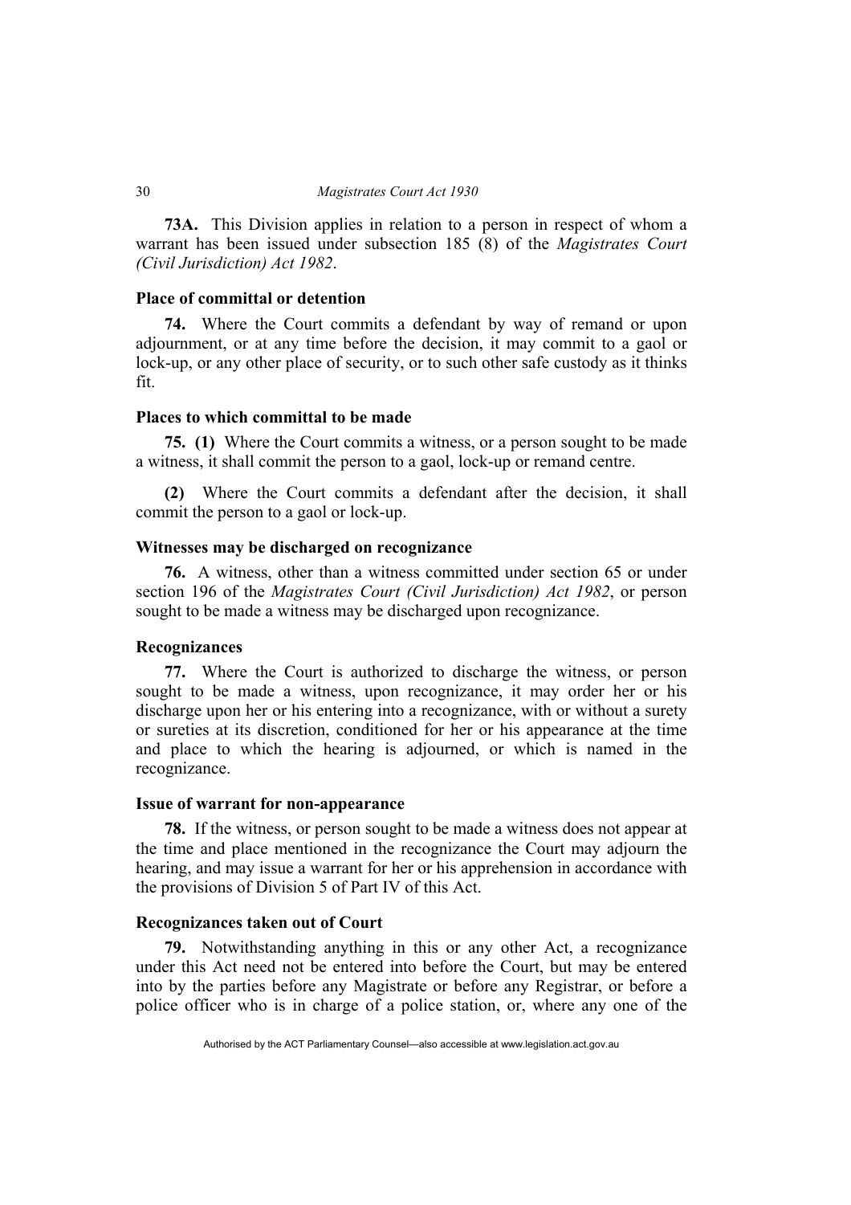**73A.** This Division applies in relation to a person in respect of whom a warrant has been issued under subsection 185 (8) of the *Magistrates Court (Civil Jurisdiction) Act 1982*.

### Place of committal or detention

**74.** Where the Court commits a defendant by way of remand or upon adjournment, or at any time before the decision, it may commit to a gaol or lock-up, or any other place of security, or to such other safe custody as it thinks fit.

### Places to which committal to be made

**75. (1)** Where the Court commits a witness, or a person sought to be made a witness, it shall commit the person to a gaol, lock-up or remand centre.

**(2)** Where the Court commits a defendant after the decision, it shall commit the person to a gaol or lock-up.

### Witnesses may be discharged on recognizance

**76.** A witness, other than a witness committed under section 65 or under section 196 of the *Magistrates Court (Civil Jurisdiction) Act 1982*, or person sought to be made a witness may be discharged upon recognizance.

### Recognizances

**77.** Where the Court is authorized to discharge the witness, or person sought to be made a witness, upon recognizance, it may order her or his discharge upon her or his entering into a recognizance, with or without a surety or sureties at its discretion, conditioned for her or his appearance at the time and place to which the hearing is adjourned, or which is named in the recognizance.

### Issue of warrant for non-appearance

**78.** If the witness, or person sought to be made a witness does not appear at the time and place mentioned in the recognizance the Court may adjourn the hearing, and may issue a warrant for her or his apprehension in accordance with the provisions of Division 5 of Part IV of this Act.

### Recognizances taken out of Court

**79.** Notwithstanding anything in this or any other Act, a recognizance under this Act need not be entered into before the Court, but may be entered into by the parties before any Magistrate or before any Registrar, or before a police officer who is in charge of a police station, or, where any one of the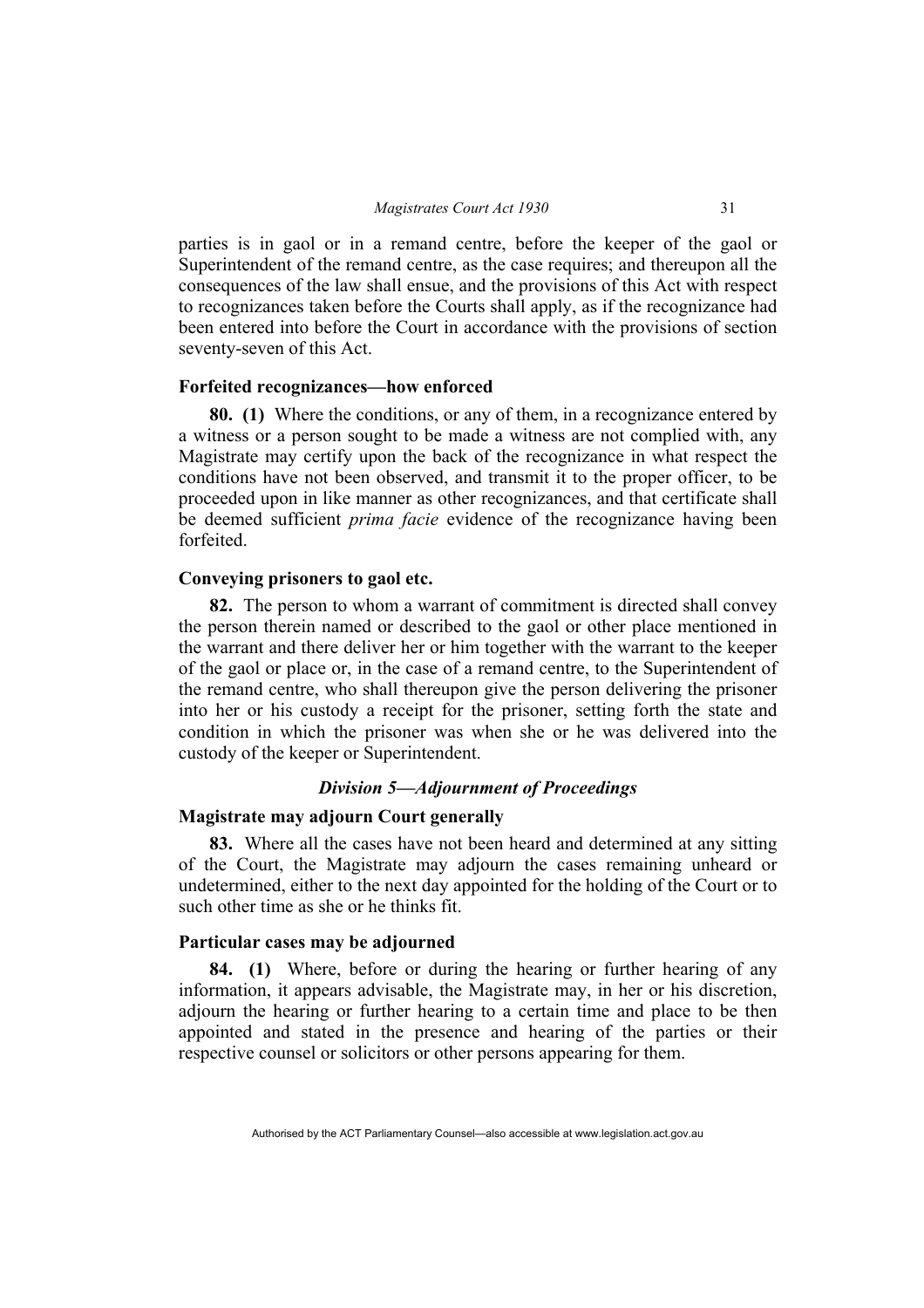parties is in gaol or in a remand centre, before the keeper of the gaol or Superintendent of the remand centre, as the case requires; and thereupon all the consequences of the law shall ensue, and the provisions of this Act with respect to recognizances taken before the Courts shall apply, as if the recognizance had been entered into before the Court in accordance with the provisions of section seventy-seven of this Act.

### Forfeited recognizances—how enforced

**80. (1)** Where the conditions, or any of them, in a recognizance entered by a witness or a person sought to be made a witness are not complied with, any Magistrate may certify upon the back of the recognizance in what respect the conditions have not been observed, and transmit it to the proper officer, to be proceeded upon in like manner as other recognizances, and that certificate shall be deemed sufficient *prima facie* evidence of the recognizance having been forfeited.

### Conveying prisoners to gaol etc.

**82.** The person to whom a warrant of commitment is directed shall convey the person therein named or described to the gaol or other place mentioned in the warrant and there deliver her or him together with the warrant to the keeper of the gaol or place or, in the case of a remand centre, to the Superintendent of the remand centre, who shall thereupon give the person delivering the prisoner into her or his custody a receipt for the prisoner, setting forth the state and condition in which the prisoner was when she or he was delivered into the custody of the keeper or Superintendent.

## *Division 5—Adjournment of Proceedings*

### Magistrate may adjourn Court generally

**83.** Where all the cases have not been heard and determined at any sitting of the Court, the Magistrate may adjourn the cases remaining unheard or undetermined, either to the next day appointed for the holding of the Court or to such other time as she or he thinks fit.

### Particular cases may be adjourned

**84. (1)** Where, before or during the hearing or further hearing of any information, it appears advisable, the Magistrate may, in her or his discretion, adjourn the hearing or further hearing to a certain time and place to be then appointed and stated in the presence and hearing of the parties or their respective counsel or solicitors or other persons appearing for them.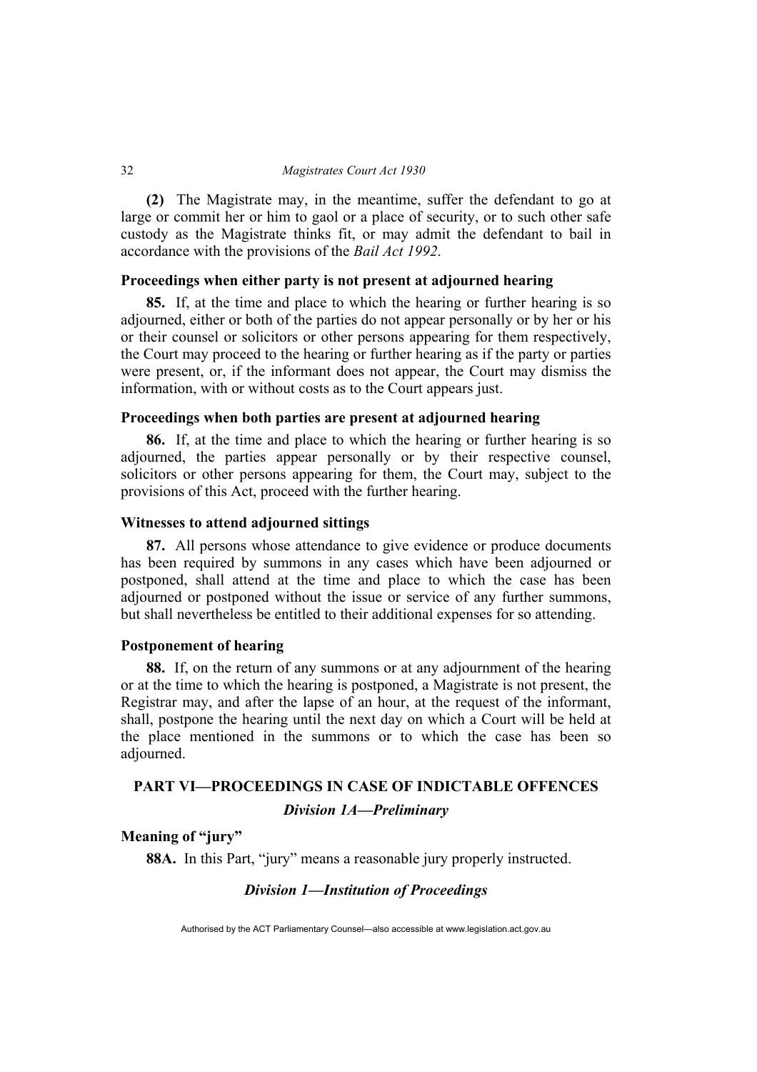**(2)** The Magistrate may, in the meantime, suffer the defendant to go at large or commit her or him to gaol or a place of security, or to such other safe custody as the Magistrate thinks fit, or may admit the defendant to bail in accordance with the provisions of the *Bail Act 1992*.

### Proceedings when either party is not present at adjourned hearing

**85.** If, at the time and place to which the hearing or further hearing is so adjourned, either or both of the parties do not appear personally or by her or his or their counsel or solicitors or other persons appearing for them respectively, the Court may proceed to the hearing or further hearing as if the party or parties were present, or, if the informant does not appear, the Court may dismiss the information, with or without costs as to the Court appears just.

### Proceedings when both parties are present at adjourned hearing

**86.** If, at the time and place to which the hearing or further hearing is so adjourned, the parties appear personally or by their respective counsel, solicitors or other persons appearing for them, the Court may, subject to the provisions of this Act, proceed with the further hearing.

### Witnesses to attend adjourned sittings

**87.** All persons whose attendance to give evidence or produce documents has been required by summons in any cases which have been adjourned or postponed, shall attend at the time and place to which the case has been adjourned or postponed without the issue or service of any further summons, but shall nevertheless be entitled to their additional expenses for so attending.

### Postponement of hearing

**88.** If, on the return of any summons or at any adjournment of the hearing or at the time to which the hearing is postponed, a Magistrate is not present, the Registrar may, and after the lapse of an hour, at the request of the informant, shall, postpone the hearing until the next day on which a Court will be held at the place mentioned in the summons or to which the case has been so adjourned.

## PART VI—PROCEEDINGS IN CASE OF INDICTABLE OFFENCES

### *Division 1A—Preliminary*

### Meaning of "jury"

**88A.** In this Part, "jury" means a reasonable jury properly instructed.

### *Division 1—Institution of Proceedings*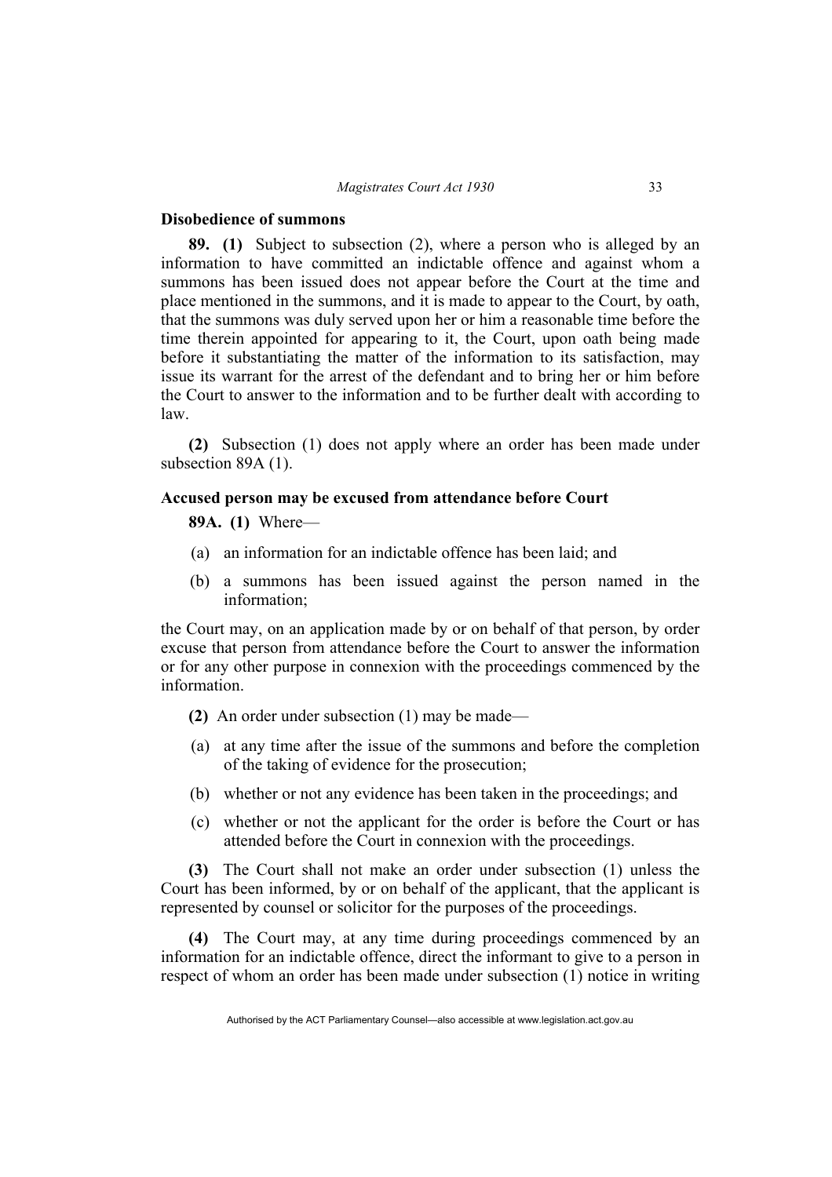### Disobedience of summons

**89. (1)** Subject to subsection (2), where a person who is alleged by an information to have committed an indictable offence and against whom a summons has been issued does not appear before the Court at the time and place mentioned in the summons, and it is made to appear to the Court, by oath, that the summons was duly served upon her or him a reasonable time before the time therein appointed for appearing to it, the Court, upon oath being made before it substantiating the matter of the information to its satisfaction, may issue its warrant for the arrest of the defendant and to bring her or him before the Court to answer to the information and to be further dealt with according to law.

**(2)** Subsection (1) does not apply where an order has been made under subsection 89A (1).

### Accused person may be excused from attendance before Court

**89A. (1)** Where—

(a) an information for an indictable offence has been laid; and

(b) a summons has been issued against the person named in the information;

the Court may, on an application made by or on behalf of that person, by order excuse that person from attendance before the Court to answer the information or for any other purpose in connexion with the proceedings commenced by the information.

**(2)** An order under subsection (1) may be made—

(a) at any time after the issue of the summons and before the completion of the taking of evidence for the prosecution;

(b) whether or not any evidence has been taken in the proceedings; and

(c) whether or not the applicant for the order is before the Court or has attended before the Court in connexion with the proceedings.

**(3)** The Court shall not make an order under subsection (1) unless the Court has been informed, by or on behalf of the applicant, that the applicant is represented by counsel or solicitor for the purposes of the proceedings.

**(4)** The Court may, at any time during proceedings commenced by an information for an indictable offence, direct the informant to give to a person in respect of whom an order has been made under subsection (1) notice in writing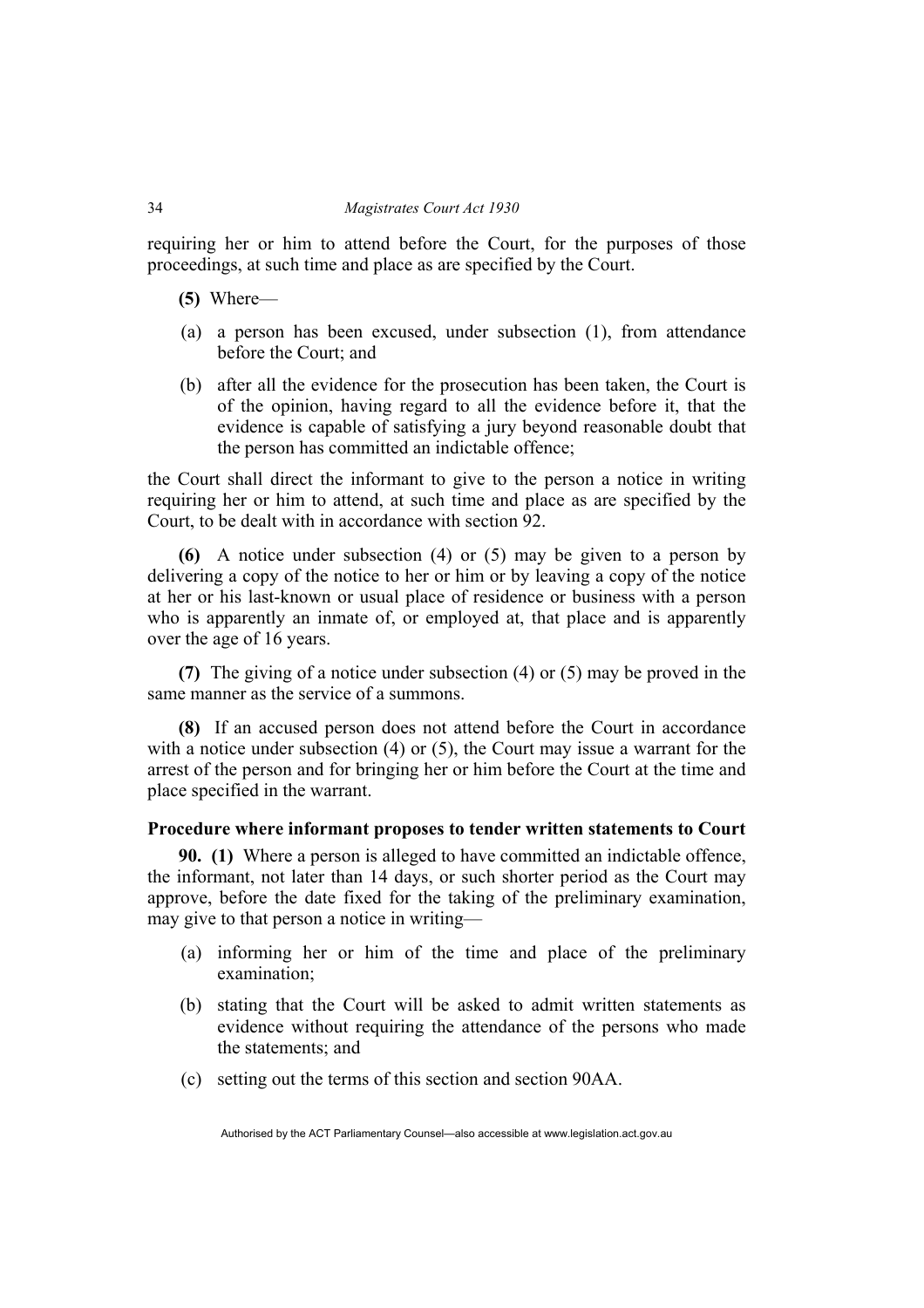requiring her or him to attend before the Court, for the purposes of those proceedings, at such time and place as are specified by the Court.

**(5)** Where—

(a) a person has been excused, under subsection (1), from attendance before the Court; and

(b) after all the evidence for the prosecution has been taken, the Court is of the opinion, having regard to all the evidence before it, that the evidence is capable of satisfying a jury beyond reasonable doubt that the person has committed an indictable offence;

the Court shall direct the informant to give to the person a notice in writing requiring her or him to attend, at such time and place as are specified by the Court, to be dealt with in accordance with section 92.

**(6)** A notice under subsection (4) or (5) may be given to a person by delivering a copy of the notice to her or him or by leaving a copy of the notice at her or his last-known or usual place of residence or business with a person who is apparently an inmate of, or employed at, that place and is apparently over the age of 16 years.

**(7)** The giving of a notice under subsection (4) or (5) may be proved in the same manner as the service of a summons.

**(8)** If an accused person does not attend before the Court in accordance with a notice under subsection (4) or (5), the Court may issue a warrant for the arrest of the person and for bringing her or him before the Court at the time and place specified in the warrant.

### Procedure where informant proposes to tender written statements to Court

**90. (1)** Where a person is alleged to have committed an indictable offence, the informant, not later than 14 days, or such shorter period as the Court may approve, before the date fixed for the taking of the preliminary examination, may give to that person a notice in writing—

(a) informing her or him of the time and place of the preliminary examination;

(b) stating that the Court will be asked to admit written statements as evidence without requiring the attendance of the persons who made the statements; and

(c) setting out the terms of this section and section 90AA.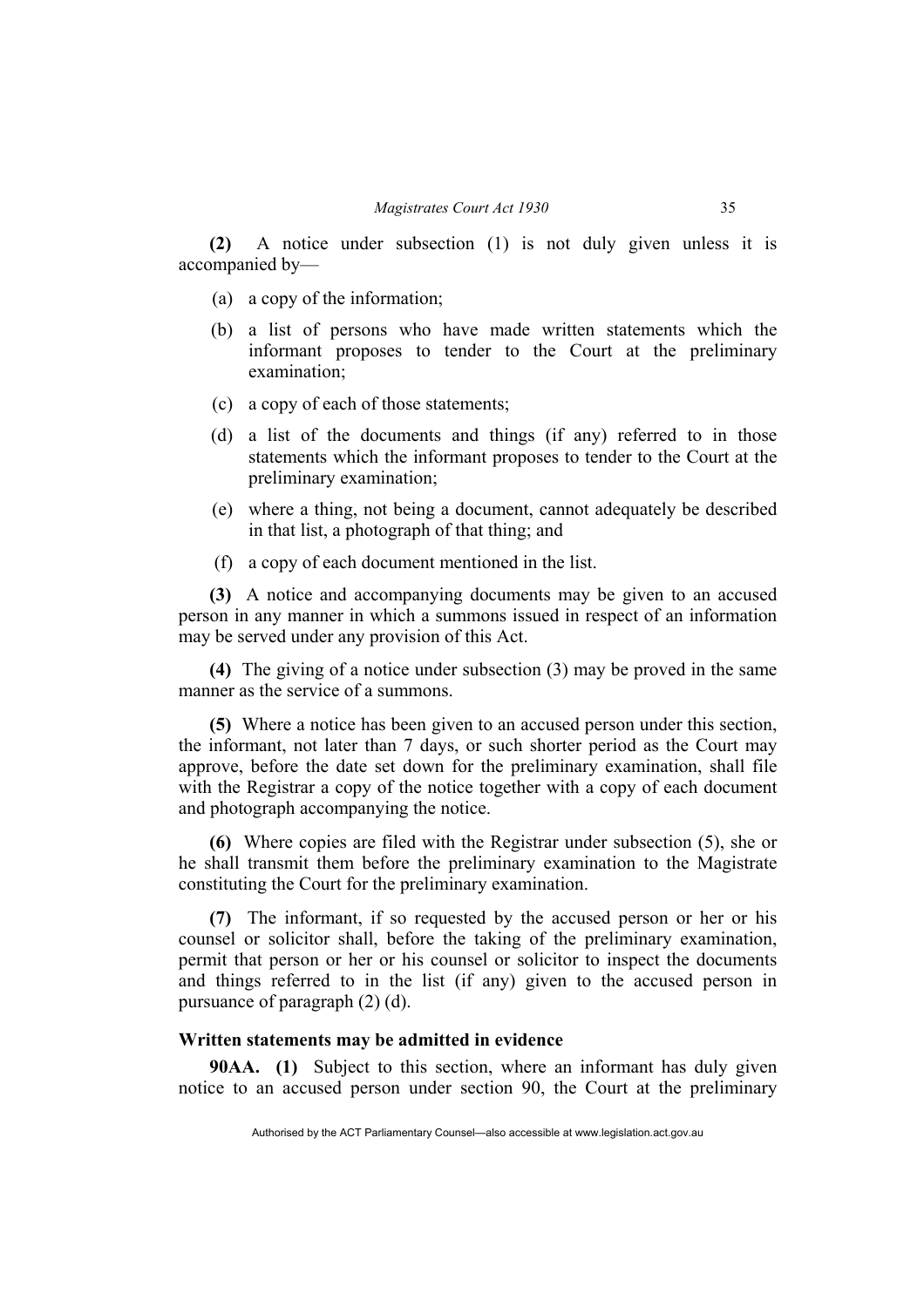**(2)** A notice under subsection (1) is not duly given unless it is accompanied by—

(a) a copy of the information;

(b) a list of persons who have made written statements which the informant proposes to tender to the Court at the preliminary examination;

(c) a copy of each of those statements;

(d) a list of the documents and things (if any) referred to in those statements which the informant proposes to tender to the Court at the preliminary examination;

(e) where a thing, not being a document, cannot adequately be described in that list, a photograph of that thing; and

(f) a copy of each document mentioned in the list.

**(3)** A notice and accompanying documents may be given to an accused person in any manner in which a summons issued in respect of an information may be served under any provision of this Act.

**(4)** The giving of a notice under subsection (3) may be proved in the same manner as the service of a summons.

**(5)** Where a notice has been given to an accused person under this section, the informant, not later than 7 days, or such shorter period as the Court may approve, before the date set down for the preliminary examination, shall file with the Registrar a copy of the notice together with a copy of each document and photograph accompanying the notice.

**(6)** Where copies are filed with the Registrar under subsection (5), she or he shall transmit them before the preliminary examination to the Magistrate constituting the Court for the preliminary examination.

**(7)** The informant, if so requested by the accused person or her or his counsel or solicitor shall, before the taking of the preliminary examination, permit that person or her or his counsel or solicitor to inspect the documents and things referred to in the list (if any) given to the accused person in pursuance of paragraph (2) (d).

### Written statements may be admitted in evidence

**90AA. (1)** Subject to this section, where an informant has duly given notice to an accused person under section 90, the Court at the preliminary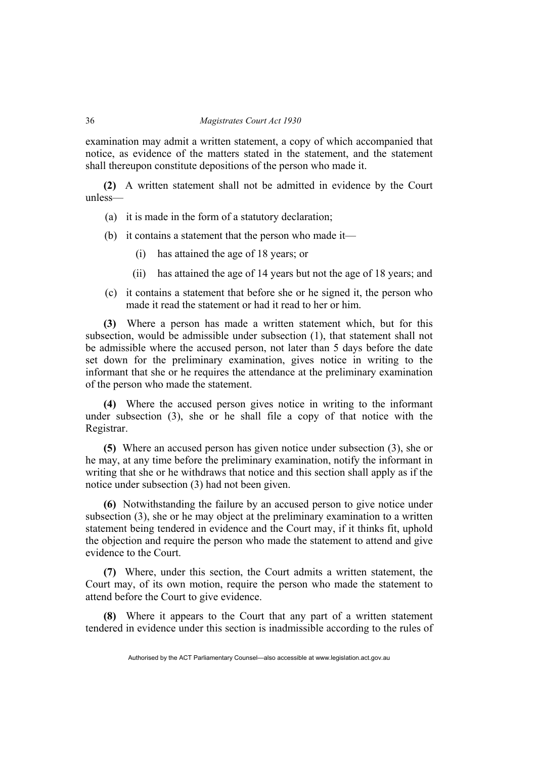examination may admit a written statement, a copy of which accompanied that notice, as evidence of the matters stated in the statement, and the statement shall thereupon constitute depositions of the person who made it.

**(2)** A written statement shall not be admitted in evidence by the Court unless—

(a) it is made in the form of a statutory declaration;

(b) it contains a statement that the person who made it—

(i) has attained the age of 18 years; or

(ii) has attained the age of 14 years but not the age of 18 years; and

(c) it contains a statement that before she or he signed it, the person who made it read the statement or had it read to her or him.

**(3)** Where a person has made a written statement which, but for this subsection, would be admissible under subsection (1), that statement shall not be admissible where the accused person, not later than 5 days before the date set down for the preliminary examination, gives notice in writing to the informant that she or he requires the attendance at the preliminary examination of the person who made the statement.

**(4)** Where the accused person gives notice in writing to the informant under subsection (3), she or he shall file a copy of that notice with the Registrar.

**(5)** Where an accused person has given notice under subsection (3), she or he may, at any time before the preliminary examination, notify the informant in writing that she or he withdraws that notice and this section shall apply as if the notice under subsection (3) had not been given.

**(6)** Notwithstanding the failure by an accused person to give notice under subsection (3), she or he may object at the preliminary examination to a written statement being tendered in evidence and the Court may, if it thinks fit, uphold the objection and require the person who made the statement to attend and give evidence to the Court.

**(7)** Where, under this section, the Court admits a written statement, the Court may, of its own motion, require the person who made the statement to attend before the Court to give evidence.

**(8)** Where it appears to the Court that any part of a written statement tendered in evidence under this section is inadmissible according to the rules of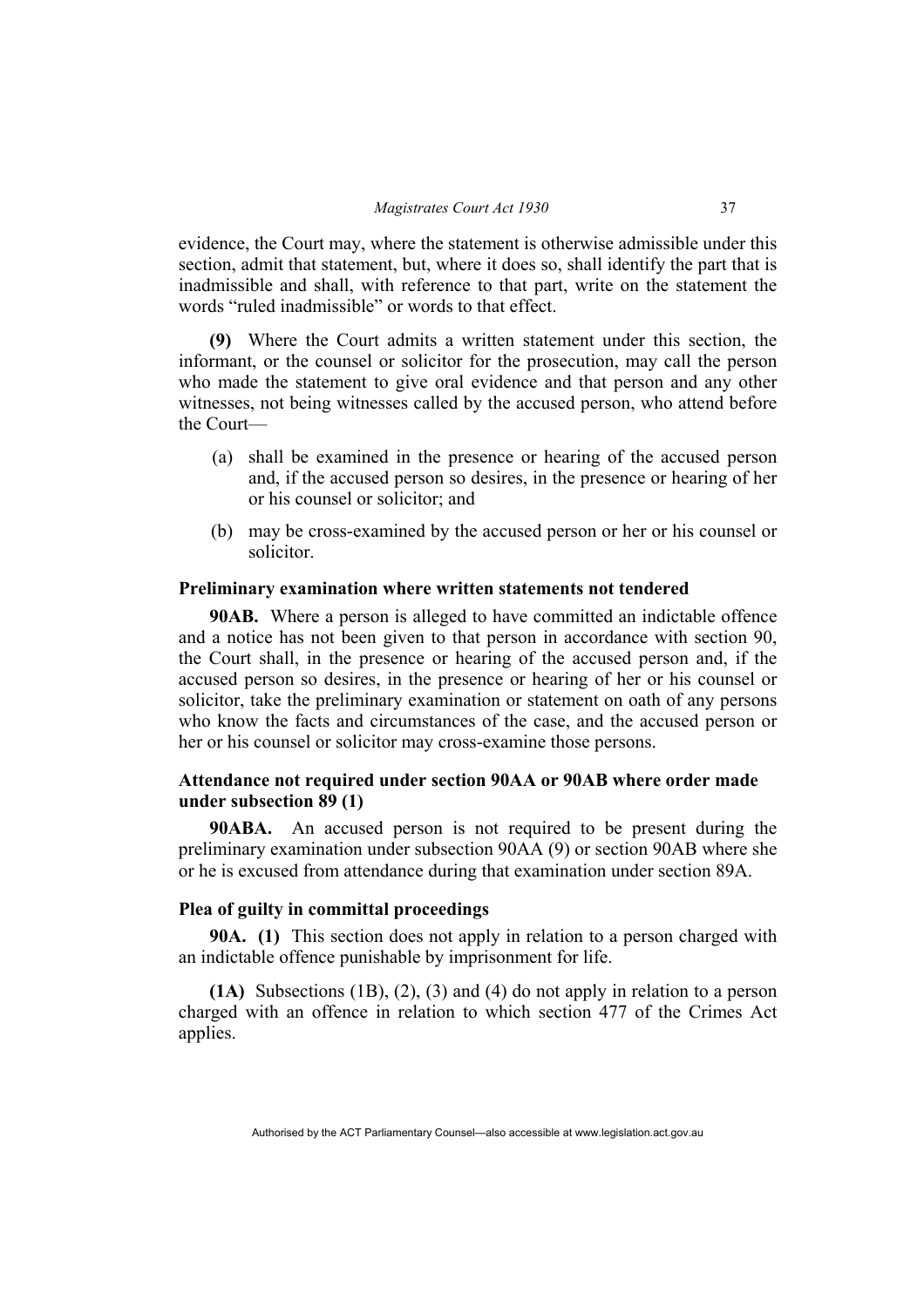evidence, the Court may, where the statement is otherwise admissible under this section, admit that statement, but, where it does so, shall identify the part that is inadmissible and shall, with reference to that part, write on the statement the words “ruled inadmissible” or words to that effect.

**(9)** Where the Court admits a written statement under this section, the informant, or the counsel or solicitor for the prosecution, may call the person who made the statement to give oral evidence and that person and any other witnesses, not being witnesses called by the accused person, who attend before the Court—

(a) shall be examined in the presence or hearing of the accused person and, if the accused person so desires, in the presence or hearing of her or his counsel or solicitor; and

(b) may be cross-examined by the accused person or her or his counsel or solicitor.

**Preliminary examination where written statements not tendered**

**90AB.** Where a person is alleged to have committed an indictable offence and a notice has not been given to that person in accordance with section 90, the Court shall, in the presence or hearing of the accused person and, if the accused person so desires, in the presence or hearing of her or his counsel or solicitor, take the preliminary examination or statement on oath of any persons who know the facts and circumstances of the case, and the accused person or her or his counsel or solicitor may cross-examine those persons.

**Attendance not required under section 90AA or 90AB where order made under subsection 89 (1)**

**90ABA.** An accused person is not required to be present during the preliminary examination under subsection 90AA (9) or section 90AB where she or he is excused from attendance during that examination under section 89A.

**Plea of guilty in committal proceedings**

**90A. (1)** This section does not apply in relation to a person charged with an indictable offence punishable by imprisonment for life.

**(1A)** Subsections (1B), (2), (3) and (4) do not apply in relation to a person charged with an offence in relation to which section 477 of the Crimes Act applies.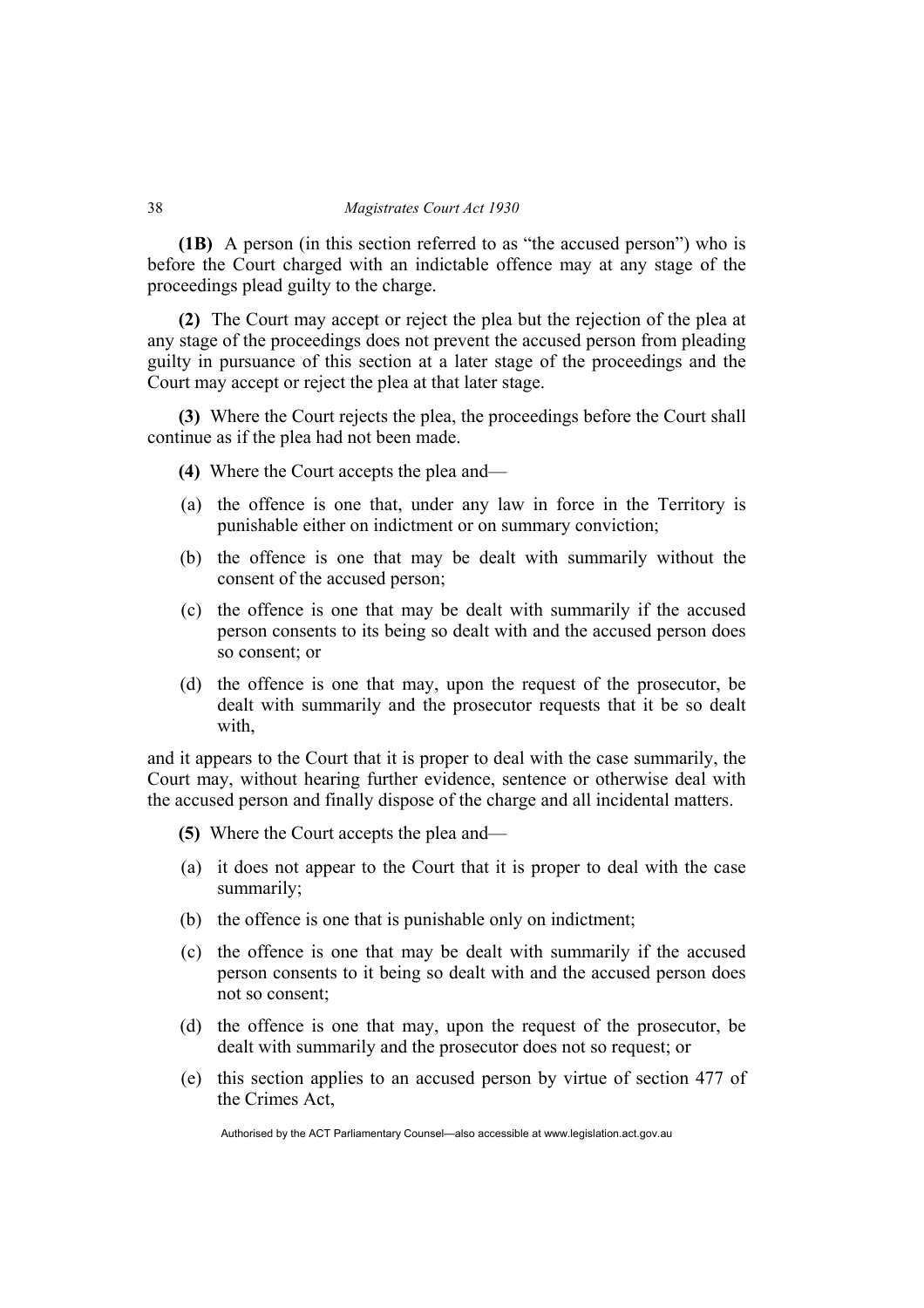**(1B)** A person (in this section referred to as "the accused person") who is before the Court charged with an indictable offence may at any stage of the proceedings plead guilty to the charge.

**(2)** The Court may accept or reject the plea but the rejection of the plea at any stage of the proceedings does not prevent the accused person from pleading guilty in pursuance of this section at a later stage of the proceedings and the Court may accept or reject the plea at that later stage.

**(3)** Where the Court rejects the plea, the proceedings before the Court shall continue as if the plea had not been made.

**(4)** Where the Court accepts the plea and—

(a) the offence is one that, under any law in force in the Territory is punishable either on indictment or on summary conviction;

(b) the offence is one that may be dealt with summarily without the consent of the accused person;

(c) the offence is one that may be dealt with summarily if the accused person consents to its being so dealt with and the accused person does so consent; or

(d) the offence is one that may, upon the request of the prosecutor, be dealt with summarily and the prosecutor requests that it be so dealt with,

and it appears to the Court that it is proper to deal with the case summarily, the Court may, without hearing further evidence, sentence or otherwise deal with the accused person and finally dispose of the charge and all incidental matters.

**(5)** Where the Court accepts the plea and—

(a) it does not appear to the Court that it is proper to deal with the case summarily;

(b) the offence is one that is punishable only on indictment;

(c) the offence is one that may be dealt with summarily if the accused person consents to it being so dealt with and the accused person does not so consent;

(d) the offence is one that may, upon the request of the prosecutor, be dealt with summarily and the prosecutor does not so request; or

(e) this section applies to an accused person by virtue of section 477 of the Crimes Act,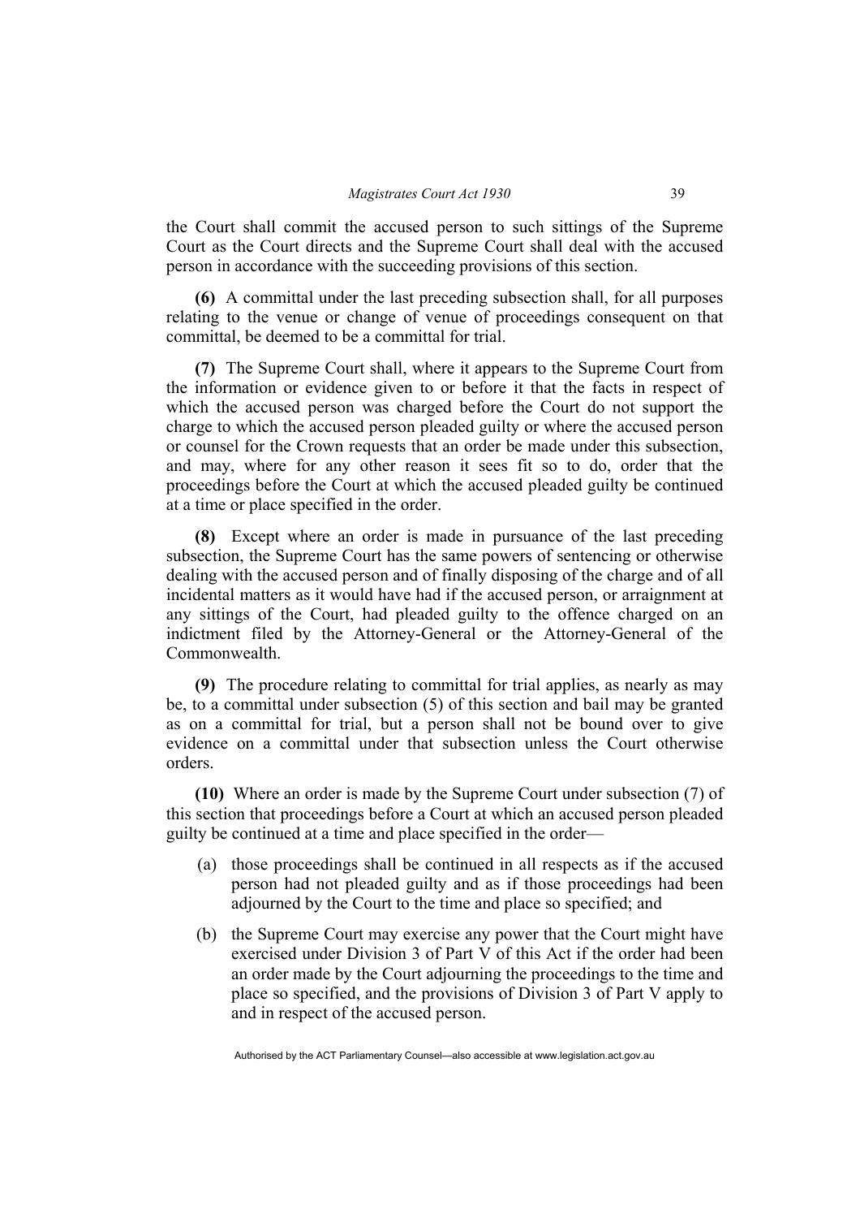the Court shall commit the accused person to such sittings of the Supreme Court as the Court directs and the Supreme Court shall deal with the accused person in accordance with the succeeding provisions of this section.

**(6)** A committal under the last preceding subsection shall, for all purposes relating to the venue or change of venue of proceedings consequent on that committal, be deemed to be a committal for trial.

**(7)** The Supreme Court shall, where it appears to the Supreme Court from the information or evidence given to or before it that the facts in respect of which the accused person was charged before the Court do not support the charge to which the accused person pleaded guilty or where the accused person or counsel for the Crown requests that an order be made under this subsection, and may, where for any other reason it sees fit so to do, order that the proceedings before the Court at which the accused pleaded guilty be continued at a time or place specified in the order.

**(8)** Except where an order is made in pursuance of the last preceding subsection, the Supreme Court has the same powers of sentencing or otherwise dealing with the accused person and of finally disposing of the charge and of all incidental matters as it would have had if the accused person, or arraignment at any sittings of the Court, had pleaded guilty to the offence charged on an indictment filed by the Attorney-General or the Attorney-General of the Commonwealth.

**(9)** The procedure relating to committal for trial applies, as nearly as may be, to a committal under subsection (5) of this section and bail may be granted as on a committal for trial, but a person shall not be bound over to give evidence on a committal under that subsection unless the Court otherwise orders.

**(10)** Where an order is made by the Supreme Court under subsection (7) of this section that proceedings before a Court at which an accused person pleaded guilty be continued at a time and place specified in the order—

(a) those proceedings shall be continued in all respects as if the accused person had not pleaded guilty and as if those proceedings had been adjourned by the Court to the time and place so specified; and

(b) the Supreme Court may exercise any power that the Court might have exercised under Division 3 of Part V of this Act if the order had been an order made by the Court adjourning the proceedings to the time and place so specified, and the provisions of Division 3 of Part V apply to and in respect of the accused person.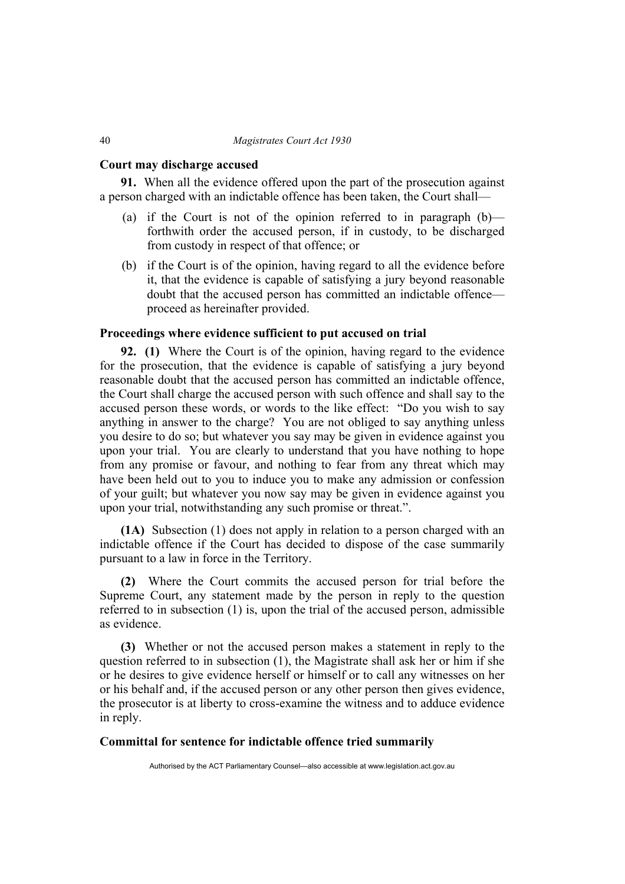### Court may discharge accused

**91.** When all the evidence offered upon the part of the prosecution against a person charged with an indictable offence has been taken, the Court shall—

(a) if the Court is not of the opinion referred to in paragraph (b)—forthwith order the accused person, if in custody, to be discharged from custody in respect of that offence; or

(b) if the Court is of the opinion, having regard to all the evidence before it, that the evidence is capable of satisfying a jury beyond reasonable doubt that the accused person has committed an indictable offence—proceed as hereinafter provided.

### Proceedings where evidence sufficient to put accused on trial

**92. (1)** Where the Court is of the opinion, having regard to the evidence for the prosecution, that the evidence is capable of satisfying a jury beyond reasonable doubt that the accused person has committed an indictable offence, the Court shall charge the accused person with such offence and shall say to the accused person these words, or words to the like effect: "Do you wish to say anything in answer to the charge? You are not obliged to say anything unless you desire to do so; but whatever you say may be given in evidence against you upon your trial. You are clearly to understand that you have nothing to hope from any promise or favour, and nothing to fear from any threat which may have been held out to you to induce you to make any admission or confession of your guilt; but whatever you now say may be given in evidence against you upon your trial, notwithstanding any such promise or threat.".

**(1A)** Subsection (1) does not apply in relation to a person charged with an indictable offence if the Court has decided to dispose of the case summarily pursuant to a law in force in the Territory.

**(2)** Where the Court commits the accused person for trial before the Supreme Court, any statement made by the person in reply to the question referred to in subsection (1) is, upon the trial of the accused person, admissible as evidence.

**(3)** Whether or not the accused person makes a statement in reply to the question referred to in subsection (1), the Magistrate shall ask her or him if she or he desires to give evidence herself or himself or to call any witnesses on her or his behalf and, if the accused person or any other person then gives evidence, the prosecutor is at liberty to cross-examine the witness and to adduce evidence in reply.

### Committal for sentence for indictable offence tried summarily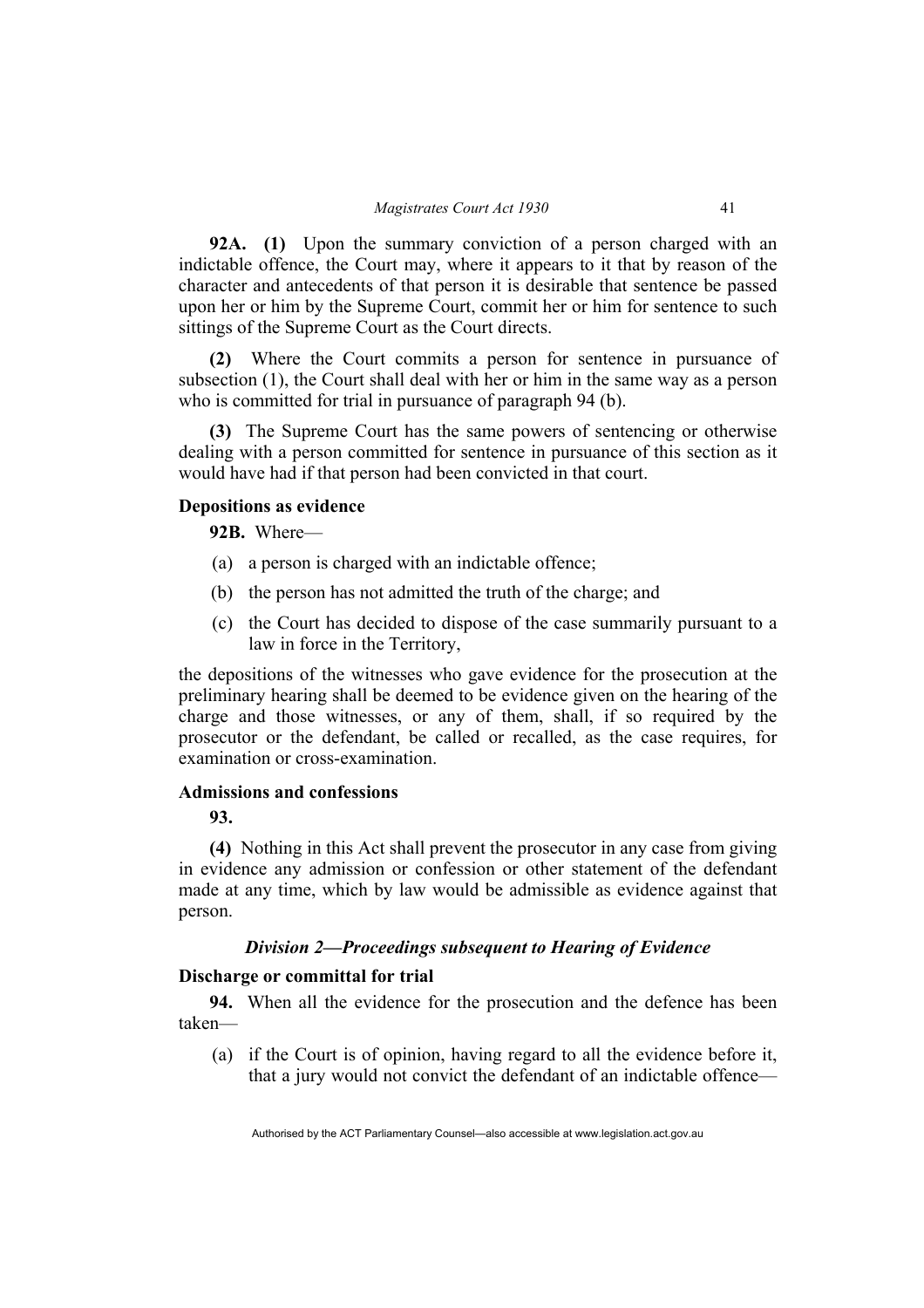**92A. (1)** Upon the summary conviction of a person charged with an indictable offence, the Court may, where it appears to it that by reason of the character and antecedents of that person it is desirable that sentence be passed upon her or him by the Supreme Court, commit her or him for sentence to such sittings of the Supreme Court as the Court directs.

**(2)** Where the Court commits a person for sentence in pursuance of subsection (1), the Court shall deal with her or him in the same way as a person who is committed for trial in pursuance of paragraph 94 (b).

**(3)** The Supreme Court has the same powers of sentencing or otherwise dealing with a person committed for sentence in pursuance of this section as it would have had if that person had been convicted in that court.

**Depositions as evidence**

**92B.** Where—

(a) a person is charged with an indictable offence;

(b) the person has not admitted the truth of the charge; and

(c) the Court has decided to dispose of the case summarily pursuant to a law in force in the Territory,

the depositions of the witnesses who gave evidence for the prosecution at the preliminary hearing shall be deemed to be evidence given on the hearing of the charge and those witnesses, or any of them, shall, if so required by the prosecutor or the defendant, be called or recalled, as the case requires, for examination or cross-examination.

**Admissions and confessions**

**93.**

**(4)** Nothing in this Act shall prevent the prosecutor in any case from giving in evidence any admission or confession or other statement of the defendant made at any time, which by law would be admissible as evidence against that person.

### *Division 2—Proceedings subsequent to Hearing of Evidence*

**Discharge or committal for trial**

**94.** When all the evidence for the prosecution and the defence has been taken—

(a) if the Court is of opinion, having regard to all the evidence before it, that a jury would not convict the defendant of an indictable offence—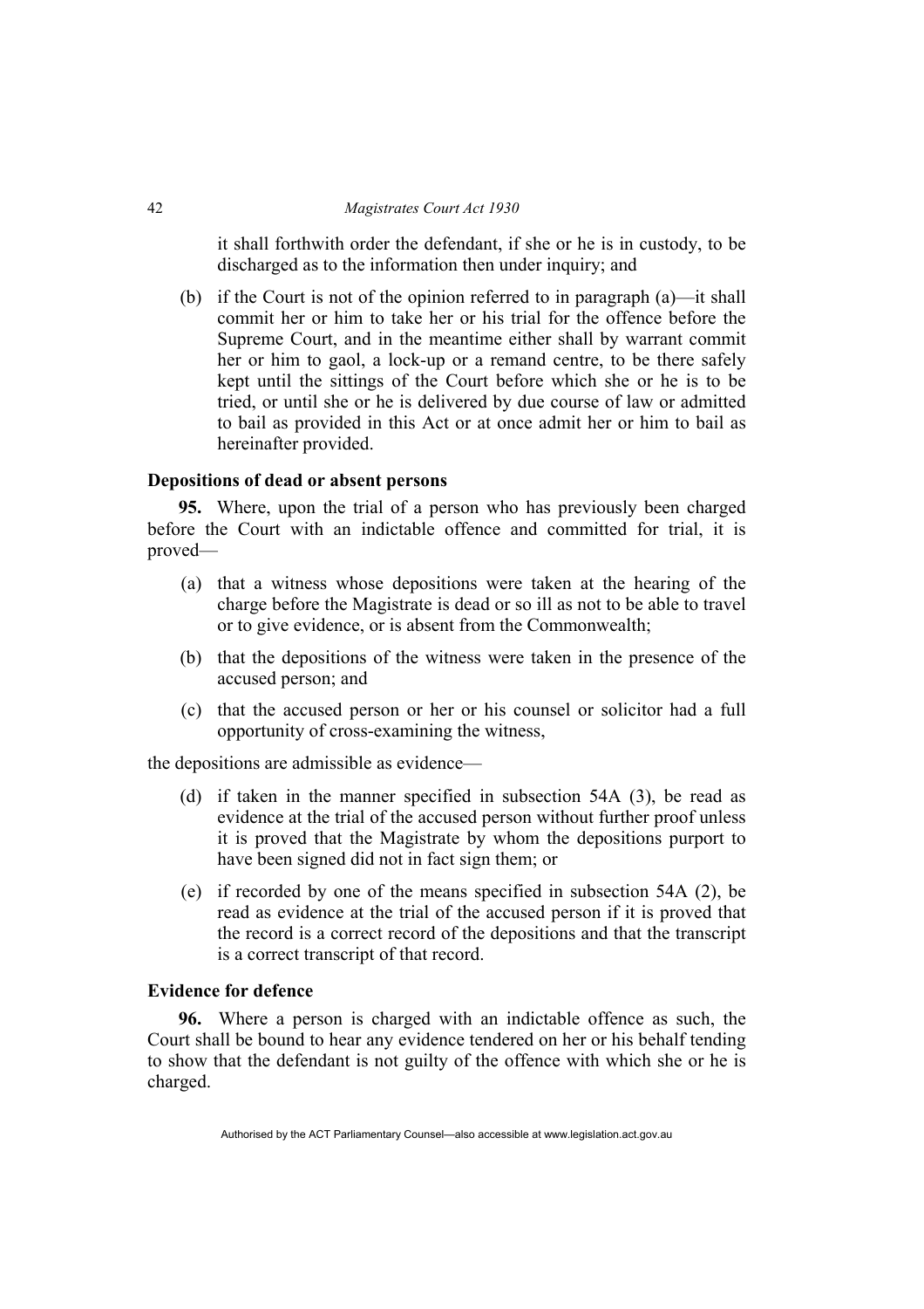it shall forthwith order the defendant, if she or he is in custody, to be discharged as to the information then under inquiry; and

(b) if the Court is not of the opinion referred to in paragraph (a)—it shall commit her or him to take her or his trial for the offence before the Supreme Court, and in the meantime either shall by warrant commit her or him to gaol, a lock-up or a remand centre, to be there safely kept until the sittings of the Court before which she or he is to be tried, or until she or he is delivered by due course of law or admitted to bail as provided in this Act or at once admit her or him to bail as hereinafter provided.

**Depositions of dead or absent persons**

**95.** Where, upon the trial of a person who has previously been charged before the Court with an indictable offence and committed for trial, it is proved—

(a) that a witness whose depositions were taken at the hearing of the charge before the Magistrate is dead or so ill as not to be able to travel or to give evidence, or is absent from the Commonwealth;

(b) that the depositions of the witness were taken in the presence of the accused person; and

(c) that the accused person or her or his counsel or solicitor had a full opportunity of cross-examining the witness,

the depositions are admissible as evidence—

(d) if taken in the manner specified in subsection 54A (3), be read as evidence at the trial of the accused person without further proof unless it is proved that the Magistrate by whom the depositions purport to have been signed did not in fact sign them; or

(e) if recorded by one of the means specified in subsection 54A (2), be read as evidence at the trial of the accused person if it is proved that the record is a correct record of the depositions and that the transcript is a correct transcript of that record.

**Evidence for defence**

**96.** Where a person is charged with an indictable offence as such, the Court shall be bound to hear any evidence tendered on her or his behalf tending to show that the defendant is not guilty of the offence with which she or he is charged.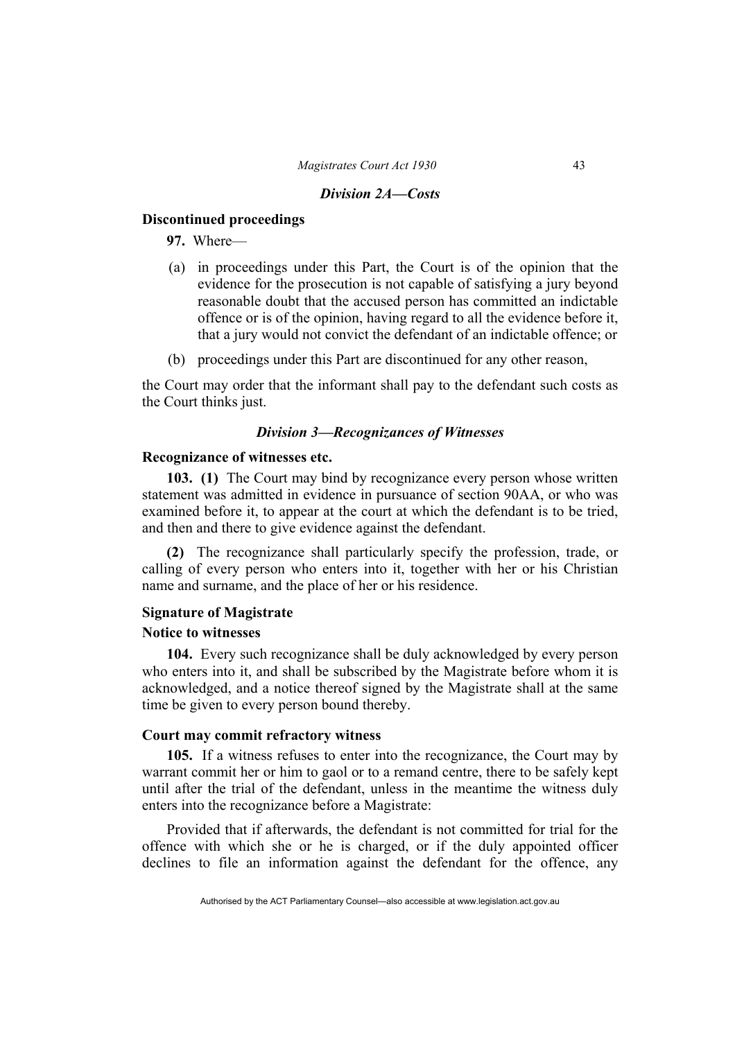### *Division 2A—Costs*

**Discontinued proceedings**

**97.** Where—

(a) in proceedings under this Part, the Court is of the opinion that the evidence for the prosecution is not capable of satisfying a jury beyond reasonable doubt that the accused person has committed an indictable offence or is of the opinion, having regard to all the evidence before it, that a jury would not convict the defendant of an indictable offence; or

(b) proceedings under this Part are discontinued for any other reason,

the Court may order that the informant shall pay to the defendant such costs as the Court thinks just.

### *Division 3—Recognizances of Witnesses*

**Recognizance of witnesses etc.**

**103. (1)** The Court may bind by recognizance every person whose written statement was admitted in evidence in pursuance of section 90AA, or who was examined before it, to appear at the court at which the defendant is to be tried, and then and there to give evidence against the defendant.

**(2)** The recognizance shall particularly specify the profession, trade, or calling of every person who enters into it, together with her or his Christian name and surname, and the place of her or his residence.

**Signature of Magistrate**

**Notice to witnesses**

**104.** Every such recognizance shall be duly acknowledged by every person who enters into it, and shall be subscribed by the Magistrate before whom it is acknowledged, and a notice thereof signed by the Magistrate shall at the same time be given to every person bound thereby.

**Court may commit refractory witness**

**105.** If a witness refuses to enter into the recognizance, the Court may by warrant commit her or him to gaol or to a remand centre, there to be safely kept until after the trial of the defendant, unless in the meantime the witness duly enters into the recognizance before a Magistrate:

Provided that if afterwards, the defendant is not committed for trial for the offence with which she or he is charged, or if the duly appointed officer declines to file an information against the defendant for the offence, any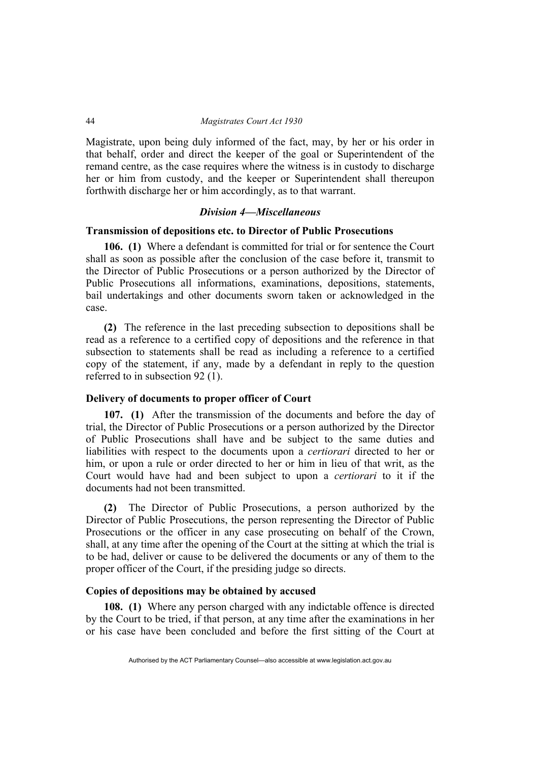Magistrate, upon being duly informed of the fact, may, by her or his order in that behalf, order and direct the keeper of the goal or Superintendent of the remand centre, as the case requires where the witness is in custody to discharge her or him from custody, and the keeper or Superintendent shall thereupon forthwith discharge her or him accordingly, as to that warrant.

### *Division 4—Miscellaneous*

#### Transmission of depositions etc. to Director of Public Prosecutions

**106. (1)** Where a defendant is committed for trial or for sentence the Court shall as soon as possible after the conclusion of the case before it, transmit to the Director of Public Prosecutions or a person authorized by the Director of Public Prosecutions all informations, examinations, depositions, statements, bail undertakings and other documents sworn taken or acknowledged in the case.

**(2)** The reference in the last preceding subsection to depositions shall be read as a reference to a certified copy of depositions and the reference in that subsection to statements shall be read as including a reference to a certified copy of the statement, if any, made by a defendant in reply to the question referred to in subsection 92 (1).

#### Delivery of documents to proper officer of Court

**107. (1)** After the transmission of the documents and before the day of trial, the Director of Public Prosecutions or a person authorized by the Director of Public Prosecutions shall have and be subject to the same duties and liabilities with respect to the documents upon a *certiorari* directed to her or him, or upon a rule or order directed to her or him in lieu of that writ, as the Court would have had and been subject to upon a *certiorari* to it if the documents had not been transmitted.

**(2)** The Director of Public Prosecutions, a person authorized by the Director of Public Prosecutions, the person representing the Director of Public Prosecutions or the officer in any case prosecuting on behalf of the Crown, shall, at any time after the opening of the Court at the sitting at which the trial is to be had, deliver or cause to be delivered the documents or any of them to the proper officer of the Court, if the presiding judge so directs.

#### Copies of depositions may be obtained by accused

**108. (1)** Where any person charged with any indictable offence is directed by the Court to be tried, if that person, at any time after the examinations in her or his case have been concluded and before the first sitting of the Court at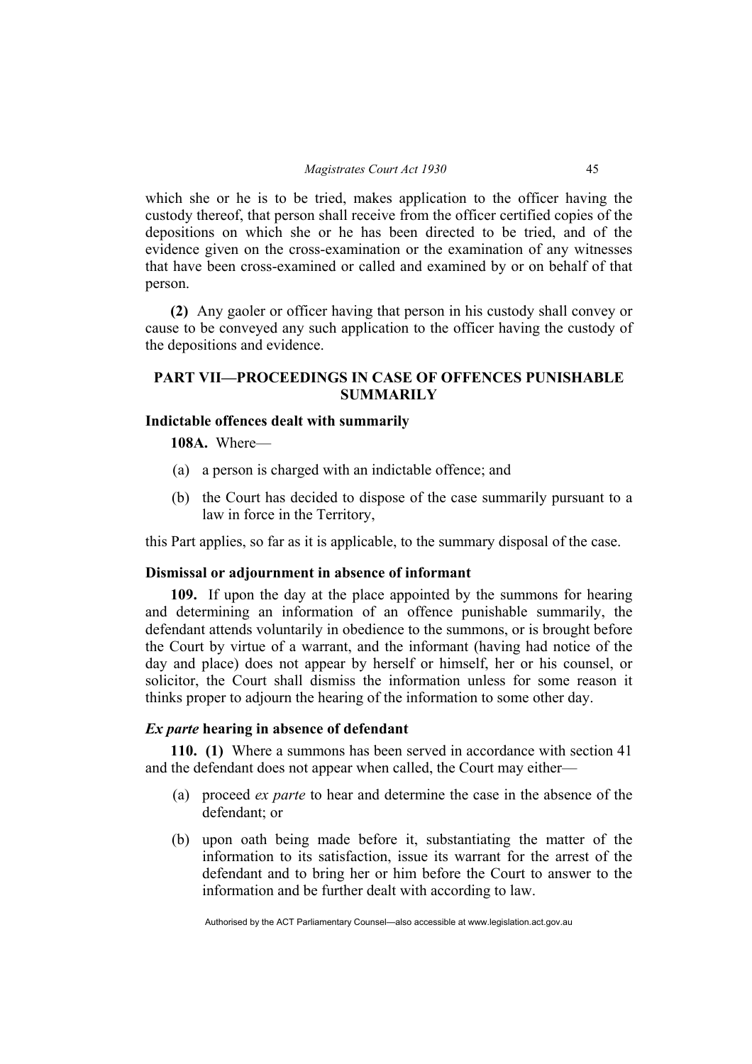which she or he is to be tried, makes application to the officer having the custody thereof, that person shall receive from the officer certified copies of the depositions on which she or he has been directed to be tried, and of the evidence given on the cross-examination or the examination of any witnesses that have been cross-examined or called and examined by or on behalf of that person.

**(2)** Any gaoler or officer having that person in his custody shall convey or cause to be conveyed any such application to the officer having the custody of the depositions and evidence.

## PART VII—PROCEEDINGS IN CASE OF OFFENCES PUNISHABLE SUMMARILY

### Indictable offences dealt with summarily

**108A.** Where—

(a) a person is charged with an indictable offence; and

(b) the Court has decided to dispose of the case summarily pursuant to a law in force in the Territory,

this Part applies, so far as it is applicable, to the summary disposal of the case.

### Dismissal or adjournment in absence of informant

**109.** If upon the day at the place appointed by the summons for hearing and determining an information of an offence punishable summarily, the defendant attends voluntarily in obedience to the summons, or is brought before the Court by virtue of a warrant, and the informant (having had notice of the day and place) does not appear by herself or himself, her or his counsel, or solicitor, the Court shall dismiss the information unless for some reason it thinks proper to adjourn the hearing of the information to some other day.

### *Ex parte* hearing in absence of defendant

**110. (1)** Where a summons has been served in accordance with section 41 and the defendant does not appear when called, the Court may either—

(a) proceed *ex parte* to hear and determine the case in the absence of the defendant; or

(b) upon oath being made before it, substantiating the matter of the information to its satisfaction, issue its warrant for the arrest of the defendant and to bring her or him before the Court to answer to the information and be further dealt with according to law.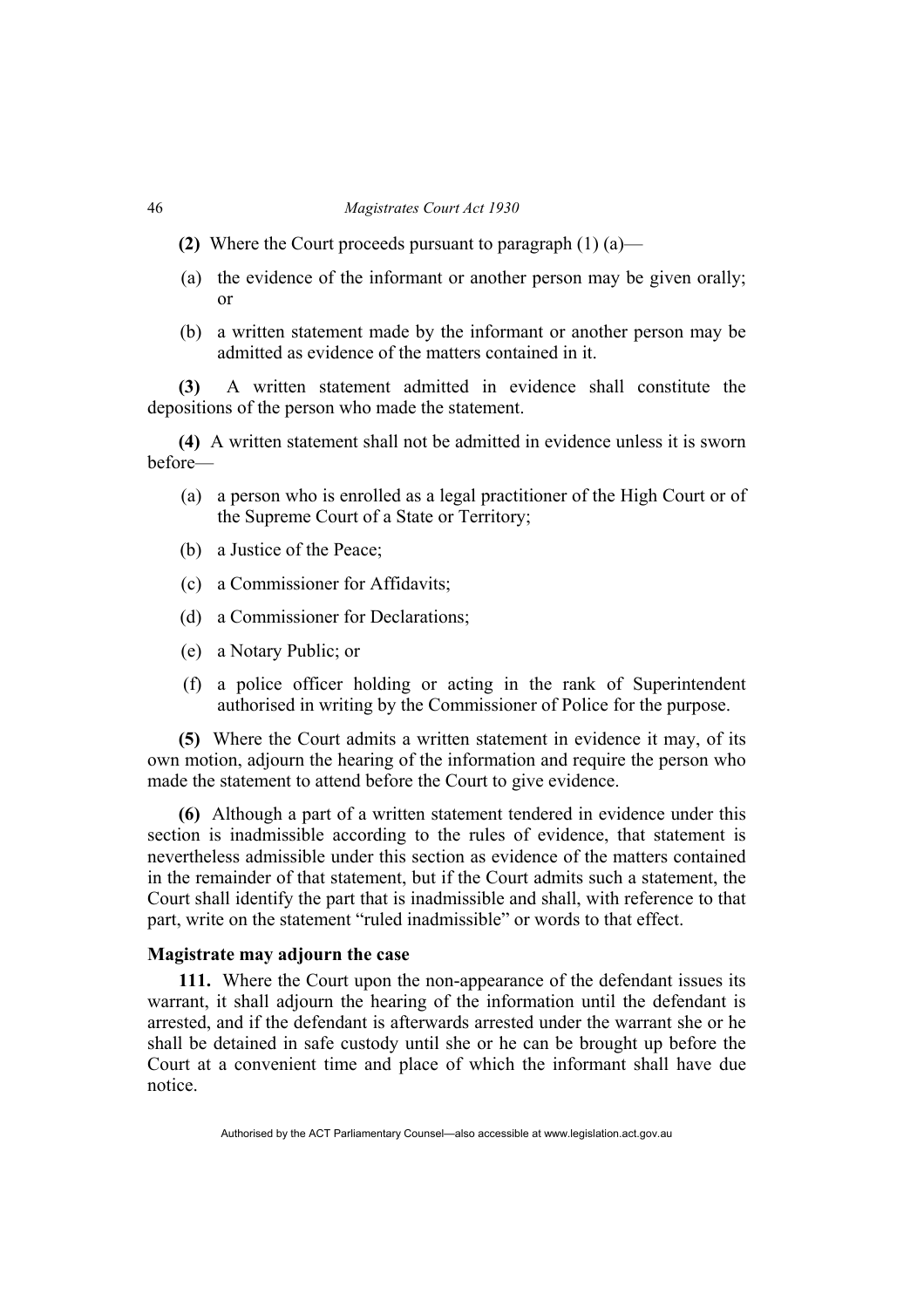**(2)** Where the Court proceeds pursuant to paragraph (1) (a)—

(a) the evidence of the informant or another person may be given orally; or

(b) a written statement made by the informant or another person may be admitted as evidence of the matters contained in it.

**(3)** A written statement admitted in evidence shall constitute the depositions of the person who made the statement.

**(4)** A written statement shall not be admitted in evidence unless it is sworn before—

(a) a person who is enrolled as a legal practitioner of the High Court or of the Supreme Court of a State or Territory;

(b) a Justice of the Peace;

(c) a Commissioner for Affidavits;

(d) a Commissioner for Declarations;

(e) a Notary Public; or

(f) a police officer holding or acting in the rank of Superintendent authorised in writing by the Commissioner of Police for the purpose.

**(5)** Where the Court admits a written statement in evidence it may, of its own motion, adjourn the hearing of the information and require the person who made the statement to attend before the Court to give evidence.

**(6)** Although a part of a written statement tendered in evidence under this section is inadmissible according to the rules of evidence, that statement is nevertheless admissible under this section as evidence of the matters contained in the remainder of that statement, but if the Court admits such a statement, the Court shall identify the part that is inadmissible and shall, with reference to that part, write on the statement "ruled inadmissible" or words to that effect.

### Magistrate may adjourn the case

**111.** Where the Court upon the non-appearance of the defendant issues its warrant, it shall adjourn the hearing of the information until the defendant is arrested, and if the defendant is afterwards arrested under the warrant she or he shall be detained in safe custody until she or he can be brought up before the Court at a convenient time and place of which the informant shall have due notice.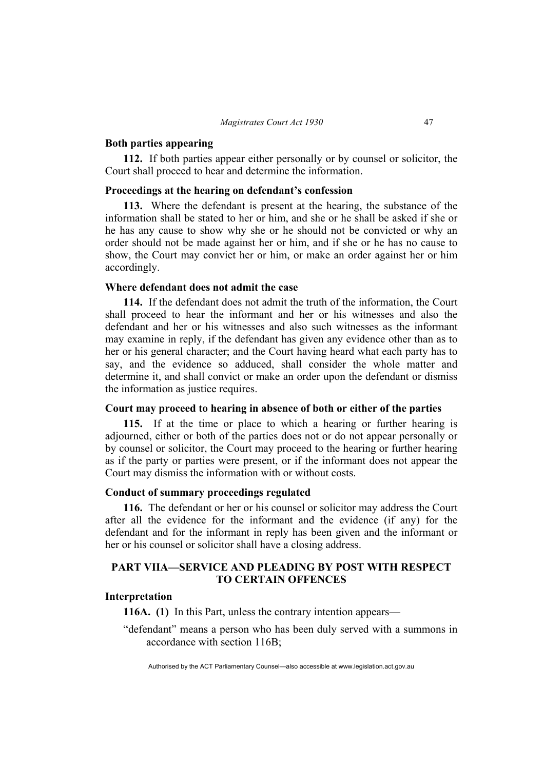**Both parties appearing**

**112.** If both parties appear either personally or by counsel or solicitor, the Court shall proceed to hear and determine the information.

**Proceedings at the hearing on defendant's confession**

**113.** Where the defendant is present at the hearing, the substance of the information shall be stated to her or him, and she or he shall be asked if she or he has any cause to show why she or he should not be convicted or why an order should not be made against her or him, and if she or he has no cause to show, the Court may convict her or him, or make an order against her or him accordingly.

**Where defendant does not admit the case**

**114.** If the defendant does not admit the truth of the information, the Court shall proceed to hear the informant and her or his witnesses and also the defendant and her or his witnesses and also such witnesses as the informant may examine in reply, if the defendant has given any evidence other than as to her or his general character; and the Court having heard what each party has to say, and the evidence so adduced, shall consider the whole matter and determine it, and shall convict or make an order upon the defendant or dismiss the information as justice requires.

**Court may proceed to hearing in absence of both or either of the parties**

**115.** If at the time or place to which a hearing or further hearing is adjourned, either or both of the parties does not or do not appear personally or by counsel or solicitor, the Court may proceed to the hearing or further hearing as if the party or parties were present, or if the informant does not appear the Court may dismiss the information with or without costs.

**Conduct of summary proceedings regulated**

**116.** The defendant or her or his counsel or solicitor may address the Court after all the evidence for the informant and the evidence (if any) for the defendant and for the informant in reply has been given and the informant or her or his counsel or solicitor shall have a closing address.

## PART VIIA—SERVICE AND PLEADING BY POST WITH RESPECT TO CERTAIN OFFENCES

**Interpretation**

**116A. (1)** In this Part, unless the contrary intention appears—

"defendant" means a person who has been duly served with a summons in accordance with section 116B;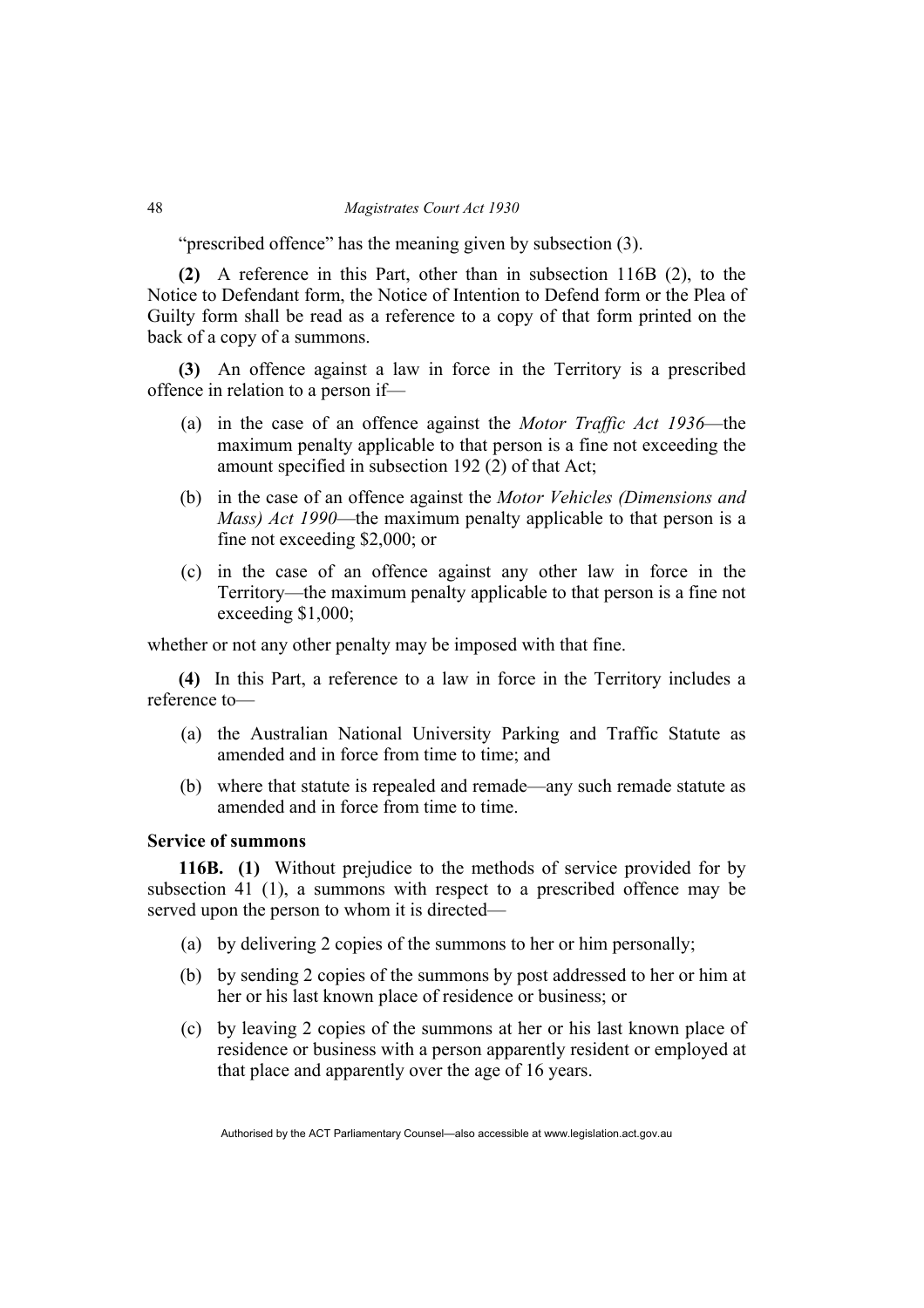“prescribed offence” has the meaning given by subsection (3).

**(2)** A reference in this Part, other than in subsection 116B (2), to the Notice to Defendant form, the Notice of Intention to Defend form or the Plea of Guilty form shall be read as a reference to a copy of that form printed on the back of a copy of a summons.

**(3)** An offence against a law in force in the Territory is a prescribed offence in relation to a person if—

(a) in the case of an offence against the *Motor Traffic Act 1936*—the maximum penalty applicable to that person is a fine not exceeding the amount specified in subsection 192 (2) of that Act;

(b) in the case of an offence against the *Motor Vehicles (Dimensions and Mass) Act 1990*—the maximum penalty applicable to that person is a fine not exceeding $2,000; or

(c) in the case of an offence against any other law in force in the Territory—the maximum penalty applicable to that person is a fine not exceeding $1,000;

whether or not any other penalty may be imposed with that fine.

**(4)** In this Part, a reference to a law in force in the Territory includes a reference to—

(a) the Australian National University Parking and Traffic Statute as amended and in force from time to time; and

(b) where that statute is repealed and remade—any such remade statute as amended and in force from time to time.

### Service of summons

**116B. (1)** Without prejudice to the methods of service provided for by subsection 41 (1), a summons with respect to a prescribed offence may be served upon the person to whom it is directed—

(a) by delivering 2 copies of the summons to her or him personally;

(b) by sending 2 copies of the summons by post addressed to her or him at her or his last known place of residence or business; or

(c) by leaving 2 copies of the summons at her or his last known place of residence or business with a person apparently resident or employed at that place and apparently over the age of 16 years.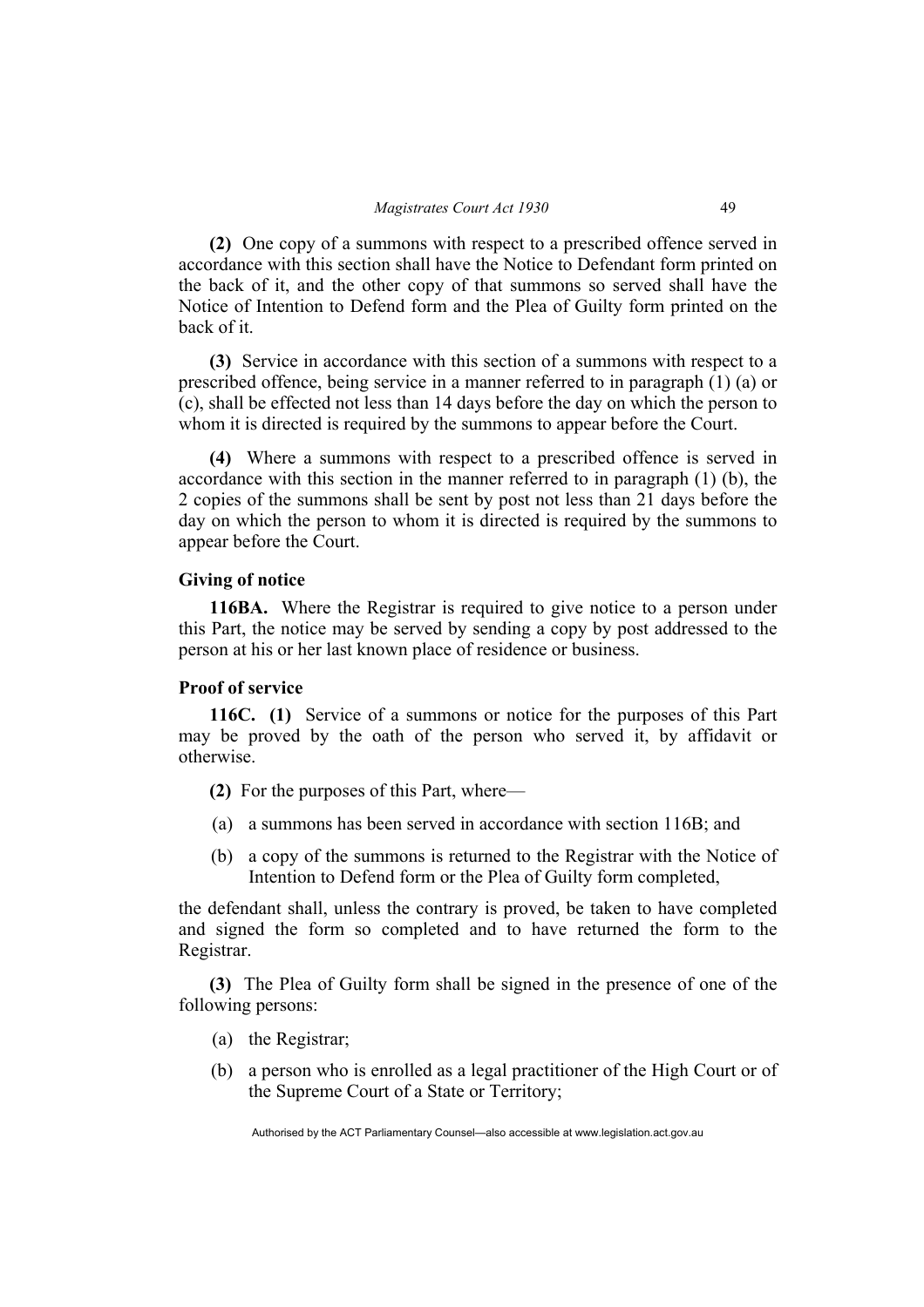**(2)** One copy of a summons with respect to a prescribed offence served in accordance with this section shall have the Notice to Defendant form printed on the back of it, and the other copy of that summons so served shall have the Notice of Intention to Defend form and the Plea of Guilty form printed on the back of it.

**(3)** Service in accordance with this section of a summons with respect to a prescribed offence, being service in a manner referred to in paragraph (1) (a) or (c), shall be effected not less than 14 days before the day on which the person to whom it is directed is required by the summons to appear before the Court.

**(4)** Where a summons with respect to a prescribed offence is served in accordance with this section in the manner referred to in paragraph (1) (b), the 2 copies of the summons shall be sent by post not less than 21 days before the day on which the person to whom it is directed is required by the summons to appear before the Court.

**Giving of notice**

**116BA.** Where the Registrar is required to give notice to a person under this Part, the notice may be served by sending a copy by post addressed to the person at his or her last known place of residence or business.

**Proof of service**

**116C. (1)** Service of a summons or notice for the purposes of this Part may be proved by the oath of the person who served it, by affidavit or otherwise.

**(2)** For the purposes of this Part, where—

(a) a summons has been served in accordance with section 116B; and

(b) a copy of the summons is returned to the Registrar with the Notice of Intention to Defend form or the Plea of Guilty form completed,

the defendant shall, unless the contrary is proved, be taken to have completed and signed the form so completed and to have returned the form to the Registrar.

**(3)** The Plea of Guilty form shall be signed in the presence of one of the following persons:

(a) the Registrar;

(b) a person who is enrolled as a legal practitioner of the High Court or of the Supreme Court of a State or Territory;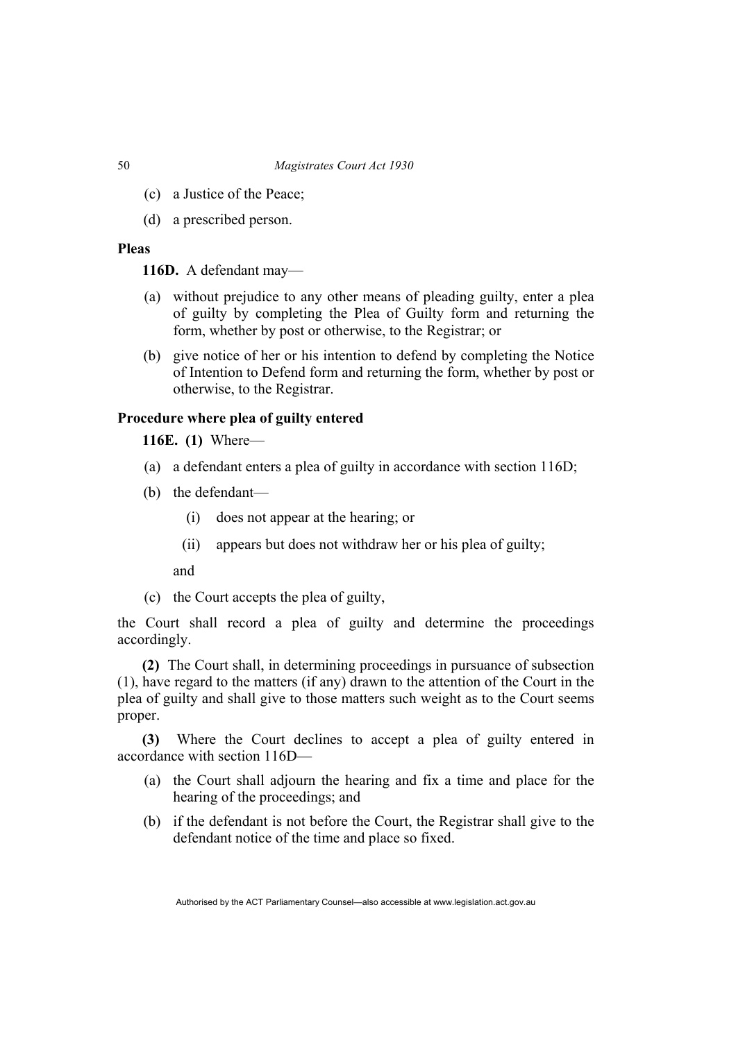(c) a Justice of the Peace;

(d) a prescribed person.

**Pleas**

**116D.** A defendant may—

(a) without prejudice to any other means of pleading guilty, enter a plea of guilty by completing the Plea of Guilty form and returning the form, whether by post or otherwise, to the Registrar; or

(b) give notice of her or his intention to defend by completing the Notice of Intention to Defend form and returning the form, whether by post or otherwise, to the Registrar.

**Procedure where plea of guilty entered**

**116E. (1)** Where—

(a) a defendant enters a plea of guilty in accordance with section 116D;

(b) the defendant—

 (i) does not appear at the hearing; or

 (ii) appears but does not withdraw her or his plea of guilty;

 and

(c) the Court accepts the plea of guilty,

the Court shall record a plea of guilty and determine the proceedings accordingly.

**(2)** The Court shall, in determining proceedings in pursuance of subsection (1), have regard to the matters (if any) drawn to the attention of the Court in the plea of guilty and shall give to those matters such weight as to the Court seems proper.

**(3)** Where the Court declines to accept a plea of guilty entered in accordance with section 116D—

(a) the Court shall adjourn the hearing and fix a time and place for the hearing of the proceedings; and

(b) if the defendant is not before the Court, the Registrar shall give to the defendant notice of the time and place so fixed.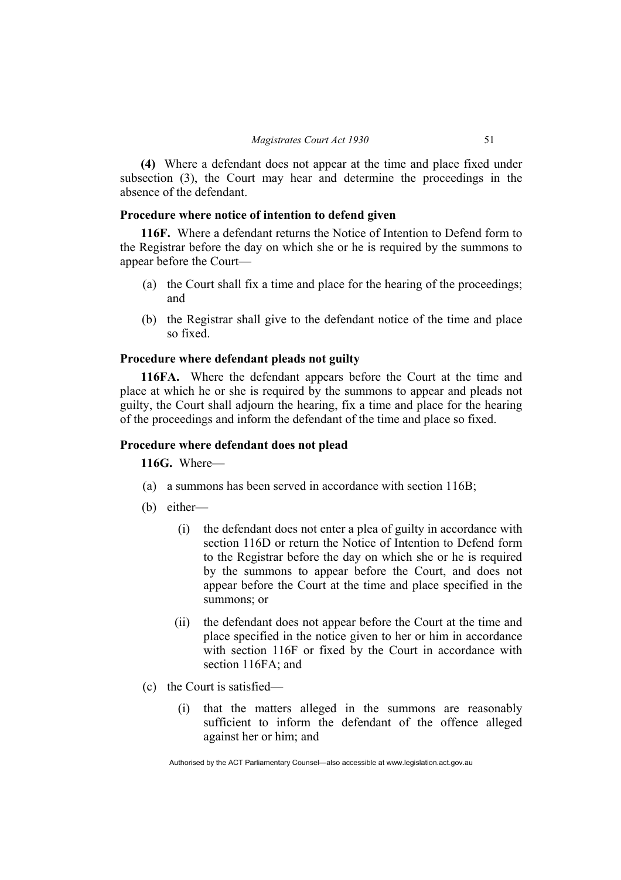**(4)** Where a defendant does not appear at the time and place fixed under subsection (3), the Court may hear and determine the proceedings in the absence of the defendant.

**Procedure where notice of intention to defend given**

**116F.** Where a defendant returns the Notice of Intention to Defend form to the Registrar before the day on which she or he is required by the summons to appear before the Court—

- (a) the Court shall fix a time and place for the hearing of the proceedings; and
- (b) the Registrar shall give to the defendant notice of the time and place so fixed.

**Procedure where defendant pleads not guilty**

**116FA.** Where the defendant appears before the Court at the time and place at which he or she is required by the summons to appear and pleads not guilty, the Court shall adjourn the hearing, fix a time and place for the hearing of the proceedings and inform the defendant of the time and place so fixed.

**Procedure where defendant does not plead**

**116G.** Where—

- (a) a summons has been served in accordance with section 116B;
- (b) either—
  - (i) the defendant does not enter a plea of guilty in accordance with section 116D or return the Notice of Intention to Defend form to the Registrar before the day on which she or he is required by the summons to appear before the Court, and does not appear before the Court at the time and place specified in the summons; or
  - (ii) the defendant does not appear before the Court at the time and place specified in the notice given to her or him in accordance with section 116F or fixed by the Court in accordance with section 116FA; and
- (c) the Court is satisfied—
  - (i) that the matters alleged in the summons are reasonably sufficient to inform the defendant of the offence alleged against her or him; and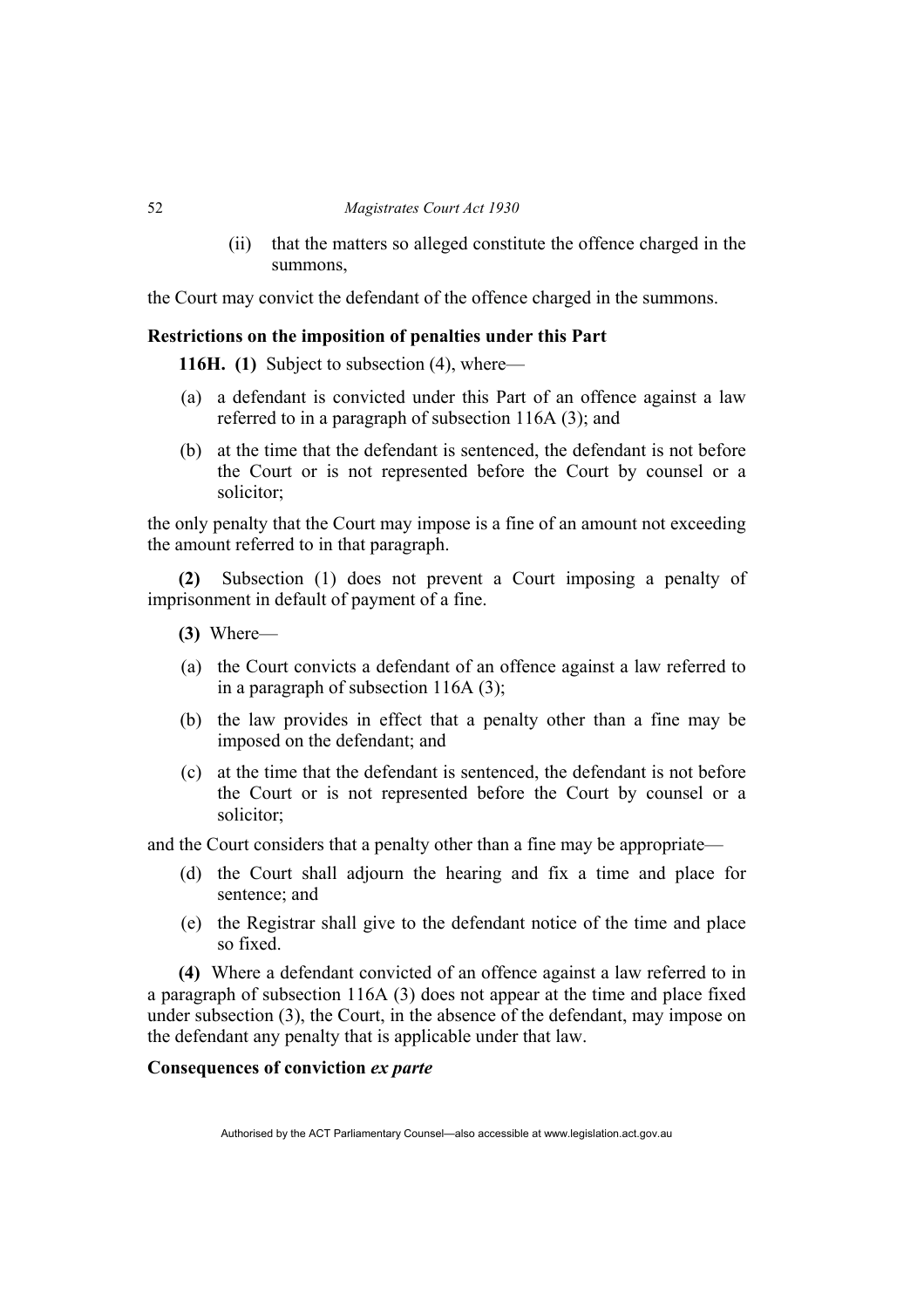(ii) that the matters so alleged constitute the offence charged in the summons,

the Court may convict the defendant of the offence charged in the summons.

**Restrictions on the imposition of penalties under this Part**

**116H. (1)** Subject to subsection (4), where—

(a) a defendant is convicted under this Part of an offence against a law referred to in a paragraph of subsection 116A (3); and

(b) at the time that the defendant is sentenced, the defendant is not before the Court or is not represented before the Court by counsel or a solicitor;

the only penalty that the Court may impose is a fine of an amount not exceeding the amount referred to in that paragraph.

**(2)** Subsection (1) does not prevent a Court imposing a penalty of imprisonment in default of payment of a fine.

**(3)** Where—

(a) the Court convicts a defendant of an offence against a law referred to in a paragraph of subsection 116A (3);

(b) the law provides in effect that a penalty other than a fine may be imposed on the defendant; and

(c) at the time that the defendant is sentenced, the defendant is not before the Court or is not represented before the Court by counsel or a solicitor;

and the Court considers that a penalty other than a fine may be appropriate—

(d) the Court shall adjourn the hearing and fix a time and place for sentence; and

(e) the Registrar shall give to the defendant notice of the time and place so fixed.

**(4)** Where a defendant convicted of an offence against a law referred to in a paragraph of subsection 116A (3) does not appear at the time and place fixed under subsection (3), the Court, in the absence of the defendant, may impose on the defendant any penalty that is applicable under that law.

**Consequences of conviction *ex parte***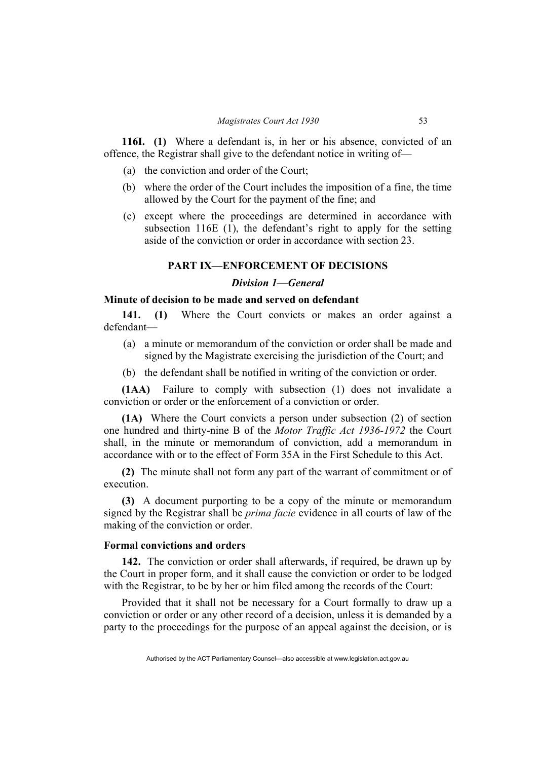**116I. (1)** Where a defendant is, in her or his absence, convicted of an offence, the Registrar shall give to the defendant notice in writing of—

(a) the conviction and order of the Court;

(b) where the order of the Court includes the imposition of a fine, the time allowed by the Court for the payment of the fine; and

(c) except where the proceedings are determined in accordance with subsection 116E (1), the defendant's right to apply for the setting aside of the conviction or order in accordance with section 23.

## PART IX—ENFORCEMENT OF DECISIONS

### *Division 1—General*

#### Minute of decision to be made and served on defendant

**141. (1)** Where the Court convicts or makes an order against a defendant—

(a) a minute or memorandum of the conviction or order shall be made and signed by the Magistrate exercising the jurisdiction of the Court; and

(b) the defendant shall be notified in writing of the conviction or order.

**(1AA)** Failure to comply with subsection (1) does not invalidate a conviction or order or the enforcement of a conviction or order.

**(1A)** Where the Court convicts a person under subsection (2) of section one hundred and thirty-nine B of the *Motor Traffic Act 1936-1972* the Court shall, in the minute or memorandum of conviction, add a memorandum in accordance with or to the effect of Form 35A in the First Schedule to this Act.

**(2)** The minute shall not form any part of the warrant of commitment or of execution.

**(3)** A document purporting to be a copy of the minute or memorandum signed by the Registrar shall be *prima facie* evidence in all courts of law of the making of the conviction or order.

#### Formal convictions and orders

**142.** The conviction or order shall afterwards, if required, be drawn up by the Court in proper form, and it shall cause the conviction or order to be lodged with the Registrar, to be by her or him filed among the records of the Court:

Provided that it shall not be necessary for a Court formally to draw up a conviction or order or any other record of a decision, unless it is demanded by a party to the proceedings for the purpose of an appeal against the decision, or is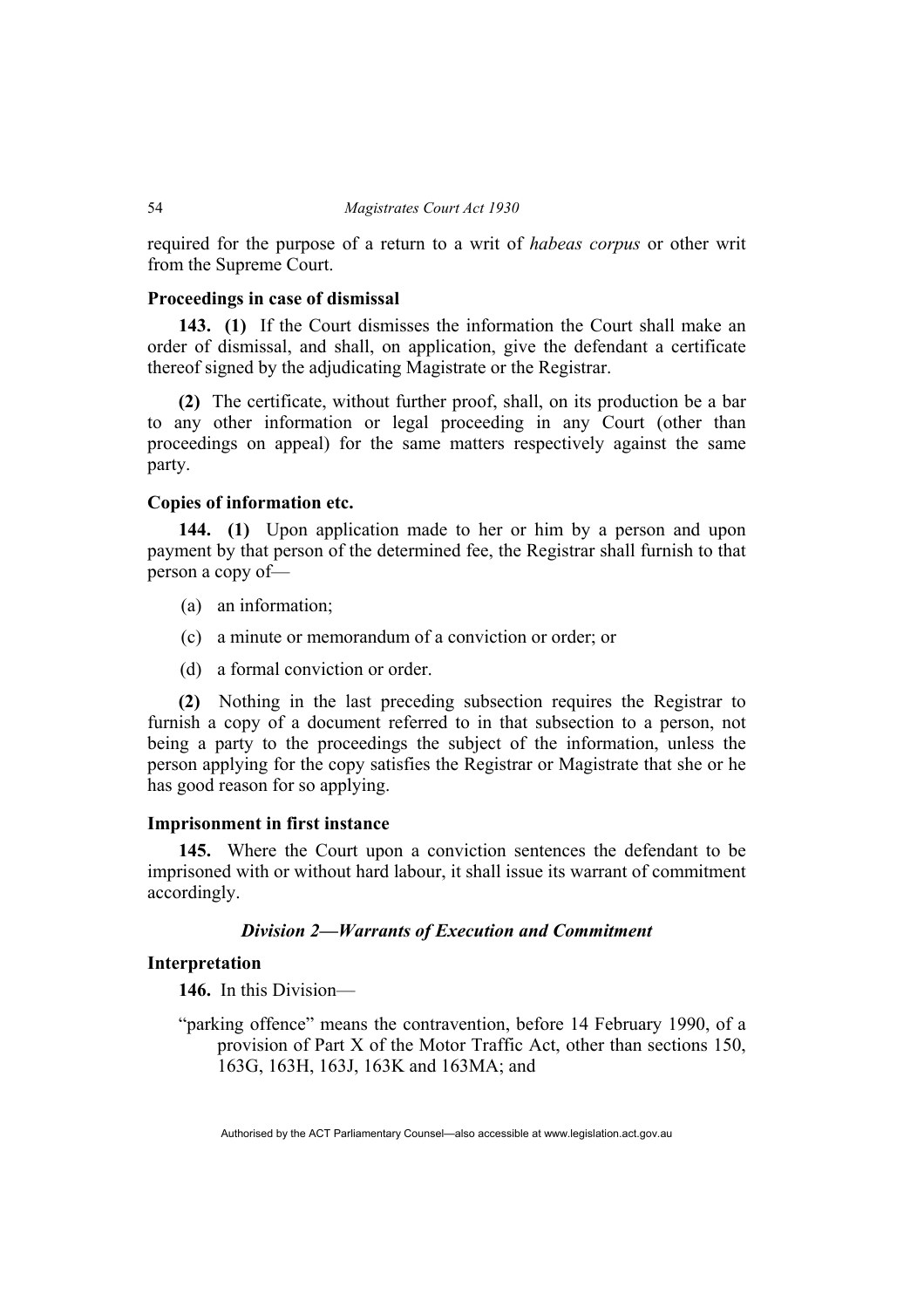required for the purpose of a return to a writ of *habeas corpus* or other writ from the Supreme Court.

**Proceedings in case of dismissal**

**143. (1)** If the Court dismisses the information the Court shall make an order of dismissal, and shall, on application, give the defendant a certificate thereof signed by the adjudicating Magistrate or the Registrar.

**(2)** The certificate, without further proof, shall, on its production be a bar to any other information or legal proceeding in any Court (other than proceedings on appeal) for the same matters respectively against the same party.

**Copies of information etc.**

**144. (1)** Upon application made to her or him by a person and upon payment by that person of the determined fee, the Registrar shall furnish to that person a copy of—

(a) an information;

(c) a minute or memorandum of a conviction or order; or

(d) a formal conviction or order.

**(2)** Nothing in the last preceding subsection requires the Registrar to furnish a copy of a document referred to in that subsection to a person, not being a party to the proceedings the subject of the information, unless the person applying for the copy satisfies the Registrar or Magistrate that she or he has good reason for so applying.

**Imprisonment in first instance**

**145.** Where the Court upon a conviction sentences the defendant to be imprisoned with or without hard labour, it shall issue its warrant of commitment accordingly.

### *Division 2—Warrants of Execution and Commitment*

**Interpretation**

**146.** In this Division—

"parking offence" means the contravention, before 14 February 1990, of a provision of Part X of the Motor Traffic Act, other than sections 150, 163G, 163H, 163J, 163K and 163MA; and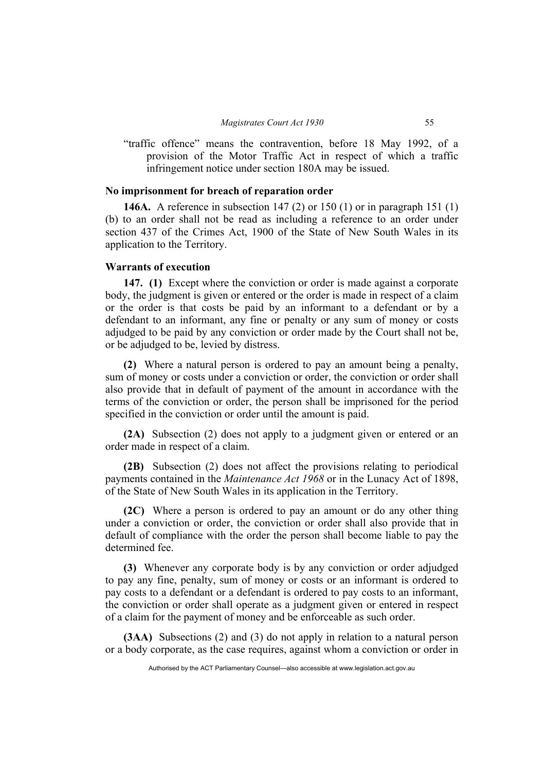"traffic offence" means the contravention, before 18 May 1992, of a provision of the Motor Traffic Act in respect of which a traffic infringement notice under section 180A may be issued.

### No imprisonment for breach of reparation order

**146A.** A reference in subsection 147 (2) or 150 (1) or in paragraph 151 (1) (b) to an order shall not be read as including a reference to an order under section 437 of the Crimes Act, 1900 of the State of New South Wales in its application to the Territory.

### Warrants of execution

**147. (1)** Except where the conviction or order is made against a corporate body, the judgment is given or entered or the order is made in respect of a claim or the order is that costs be paid by an informant to a defendant or by a defendant to an informant, any fine or penalty or any sum of money or costs adjudged to be paid by any conviction or order made by the Court shall not be, or be adjudged to be, levied by distress.

**(2)** Where a natural person is ordered to pay an amount being a penalty, sum of money or costs under a conviction or order, the conviction or order shall also provide that in default of payment of the amount in accordance with the terms of the conviction or order, the person shall be imprisoned for the period specified in the conviction or order until the amount is paid.

**(2A)** Subsection (2) does not apply to a judgment given or entered or an order made in respect of a claim.

**(2B)** Subsection (2) does not affect the provisions relating to periodical payments contained in the *Maintenance Act 1968* or in the Lunacy Act of 1898, of the State of New South Wales in its application in the Territory.

**(2C)** Where a person is ordered to pay an amount or do any other thing under a conviction or order, the conviction or order shall also provide that in default of compliance with the order the person shall become liable to pay the determined fee.

**(3)** Whenever any corporate body is by any conviction or order adjudged to pay any fine, penalty, sum of money or costs or an informant is ordered to pay costs to a defendant or a defendant is ordered to pay costs to an informant, the conviction or order shall operate as a judgment given or entered in respect of a claim for the payment of money and be enforceable as such order.

**(3AA)** Subsections (2) and (3) do not apply in relation to a natural person or a body corporate, as the case requires, against whom a conviction or order in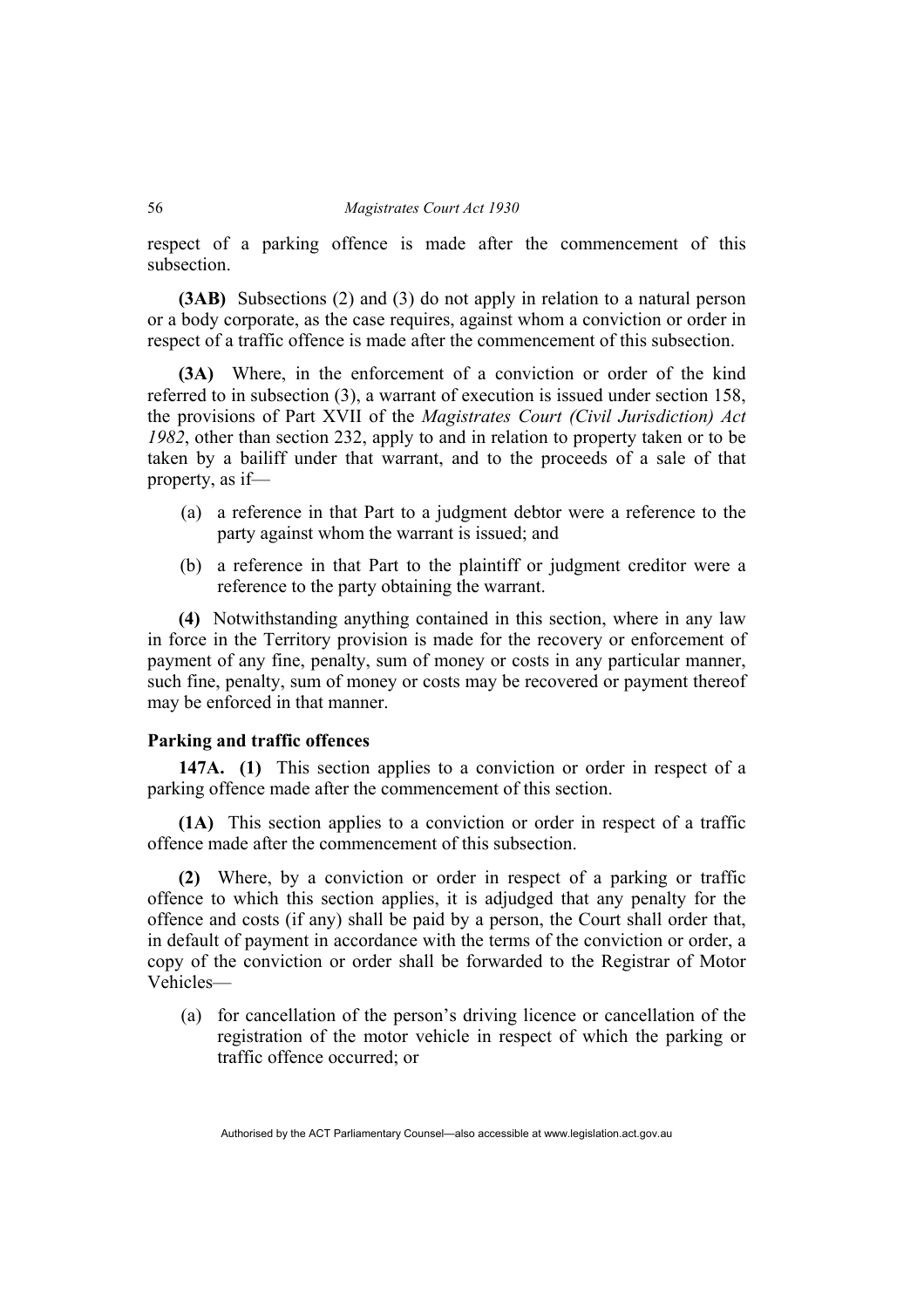respect of a parking offence is made after the commencement of this subsection.

**(3AB)** Subsections (2) and (3) do not apply in relation to a natural person or a body corporate, as the case requires, against whom a conviction or order in respect of a traffic offence is made after the commencement of this subsection.

**(3A)** Where, in the enforcement of a conviction or order of the kind referred to in subsection (3), a warrant of execution is issued under section 158, the provisions of Part XVII of the *Magistrates Court (Civil Jurisdiction) Act 1982*, other than section 232, apply to and in relation to property taken or to be taken by a bailiff under that warrant, and to the proceeds of a sale of that property, as if—

(a) a reference in that Part to a judgment debtor were a reference to the party against whom the warrant is issued; and

(b) a reference in that Part to the plaintiff or judgment creditor were a reference to the party obtaining the warrant.

**(4)** Notwithstanding anything contained in this section, where in any law in force in the Territory provision is made for the recovery or enforcement of payment of any fine, penalty, sum of money or costs in any particular manner, such fine, penalty, sum of money or costs may be recovered or payment thereof may be enforced in that manner.

**Parking and traffic offences**

**147A. (1)** This section applies to a conviction or order in respect of a parking offence made after the commencement of this section.

**(1A)** This section applies to a conviction or order in respect of a traffic offence made after the commencement of this subsection.

**(2)** Where, by a conviction or order in respect of a parking or traffic offence to which this section applies, it is adjudged that any penalty for the offence and costs (if any) shall be paid by a person, the Court shall order that, in default of payment in accordance with the terms of the conviction or order, a copy of the conviction or order shall be forwarded to the Registrar of Motor Vehicles—

(a) for cancellation of the person's driving licence or cancellation of the registration of the motor vehicle in respect of which the parking or traffic offence occurred; or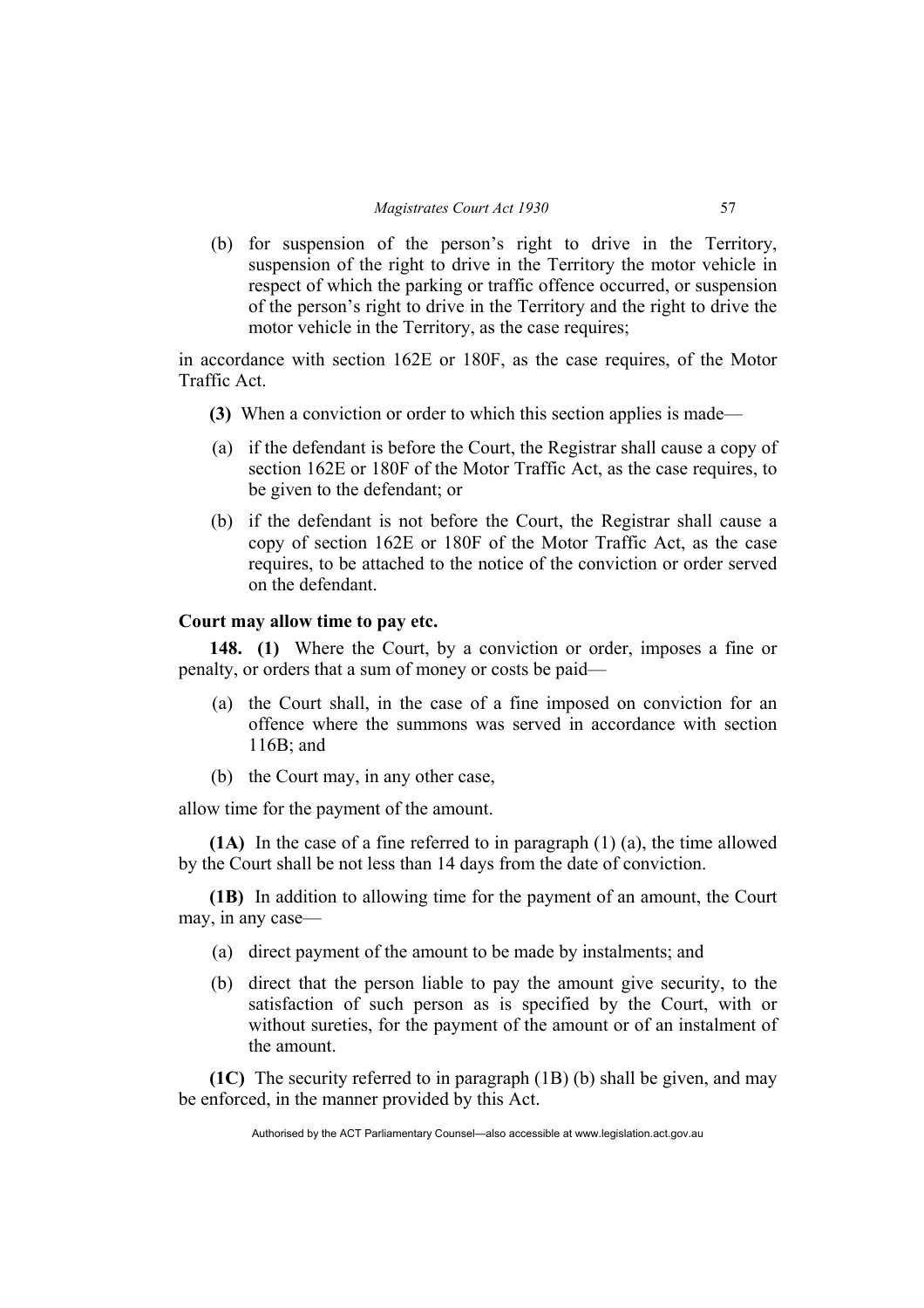(b) for suspension of the person's right to drive in the Territory, suspension of the right to drive in the Territory the motor vehicle in respect of which the parking or traffic offence occurred, or suspension of the person's right to drive in the Territory and the right to drive the motor vehicle in the Territory, as the case requires;

in accordance with section 162E or 180F, as the case requires, of the Motor Traffic Act.

**(3)** When a conviction or order to which this section applies is made—

(a) if the defendant is before the Court, the Registrar shall cause a copy of section 162E or 180F of the Motor Traffic Act, as the case requires, to be given to the defendant; or

(b) if the defendant is not before the Court, the Registrar shall cause a copy of section 162E or 180F of the Motor Traffic Act, as the case requires, to be attached to the notice of the conviction or order served on the defendant.

### Court may allow time to pay etc.

**148. (1)** Where the Court, by a conviction or order, imposes a fine or penalty, or orders that a sum of money or costs be paid—

(a) the Court shall, in the case of a fine imposed on conviction for an offence where the summons was served in accordance with section 116B; and

(b) the Court may, in any other case,

allow time for the payment of the amount.

**(1A)** In the case of a fine referred to in paragraph (1) (a), the time allowed by the Court shall be not less than 14 days from the date of conviction.

**(1B)** In addition to allowing time for the payment of an amount, the Court may, in any case—

(a) direct payment of the amount to be made by instalments; and

(b) direct that the person liable to pay the amount give security, to the satisfaction of such person as is specified by the Court, with or without sureties, for the payment of the amount or of an instalment of the amount.

**(1C)** The security referred to in paragraph (1B) (b) shall be given, and may be enforced, in the manner provided by this Act.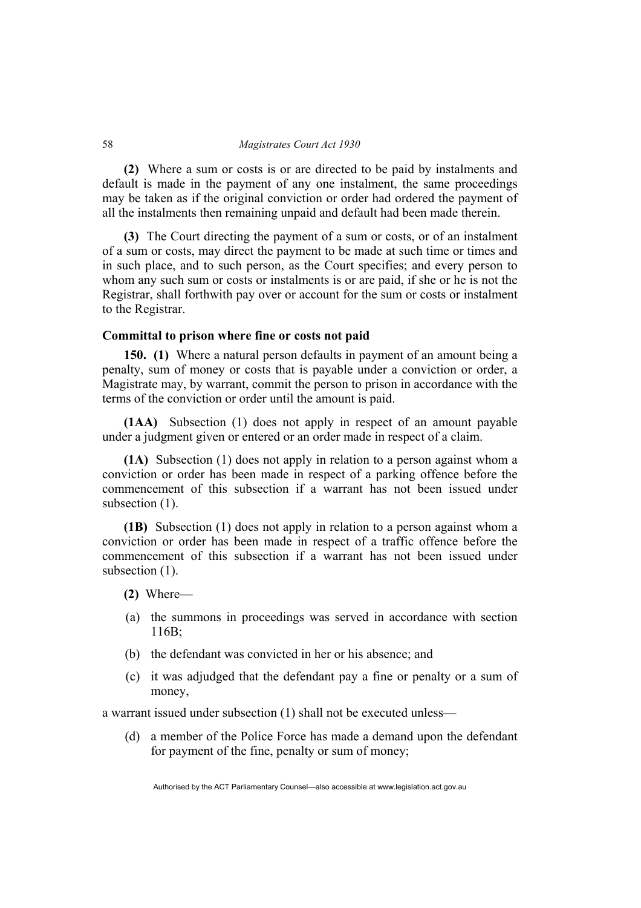**(2)** Where a sum or costs is or are directed to be paid by instalments and default is made in the payment of any one instalment, the same proceedings may be taken as if the original conviction or order had ordered the payment of all the instalments then remaining unpaid and default had been made therein.

**(3)** The Court directing the payment of a sum or costs, or of an instalment of a sum or costs, may direct the payment to be made at such time or times and in such place, and to such person, as the Court specifies; and every person to whom any such sum or costs or instalments is or are paid, if she or he is not the Registrar, shall forthwith pay over or account for the sum or costs or instalment to the Registrar.

### Committal to prison where fine or costs not paid

**150. (1)** Where a natural person defaults in payment of an amount being a penalty, sum of money or costs that is payable under a conviction or order, a Magistrate may, by warrant, commit the person to prison in accordance with the terms of the conviction or order until the amount is paid.

**(1AA)** Subsection (1) does not apply in respect of an amount payable under a judgment given or entered or an order made in respect of a claim.

**(1A)** Subsection (1) does not apply in relation to a person against whom a conviction or order has been made in respect of a parking offence before the commencement of this subsection if a warrant has not been issued under subsection (1).

**(1B)** Subsection (1) does not apply in relation to a person against whom a conviction or order has been made in respect of a traffic offence before the commencement of this subsection if a warrant has not been issued under subsection (1).

**(2)** Where—

(a) the summons in proceedings was served in accordance with section 116B;

(b) the defendant was convicted in her or his absence; and

(c) it was adjudged that the defendant pay a fine or penalty or a sum of money,

a warrant issued under subsection (1) shall not be executed unless—

(d) a member of the Police Force has made a demand upon the defendant for payment of the fine, penalty or sum of money;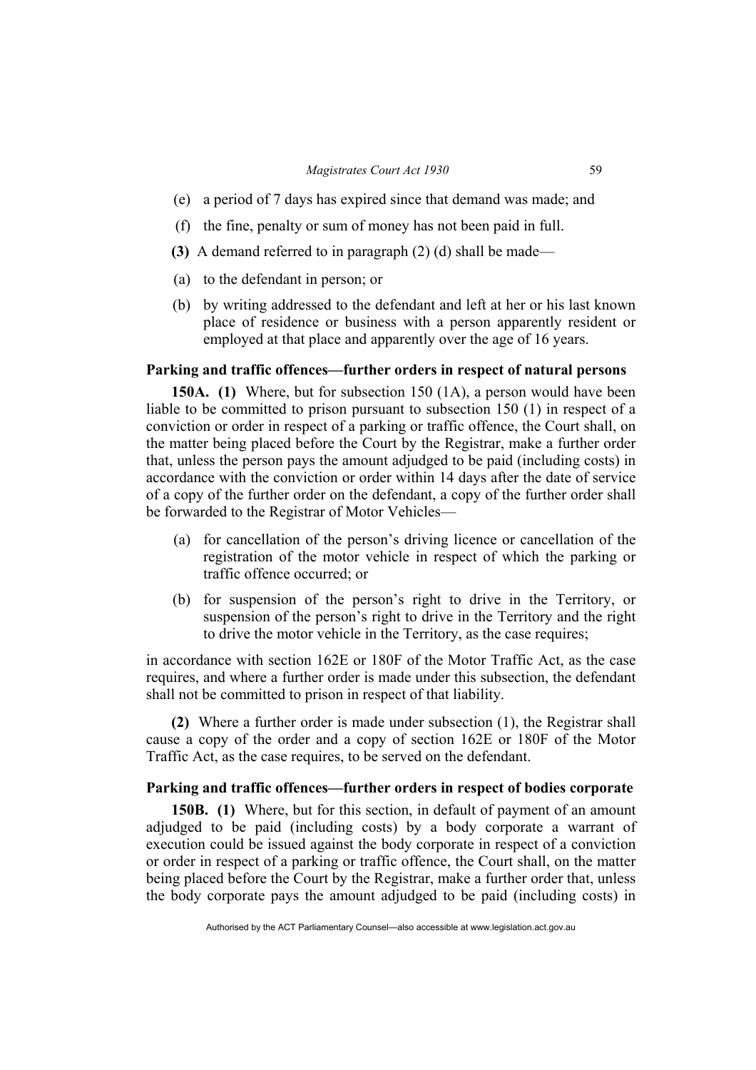(e) a period of 7 days has expired since that demand was made; and

(f) the fine, penalty or sum of money has not been paid in full.

**(3)** A demand referred to in paragraph (2) (d) shall be made—

(a) to the defendant in person; or

(b) by writing addressed to the defendant and left at her or his last known place of residence or business with a person apparently resident or employed at that place and apparently over the age of 16 years.

### Parking and traffic offences—further orders in respect of natural persons

**150A. (1)** Where, but for subsection 150 (1A), a person would have been liable to be committed to prison pursuant to subsection 150 (1) in respect of a conviction or order in respect of a parking or traffic offence, the Court shall, on the matter being placed before the Court by the Registrar, make a further order that, unless the person pays the amount adjudged to be paid (including costs) in accordance with the conviction or order within 14 days after the date of service of a copy of the further order on the defendant, a copy of the further order shall be forwarded to the Registrar of Motor Vehicles—

(a) for cancellation of the person's driving licence or cancellation of the registration of the motor vehicle in respect of which the parking or traffic offence occurred; or

(b) for suspension of the person's right to drive in the Territory, or suspension of the person's right to drive in the Territory and the right to drive the motor vehicle in the Territory, as the case requires;

in accordance with section 162E or 180F of the Motor Traffic Act, as the case requires, and where a further order is made under this subsection, the defendant shall not be committed to prison in respect of that liability.

**(2)** Where a further order is made under subsection (1), the Registrar shall cause a copy of the order and a copy of section 162E or 180F of the Motor Traffic Act, as the case requires, to be served on the defendant.

### Parking and traffic offences—further orders in respect of bodies corporate

**150B. (1)** Where, but for this section, in default of payment of an amount adjudged to be paid (including costs) by a body corporate a warrant of execution could be issued against the body corporate in respect of a conviction or order in respect of a parking or traffic offence, the Court shall, on the matter being placed before the Court by the Registrar, make a further order that, unless the body corporate pays the amount adjudged to be paid (including costs) in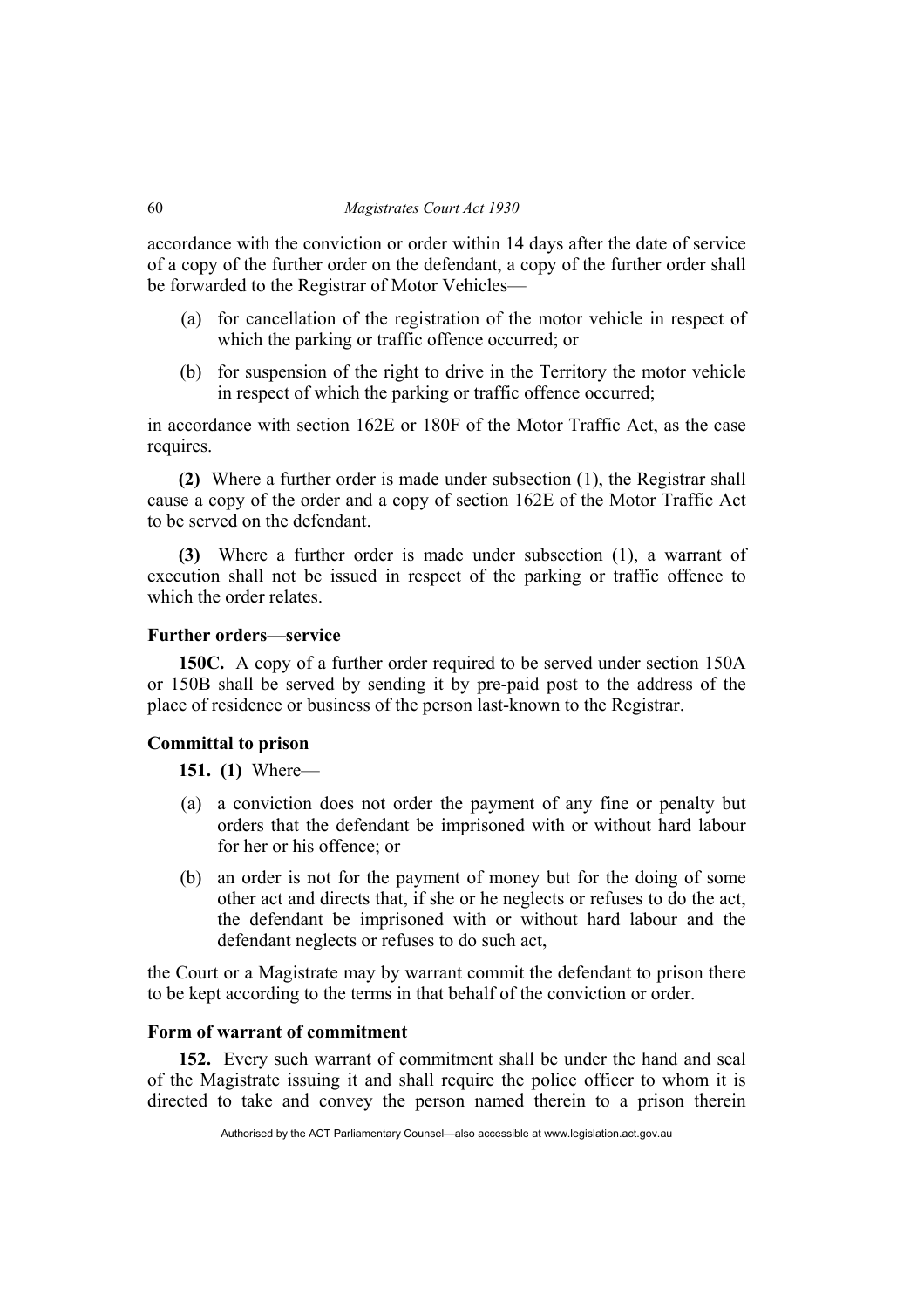accordance with the conviction or order within 14 days after the date of service of a copy of the further order on the defendant, a copy of the further order shall be forwarded to the Registrar of Motor Vehicles—

(a) for cancellation of the registration of the motor vehicle in respect of which the parking or traffic offence occurred; or

(b) for suspension of the right to drive in the Territory the motor vehicle in respect of which the parking or traffic offence occurred;

in accordance with section 162E or 180F of the Motor Traffic Act, as the case requires.

**(2)** Where a further order is made under subsection (1), the Registrar shall cause a copy of the order and a copy of section 162E of the Motor Traffic Act to be served on the defendant.

**(3)** Where a further order is made under subsection (1), a warrant of execution shall not be issued in respect of the parking or traffic offence to which the order relates.

### Further orders—service

**150C.** A copy of a further order required to be served under section 150A or 150B shall be served by sending it by pre-paid post to the address of the place of residence or business of the person last-known to the Registrar.

### Committal to prison

**151. (1)** Where—

(a) a conviction does not order the payment of any fine or penalty but orders that the defendant be imprisoned with or without hard labour for her or his offence; or

(b) an order is not for the payment of money but for the doing of some other act and directs that, if she or he neglects or refuses to do the act, the defendant be imprisoned with or without hard labour and the defendant neglects or refuses to do such act,

the Court or a Magistrate may by warrant commit the defendant to prison there to be kept according to the terms in that behalf of the conviction or order.

### Form of warrant of commitment

**152.** Every such warrant of commitment shall be under the hand and seal of the Magistrate issuing it and shall require the police officer to whom it is directed to take and convey the person named therein to a prison therein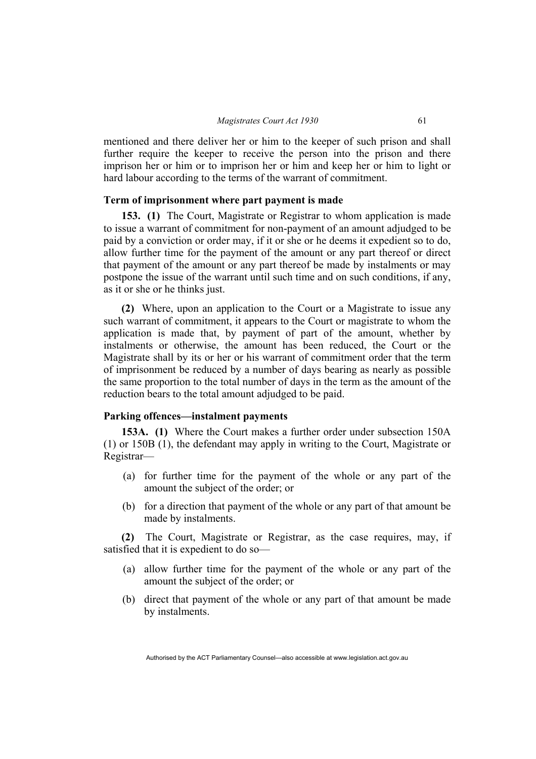mentioned and there deliver her or him to the keeper of such prison and shall further require the keeper to receive the person into the prison and there imprison her or him or to imprison her or him and keep her or him to light or hard labour according to the terms of the warrant of commitment.

### Term of imprisonment where part payment is made

**153.** **(1)** The Court, Magistrate or Registrar to whom application is made to issue a warrant of commitment for non-payment of an amount adjudged to be paid by a conviction or order may, if it or she or he deems it expedient so to do, allow further time for the payment of the amount or any part thereof or direct that payment of the amount or any part thereof be made by instalments or may postpone the issue of the warrant until such time and on such conditions, if any, as it or she or he thinks just.

**(2)** Where, upon an application to the Court or a Magistrate to issue any such warrant of commitment, it appears to the Court or magistrate to whom the application is made that, by payment of part of the amount, whether by instalments or otherwise, the amount has been reduced, the Court or the Magistrate shall by its or her or his warrant of commitment order that the term of imprisonment be reduced by a number of days bearing as nearly as possible the same proportion to the total number of days in the term as the amount of the reduction bears to the total amount adjudged to be paid.

### Parking offences—instalment payments

**153A.** **(1)** Where the Court makes a further order under subsection 150A (1) or 150B (1), the defendant may apply in writing to the Court, Magistrate or Registrar—

(a) for further time for the payment of the whole or any part of the amount the subject of the order; or

(b) for a direction that payment of the whole or any part of that amount be made by instalments.

**(2)** The Court, Magistrate or Registrar, as the case requires, may, if satisfied that it is expedient to do so—

(a) allow further time for the payment of the whole or any part of the amount the subject of the order; or

(b) direct that payment of the whole or any part of that amount be made by instalments.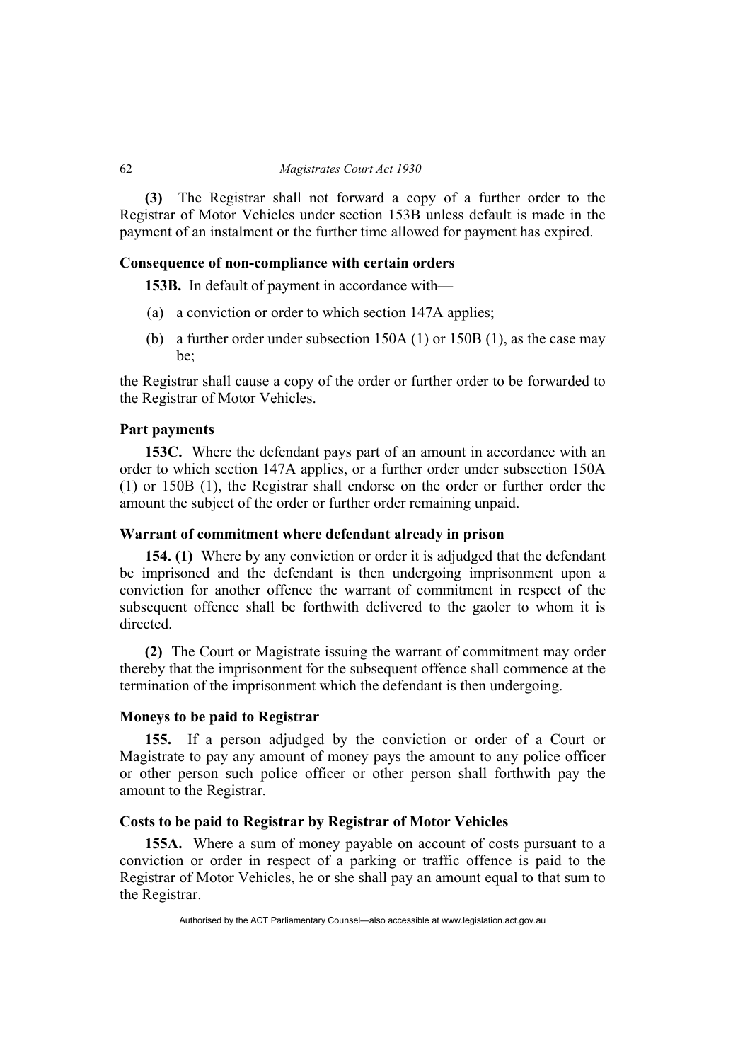**(3)** The Registrar shall not forward a copy of a further order to the Registrar of Motor Vehicles under section 153B unless default is made in the payment of an instalment or the further time allowed for payment has expired.

### Consequence of non-compliance with certain orders

**153B.** In default of payment in accordance with—

(a) a conviction or order to which section 147A applies;

(b) a further order under subsection 150A (1) or 150B (1), as the case may be;

the Registrar shall cause a copy of the order or further order to be forwarded to the Registrar of Motor Vehicles.

### Part payments

**153C.** Where the defendant pays part of an amount in accordance with an order to which section 147A applies, or a further order under subsection 150A (1) or 150B (1), the Registrar shall endorse on the order or further order the amount the subject of the order or further order remaining unpaid.

### Warrant of commitment where defendant already in prison

**154. (1)** Where by any conviction or order it is adjudged that the defendant be imprisoned and the defendant is then undergoing imprisonment upon a conviction for another offence the warrant of commitment in respect of the subsequent offence shall be forthwith delivered to the gaoler to whom it is directed.

**(2)** The Court or Magistrate issuing the warrant of commitment may order thereby that the imprisonment for the subsequent offence shall commence at the termination of the imprisonment which the defendant is then undergoing.

### Moneys to be paid to Registrar

**155.** If a person adjudged by the conviction or order of a Court or Magistrate to pay any amount of money pays the amount to any police officer or other person such police officer or other person shall forthwith pay the amount to the Registrar.

### Costs to be paid to Registrar by Registrar of Motor Vehicles

**155A.** Where a sum of money payable on account of costs pursuant to a conviction or order in respect of a parking or traffic offence is paid to the Registrar of Motor Vehicles, he or she shall pay an amount equal to that sum to the Registrar.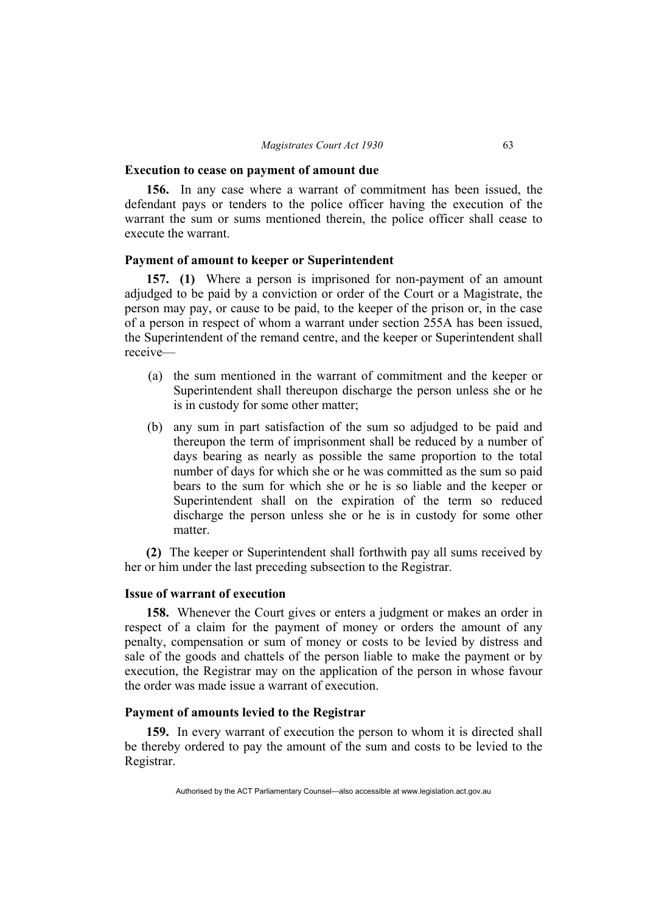### Execution to cease on payment of amount due

**156.** In any case where a warrant of commitment has been issued, the defendant pays or tenders to the police officer having the execution of the warrant the sum or sums mentioned therein, the police officer shall cease to execute the warrant.

### Payment of amount to keeper or Superintendent

**157. (1)** Where a person is imprisoned for non-payment of an amount adjudged to be paid by a conviction or order of the Court or a Magistrate, the person may pay, or cause to be paid, to the keeper of the prison or, in the case of a person in respect of whom a warrant under section 255A has been issued, the Superintendent of the remand centre, and the keeper or Superintendent shall receive—

(a) the sum mentioned in the warrant of commitment and the keeper or Superintendent shall thereupon discharge the person unless she or he is in custody for some other matter;

(b) any sum in part satisfaction of the sum so adjudged to be paid and thereupon the term of imprisonment shall be reduced by a number of days bearing as nearly as possible the same proportion to the total number of days for which she or he was committed as the sum so paid bears to the sum for which she or he is so liable and the keeper or Superintendent shall on the expiration of the term so reduced discharge the person unless she or he is in custody for some other matter.

**(2)** The keeper or Superintendent shall forthwith pay all sums received by her or him under the last preceding subsection to the Registrar.

### Issue of warrant of execution

**158.** Whenever the Court gives or enters a judgment or makes an order in respect of a claim for the payment of money or orders the amount of any penalty, compensation or sum of money or costs to be levied by distress and sale of the goods and chattels of the person liable to make the payment or by execution, the Registrar may on the application of the person in whose favour the order was made issue a warrant of execution.

### Payment of amounts levied to the Registrar

**159.** In every warrant of execution the person to whom it is directed shall be thereby ordered to pay the amount of the sum and costs to be levied to the Registrar.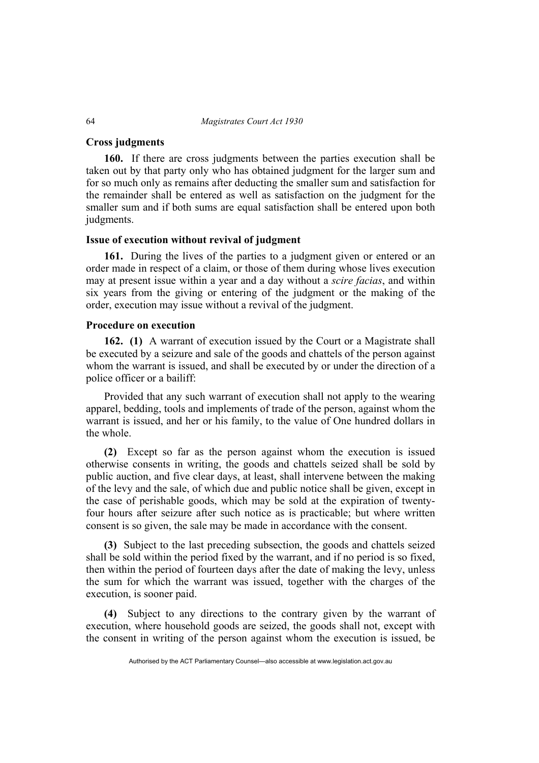### Cross judgments

**160.** If there are cross judgments between the parties execution shall be taken out by that party only who has obtained judgment for the larger sum and for so much only as remains after deducting the smaller sum and satisfaction for the remainder shall be entered as well as satisfaction on the judgment for the smaller sum and if both sums are equal satisfaction shall be entered upon both judgments.

### Issue of execution without revival of judgment

**161.** During the lives of the parties to a judgment given or entered or an order made in respect of a claim, or those of them during whose lives execution may at present issue within a year and a day without a *scire facias*, and within six years from the giving or entering of the judgment or the making of the order, execution may issue without a revival of the judgment.

### Procedure on execution

**162. (1)** A warrant of execution issued by the Court or a Magistrate shall be executed by a seizure and sale of the goods and chattels of the person against whom the warrant is issued, and shall be executed by or under the direction of a police officer or a bailiff:

Provided that any such warrant of execution shall not apply to the wearing apparel, bedding, tools and implements of trade of the person, against whom the warrant is issued, and her or his family, to the value of One hundred dollars in the whole.

**(2)** Except so far as the person against whom the execution is issued otherwise consents in writing, the goods and chattels seized shall be sold by public auction, and five clear days, at least, shall intervene between the making of the levy and the sale, of which due and public notice shall be given, except in the case of perishable goods, which may be sold at the expiration of twenty-four hours after seizure after such notice as is practicable; but where written consent is so given, the sale may be made in accordance with the consent.

**(3)** Subject to the last preceding subsection, the goods and chattels seized shall be sold within the period fixed by the warrant, and if no period is so fixed, then within the period of fourteen days after the date of making the levy, unless the sum for which the warrant was issued, together with the charges of the execution, is sooner paid.

**(4)** Subject to any directions to the contrary given by the warrant of execution, where household goods are seized, the goods shall not, except with the consent in writing of the person against whom the execution is issued, be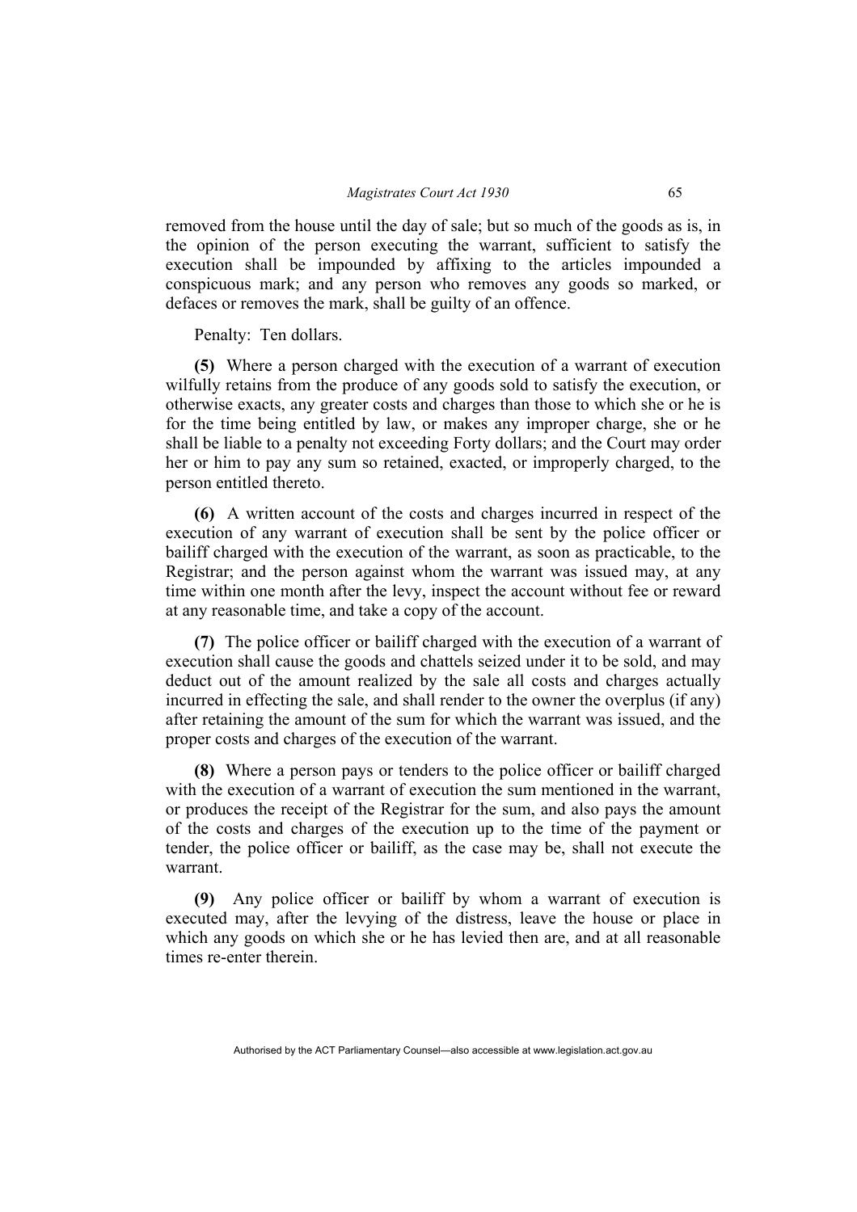removed from the house until the day of sale; but so much of the goods as is, in the opinion of the person executing the warrant, sufficient to satisfy the execution shall be impounded by affixing to the articles impounded a conspicuous mark; and any person who removes any goods so marked, or defaces or removes the mark, shall be guilty of an offence.

Penalty: Ten dollars.

**(5)** Where a person charged with the execution of a warrant of execution wilfully retains from the produce of any goods sold to satisfy the execution, or otherwise exacts, any greater costs and charges than those to which she or he is for the time being entitled by law, or makes any improper charge, she or he shall be liable to a penalty not exceeding Forty dollars; and the Court may order her or him to pay any sum so retained, exacted, or improperly charged, to the person entitled thereto.

**(6)** A written account of the costs and charges incurred in respect of the execution of any warrant of execution shall be sent by the police officer or bailiff charged with the execution of the warrant, as soon as practicable, to the Registrar; and the person against whom the warrant was issued may, at any time within one month after the levy, inspect the account without fee or reward at any reasonable time, and take a copy of the account.

**(7)** The police officer or bailiff charged with the execution of a warrant of execution shall cause the goods and chattels seized under it to be sold, and may deduct out of the amount realized by the sale all costs and charges actually incurred in effecting the sale, and shall render to the owner the overplus (if any) after retaining the amount of the sum for which the warrant was issued, and the proper costs and charges of the execution of the warrant.

**(8)** Where a person pays or tenders to the police officer or bailiff charged with the execution of a warrant of execution the sum mentioned in the warrant, or produces the receipt of the Registrar for the sum, and also pays the amount of the costs and charges of the execution up to the time of the payment or tender, the police officer or bailiff, as the case may be, shall not execute the warrant.

**(9)** Any police officer or bailiff by whom a warrant of execution is executed may, after the levying of the distress, leave the house or place in which any goods on which she or he has levied then are, and at all reasonable times re-enter therein.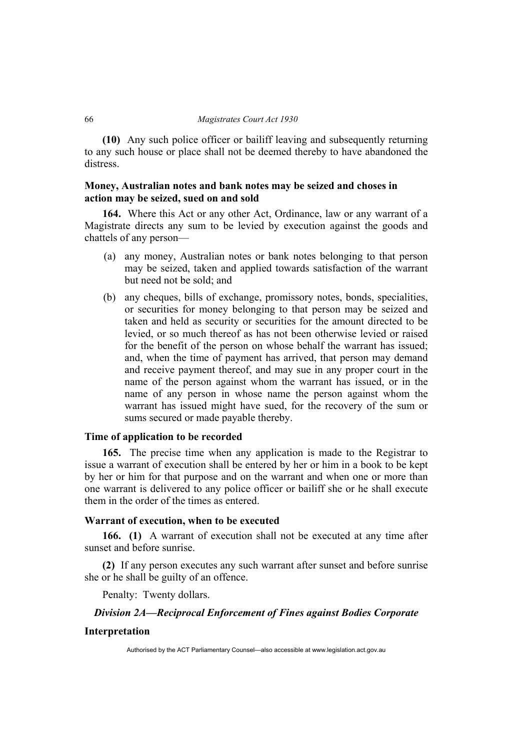**(10)** Any such police officer or bailiff leaving and subsequently returning to any such house or place shall not be deemed thereby to have abandoned the distress.

### Money, Australian notes and bank notes may be seized and choses in action may be seized, sued on and sold

**164.** Where this Act or any other Act, Ordinance, law or any warrant of a Magistrate directs any sum to be levied by execution against the goods and chattels of any person—

(a) any money, Australian notes or bank notes belonging to that person may be seized, taken and applied towards satisfaction of the warrant but need not be sold; and

(b) any cheques, bills of exchange, promissory notes, bonds, specialities, or securities for money belonging to that person may be seized and taken and held as security or securities for the amount directed to be levied, or so much thereof as has not been otherwise levied or raised for the benefit of the person on whose behalf the warrant has issued; and, when the time of payment has arrived, that person may demand and receive payment thereof, and may sue in any proper court in the name of the person against whom the warrant has issued, or in the name of any person in whose name the person against whom the warrant has issued might have sued, for the recovery of the sum or sums secured or made payable thereby.

### Time of application to be recorded

**165.** The precise time when any application is made to the Registrar to issue a warrant of execution shall be entered by her or him in a book to be kept by her or him for that purpose and on the warrant and when one or more than one warrant is delivered to any police officer or bailiff she or he shall execute them in the order of the times as entered.

### Warrant of execution, when to be executed

**166. (1)** A warrant of execution shall not be executed at any time after sunset and before sunrise.

**(2)** If any person executes any such warrant after sunset and before sunrise she or he shall be guilty of an offence.

Penalty: Twenty dollars.

## *Division 2A—Reciprocal Enforcement of Fines against Bodies Corporate*

### Interpretation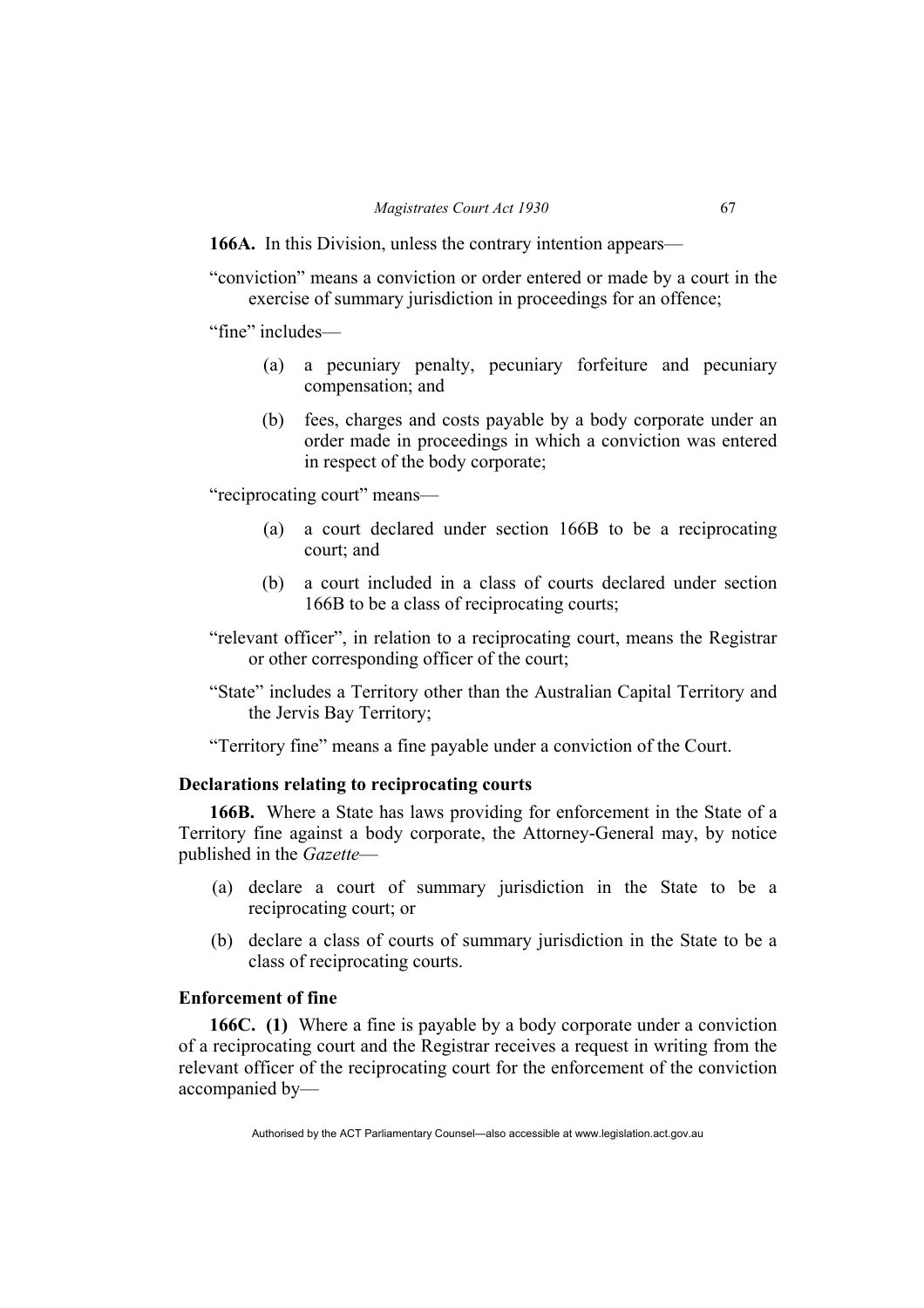**166A.** In this Division, unless the contrary intention appears—

"conviction" means a conviction or order entered or made by a court in the exercise of summary jurisdiction in proceedings for an offence;

"fine" includes—

(a) a pecuniary penalty, pecuniary forfeiture and pecuniary compensation; and

(b) fees, charges and costs payable by a body corporate under an order made in proceedings in which a conviction was entered in respect of the body corporate;

"reciprocating court" means—

(a) a court declared under section 166B to be a reciprocating court; and

(b) a court included in a class of courts declared under section 166B to be a class of reciprocating courts;

"relevant officer", in relation to a reciprocating court, means the Registrar or other corresponding officer of the court;

"State" includes a Territory other than the Australian Capital Territory and the Jervis Bay Territory;

"Territory fine" means a fine payable under a conviction of the Court.

**Declarations relating to reciprocating courts**

**166B.** Where a State has laws providing for enforcement in the State of a Territory fine against a body corporate, the Attorney-General may, by notice published in the *Gazette*—

(a) declare a court of summary jurisdiction in the State to be a reciprocating court; or

(b) declare a class of courts of summary jurisdiction in the State to be a class of reciprocating courts.

**Enforcement of fine**

**166C. (1)** Where a fine is payable by a body corporate under a conviction of a reciprocating court and the Registrar receives a request in writing from the relevant officer of the reciprocating court for the enforcement of the conviction accompanied by—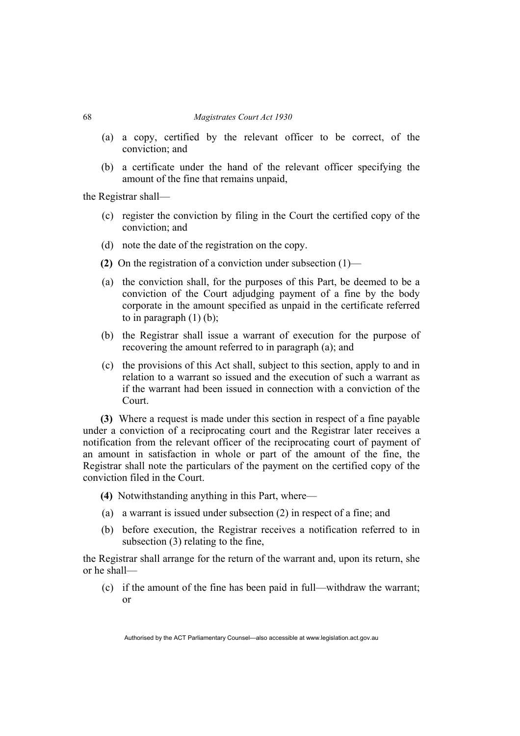(a) a copy, certified by the relevant officer to be correct, of the conviction; and

(b) a certificate under the hand of the relevant officer specifying the amount of the fine that remains unpaid,

the Registrar shall—

(c) register the conviction by filing in the Court the certified copy of the conviction; and

(d) note the date of the registration on the copy.

**(2)** On the registration of a conviction under subsection (1)—

(a) the conviction shall, for the purposes of this Part, be deemed to be a conviction of the Court adjudging payment of a fine by the body corporate in the amount specified as unpaid in the certificate referred to in paragraph (1) (b);

(b) the Registrar shall issue a warrant of execution for the purpose of recovering the amount referred to in paragraph (a); and

(c) the provisions of this Act shall, subject to this section, apply to and in relation to a warrant so issued and the execution of such a warrant as if the warrant had been issued in connection with a conviction of the Court.

**(3)** Where a request is made under this section in respect of a fine payable under a conviction of a reciprocating court and the Registrar later receives a notification from the relevant officer of the reciprocating court of payment of an amount in satisfaction in whole or part of the amount of the fine, the Registrar shall note the particulars of the payment on the certified copy of the conviction filed in the Court.

**(4)** Notwithstanding anything in this Part, where—

(a) a warrant is issued under subsection (2) in respect of a fine; and

(b) before execution, the Registrar receives a notification referred to in subsection (3) relating to the fine,

the Registrar shall arrange for the return of the warrant and, upon its return, she or he shall—

(c) if the amount of the fine has been paid in full—withdraw the warrant; or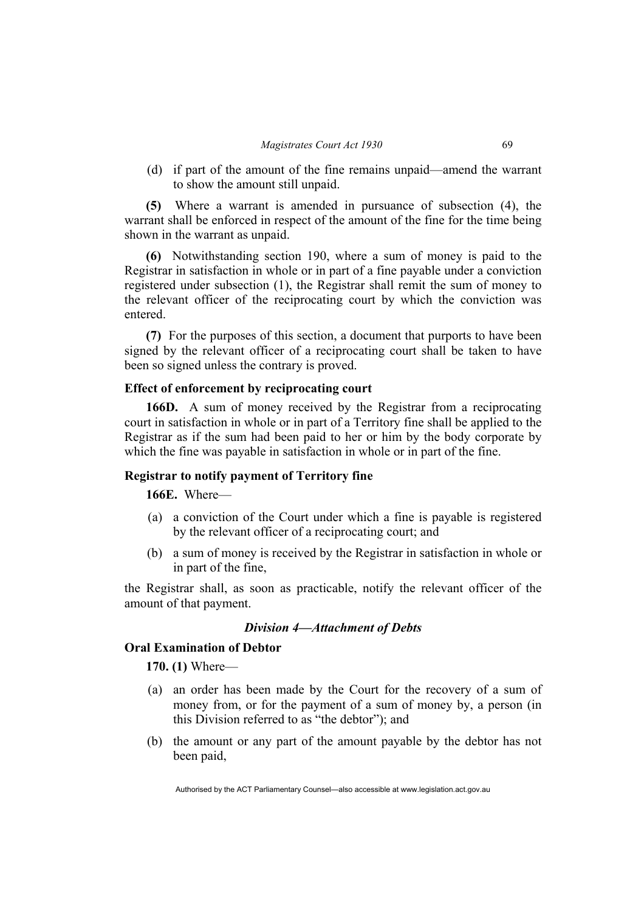(d) if part of the amount of the fine remains unpaid—amend the warrant to show the amount still unpaid.

**(5)** Where a warrant is amended in pursuance of subsection (4), the warrant shall be enforced in respect of the amount of the fine for the time being shown in the warrant as unpaid.

**(6)** Notwithstanding section 190, where a sum of money is paid to the Registrar in satisfaction in whole or in part of a fine payable under a conviction registered under subsection (1), the Registrar shall remit the sum of money to the relevant officer of the reciprocating court by which the conviction was entered.

**(7)** For the purposes of this section, a document that purports to have been signed by the relevant officer of a reciprocating court shall be taken to have been so signed unless the contrary is proved.

**Effect of enforcement by reciprocating court**

**166D.** A sum of money received by the Registrar from a reciprocating court in satisfaction in whole or in part of a Territory fine shall be applied to the Registrar as if the sum had been paid to her or him by the body corporate by which the fine was payable in satisfaction in whole or in part of the fine.

**Registrar to notify payment of Territory fine**

**166E.** Where—

(a) a conviction of the Court under which a fine is payable is registered by the relevant officer of a reciprocating court; and

(b) a sum of money is received by the Registrar in satisfaction in whole or in part of the fine,

the Registrar shall, as soon as practicable, notify the relevant officer of the amount of that payment.

## *Division 4—Attachment of Debts*

**Oral Examination of Debtor**

**170. (1)** Where—

(a) an order has been made by the Court for the recovery of a sum of money from, or for the payment of a sum of money by, a person (in this Division referred to as "the debtor"); and

(b) the amount or any part of the amount payable by the debtor has not been paid,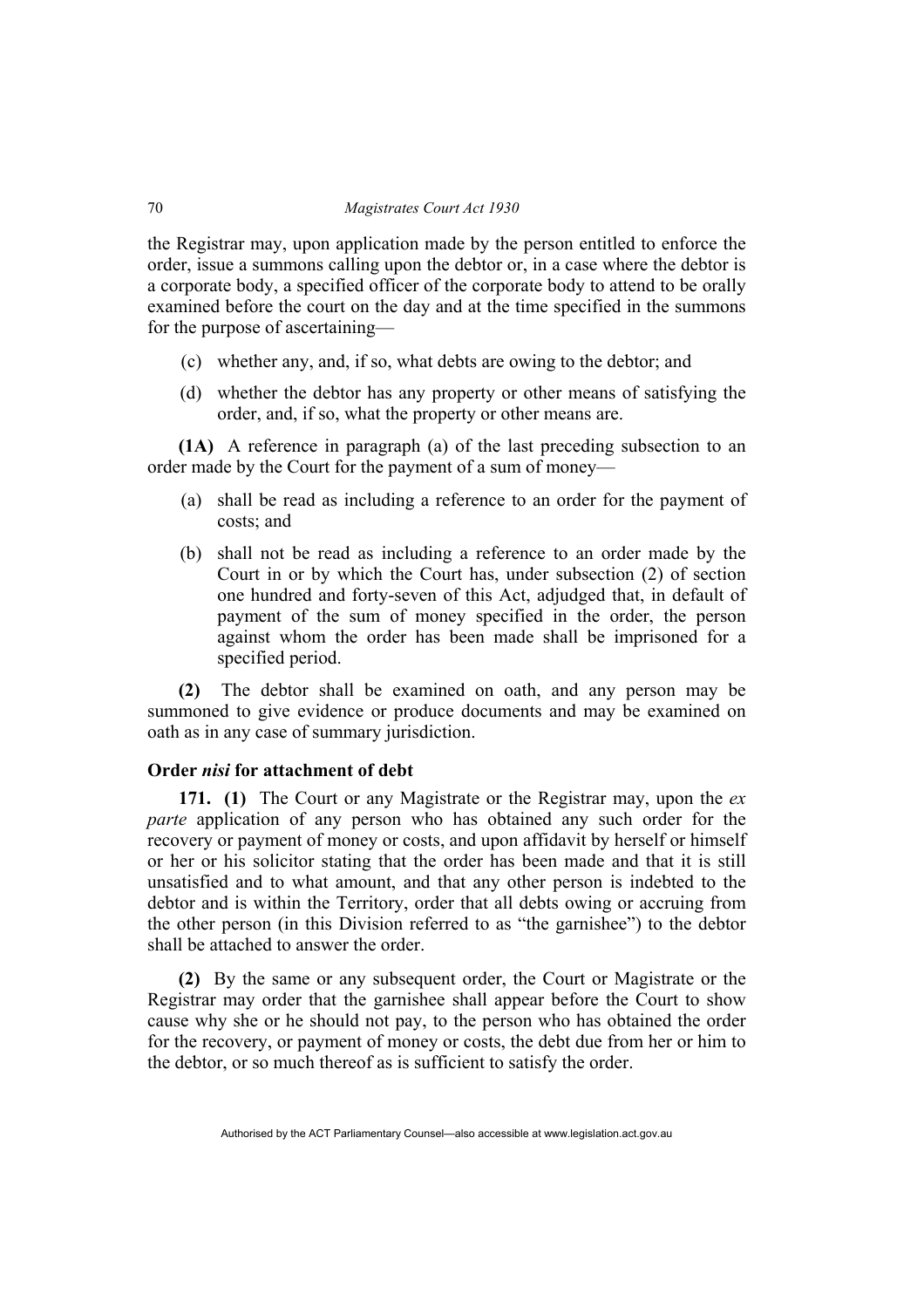the Registrar may, upon application made by the person entitled to enforce the order, issue a summons calling upon the debtor or, in a case where the debtor is a corporate body, a specified officer of the corporate body to attend to be orally examined before the court on the day and at the time specified in the summons for the purpose of ascertaining—

(c) whether any, and, if so, what debts are owing to the debtor; and

(d) whether the debtor has any property or other means of satisfying the order, and, if so, what the property or other means are.

**(1A)** A reference in paragraph (a) of the last preceding subsection to an order made by the Court for the payment of a sum of money—

(a) shall be read as including a reference to an order for the payment of costs; and

(b) shall not be read as including a reference to an order made by the Court in or by which the Court has, under subsection (2) of section one hundred and forty-seven of this Act, adjudged that, in default of payment of the sum of money specified in the order, the person against whom the order has been made shall be imprisoned for a specified period.

**(2)** The debtor shall be examined on oath, and any person may be summoned to give evidence or produce documents and may be examined on oath as in any case of summary jurisdiction.

### Order *nisi* for attachment of debt

**171. (1)** The Court or any Magistrate or the Registrar may, upon the *ex parte* application of any person who has obtained any such order for the recovery or payment of money or costs, and upon affidavit by herself or himself or her or his solicitor stating that the order has been made and that it is still unsatisfied and to what amount, and that any other person is indebted to the debtor and is within the Territory, order that all debts owing or accruing from the other person (in this Division referred to as "the garnishee") to the debtor shall be attached to answer the order.

**(2)** By the same or any subsequent order, the Court or Magistrate or the Registrar may order that the garnishee shall appear before the Court to show cause why she or he should not pay, to the person who has obtained the order for the recovery, or payment of money or costs, the debt due from her or him to the debtor, or so much thereof as is sufficient to satisfy the order.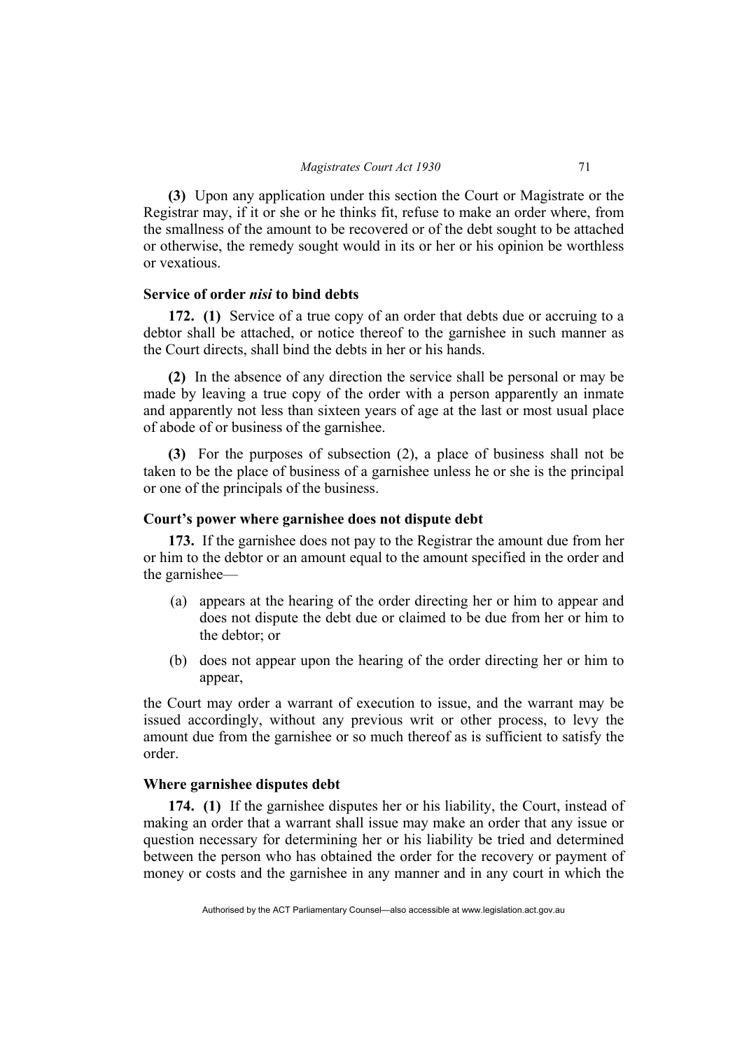**(3)** Upon any application under this section the Court or Magistrate or the Registrar may, if it or she or he thinks fit, refuse to make an order where, from the smallness of the amount to be recovered or of the debt sought to be attached or otherwise, the remedy sought would in its or her or his opinion be worthless or vexatious.

### Service of order *nisi* to bind debts

**172. (1)** Service of a true copy of an order that debts due or accruing to a debtor shall be attached, or notice thereof to the garnishee in such manner as the Court directs, shall bind the debts in her or his hands.

**(2)** In the absence of any direction the service shall be personal or may be made by leaving a true copy of the order with a person apparently an inmate and apparently not less than sixteen years of age at the last or most usual place of abode of or business of the garnishee.

**(3)** For the purposes of subsection (2), a place of business shall not be taken to be the place of business of a garnishee unless he or she is the principal or one of the principals of the business.

### Court's power where garnishee does not dispute debt

**173.** If the garnishee does not pay to the Registrar the amount due from her or him to the debtor or an amount equal to the amount specified in the order and the garnishee—

(a) appears at the hearing of the order directing her or him to appear and does not dispute the debt due or claimed to be due from her or him to the debtor; or

(b) does not appear upon the hearing of the order directing her or him to appear,

the Court may order a warrant of execution to issue, and the warrant may be issued accordingly, without any previous writ or other process, to levy the amount due from the garnishee or so much thereof as is sufficient to satisfy the order.

### Where garnishee disputes debt

**174. (1)** If the garnishee disputes her or his liability, the Court, instead of making an order that a warrant shall issue may make an order that any issue or question necessary for determining her or his liability be tried and determined between the person who has obtained the order for the recovery or payment of money or costs and the garnishee in any manner and in any court in which the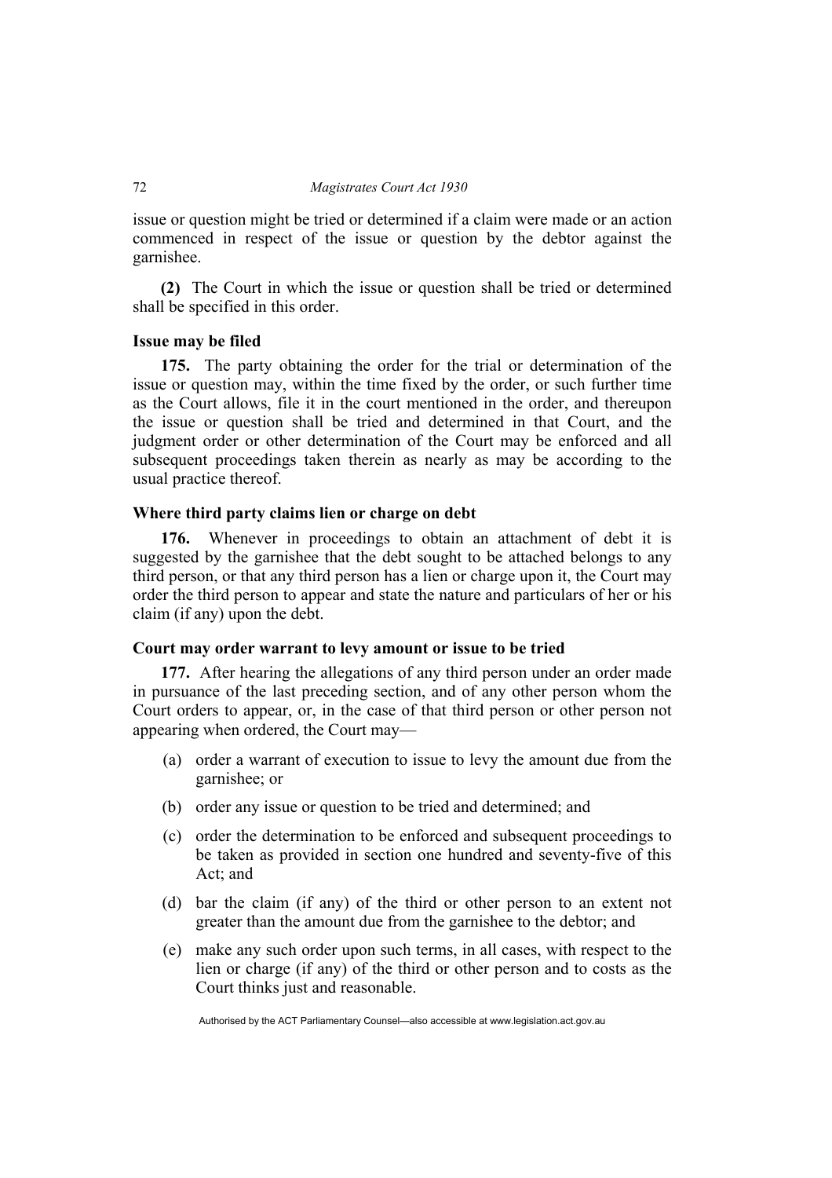issue or question might be tried or determined if a claim were made or an action commenced in respect of the issue or question by the debtor against the garnishee.

**(2)** The Court in which the issue or question shall be tried or determined shall be specified in this order.

### Issue may be filed

**175.** The party obtaining the order for the trial or determination of the issue or question may, within the time fixed by the order, or such further time as the Court allows, file it in the court mentioned in the order, and thereupon the issue or question shall be tried and determined in that Court, and the judgment order or other determination of the Court may be enforced and all subsequent proceedings taken therein as nearly as may be according to the usual practice thereof.

### Where third party claims lien or charge on debt

**176.** Whenever in proceedings to obtain an attachment of debt it is suggested by the garnishee that the debt sought to be attached belongs to any third person, or that any third person has a lien or charge upon it, the Court may order the third person to appear and state the nature and particulars of her or his claim (if any) upon the debt.

### Court may order warrant to levy amount or issue to be tried

**177.** After hearing the allegations of any third person under an order made in pursuance of the last preceding section, and of any other person whom the Court orders to appear, or, in the case of that third person or other person not appearing when ordered, the Court may—

(a) order a warrant of execution to issue to levy the amount due from the garnishee; or

(b) order any issue or question to be tried and determined; and

(c) order the determination to be enforced and subsequent proceedings to be taken as provided in section one hundred and seventy-five of this Act; and

(d) bar the claim (if any) of the third or other person to an extent not greater than the amount due from the garnishee to the debtor; and

(e) make any such order upon such terms, in all cases, with respect to the lien or charge (if any) of the third or other person and to costs as the Court thinks just and reasonable.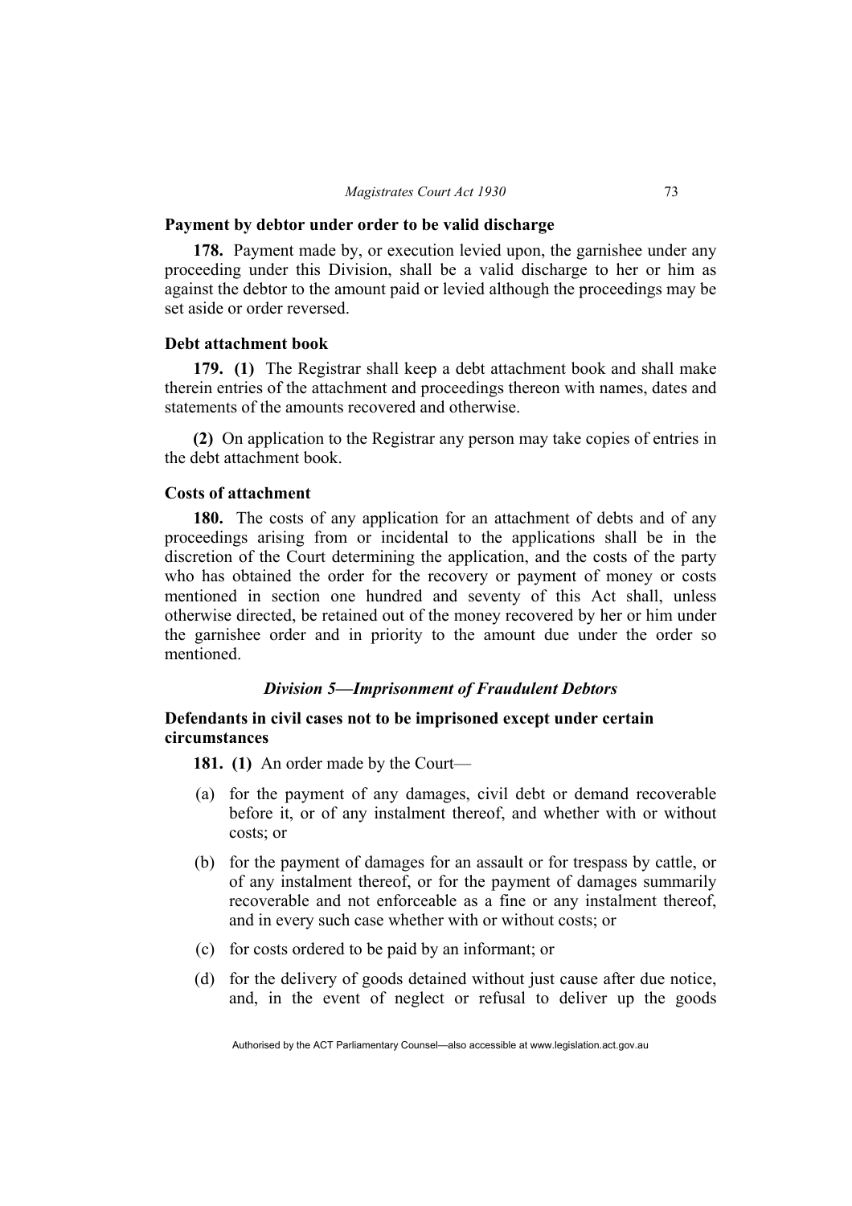**Payment by debtor under order to be valid discharge**

**178.** Payment made by, or execution levied upon, the garnishee under any proceeding under this Division, shall be a valid discharge to her or him as against the debtor to the amount paid or levied although the proceedings may be set aside or order reversed.

**Debt attachment book**

**179. (1)** The Registrar shall keep a debt attachment book and shall make therein entries of the attachment and proceedings thereon with names, dates and statements of the amounts recovered and otherwise.

**(2)** On application to the Registrar any person may take copies of entries in the debt attachment book.

**Costs of attachment**

**180.** The costs of any application for an attachment of debts and of any proceedings arising from or incidental to the applications shall be in the discretion of the Court determining the application, and the costs of the party who has obtained the order for the recovery or payment of money or costs mentioned in section one hundred and seventy of this Act shall, unless otherwise directed, be retained out of the money recovered by her or him under the garnishee order and in priority to the amount due under the order so mentioned.

## *Division 5—Imprisonment of Fraudulent Debtors*

**Defendants in civil cases not to be imprisoned except under certain circumstances**

**181. (1)** An order made by the Court—

(a) for the payment of any damages, civil debt or demand recoverable before it, or of any instalment thereof, and whether with or without costs; or

(b) for the payment of damages for an assault or for trespass by cattle, or of any instalment thereof, or for the payment of damages summarily recoverable and not enforceable as a fine or any instalment thereof, and in every such case whether with or without costs; or

(c) for costs ordered to be paid by an informant; or

(d) for the delivery of goods detained without just cause after due notice, and, in the event of neglect or refusal to deliver up the goods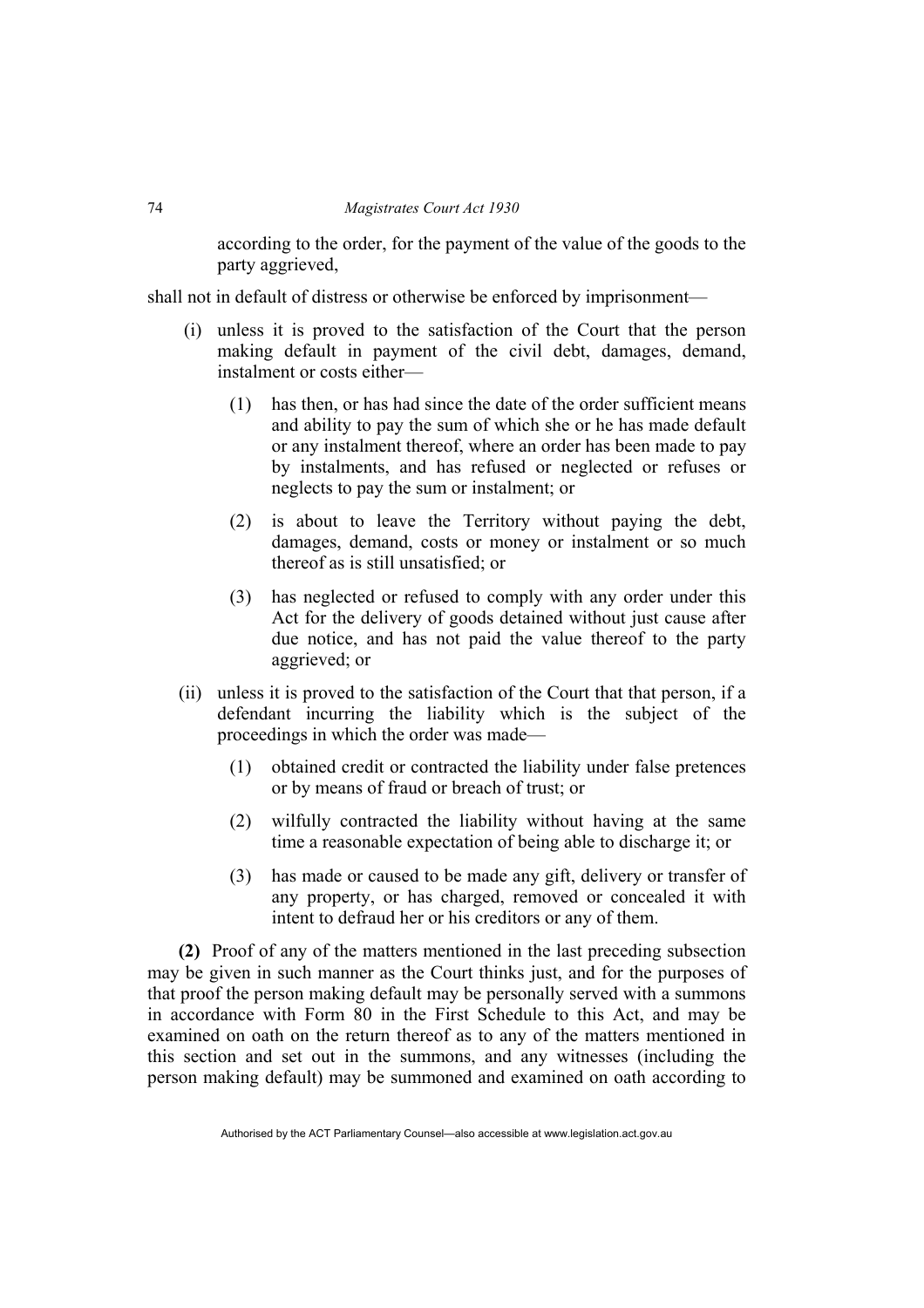according to the order, for the payment of the value of the goods to the party aggrieved,

shall not in default of distress or otherwise be enforced by imprisonment—

(i) unless it is proved to the satisfaction of the Court that the person making default in payment of the civil debt, damages, demand, instalment or costs either—

  (1) has then, or has had since the date of the order sufficient means and ability to pay the sum of which she or he has made default or any instalment thereof, where an order has been made to pay by instalments, and has refused or neglected or refuses or neglects to pay the sum or instalment; or

  (2) is about to leave the Territory without paying the debt, damages, demand, costs or money or instalment or so much thereof as is still unsatisfied; or

  (3) has neglected or refused to comply with any order under this Act for the delivery of goods detained without just cause after due notice, and has not paid the value thereof to the party aggrieved; or

(ii) unless it is proved to the satisfaction of the Court that that person, if a defendant incurring the liability which is the subject of the proceedings in which the order was made—

  (1) obtained credit or contracted the liability under false pretences or by means of fraud or breach of trust; or

  (2) wilfully contracted the liability without having at the same time a reasonable expectation of being able to discharge it; or

  (3) has made or caused to be made any gift, delivery or transfer of any property, or has charged, removed or concealed it with intent to defraud her or his creditors or any of them.

**(2)** Proof of any of the matters mentioned in the last preceding subsection may be given in such manner as the Court thinks just, and for the purposes of that proof the person making default may be personally served with a summons in accordance with Form 80 in the First Schedule to this Act, and may be examined on oath on the return thereof as to any of the matters mentioned in this section and set out in the summons, and any witnesses (including the person making default) may be summoned and examined on oath according to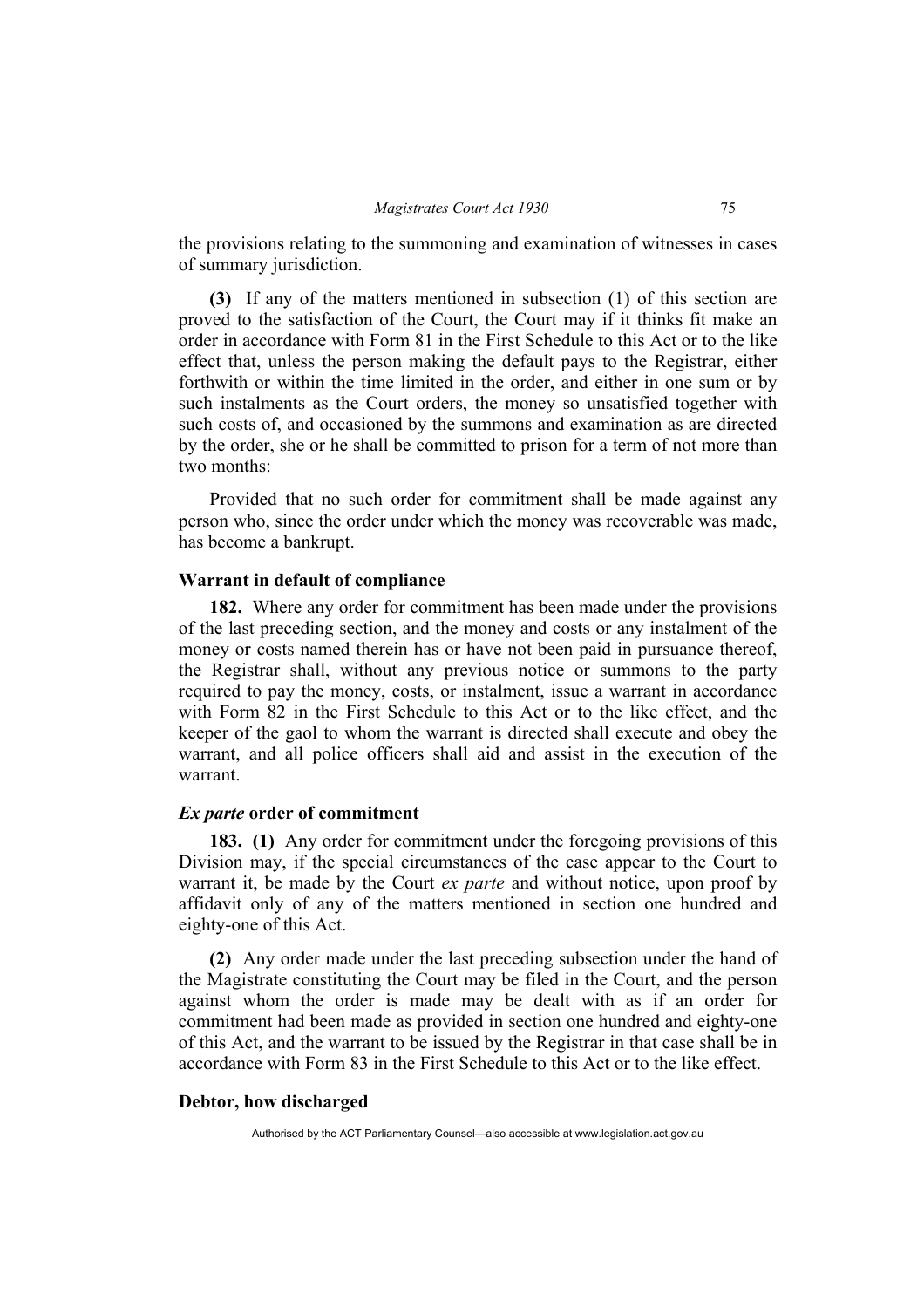the provisions relating to the summoning and examination of witnesses in cases of summary jurisdiction.

**(3)** If any of the matters mentioned in subsection (1) of this section are proved to the satisfaction of the Court, the Court may if it thinks fit make an order in accordance with Form 81 in the First Schedule to this Act or to the like effect that, unless the person making the default pays to the Registrar, either forthwith or within the time limited in the order, and either in one sum or by such instalments as the Court orders, the money so unsatisfied together with such costs of, and occasioned by the summons and examination as are directed by the order, she or he shall be committed to prison for a term of not more than two months:

Provided that no such order for commitment shall be made against any person who, since the order under which the money was recoverable was made, has become a bankrupt.

### Warrant in default of compliance

**182.** Where any order for commitment has been made under the provisions of the last preceding section, and the money and costs or any instalment of the money or costs named therein has or have not been paid in pursuance thereof, the Registrar shall, without any previous notice or summons to the party required to pay the money, costs, or instalment, issue a warrant in accordance with Form 82 in the First Schedule to this Act or to the like effect, and the keeper of the gaol to whom the warrant is directed shall execute and obey the warrant, and all police officers shall aid and assist in the execution of the warrant.

### *Ex parte* order of commitment

**183. (1)** Any order for commitment under the foregoing provisions of this Division may, if the special circumstances of the case appear to the Court to warrant it, be made by the Court *ex parte* and without notice, upon proof by affidavit only of any of the matters mentioned in section one hundred and eighty-one of this Act.

**(2)** Any order made under the last preceding subsection under the hand of the Magistrate constituting the Court may be filed in the Court, and the person against whom the order is made may be dealt with as if an order for commitment had been made as provided in section one hundred and eighty-one of this Act, and the warrant to be issued by the Registrar in that case shall be in accordance with Form 83 in the First Schedule to this Act or to the like effect.

### Debtor, how discharged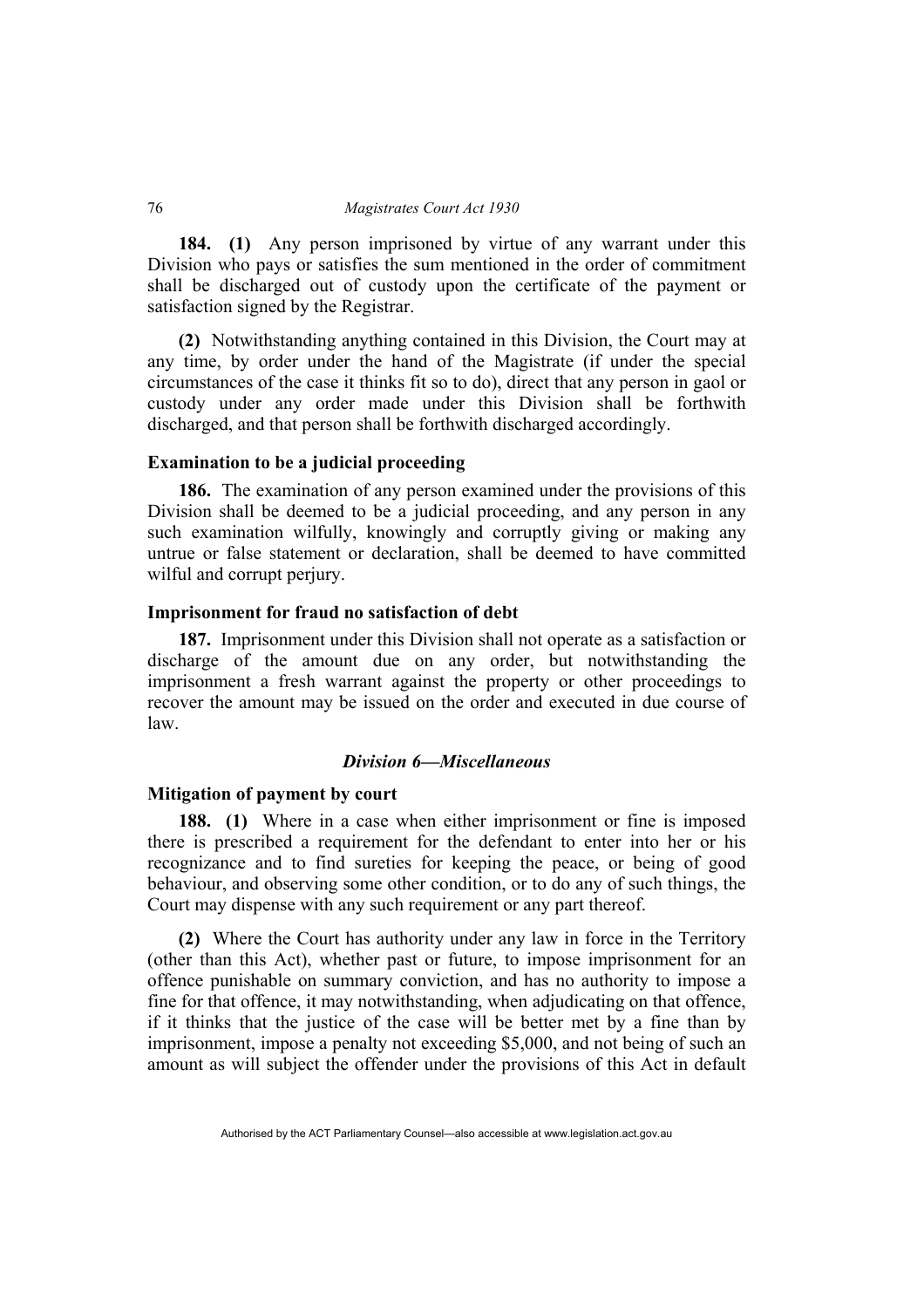**184. (1)** Any person imprisoned by virtue of any warrant under this Division who pays or satisfies the sum mentioned in the order of commitment shall be discharged out of custody upon the certificate of the payment or satisfaction signed by the Registrar.

**(2)** Notwithstanding anything contained in this Division, the Court may at any time, by order under the hand of the Magistrate (if under the special circumstances of the case it thinks fit so to do), direct that any person in gaol or custody under any order made under this Division shall be forthwith discharged, and that person shall be forthwith discharged accordingly.

### Examination to be a judicial proceeding

**186.** The examination of any person examined under the provisions of this Division shall be deemed to be a judicial proceeding, and any person in any such examination wilfully, knowingly and corruptly giving or making any untrue or false statement or declaration, shall be deemed to have committed wilful and corrupt perjury.

### Imprisonment for fraud no satisfaction of debt

**187.** Imprisonment under this Division shall not operate as a satisfaction or discharge of the amount due on any order, but notwithstanding the imprisonment a fresh warrant against the property or other proceedings to recover the amount may be issued on the order and executed in due course of law.

## *Division 6—Miscellaneous*

### Mitigation of payment by court

**188. (1)** Where in a case when either imprisonment or fine is imposed there is prescribed a requirement for the defendant to enter into her or his recognizance and to find sureties for keeping the peace, or being of good behaviour, and observing some other condition, or to do any of such things, the Court may dispense with any such requirement or any part thereof.

**(2)** Where the Court has authority under any law in force in the Territory (other than this Act), whether past or future, to impose imprisonment for an offence punishable on summary conviction, and has no authority to impose a fine for that offence, it may notwithstanding, when adjudicating on that offence, if it thinks that the justice of the case will be better met by a fine than by imprisonment, impose a penalty not exceeding $5,000, and not being of such an amount as will subject the offender under the provisions of this Act in default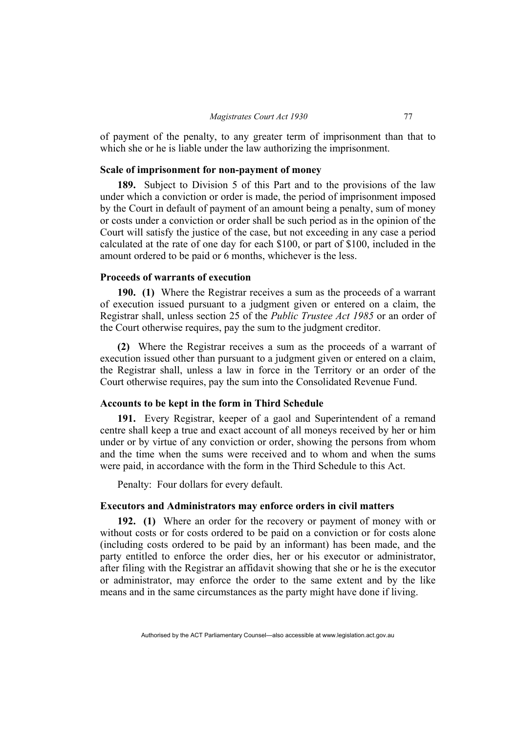of payment of the penalty, to any greater term of imprisonment than that to which she or he is liable under the law authorizing the imprisonment.

### Scale of imprisonment for non-payment of money

**189.** Subject to Division 5 of this Part and to the provisions of the law under which a conviction or order is made, the period of imprisonment imposed by the Court in default of payment of an amount being a penalty, sum of money or costs under a conviction or order shall be such period as in the opinion of the Court will satisfy the justice of the case, but not exceeding in any case a period calculated at the rate of one day for each $100, or part of $100, included in the amount ordered to be paid or 6 months, whichever is the less.

### Proceeds of warrants of execution

**190. (1)** Where the Registrar receives a sum as the proceeds of a warrant of execution issued pursuant to a judgment given or entered on a claim, the Registrar shall, unless section 25 of the *Public Trustee Act 1985* or an order of the Court otherwise requires, pay the sum to the judgment creditor.

**(2)** Where the Registrar receives a sum as the proceeds of a warrant of execution issued other than pursuant to a judgment given or entered on a claim, the Registrar shall, unless a law in force in the Territory or an order of the Court otherwise requires, pay the sum into the Consolidated Revenue Fund.

### Accounts to be kept in the form in Third Schedule

**191.** Every Registrar, keeper of a gaol and Superintendent of a remand centre shall keep a true and exact account of all moneys received by her or him under or by virtue of any conviction or order, showing the persons from whom and the time when the sums were received and to whom and when the sums were paid, in accordance with the form in the Third Schedule to this Act.

Penalty: Four dollars for every default.

### Executors and Administrators may enforce orders in civil matters

**192. (1)** Where an order for the recovery or payment of money with or without costs or for costs ordered to be paid on a conviction or for costs alone (including costs ordered to be paid by an informant) has been made, and the party entitled to enforce the order dies, her or his executor or administrator, after filing with the Registrar an affidavit showing that she or he is the executor or administrator, may enforce the order to the same extent and by the like means and in the same circumstances as the party might have done if living.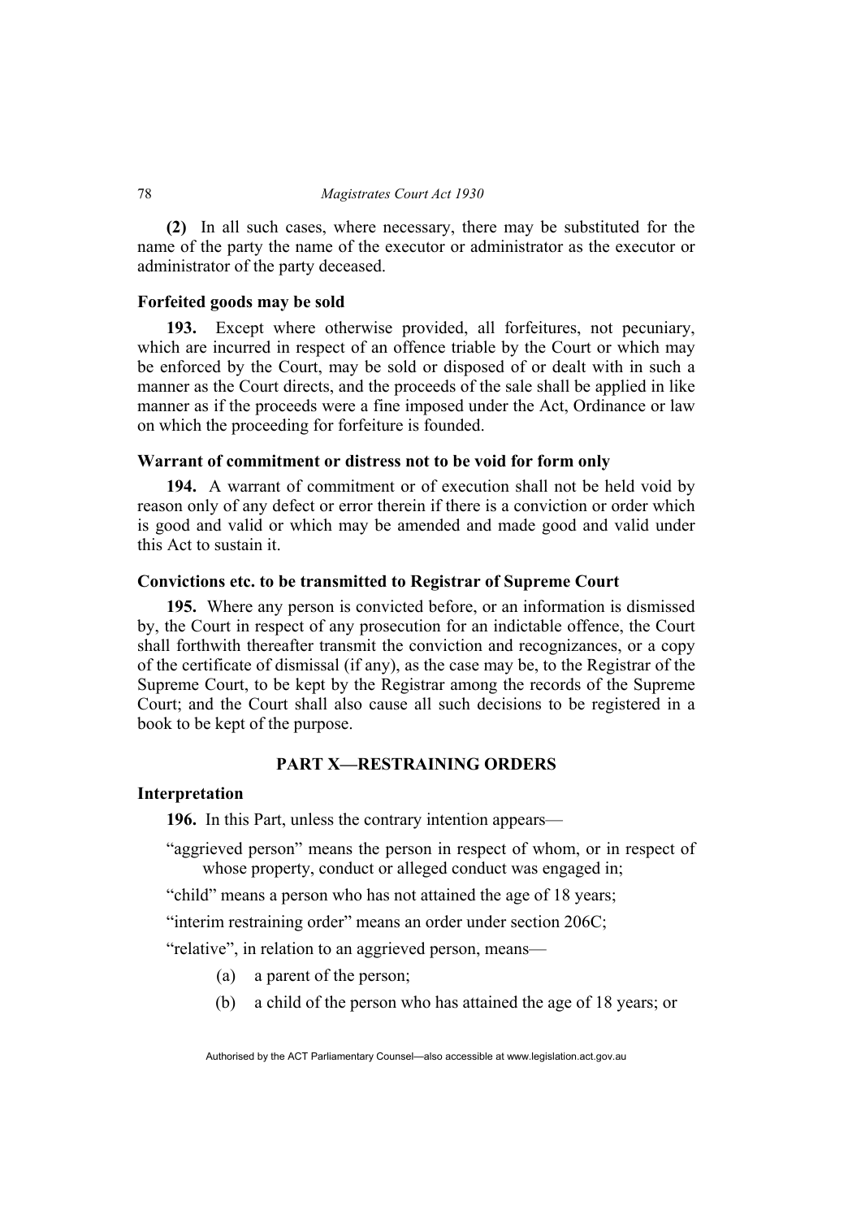**(2)** In all such cases, where necessary, there may be substituted for the name of the party the name of the executor or administrator as the executor or administrator of the party deceased.

### Forfeited goods may be sold

**193.** Except where otherwise provided, all forfeitures, not pecuniary, which are incurred in respect of an offence triable by the Court or which may be enforced by the Court, may be sold or disposed of or dealt with in such a manner as the Court directs, and the proceeds of the sale shall be applied in like manner as if the proceeds were a fine imposed under the Act, Ordinance or law on which the proceeding for forfeiture is founded.

### Warrant of commitment or distress not to be void for form only

**194.** A warrant of commitment or of execution shall not be held void by reason only of any defect or error therein if there is a conviction or order which is good and valid or which may be amended and made good and valid under this Act to sustain it.

### Convictions etc. to be transmitted to Registrar of Supreme Court

**195.** Where any person is convicted before, or an information is dismissed by, the Court in respect of any prosecution for an indictable offence, the Court shall forthwith thereafter transmit the conviction and recognizances, or a copy of the certificate of dismissal (if any), as the case may be, to the Registrar of the Supreme Court, to be kept by the Registrar among the records of the Supreme Court; and the Court shall also cause all such decisions to be registered in a book to be kept of the purpose.

## PART X—RESTRAINING ORDERS

### Interpretation

**196.** In this Part, unless the contrary intention appears—

"aggrieved person" means the person in respect of whom, or in respect of whose property, conduct or alleged conduct was engaged in;

"child" means a person who has not attained the age of 18 years;

"interim restraining order" means an order under section 206C;

"relative", in relation to an aggrieved person, means—

(a) a parent of the person;

(b) a child of the person who has attained the age of 18 years; or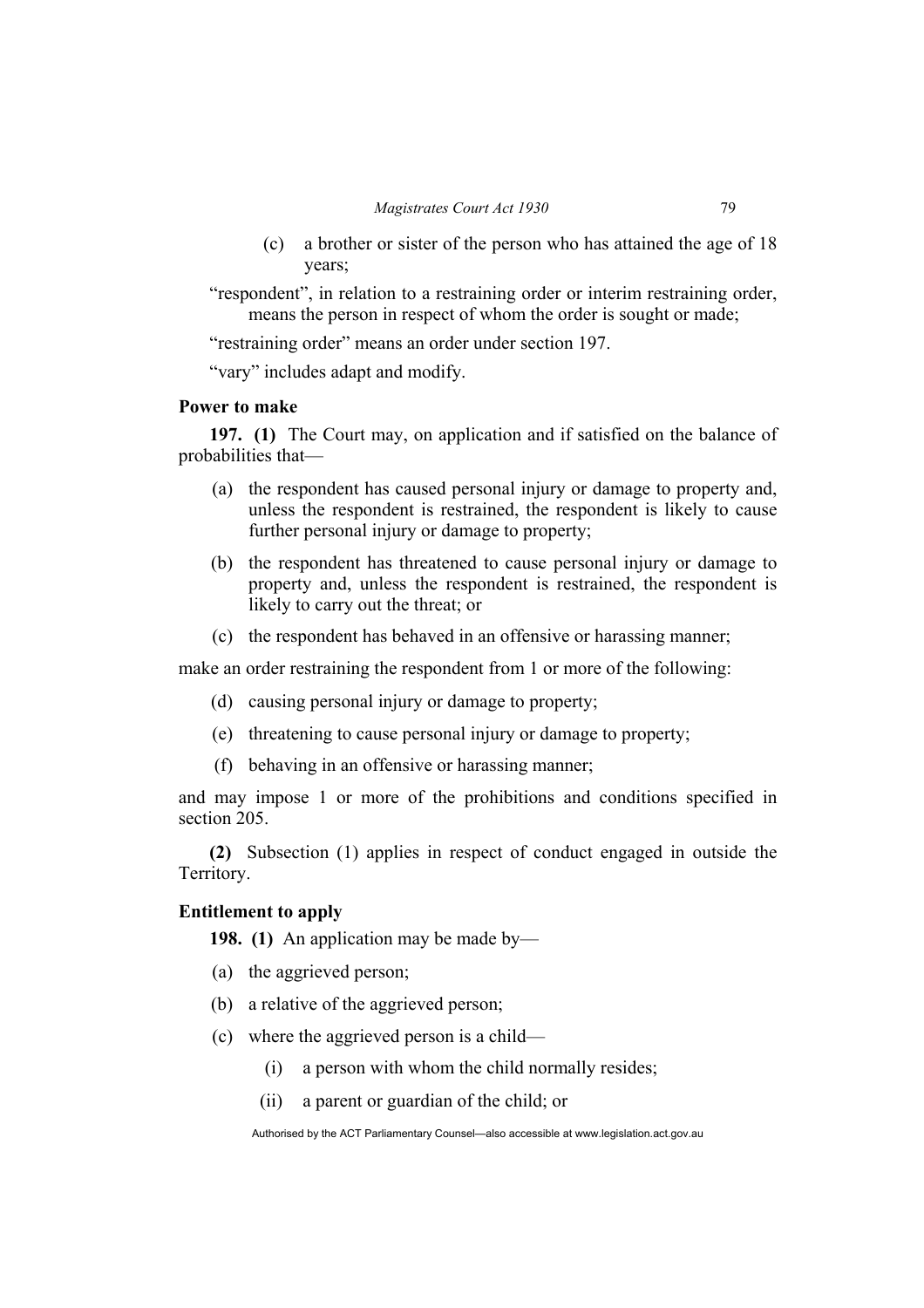(c) a brother or sister of the person who has attained the age of 18 years;

"respondent", in relation to a restraining order or interim restraining order, means the person in respect of whom the order is sought or made;

"restraining order" means an order under section 197.

"vary" includes adapt and modify.

**Power to make**

**197.** **(1)** The Court may, on application and if satisfied on the balance of probabilities that—

(a) the respondent has caused personal injury or damage to property and, unless the respondent is restrained, the respondent is likely to cause further personal injury or damage to property;

(b) the respondent has threatened to cause personal injury or damage to property and, unless the respondent is restrained, the respondent is likely to carry out the threat; or

(c) the respondent has behaved in an offensive or harassing manner;

make an order restraining the respondent from 1 or more of the following:

(d) causing personal injury or damage to property;

(e) threatening to cause personal injury or damage to property;

(f) behaving in an offensive or harassing manner;

and may impose 1 or more of the prohibitions and conditions specified in section 205.

**(2)** Subsection (1) applies in respect of conduct engaged in outside the Territory.

**Entitlement to apply**

**198.** **(1)** An application may be made by—

(a) the aggrieved person;

(b) a relative of the aggrieved person;

(c) where the aggrieved person is a child—

(i) a person with whom the child normally resides;

(ii) a parent or guardian of the child; or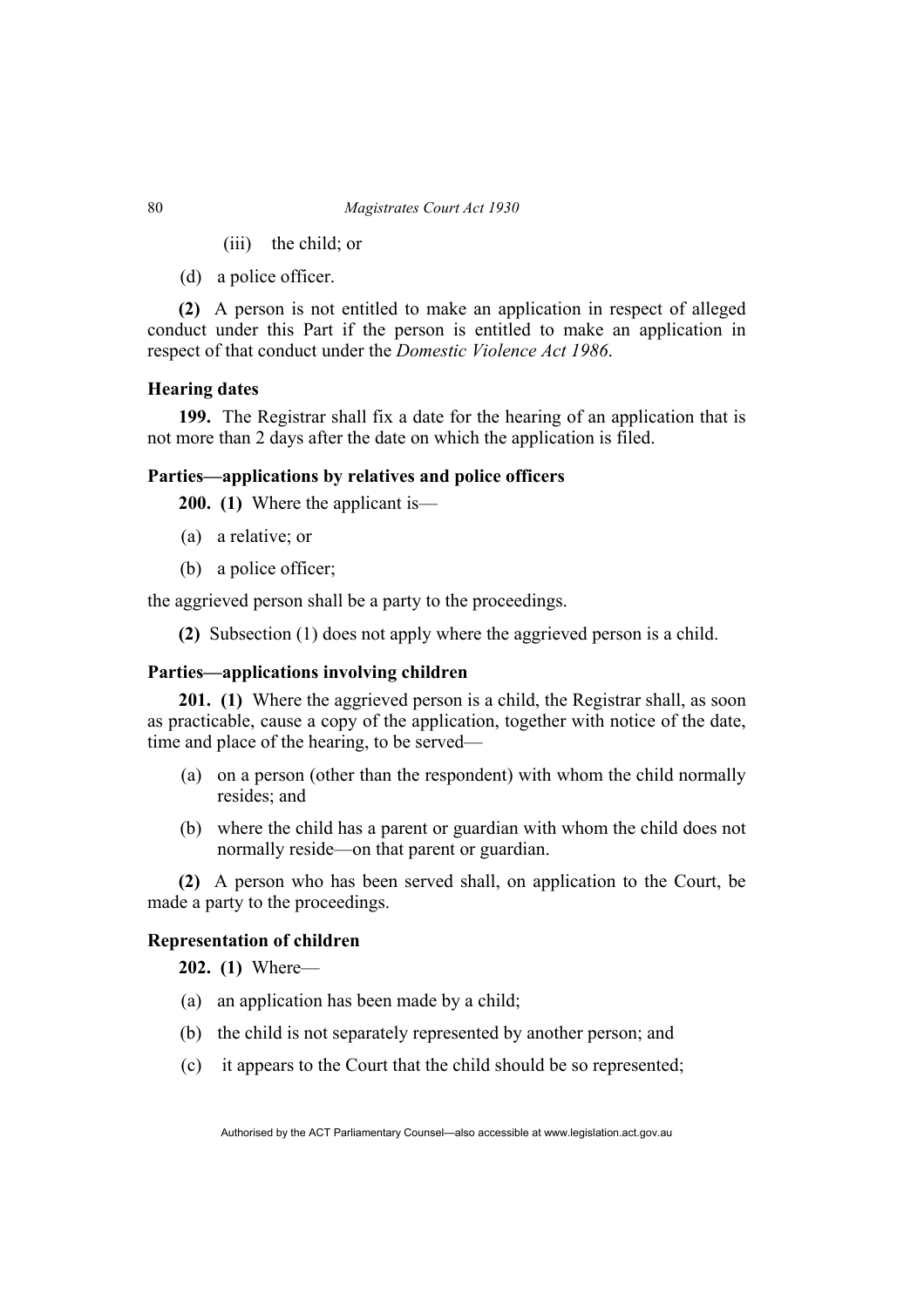(iii) the child; or

(d) a police officer.

**(2)** A person is not entitled to make an application in respect of alleged conduct under this Part if the person is entitled to make an application in respect of that conduct under the *Domestic Violence Act 1986*.

**Hearing dates**

**199.** The Registrar shall fix a date for the hearing of an application that is not more than 2 days after the date on which the application is filed.

**Parties—applications by relatives and police officers**

**200. (1)** Where the applicant is—

(a) a relative; or

(b) a police officer;

the aggrieved person shall be a party to the proceedings.

**(2)** Subsection (1) does not apply where the aggrieved person is a child.

**Parties—applications involving children**

**201. (1)** Where the aggrieved person is a child, the Registrar shall, as soon as practicable, cause a copy of the application, together with notice of the date, time and place of the hearing, to be served—

(a) on a person (other than the respondent) with whom the child normally resides; and

(b) where the child has a parent or guardian with whom the child does not normally reside—on that parent or guardian.

**(2)** A person who has been served shall, on application to the Court, be made a party to the proceedings.

**Representation of children**

**202. (1)** Where—

(a) an application has been made by a child;

(b) the child is not separately represented by another person; and

(c) it appears to the Court that the child should be so represented;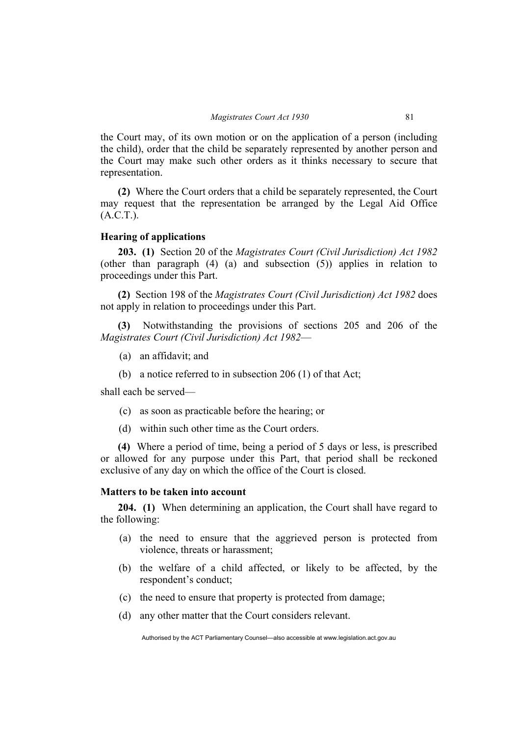the Court may, of its own motion or on the application of a person (including the child), order that the child be separately represented by another person and the Court may make such other orders as it thinks necessary to secure that representation.

**(2)** Where the Court orders that a child be separately represented, the Court may request that the representation be arranged by the Legal Aid Office (A.C.T.).

### Hearing of applications

**203. (1)** Section 20 of the *Magistrates Court (Civil Jurisdiction) Act 1982* (other than paragraph (4) (a) and subsection (5)) applies in relation to proceedings under this Part.

**(2)** Section 198 of the *Magistrates Court (Civil Jurisdiction) Act 1982* does not apply in relation to proceedings under this Part.

**(3)** Notwithstanding the provisions of sections 205 and 206 of the *Magistrates Court (Civil Jurisdiction) Act 1982*—

- (a) an affidavit; and
- (b) a notice referred to in subsection 206 (1) of that Act;

shall each be served—

- (c) as soon as practicable before the hearing; or
- (d) within such other time as the Court orders.

**(4)** Where a period of time, being a period of 5 days or less, is prescribed or allowed for any purpose under this Part, that period shall be reckoned exclusive of any day on which the office of the Court is closed.

### Matters to be taken into account

**204. (1)** When determining an application, the Court shall have regard to the following:

- (a) the need to ensure that the aggrieved person is protected from violence, threats or harassment;
- (b) the welfare of a child affected, or likely to be affected, by the respondent's conduct;
- (c) the need to ensure that property is protected from damage;
- (d) any other matter that the Court considers relevant.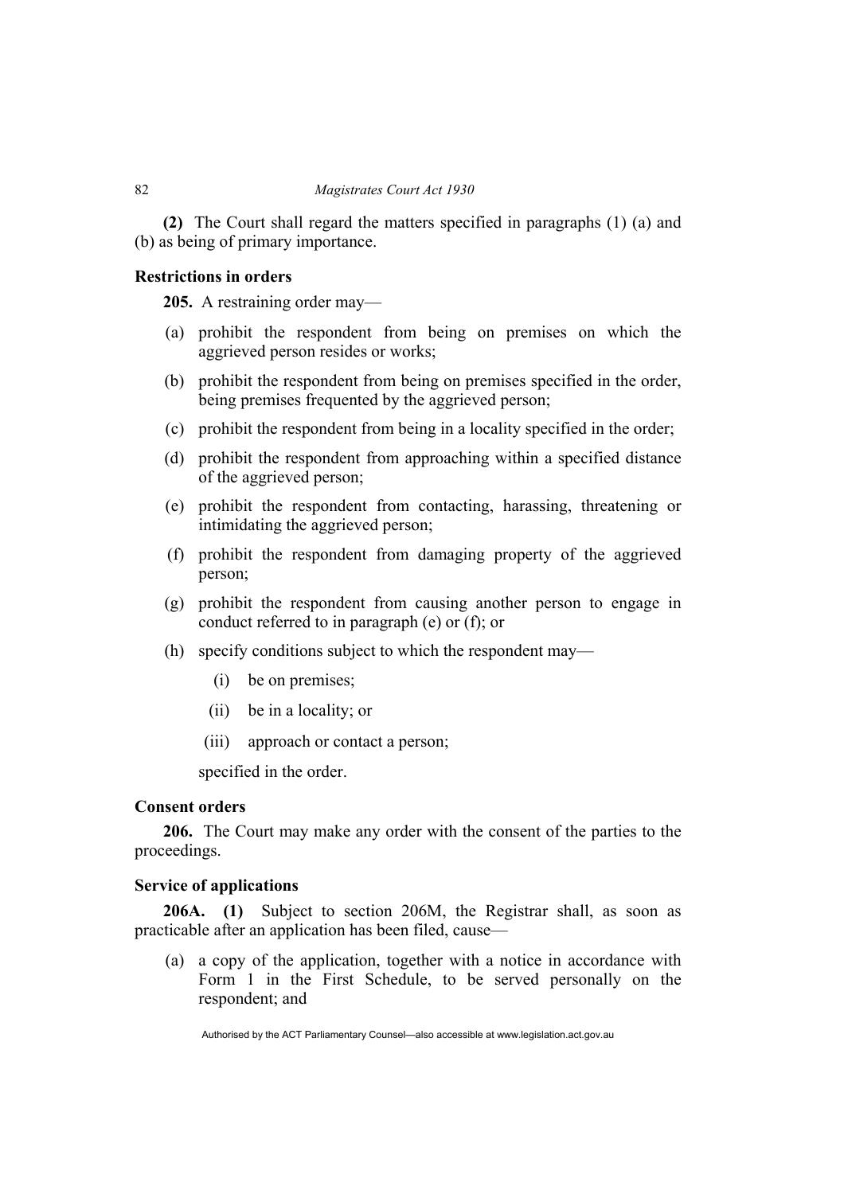**(2)** The Court shall regard the matters specified in paragraphs (1) (a) and (b) as being of primary importance.

### Restrictions in orders

**205.** A restraining order may—

(a) prohibit the respondent from being on premises on which the aggrieved person resides or works;

(b) prohibit the respondent from being on premises specified in the order, being premises frequented by the aggrieved person;

(c) prohibit the respondent from being in a locality specified in the order;

(d) prohibit the respondent from approaching within a specified distance of the aggrieved person;

(e) prohibit the respondent from contacting, harassing, threatening or intimidating the aggrieved person;

(f) prohibit the respondent from damaging property of the aggrieved person;

(g) prohibit the respondent from causing another person to engage in conduct referred to in paragraph (e) or (f); or

(h) specify conditions subject to which the respondent may—

(i) be on premises;

(ii) be in a locality; or

(iii) approach or contact a person;

specified in the order.

### Consent orders

**206.** The Court may make any order with the consent of the parties to the proceedings.

### Service of applications

**206A. (1)** Subject to section 206M, the Registrar shall, as soon as practicable after an application has been filed, cause—

(a) a copy of the application, together with a notice in accordance with Form 1 in the First Schedule, to be served personally on the respondent; and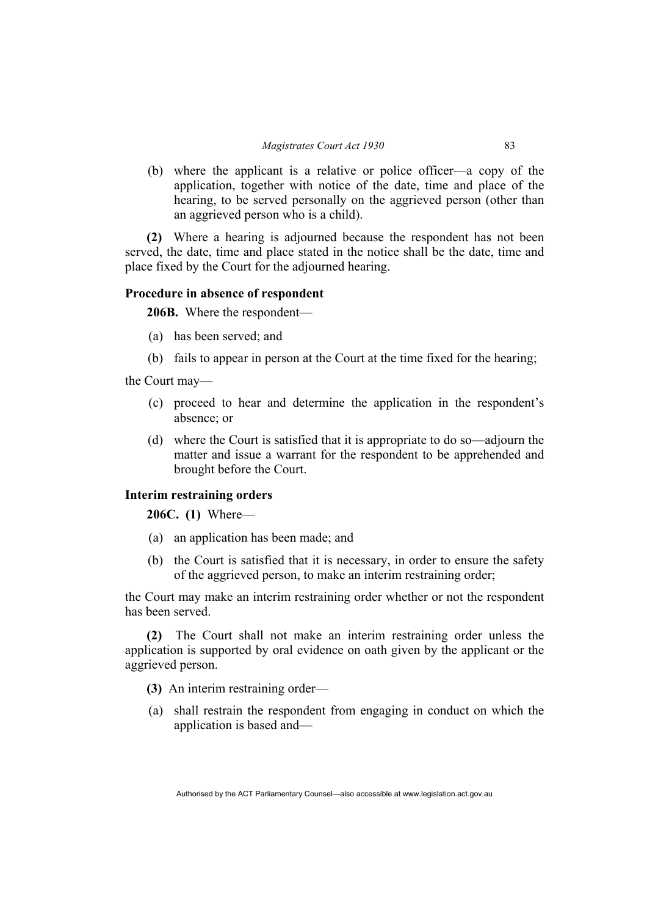(b) where the applicant is a relative or police officer—a copy of the application, together with notice of the date, time and place of the hearing, to be served personally on the aggrieved person (other than an aggrieved person who is a child).

**(2)** Where a hearing is adjourned because the respondent has not been served, the date, time and place stated in the notice shall be the date, time and place fixed by the Court for the adjourned hearing.

### Procedure in absence of respondent

**206B.** Where the respondent—

(a) has been served; and

(b) fails to appear in person at the Court at the time fixed for the hearing;

the Court may—

(c) proceed to hear and determine the application in the respondent's absence; or

(d) where the Court is satisfied that it is appropriate to do so—adjourn the matter and issue a warrant for the respondent to be apprehended and brought before the Court.

### Interim restraining orders

**206C. (1)** Where—

(a) an application has been made; and

(b) the Court is satisfied that it is necessary, in order to ensure the safety of the aggrieved person, to make an interim restraining order;

the Court may make an interim restraining order whether or not the respondent has been served.

**(2)** The Court shall not make an interim restraining order unless the application is supported by oral evidence on oath given by the applicant or the aggrieved person.

**(3)** An interim restraining order—

(a) shall restrain the respondent from engaging in conduct on which the application is based and—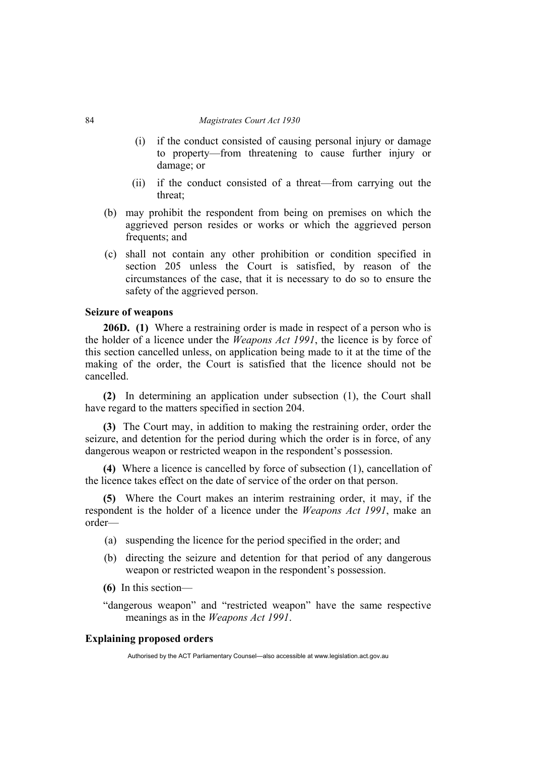(i) if the conduct consisted of causing personal injury or damage to property—from threatening to cause further injury or damage; or

(ii) if the conduct consisted of a threat—from carrying out the threat;

(b) may prohibit the respondent from being on premises on which the aggrieved person resides or works or which the aggrieved person frequents; and

(c) shall not contain any other prohibition or condition specified in section 205 unless the Court is satisfied, by reason of the circumstances of the case, that it is necessary to do so to ensure the safety of the aggrieved person.

### Seizure of weapons

**206D. (1)** Where a restraining order is made in respect of a person who is the holder of a licence under the *Weapons Act 1991*, the licence is by force of this section cancelled unless, on application being made to it at the time of the making of the order, the Court is satisfied that the licence should not be cancelled.

**(2)** In determining an application under subsection (1), the Court shall have regard to the matters specified in section 204.

**(3)** The Court may, in addition to making the restraining order, order the seizure, and detention for the period during which the order is in force, of any dangerous weapon or restricted weapon in the respondent's possession.

**(4)** Where a licence is cancelled by force of subsection (1), cancellation of the licence takes effect on the date of service of the order on that person.

**(5)** Where the Court makes an interim restraining order, it may, if the respondent is the holder of a licence under the *Weapons Act 1991*, make an order—

(a) suspending the licence for the period specified in the order; and

(b) directing the seizure and detention for that period of any dangerous weapon or restricted weapon in the respondent's possession.

**(6)** In this section—

"dangerous weapon" and "restricted weapon" have the same respective meanings as in the *Weapons Act 1991*.

### Explaining proposed orders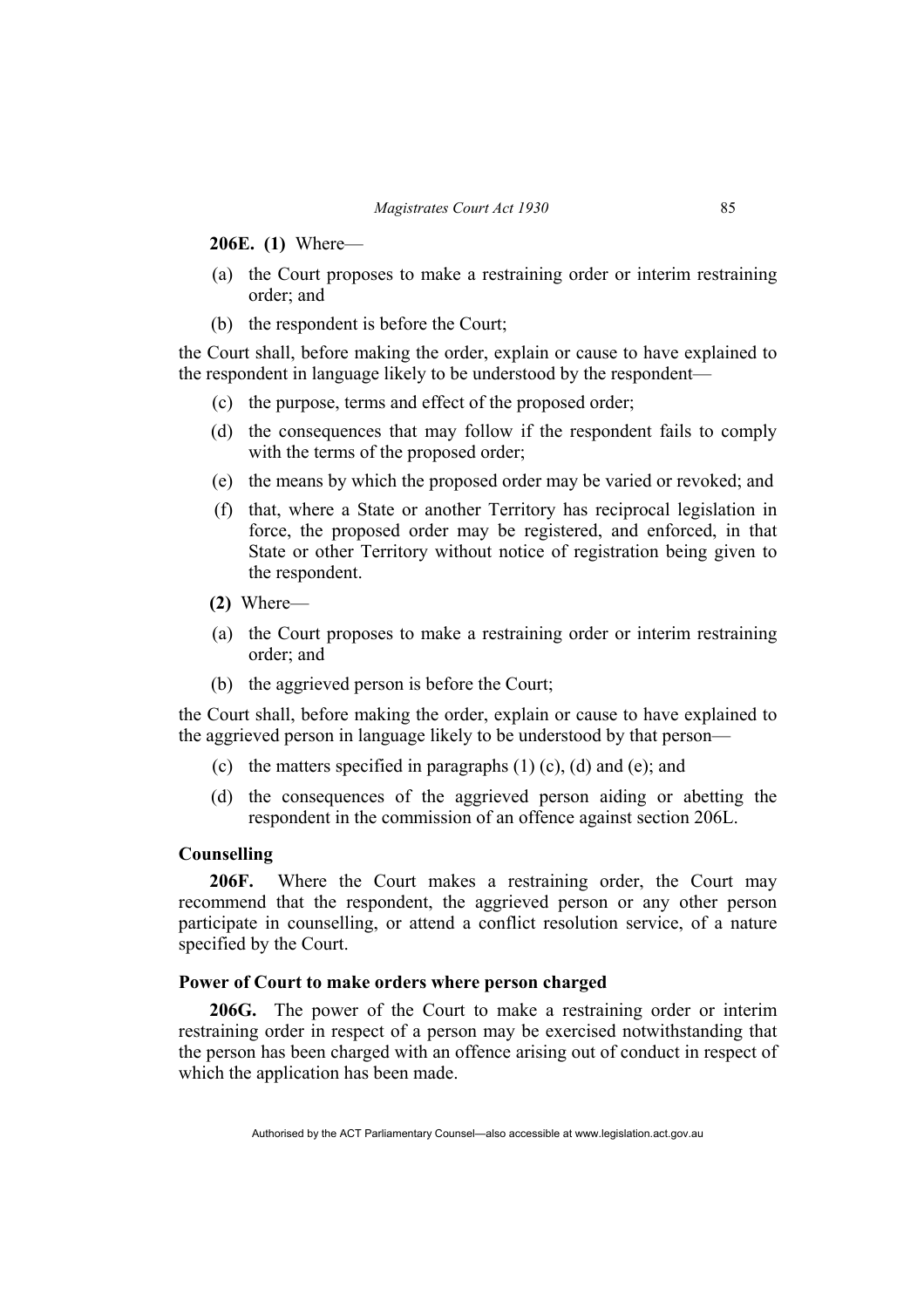**206E. (1)** Where—

(a) the Court proposes to make a restraining order or interim restraining order; and

(b) the respondent is before the Court;

the Court shall, before making the order, explain or cause to have explained to the respondent in language likely to be understood by the respondent—

(c) the purpose, terms and effect of the proposed order;

(d) the consequences that may follow if the respondent fails to comply with the terms of the proposed order;

(e) the means by which the proposed order may be varied or revoked; and

(f) that, where a State or another Territory has reciprocal legislation in force, the proposed order may be registered, and enforced, in that State or other Territory without notice of registration being given to the respondent.

**(2)** Where—

(a) the Court proposes to make a restraining order or interim restraining order; and

(b) the aggrieved person is before the Court;

the Court shall, before making the order, explain or cause to have explained to the aggrieved person in language likely to be understood by that person—

(c) the matters specified in paragraphs (1) (c), (d) and (e); and

(d) the consequences of the aggrieved person aiding or abetting the respondent in the commission of an offence against section 206L.

### Counselling

**206F.** Where the Court makes a restraining order, the Court may recommend that the respondent, the aggrieved person or any other person participate in counselling, or attend a conflict resolution service, of a nature specified by the Court.

### Power of Court to make orders where person charged

**206G.** The power of the Court to make a restraining order or interim restraining order in respect of a person may be exercised notwithstanding that the person has been charged with an offence arising out of conduct in respect of which the application has been made.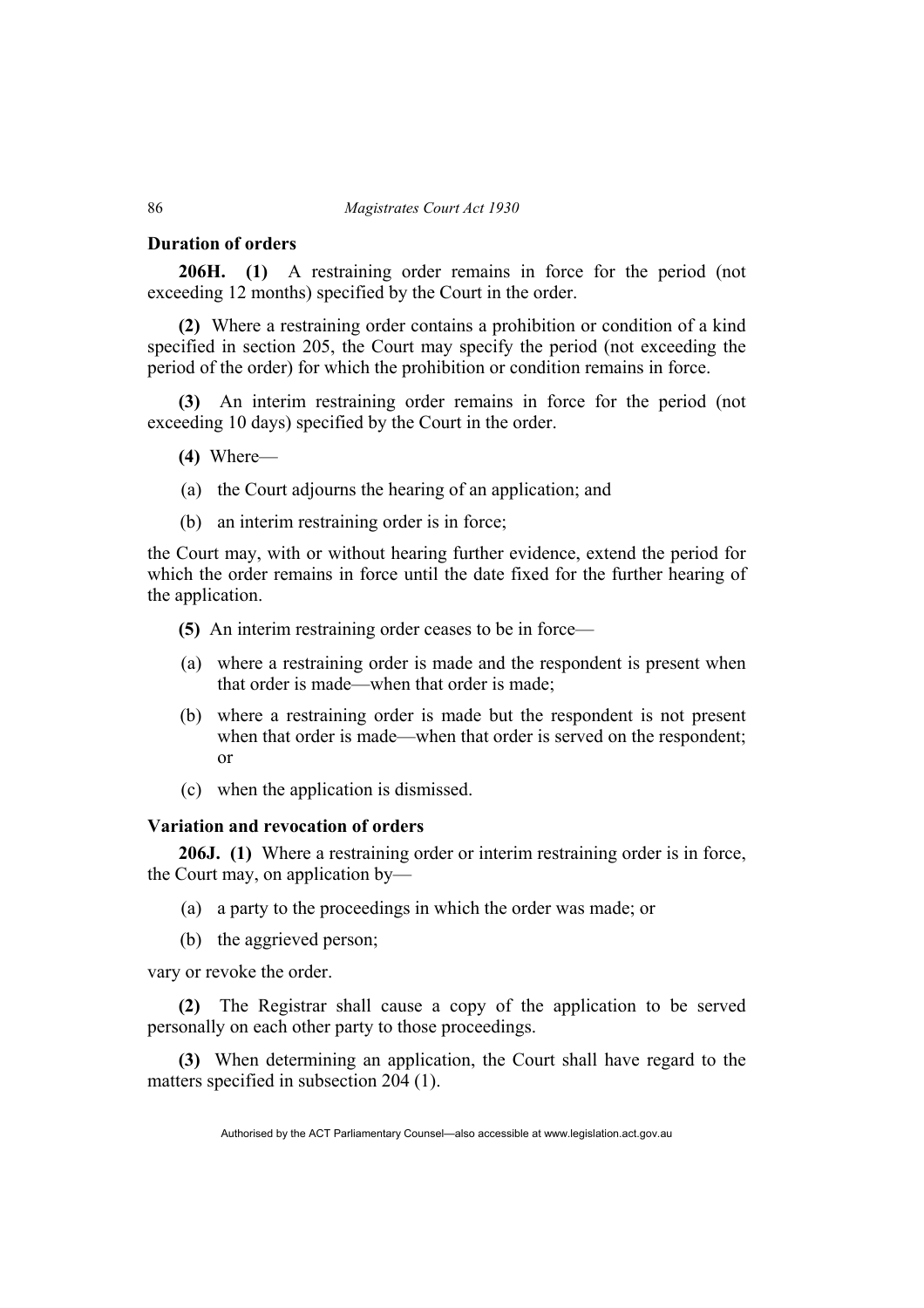### Duration of orders

**206H. (1)** A restraining order remains in force for the period (not exceeding 12 months) specified by the Court in the order.

**(2)** Where a restraining order contains a prohibition or condition of a kind specified in section 205, the Court may specify the period (not exceeding the period of the order) for which the prohibition or condition remains in force.

**(3)** An interim restraining order remains in force for the period (not exceeding 10 days) specified by the Court in the order.

**(4)** Where—

(a) the Court adjourns the hearing of an application; and

(b) an interim restraining order is in force;

the Court may, with or without hearing further evidence, extend the period for which the order remains in force until the date fixed for the further hearing of the application.

**(5)** An interim restraining order ceases to be in force—

(a) where a restraining order is made and the respondent is present when that order is made—when that order is made;

(b) where a restraining order is made but the respondent is not present when that order is made—when that order is served on the respondent; or

(c) when the application is dismissed.

### Variation and revocation of orders

**206J. (1)** Where a restraining order or interim restraining order is in force, the Court may, on application by—

(a) a party to the proceedings in which the order was made; or

(b) the aggrieved person;

vary or revoke the order.

**(2)** The Registrar shall cause a copy of the application to be served personally on each other party to those proceedings.

**(3)** When determining an application, the Court shall have regard to the matters specified in subsection 204 (1).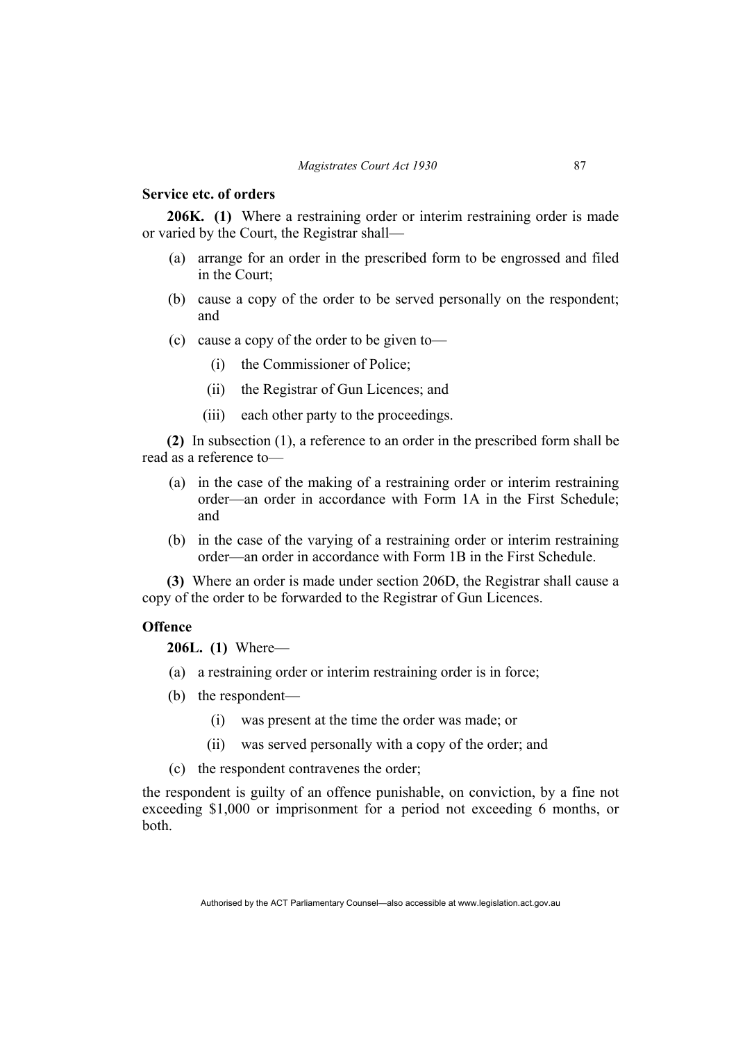### Service etc. of orders

**206K. (1)** Where a restraining order or interim restraining order is made or varied by the Court, the Registrar shall—

- (a) arrange for an order in the prescribed form to be engrossed and filed in the Court;
- (b) cause a copy of the order to be served personally on the respondent; and
- (c) cause a copy of the order to be given to—
  - (i) the Commissioner of Police;
  - (ii) the Registrar of Gun Licences; and
  - (iii) each other party to the proceedings.

**(2)** In subsection (1), a reference to an order in the prescribed form shall be read as a reference to—

- (a) in the case of the making of a restraining order or interim restraining order—an order in accordance with Form 1A in the First Schedule; and
- (b) in the case of the varying of a restraining order or interim restraining order—an order in accordance with Form 1B in the First Schedule.

**(3)** Where an order is made under section 206D, the Registrar shall cause a copy of the order to be forwarded to the Registrar of Gun Licences.

### Offence

**206L. (1)** Where—

- (a) a restraining order or interim restraining order is in force;
- (b) the respondent—
  - (i) was present at the time the order was made; or
  - (ii) was served personally with a copy of the order; and
- (c) the respondent contravenes the order;

the respondent is guilty of an offence punishable, on conviction, by a fine not exceeding $1,000 or imprisonment for a period not exceeding 6 months, or both.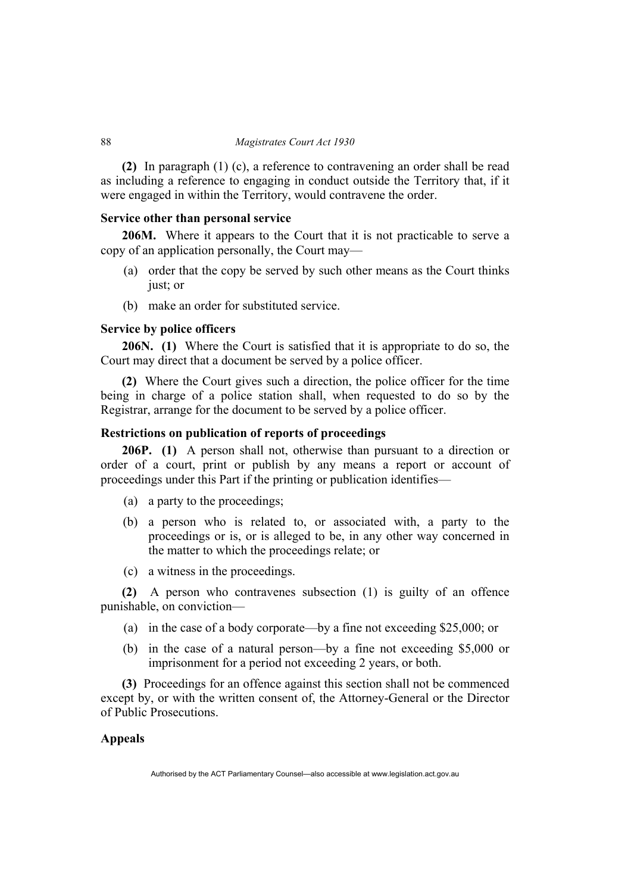**(2)** In paragraph (1) (c), a reference to contravening an order shall be read as including a reference to engaging in conduct outside the Territory that, if it were engaged in within the Territory, would contravene the order.

### Service other than personal service

**206M.** Where it appears to the Court that it is not practicable to serve a copy of an application personally, the Court may—

(a) order that the copy be served by such other means as the Court thinks just; or

(b) make an order for substituted service.

### Service by police officers

**206N. (1)** Where the Court is satisfied that it is appropriate to do so, the Court may direct that a document be served by a police officer.

**(2)** Where the Court gives such a direction, the police officer for the time being in charge of a police station shall, when requested to do so by the Registrar, arrange for the document to be served by a police officer.

### Restrictions on publication of reports of proceedings

**206P. (1)** A person shall not, otherwise than pursuant to a direction or order of a court, print or publish by any means a report or account of proceedings under this Part if the printing or publication identifies—

(a) a party to the proceedings;

(b) a person who is related to, or associated with, a party to the proceedings or is, or is alleged to be, in any other way concerned in the matter to which the proceedings relate; or

(c) a witness in the proceedings.

**(2)** A person who contravenes subsection (1) is guilty of an offence punishable, on conviction—

(a) in the case of a body corporate—by a fine not exceeding $25,000; or

(b) in the case of a natural person—by a fine not exceeding $5,000 or imprisonment for a period not exceeding 2 years, or both.

**(3)** Proceedings for an offence against this section shall not be commenced except by, or with the written consent of, the Attorney-General or the Director of Public Prosecutions.

### Appeals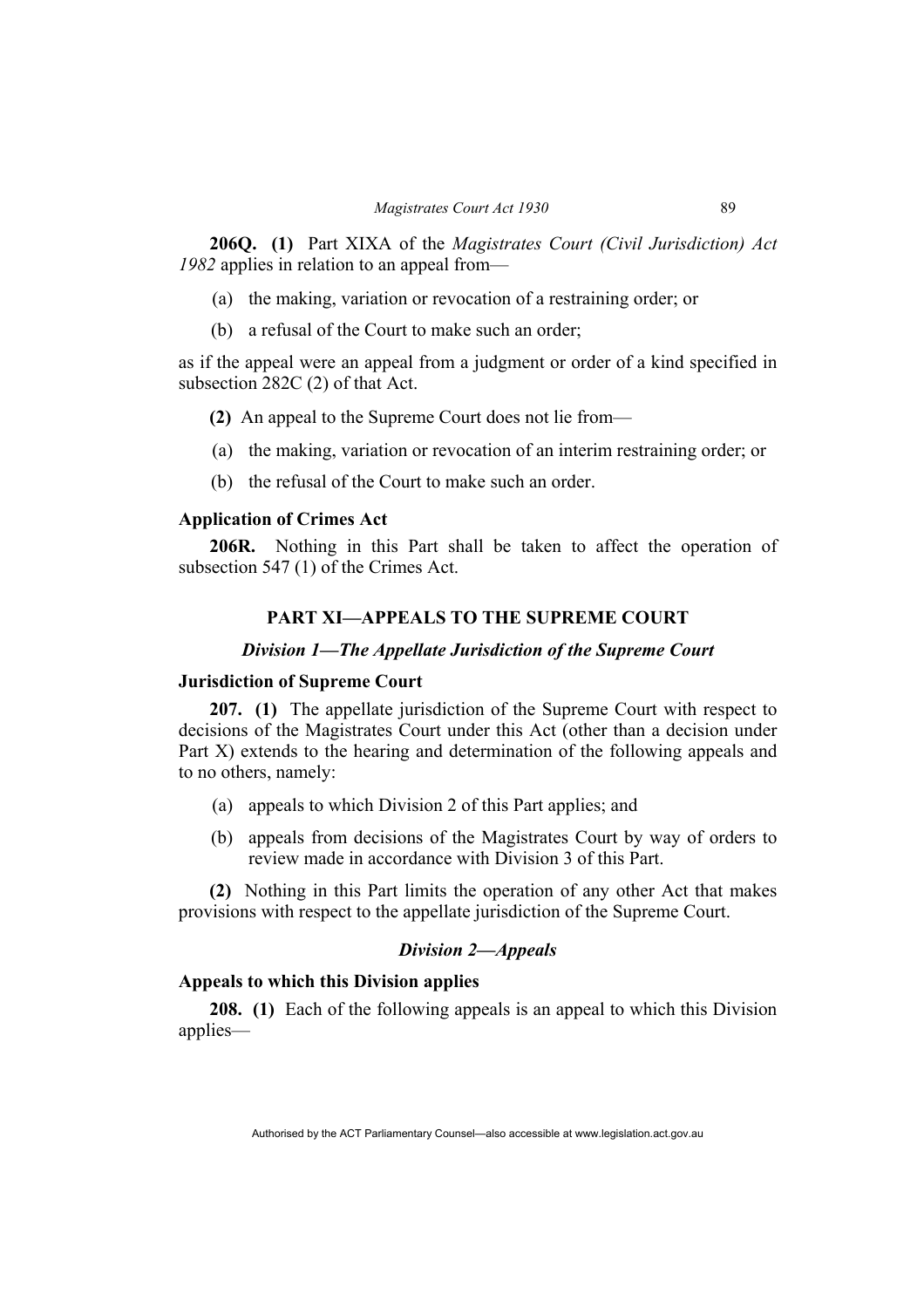**206Q. (1)** Part XIXA of the *Magistrates Court (Civil Jurisdiction) Act 1982* applies in relation to an appeal from—

(a) the making, variation or revocation of a restraining order; or

(b) a refusal of the Court to make such an order;

as if the appeal were an appeal from a judgment or order of a kind specified in subsection 282C (2) of that Act.

**(2)** An appeal to the Supreme Court does not lie from—

(a) the making, variation or revocation of an interim restraining order; or

(b) the refusal of the Court to make such an order.

**Application of Crimes Act**

**206R.** Nothing in this Part shall be taken to affect the operation of subsection 547 (1) of the Crimes Act.

## PART XI—APPEALS TO THE SUPREME COURT

### *Division 1—The Appellate Jurisdiction of the Supreme Court*

**Jurisdiction of Supreme Court**

**207. (1)** The appellate jurisdiction of the Supreme Court with respect to decisions of the Magistrates Court under this Act (other than a decision under Part X) extends to the hearing and determination of the following appeals and to no others, namely:

(a) appeals to which Division 2 of this Part applies; and

(b) appeals from decisions of the Magistrates Court by way of orders to review made in accordance with Division 3 of this Part.

**(2)** Nothing in this Part limits the operation of any other Act that makes provisions with respect to the appellate jurisdiction of the Supreme Court.

### *Division 2—Appeals*

**Appeals to which this Division applies**

**208. (1)** Each of the following appeals is an appeal to which this Division applies—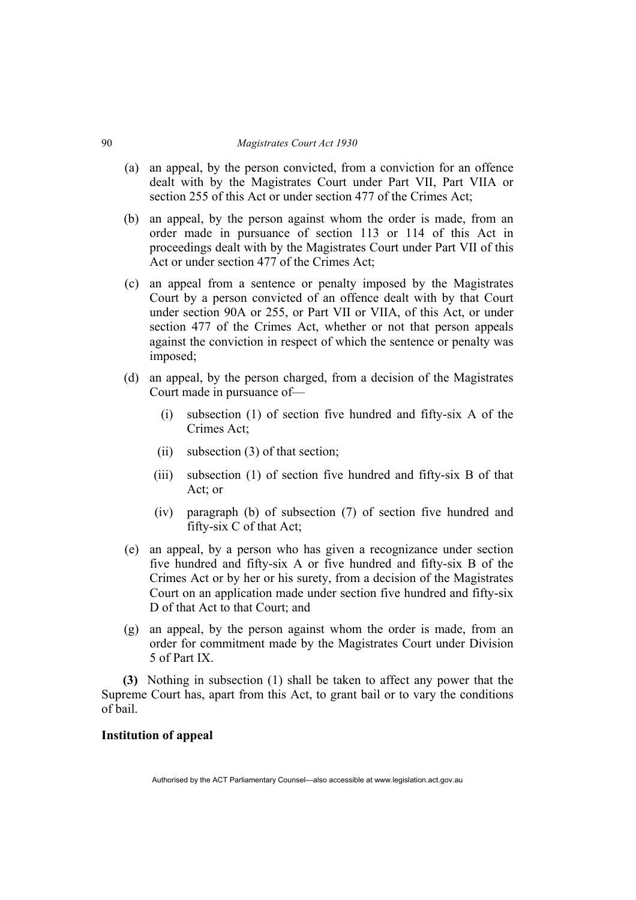(a) an appeal, by the person convicted, from a conviction for an offence dealt with by the Magistrates Court under Part VII, Part VIIA or section 255 of this Act or under section 477 of the Crimes Act;

(b) an appeal, by the person against whom the order is made, from an order made in pursuance of section 113 or 114 of this Act in proceedings dealt with by the Magistrates Court under Part VII of this Act or under section 477 of the Crimes Act;

(c) an appeal from a sentence or penalty imposed by the Magistrates Court by a person convicted of an offence dealt with by that Court under section 90A or 255, or Part VII or VIIA, of this Act, or under section 477 of the Crimes Act, whether or not that person appeals against the conviction in respect of which the sentence or penalty was imposed;

(d) an appeal, by the person charged, from a decision of the Magistrates Court made in pursuance of—

  (i) subsection (1) of section five hundred and fifty-six A of the Crimes Act;

  (ii) subsection (3) of that section;

  (iii) subsection (1) of section five hundred and fifty-six B of that Act; or

  (iv) paragraph (b) of subsection (7) of section five hundred and fifty-six C of that Act;

(e) an appeal, by a person who has given a recognizance under section five hundred and fifty-six A or five hundred and fifty-six B of the Crimes Act or by her or his surety, from a decision of the Magistrates Court on an application made under section five hundred and fifty-six D of that Act to that Court; and

(g) an appeal, by the person against whom the order is made, from an order for commitment made by the Magistrates Court under Division 5 of Part IX.

**(3)** Nothing in subsection (1) shall be taken to affect any power that the Supreme Court has, apart from this Act, to grant bail or to vary the conditions of bail.

**Institution of appeal**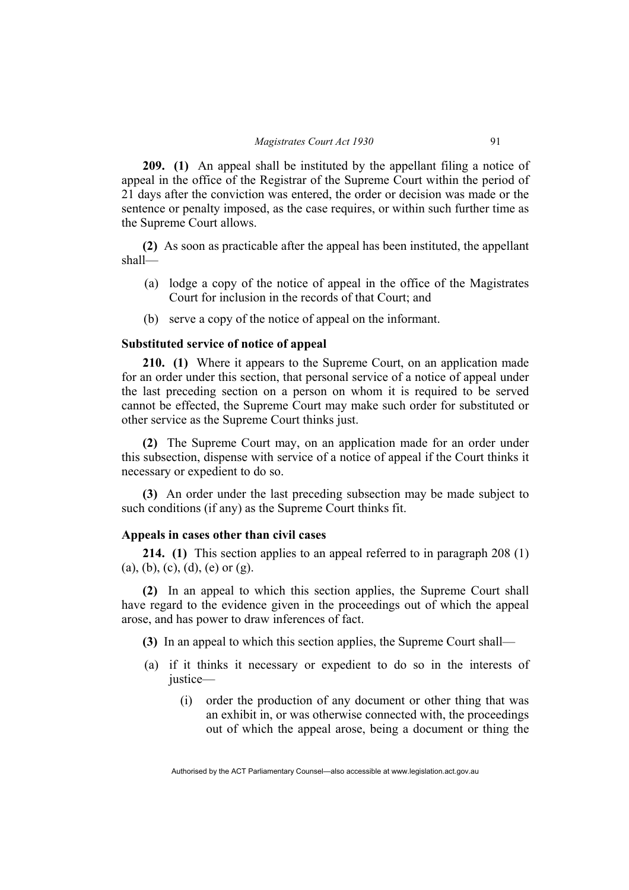**209. (1)** An appeal shall be instituted by the appellant filing a notice of appeal in the office of the Registrar of the Supreme Court within the period of 21 days after the conviction was entered, the order or decision was made or the sentence or penalty imposed, as the case requires, or within such further time as the Supreme Court allows.

**(2)** As soon as practicable after the appeal has been instituted, the appellant shall—

(a) lodge a copy of the notice of appeal in the office of the Magistrates Court for inclusion in the records of that Court; and

(b) serve a copy of the notice of appeal on the informant.

### Substituted service of notice of appeal

**210. (1)** Where it appears to the Supreme Court, on an application made for an order under this section, that personal service of a notice of appeal under the last preceding section on a person on whom it is required to be served cannot be effected, the Supreme Court may make such order for substituted or other service as the Supreme Court thinks just.

**(2)** The Supreme Court may, on an application made for an order under this subsection, dispense with service of a notice of appeal if the Court thinks it necessary or expedient to do so.

**(3)** An order under the last preceding subsection may be made subject to such conditions (if any) as the Supreme Court thinks fit.

### Appeals in cases other than civil cases

**214. (1)** This section applies to an appeal referred to in paragraph 208 (1) (a), (b), (c), (d), (e) or (g).

**(2)** In an appeal to which this section applies, the Supreme Court shall have regard to the evidence given in the proceedings out of which the appeal arose, and has power to draw inferences of fact.

**(3)** In an appeal to which this section applies, the Supreme Court shall—

(a) if it thinks it necessary or expedient to do so in the interests of justice—

(i) order the production of any document or other thing that was an exhibit in, or was otherwise connected with, the proceedings out of which the appeal arose, being a document or thing the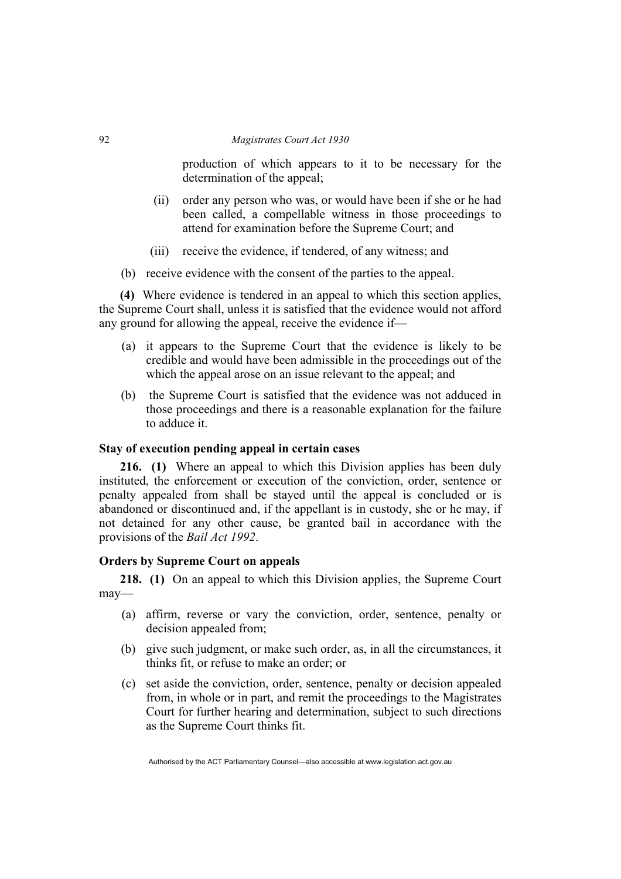production of which appears to it to be necessary for the determination of the appeal;

(ii) order any person who was, or would have been if she or he had been called, a compellable witness in those proceedings to attend for examination before the Supreme Court; and

(iii) receive the evidence, if tendered, of any witness; and

(b) receive evidence with the consent of the parties to the appeal.

**(4)** Where evidence is tendered in an appeal to which this section applies, the Supreme Court shall, unless it is satisfied that the evidence would not afford any ground for allowing the appeal, receive the evidence if—

(a) it appears to the Supreme Court that the evidence is likely to be credible and would have been admissible in the proceedings out of the which the appeal arose on an issue relevant to the appeal; and

(b) the Supreme Court is satisfied that the evidence was not adduced in those proceedings and there is a reasonable explanation for the failure to adduce it.

**Stay of execution pending appeal in certain cases**

**216. (1)** Where an appeal to which this Division applies has been duly instituted, the enforcement or execution of the conviction, order, sentence or penalty appealed from shall be stayed until the appeal is concluded or is abandoned or discontinued and, if the appellant is in custody, she or he may, if not detained for any other cause, be granted bail in accordance with the provisions of the *Bail Act 1992*.

**Orders by Supreme Court on appeals**

**218. (1)** On an appeal to which this Division applies, the Supreme Court may—

(a) affirm, reverse or vary the conviction, order, sentence, penalty or decision appealed from;

(b) give such judgment, or make such order, as, in all the circumstances, it thinks fit, or refuse to make an order; or

(c) set aside the conviction, order, sentence, penalty or decision appealed from, in whole or in part, and remit the proceedings to the Magistrates Court for further hearing and determination, subject to such directions as the Supreme Court thinks fit.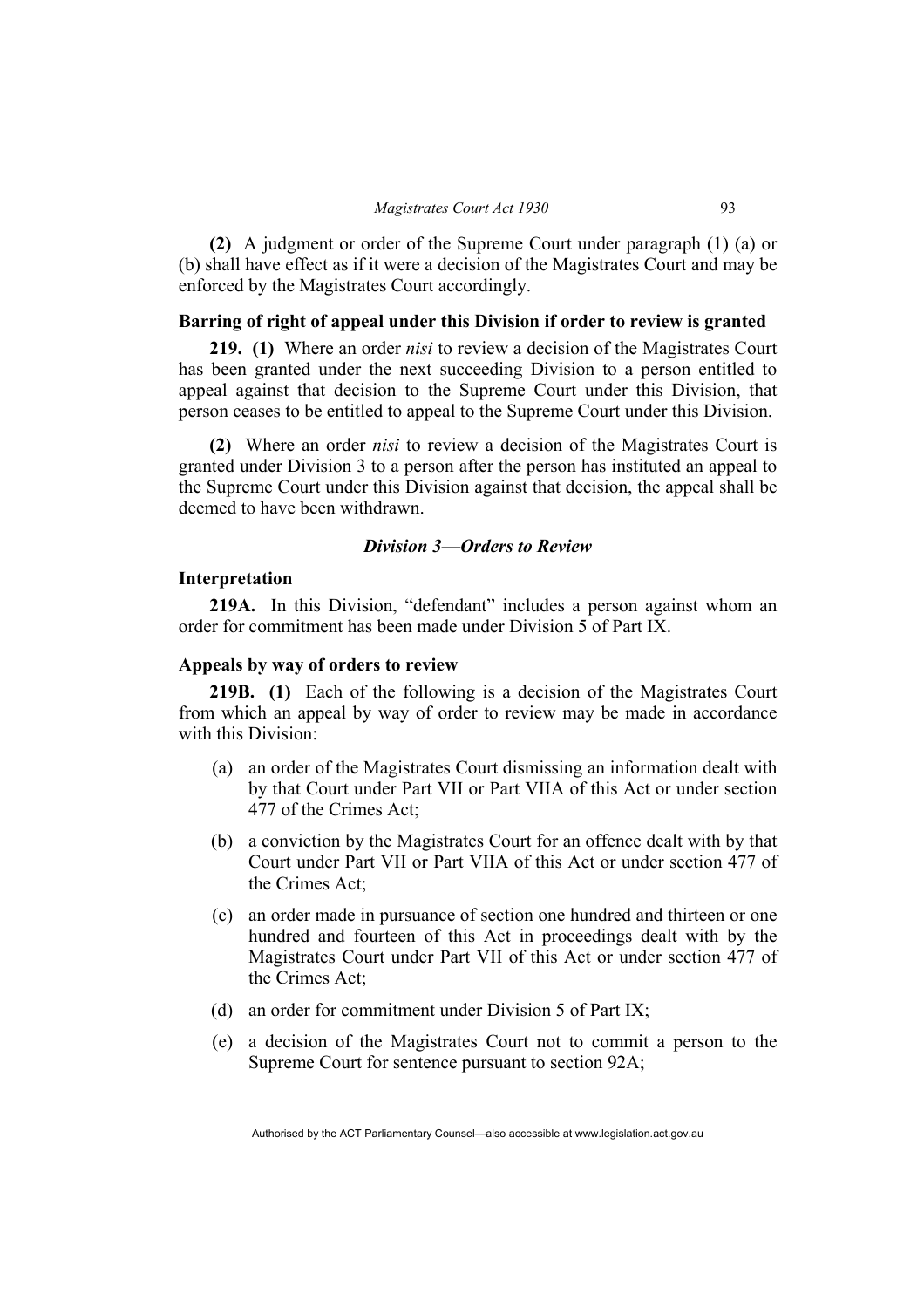**(2)** A judgment or order of the Supreme Court under paragraph (1) (a) or (b) shall have effect as if it were a decision of the Magistrates Court and may be enforced by the Magistrates Court accordingly.

### Barring of right of appeal under this Division if order to review is granted

**219. (1)** Where an order *nisi* to review a decision of the Magistrates Court has been granted under the next succeeding Division to a person entitled to appeal against that decision to the Supreme Court under this Division, that person ceases to be entitled to appeal to the Supreme Court under this Division.

**(2)** Where an order *nisi* to review a decision of the Magistrates Court is granted under Division 3 to a person after the person has instituted an appeal to the Supreme Court under this Division against that decision, the appeal shall be deemed to have been withdrawn.

## *Division 3—Orders to Review*

### Interpretation

**219A.** In this Division, "defendant" includes a person against whom an order for commitment has been made under Division 5 of Part IX.

### Appeals by way of orders to review

**219B. (1)** Each of the following is a decision of the Magistrates Court from which an appeal by way of order to review may be made in accordance with this Division:

- (a) an order of the Magistrates Court dismissing an information dealt with by that Court under Part VII or Part VIIA of this Act or under section 477 of the Crimes Act;
- (b) a conviction by the Magistrates Court for an offence dealt with by that Court under Part VII or Part VIIA of this Act or under section 477 of the Crimes Act;
- (c) an order made in pursuance of section one hundred and thirteen or one hundred and fourteen of this Act in proceedings dealt with by the Magistrates Court under Part VII of this Act or under section 477 of the Crimes Act;
- (d) an order for commitment under Division 5 of Part IX;
- (e) a decision of the Magistrates Court not to commit a person to the Supreme Court for sentence pursuant to section 92A;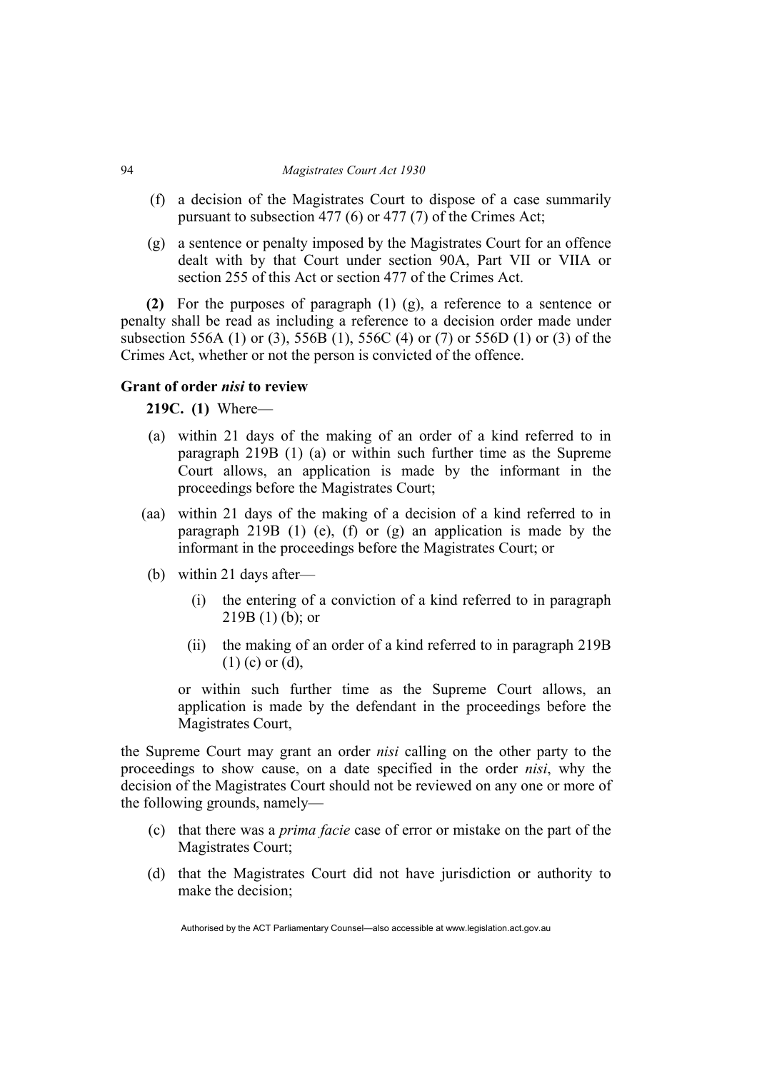(f) a decision of the Magistrates Court to dispose of a case summarily pursuant to subsection 477 (6) or 477 (7) of the Crimes Act;

(g) a sentence or penalty imposed by the Magistrates Court for an offence dealt with by that Court under section 90A, Part VII or VIIA or section 255 of this Act or section 477 of the Crimes Act.

**(2)** For the purposes of paragraph (1) (g), a reference to a sentence or penalty shall be read as including a reference to a decision order made under subsection 556A (1) or (3), 556B (1), 556C (4) or (7) or 556D (1) or (3) of the Crimes Act, whether or not the person is convicted of the offence.

### Grant of order *nisi* to review

**219C. (1)** Where—

(a) within 21 days of the making of an order of a kind referred to in paragraph 219B (1) (a) or within such further time as the Supreme Court allows, an application is made by the informant in the proceedings before the Magistrates Court;

(aa) within 21 days of the making of a decision of a kind referred to in paragraph 219B (1) (e), (f) or (g) an application is made by the informant in the proceedings before the Magistrates Court; or

(b) within 21 days after—

(i) the entering of a conviction of a kind referred to in paragraph 219B (1) (b); or

(ii) the making of an order of a kind referred to in paragraph 219B (1) (c) or (d),

or within such further time as the Supreme Court allows, an application is made by the defendant in the proceedings before the Magistrates Court,

the Supreme Court may grant an order *nisi* calling on the other party to the proceedings to show cause, on a date specified in the order *nisi*, why the decision of the Magistrates Court should not be reviewed on any one or more of the following grounds, namely—

(c) that there was a *prima facie* case of error or mistake on the part of the Magistrates Court;

(d) that the Magistrates Court did not have jurisdiction or authority to make the decision;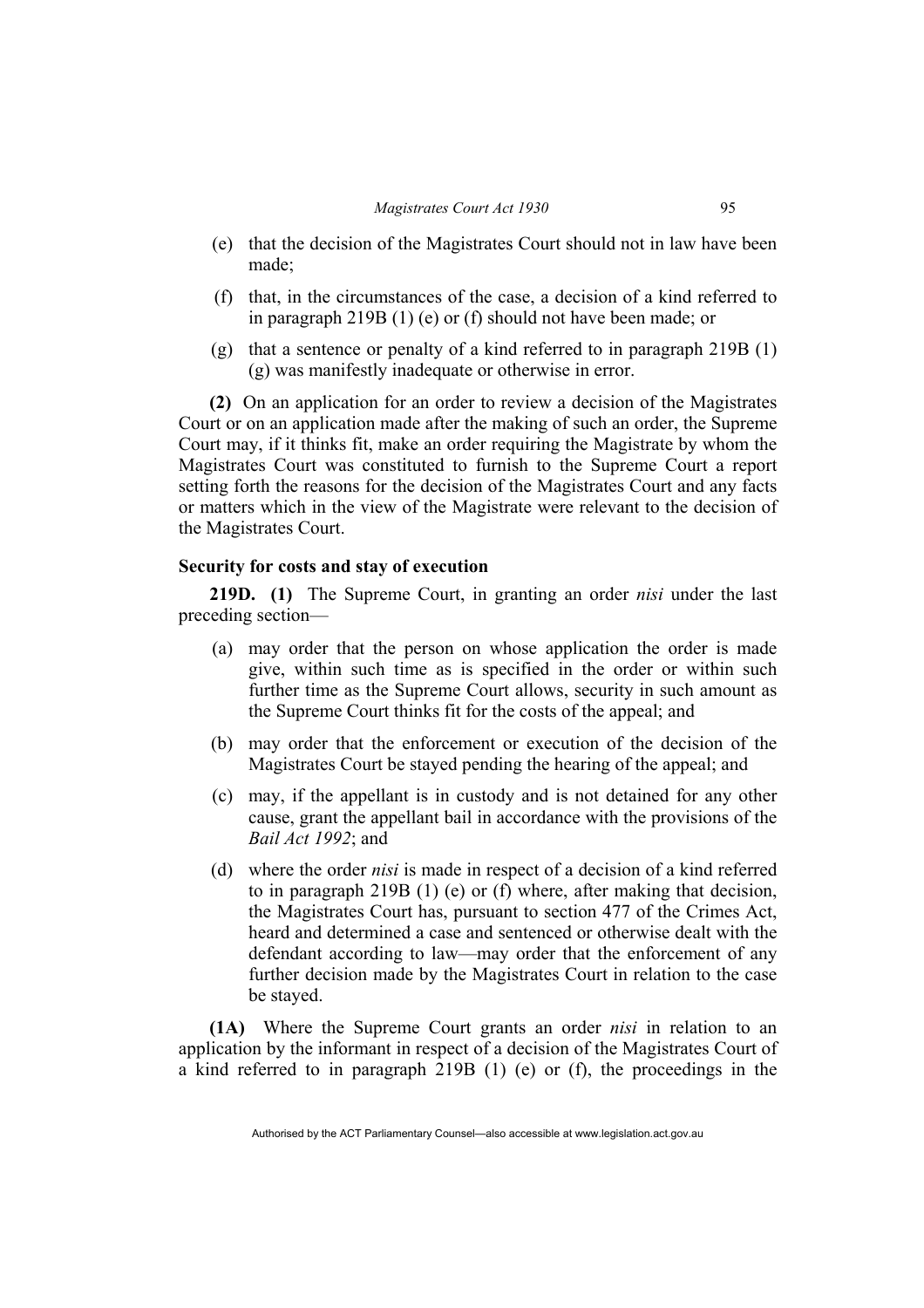(e) that the decision of the Magistrates Court should not in law have been made;

(f) that, in the circumstances of the case, a decision of a kind referred to in paragraph 219B (1) (e) or (f) should not have been made; or

(g) that a sentence or penalty of a kind referred to in paragraph 219B (1) (g) was manifestly inadequate or otherwise in error.

**(2)** On an application for an order to review a decision of the Magistrates Court or on an application made after the making of such an order, the Supreme Court may, if it thinks fit, make an order requiring the Magistrate by whom the Magistrates Court was constituted to furnish to the Supreme Court a report setting forth the reasons for the decision of the Magistrates Court and any facts or matters which in the view of the Magistrate were relevant to the decision of the Magistrates Court.

**Security for costs and stay of execution**

**219D. (1)** The Supreme Court, in granting an order *nisi* under the last preceding section—

(a) may order that the person on whose application the order is made give, within such time as is specified in the order or within such further time as the Supreme Court allows, security in such amount as the Supreme Court thinks fit for the costs of the appeal; and

(b) may order that the enforcement or execution of the decision of the Magistrates Court be stayed pending the hearing of the appeal; and

(c) may, if the appellant is in custody and is not detained for any other cause, grant the appellant bail in accordance with the provisions of the *Bail Act 1992*; and

(d) where the order *nisi* is made in respect of a decision of a kind referred to in paragraph 219B (1) (e) or (f) where, after making that decision, the Magistrates Court has, pursuant to section 477 of the Crimes Act, heard and determined a case and sentenced or otherwise dealt with the defendant according to law—may order that the enforcement of any further decision made by the Magistrates Court in relation to the case be stayed.

**(1A)** Where the Supreme Court grants an order *nisi* in relation to an application by the informant in respect of a decision of the Magistrates Court of a kind referred to in paragraph 219B (1) (e) or (f), the proceedings in the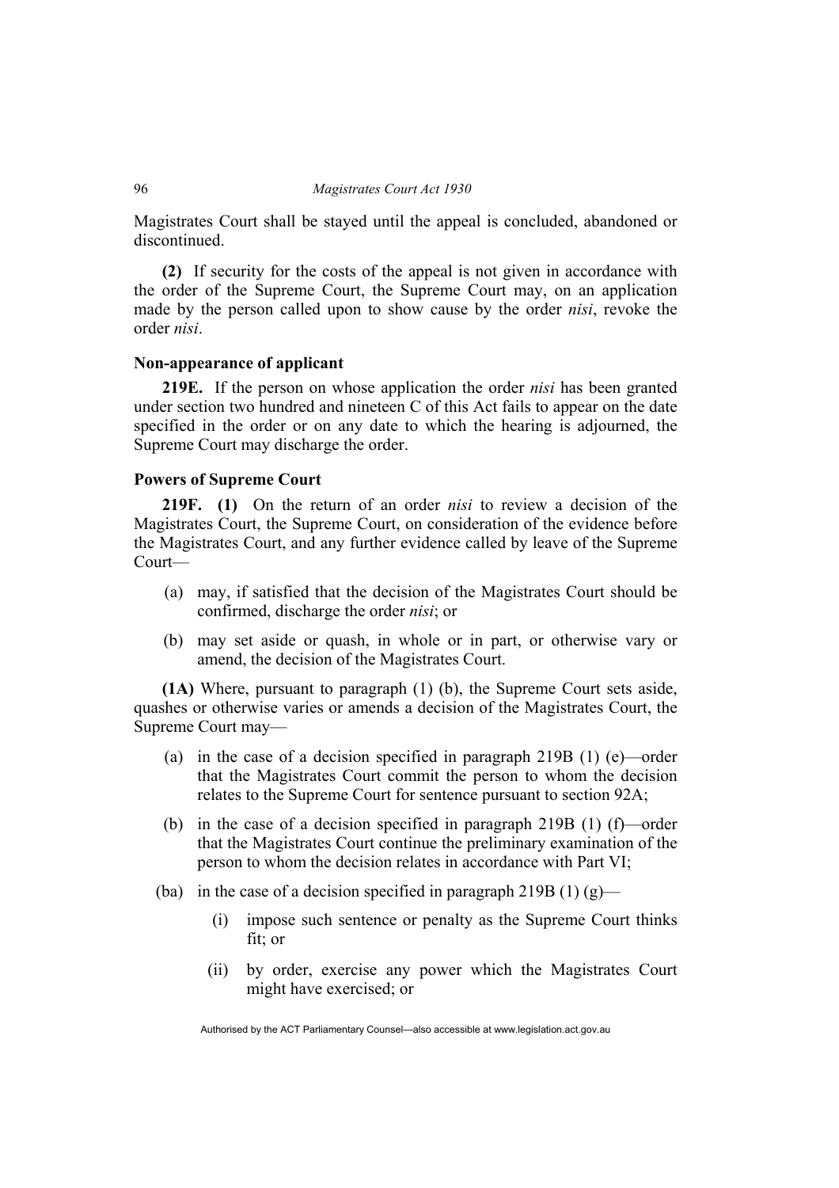Magistrates Court shall be stayed until the appeal is concluded, abandoned or discontinued.

**(2)** If security for the costs of the appeal is not given in accordance with the order of the Supreme Court, the Supreme Court may, on an application made by the person called upon to show cause by the order *nisi*, revoke the order *nisi*.

### Non-appearance of applicant

**219E.** If the person on whose application the order *nisi* has been granted under section two hundred and nineteen C of this Act fails to appear on the date specified in the order or on any date to which the hearing is adjourned, the Supreme Court may discharge the order.

### Powers of Supreme Court

**219F. (1)** On the return of an order *nisi* to review a decision of the Magistrates Court, the Supreme Court, on consideration of the evidence before the Magistrates Court, and any further evidence called by leave of the Supreme Court—

- (a) may, if satisfied that the decision of the Magistrates Court should be confirmed, discharge the order *nisi*; or
- (b) may set aside or quash, in whole or in part, or otherwise vary or amend, the decision of the Magistrates Court.

**(1A)** Where, pursuant to paragraph (1) (b), the Supreme Court sets aside, quashes or otherwise varies or amends a decision of the Magistrates Court, the Supreme Court may—

- (a) in the case of a decision specified in paragraph 219B (1) (e)—order that the Magistrates Court commit the person to whom the decision relates to the Supreme Court for sentence pursuant to section 92A;
- (b) in the case of a decision specified in paragraph 219B (1) (f)—order that the Magistrates Court continue the preliminary examination of the person to whom the decision relates in accordance with Part VI;
- (ba) in the case of a decision specified in paragraph 219B (1) (g)—
  - (i) impose such sentence or penalty as the Supreme Court thinks fit; or
  - (ii) by order, exercise any power which the Magistrates Court might have exercised; or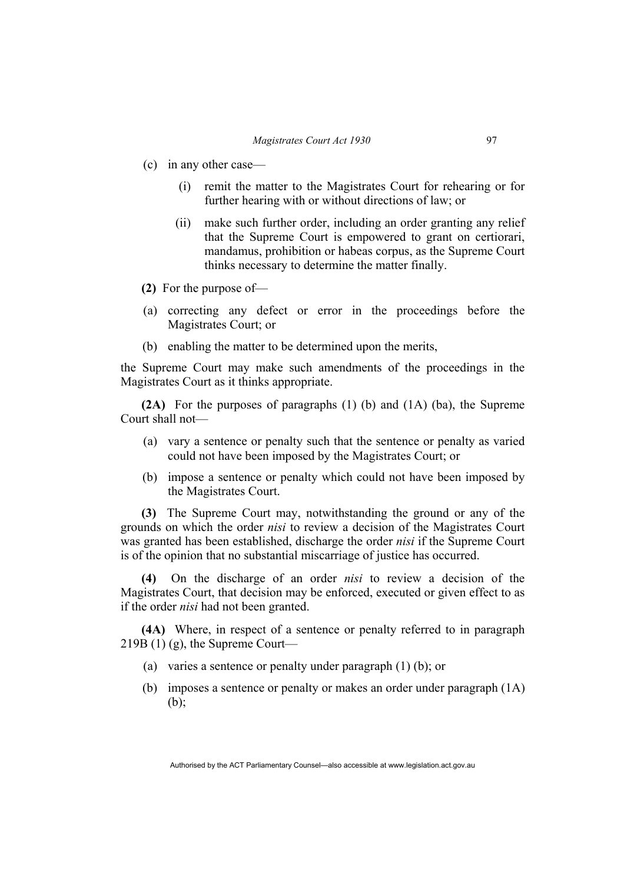(c) in any other case—

   (i) remit the matter to the Magistrates Court for rehearing or for further hearing with or without directions of law; or

   (ii) make such further order, including an order granting any relief that the Supreme Court is empowered to grant on certiorari, mandamus, prohibition or habeas corpus, as the Supreme Court thinks necessary to determine the matter finally.

**(2)** For the purpose of—

(a) correcting any defect or error in the proceedings before the Magistrates Court; or

(b) enabling the matter to be determined upon the merits,

the Supreme Court may make such amendments of the proceedings in the Magistrates Court as it thinks appropriate.

**(2A)** For the purposes of paragraphs (1) (b) and (1A) (ba), the Supreme Court shall not—

(a) vary a sentence or penalty such that the sentence or penalty as varied could not have been imposed by the Magistrates Court; or

(b) impose a sentence or penalty which could not have been imposed by the Magistrates Court.

**(3)** The Supreme Court may, notwithstanding the ground or any of the grounds on which the order *nisi* to review a decision of the Magistrates Court was granted has been established, discharge the order *nisi* if the Supreme Court is of the opinion that no substantial miscarriage of justice has occurred.

**(4)** On the discharge of an order *nisi* to review a decision of the Magistrates Court, that decision may be enforced, executed or given effect to as if the order *nisi* had not been granted.

**(4A)** Where, in respect of a sentence or penalty referred to in paragraph 219B (1) (g), the Supreme Court—

(a) varies a sentence or penalty under paragraph (1) (b); or

(b) imposes a sentence or penalty or makes an order under paragraph (1A) (b);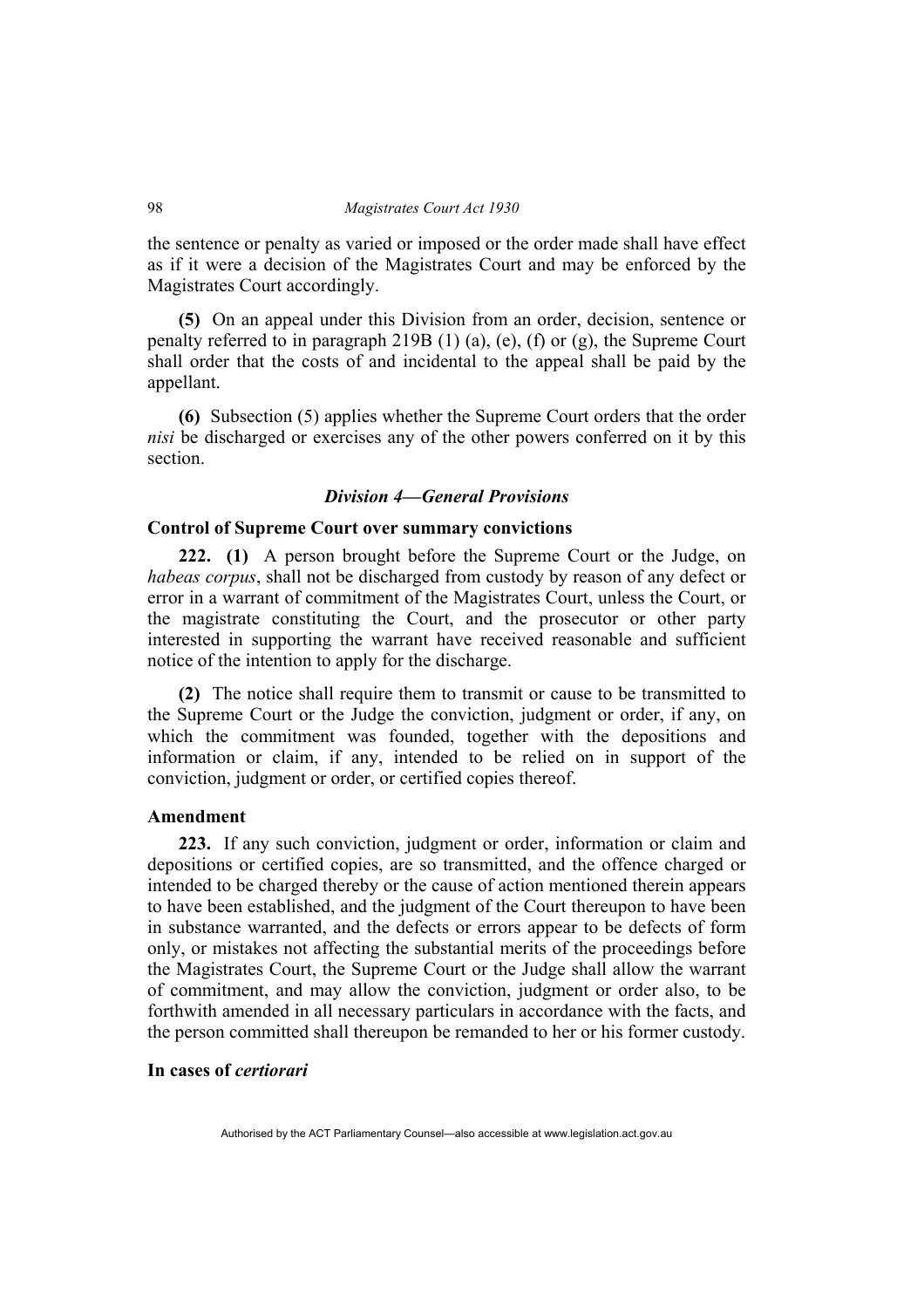the sentence or penalty as varied or imposed or the order made shall have effect as if it were a decision of the Magistrates Court and may be enforced by the Magistrates Court accordingly.

**(5)** On an appeal under this Division from an order, decision, sentence or penalty referred to in paragraph 219B (1) (a), (e), (f) or (g), the Supreme Court shall order that the costs of and incidental to the appeal shall be paid by the appellant.

**(6)** Subsection (5) applies whether the Supreme Court orders that the order *nisi* be discharged or exercises any of the other powers conferred on it by this section.

### *Division 4—General Provisions*

#### Control of Supreme Court over summary convictions

**222. (1)** A person brought before the Supreme Court or the Judge, on *habeas corpus*, shall not be discharged from custody by reason of any defect or error in a warrant of commitment of the Magistrates Court, unless the Court, or the magistrate constituting the Court, and the prosecutor or other party interested in supporting the warrant have received reasonable and sufficient notice of the intention to apply for the discharge.

**(2)** The notice shall require them to transmit or cause to be transmitted to the Supreme Court or the Judge the conviction, judgment or order, if any, on which the commitment was founded, together with the depositions and information or claim, if any, intended to be relied on in support of the conviction, judgment or order, or certified copies thereof.

#### Amendment

**223.** If any such conviction, judgment or order, information or claim and depositions or certified copies, are so transmitted, and the offence charged or intended to be charged thereby or the cause of action mentioned therein appears to have been established, and the judgment of the Court thereupon to have been in substance warranted, and the defects or errors appear to be defects of form only, or mistakes not affecting the substantial merits of the proceedings before the Magistrates Court, the Supreme Court or the Judge shall allow the warrant of commitment, and may allow the conviction, judgment or order also, to be forthwith amended in all necessary particulars in accordance with the facts, and the person committed shall thereupon be remanded to her or his former custody.

#### In cases of *certiorari*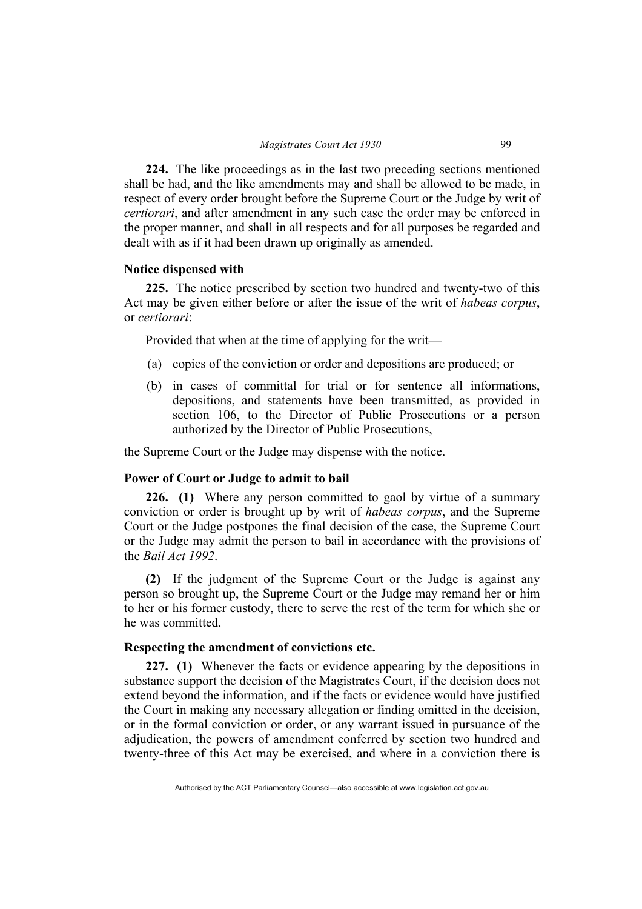**224.** The like proceedings as in the last two preceding sections mentioned shall be had, and the like amendments may and shall be allowed to be made, in respect of every order brought before the Supreme Court or the Judge by writ of *certiorari*, and after amendment in any such case the order may be enforced in the proper manner, and shall in all respects and for all purposes be regarded and dealt with as if it had been drawn up originally as amended.

### Notice dispensed with

**225.** The notice prescribed by section two hundred and twenty-two of this Act may be given either before or after the issue of the writ of *habeas corpus*, or *certiorari*:

Provided that when at the time of applying for the writ—

(a) copies of the conviction or order and depositions are produced; or

(b) in cases of committal for trial or for sentence all informations, depositions, and statements have been transmitted, as provided in section 106, to the Director of Public Prosecutions or a person authorized by the Director of Public Prosecutions,

the Supreme Court or the Judge may dispense with the notice.

### Power of Court or Judge to admit to bail

**226. (1)** Where any person committed to gaol by virtue of a summary conviction or order is brought up by writ of *habeas corpus*, and the Supreme Court or the Judge postpones the final decision of the case, the Supreme Court or the Judge may admit the person to bail in accordance with the provisions of the *Bail Act 1992*.

**(2)** If the judgment of the Supreme Court or the Judge is against any person so brought up, the Supreme Court or the Judge may remand her or him to her or his former custody, there to serve the rest of the term for which she or he was committed.

### Respecting the amendment of convictions etc.

**227. (1)** Whenever the facts or evidence appearing by the depositions in substance support the decision of the Magistrates Court, if the decision does not extend beyond the information, and if the facts or evidence would have justified the Court in making any necessary allegation or finding omitted in the decision, or in the formal conviction or order, or any warrant issued in pursuance of the adjudication, the powers of amendment conferred by section two hundred and twenty-three of this Act may be exercised, and where in a conviction there is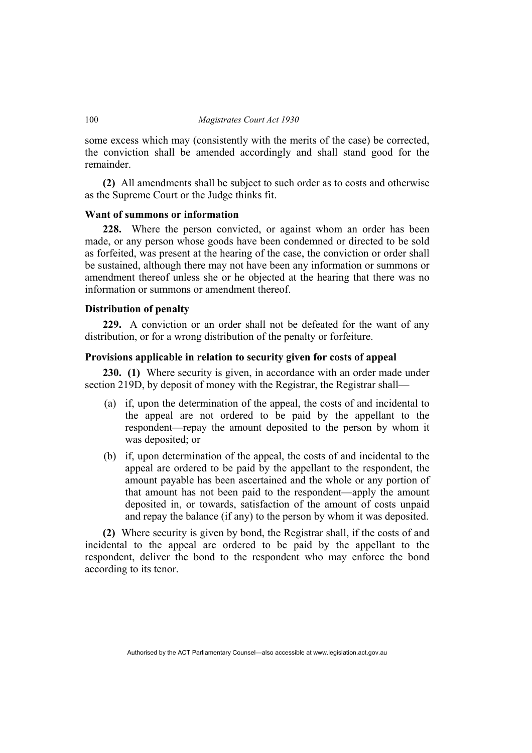some excess which may (consistently with the merits of the case) be corrected, the conviction shall be amended accordingly and shall stand good for the remainder.

**(2)** All amendments shall be subject to such order as to costs and otherwise as the Supreme Court or the Judge thinks fit.

### Want of summons or information

**228.** Where the person convicted, or against whom an order has been made, or any person whose goods have been condemned or directed to be sold as forfeited, was present at the hearing of the case, the conviction or order shall be sustained, although there may not have been any information or summons or amendment thereof unless she or he objected at the hearing that there was no information or summons or amendment thereof.

### Distribution of penalty

**229.** A conviction or an order shall not be defeated for the want of any distribution, or for a wrong distribution of the penalty or forfeiture.

### Provisions applicable in relation to security given for costs of appeal

**230. (1)** Where security is given, in accordance with an order made under section 219D, by deposit of money with the Registrar, the Registrar shall—

(a) if, upon the determination of the appeal, the costs of and incidental to the appeal are not ordered to be paid by the appellant to the respondent—repay the amount deposited to the person by whom it was deposited; or

(b) if, upon determination of the appeal, the costs of and incidental to the appeal are ordered to be paid by the appellant to the respondent, the amount payable has been ascertained and the whole or any portion of that amount has not been paid to the respondent—apply the amount deposited in, or towards, satisfaction of the amount of costs unpaid and repay the balance (if any) to the person by whom it was deposited.

**(2)** Where security is given by bond, the Registrar shall, if the costs of and incidental to the appeal are ordered to be paid by the appellant to the respondent, deliver the bond to the respondent who may enforce the bond according to its tenor.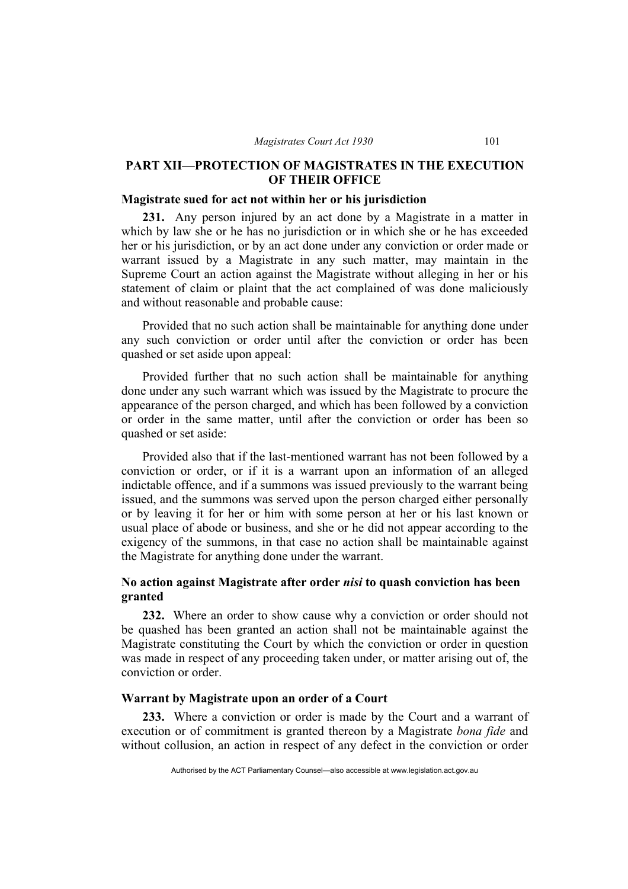## PART XII—PROTECTION OF MAGISTRATES IN THE EXECUTION OF THEIR OFFICE

### Magistrate sued for act not within her or his jurisdiction

**231.** Any person injured by an act done by a Magistrate in a matter in which by law she or he has no jurisdiction or in which she or he has exceeded her or his jurisdiction, or by an act done under any conviction or order made or warrant issued by a Magistrate in any such matter, may maintain in the Supreme Court an action against the Magistrate without alleging in her or his statement of claim or plaint that the act complained of was done maliciously and without reasonable and probable cause:

Provided that no such action shall be maintainable for anything done under any such conviction or order until after the conviction or order has been quashed or set aside upon appeal:

Provided further that no such action shall be maintainable for anything done under any such warrant which was issued by the Magistrate to procure the appearance of the person charged, and which has been followed by a conviction or order in the same matter, until after the conviction or order has been so quashed or set aside:

Provided also that if the last-mentioned warrant has not been followed by a conviction or order, or if it is a warrant upon an information of an alleged indictable offence, and if a summons was issued previously to the warrant being issued, and the summons was served upon the person charged either personally or by leaving it for her or him with some person at her or his last known or usual place of abode or business, and she or he did not appear according to the exigency of the summons, in that case no action shall be maintainable against the Magistrate for anything done under the warrant.

### No action against Magistrate after order *nisi* to quash conviction has been granted

**232.** Where an order to show cause why a conviction or order should not be quashed has been granted an action shall not be maintainable against the Magistrate constituting the Court by which the conviction or order in question was made in respect of any proceeding taken under, or matter arising out of, the conviction or order.

### Warrant by Magistrate upon an order of a Court

**233.** Where a conviction or order is made by the Court and a warrant of execution or of commitment is granted thereon by a Magistrate *bona fide* and without collusion, an action in respect of any defect in the conviction or order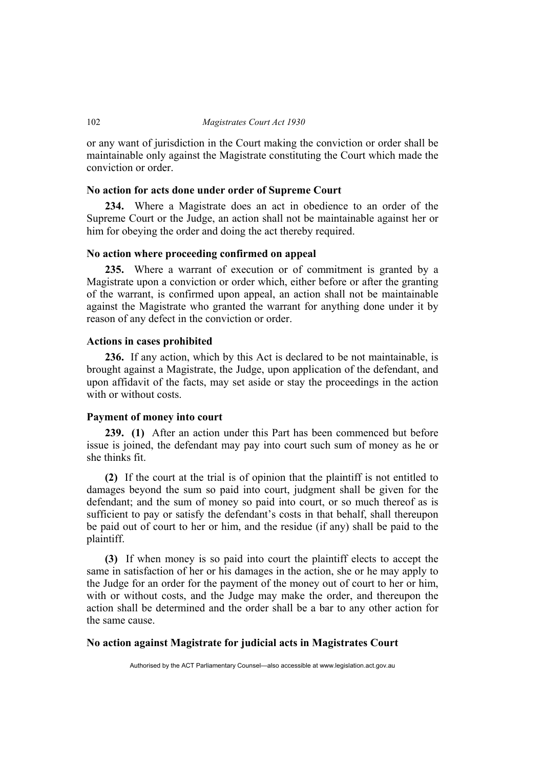or any want of jurisdiction in the Court making the conviction or order shall be maintainable only against the Magistrate constituting the Court which made the conviction or order.

### No action for acts done under order of Supreme Court

**234.** Where a Magistrate does an act in obedience to an order of the Supreme Court or the Judge, an action shall not be maintainable against her or him for obeying the order and doing the act thereby required.

### No action where proceeding confirmed on appeal

**235.** Where a warrant of execution or of commitment is granted by a Magistrate upon a conviction or order which, either before or after the granting of the warrant, is confirmed upon appeal, an action shall not be maintainable against the Magistrate who granted the warrant for anything done under it by reason of any defect in the conviction or order.

### Actions in cases prohibited

**236.** If any action, which by this Act is declared to be not maintainable, is brought against a Magistrate, the Judge, upon application of the defendant, and upon affidavit of the facts, may set aside or stay the proceedings in the action with or without costs.

### Payment of money into court

**239.** **(1)** After an action under this Part has been commenced but before issue is joined, the defendant may pay into court such sum of money as he or she thinks fit.

**(2)** If the court at the trial is of opinion that the plaintiff is not entitled to damages beyond the sum so paid into court, judgment shall be given for the defendant; and the sum of money so paid into court, or so much thereof as is sufficient to pay or satisfy the defendant's costs in that behalf, shall thereupon be paid out of court to her or him, and the residue (if any) shall be paid to the plaintiff.

**(3)** If when money is so paid into court the plaintiff elects to accept the same in satisfaction of her or his damages in the action, she or he may apply to the Judge for an order for the payment of the money out of court to her or him, with or without costs, and the Judge may make the order, and thereupon the action shall be determined and the order shall be a bar to any other action for the same cause.

### No action against Magistrate for judicial acts in Magistrates Court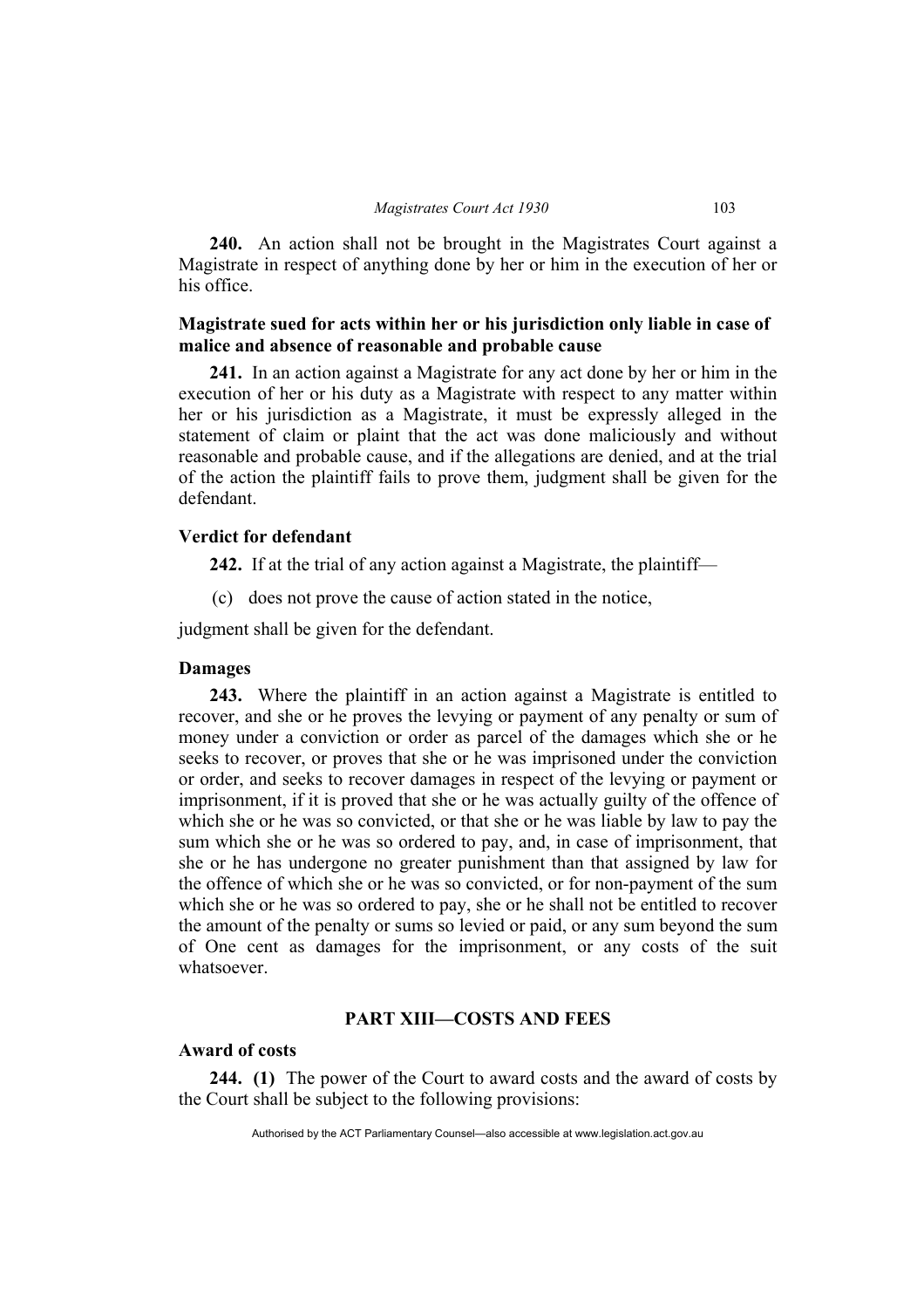**240.** An action shall not be brought in the Magistrates Court against a Magistrate in respect of anything done by her or him in the execution of her or his office.

### Magistrate sued for acts within her or his jurisdiction only liable in case of malice and absence of reasonable and probable cause

**241.** In an action against a Magistrate for any act done by her or him in the execution of her or his duty as a Magistrate with respect to any matter within her or his jurisdiction as a Magistrate, it must be expressly alleged in the statement of claim or plaint that the act was done maliciously and without reasonable and probable cause, and if the allegations are denied, and at the trial of the action the plaintiff fails to prove them, judgment shall be given for the defendant.

### Verdict for defendant

**242.** If at the trial of any action against a Magistrate, the plaintiff—

(c) does not prove the cause of action stated in the notice,

judgment shall be given for the defendant.

### Damages

**243.** Where the plaintiff in an action against a Magistrate is entitled to recover, and she or he proves the levying or payment of any penalty or sum of money under a conviction or order as parcel of the damages which she or he seeks to recover, or proves that she or he was imprisoned under the conviction or order, and seeks to recover damages in respect of the levying or payment or imprisonment, if it is proved that she or he was actually guilty of the offence of which she or he was so convicted, or that she or he was liable by law to pay the sum which she or he was so ordered to pay, and, in case of imprisonment, that she or he has undergone no greater punishment than that assigned by law for the offence of which she or he was so convicted, or for non-payment of the sum which she or he was so ordered to pay, she or he shall not be entitled to recover the amount of the penalty or sums so levied or paid, or any sum beyond the sum of One cent as damages for the imprisonment, or any costs of the suit whatsoever.

## PART XIII—COSTS AND FEES

### Award of costs

**244. (1)** The power of the Court to award costs and the award of costs by the Court shall be subject to the following provisions: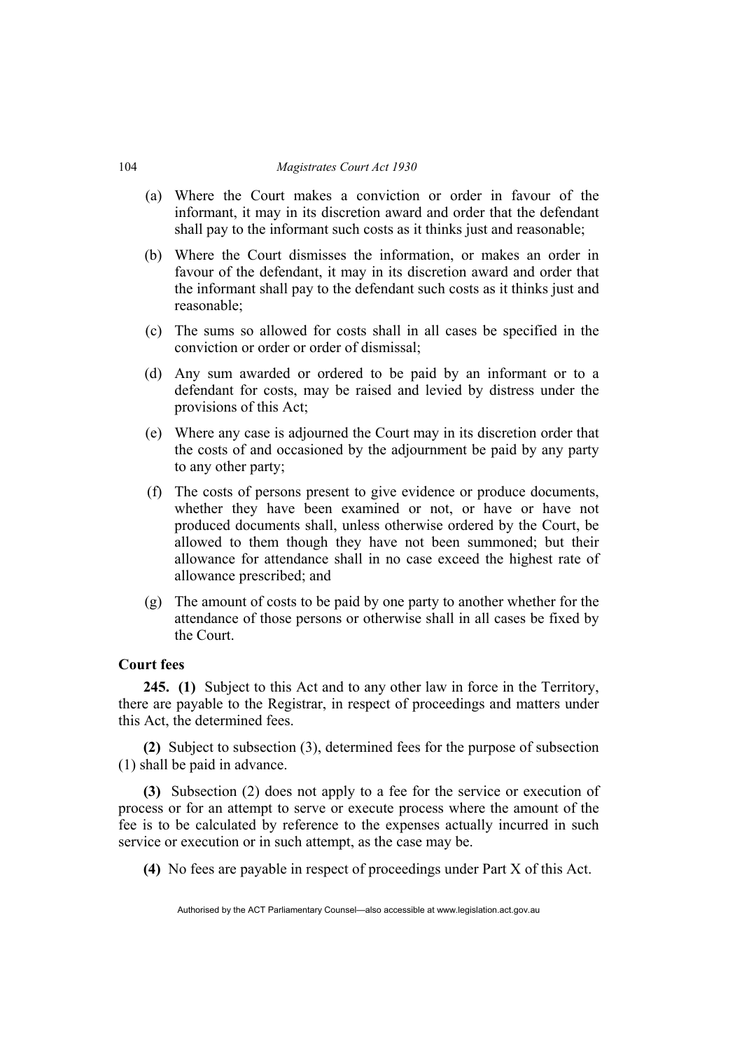(a) Where the Court makes a conviction or order in favour of the informant, it may in its discretion award and order that the defendant shall pay to the informant such costs as it thinks just and reasonable;

(b) Where the Court dismisses the information, or makes an order in favour of the defendant, it may in its discretion award and order that the informant shall pay to the defendant such costs as it thinks just and reasonable;

(c) The sums so allowed for costs shall in all cases be specified in the conviction or order or order of dismissal;

(d) Any sum awarded or ordered to be paid by an informant or to a defendant for costs, may be raised and levied by distress under the provisions of this Act;

(e) Where any case is adjourned the Court may in its discretion order that the costs of and occasioned by the adjournment be paid by any party to any other party;

(f) The costs of persons present to give evidence or produce documents, whether they have been examined or not, or have or have not produced documents shall, unless otherwise ordered by the Court, be allowed to them though they have not been summoned; but their allowance for attendance shall in no case exceed the highest rate of allowance prescribed; and

(g) The amount of costs to be paid by one party to another whether for the attendance of those persons or otherwise shall in all cases be fixed by the Court.

**Court fees**

**245. (1)** Subject to this Act and to any other law in force in the Territory, there are payable to the Registrar, in respect of proceedings and matters under this Act, the determined fees.

**(2)** Subject to subsection (3), determined fees for the purpose of subsection (1) shall be paid in advance.

**(3)** Subsection (2) does not apply to a fee for the service or execution of process or for an attempt to serve or execute process where the amount of the fee is to be calculated by reference to the expenses actually incurred in such service or execution or in such attempt, as the case may be.

**(4)** No fees are payable in respect of proceedings under Part X of this Act.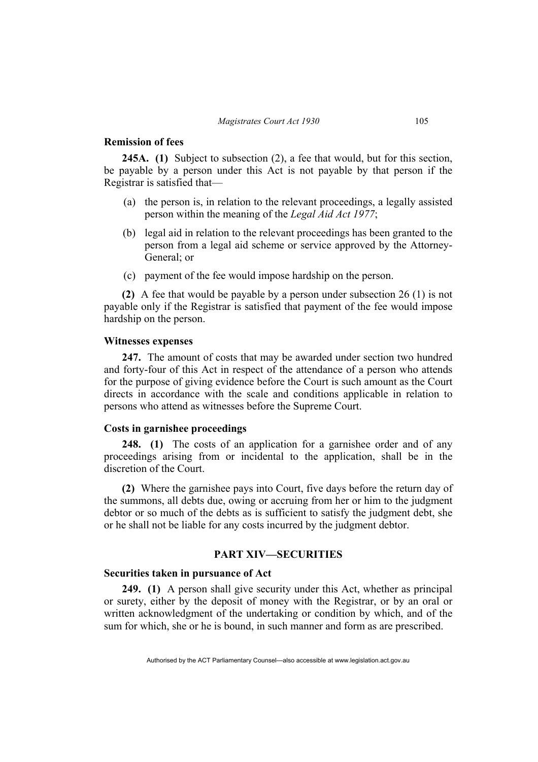### Remission of fees

**245A. (1)** Subject to subsection (2), a fee that would, but for this section, be payable by a person under this Act is not payable by that person if the Registrar is satisfied that—

(a) the person is, in relation to the relevant proceedings, a legally assisted person within the meaning of the *Legal Aid Act 1977*;

(b) legal aid in relation to the relevant proceedings has been granted to the person from a legal aid scheme or service approved by the Attorney-General; or

(c) payment of the fee would impose hardship on the person.

**(2)** A fee that would be payable by a person under subsection 26 (1) is not payable only if the Registrar is satisfied that payment of the fee would impose hardship on the person.

### Witnesses expenses

**247.** The amount of costs that may be awarded under section two hundred and forty-four of this Act in respect of the attendance of a person who attends for the purpose of giving evidence before the Court is such amount as the Court directs in accordance with the scale and conditions applicable in relation to persons who attend as witnesses before the Supreme Court.

### Costs in garnishee proceedings

**248. (1)** The costs of an application for a garnishee order and of any proceedings arising from or incidental to the application, shall be in the discretion of the Court.

**(2)** Where the garnishee pays into Court, five days before the return day of the summons, all debts due, owing or accruing from her or him to the judgment debtor or so much of the debts as is sufficient to satisfy the judgment debt, she or he shall not be liable for any costs incurred by the judgment debtor.

## PART XIV—SECURITIES

### Securities taken in pursuance of Act

**249. (1)** A person shall give security under this Act, whether as principal or surety, either by the deposit of money with the Registrar, or by an oral or written acknowledgment of the undertaking or condition by which, and of the sum for which, she or he is bound, in such manner and form as are prescribed.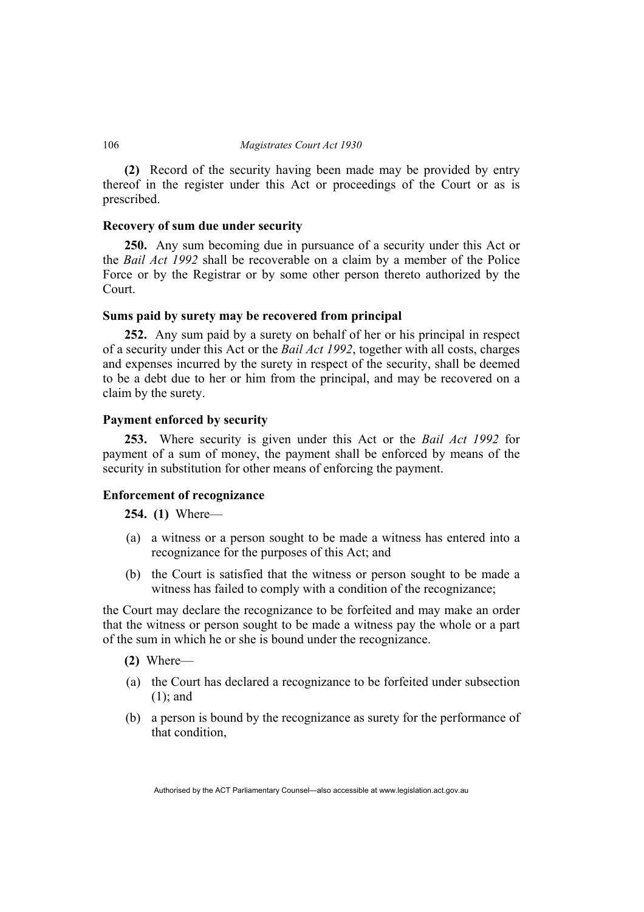**(2)** Record of the security having been made may be provided by entry thereof in the register under this Act or proceedings of the Court or as is prescribed.

### Recovery of sum due under security

**250.** Any sum becoming due in pursuance of a security under this Act or the *Bail Act 1992* shall be recoverable on a claim by a member of the Police Force or by the Registrar or by some other person thereto authorized by the Court.

### Sums paid by surety may be recovered from principal

**252.** Any sum paid by a surety on behalf of her or his principal in respect of a security under this Act or the *Bail Act 1992*, together with all costs, charges and expenses incurred by the surety in respect of the security, shall be deemed to be a debt due to her or him from the principal, and may be recovered on a claim by the surety.

### Payment enforced by security

**253.** Where security is given under this Act or the *Bail Act 1992* for payment of a sum of money, the payment shall be enforced by means of the security in substitution for other means of enforcing the payment.

### Enforcement of recognizance

**254. (1)** Where—

(a) a witness or a person sought to be made a witness has entered into a recognizance for the purposes of this Act; and

(b) the Court is satisfied that the witness or person sought to be made a witness has failed to comply with a condition of the recognizance;

the Court may declare the recognizance to be forfeited and may make an order that the witness or person sought to be made a witness pay the whole or a part of the sum in which he or she is bound under the recognizance.

**(2)** Where—

(a) the Court has declared a recognizance to be forfeited under subsection (1); and

(b) a person is bound by the recognizance as surety for the performance of that condition,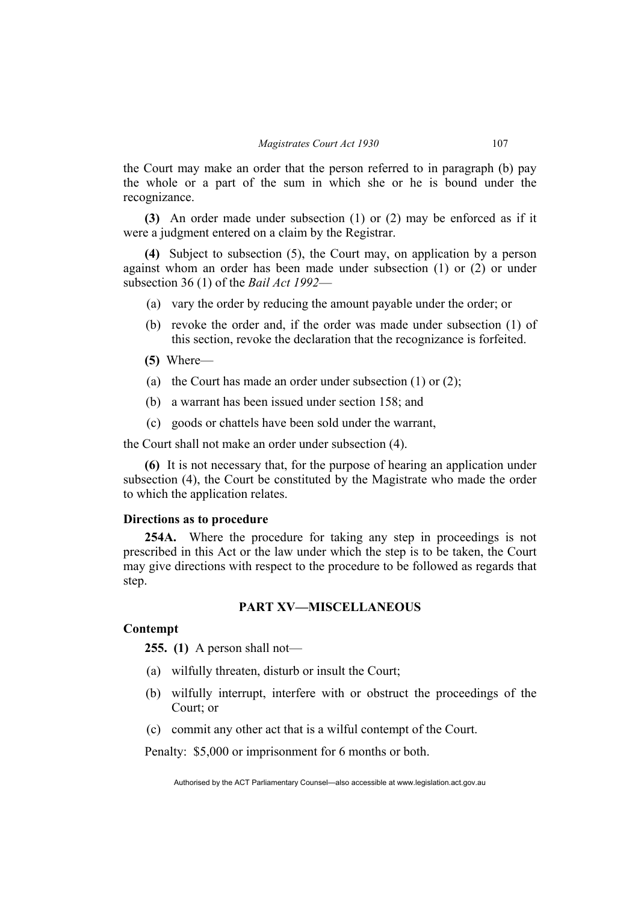the Court may make an order that the person referred to in paragraph (b) pay the whole or a part of the sum in which she or he is bound under the recognizance.

**(3)** An order made under subsection (1) or (2) may be enforced as if it were a judgment entered on a claim by the Registrar.

**(4)** Subject to subsection (5), the Court may, on application by a person against whom an order has been made under subsection (1) or (2) or under subsection 36 (1) of the *Bail Act 1992*—

(a) vary the order by reducing the amount payable under the order; or

(b) revoke the order and, if the order was made under subsection (1) of this section, revoke the declaration that the recognizance is forfeited.

**(5)** Where—

(a) the Court has made an order under subsection (1) or (2);

(b) a warrant has been issued under section 158; and

(c) goods or chattels have been sold under the warrant,

the Court shall not make an order under subsection (4).

**(6)** It is not necessary that, for the purpose of hearing an application under subsection (4), the Court be constituted by the Magistrate who made the order to which the application relates.

### Directions as to procedure

**254A.** Where the procedure for taking any step in proceedings is not prescribed in this Act or the law under which the step is to be taken, the Court may give directions with respect to the procedure to be followed as regards that step.

## PART XV—MISCELLANEOUS

### Contempt

**255. (1)** A person shall not—

(a) wilfully threaten, disturb or insult the Court;

(b) wilfully interrupt, interfere with or obstruct the proceedings of the Court; or

(c) commit any other act that is a wilful contempt of the Court.

Penalty: $5,000 or imprisonment for 6 months or both.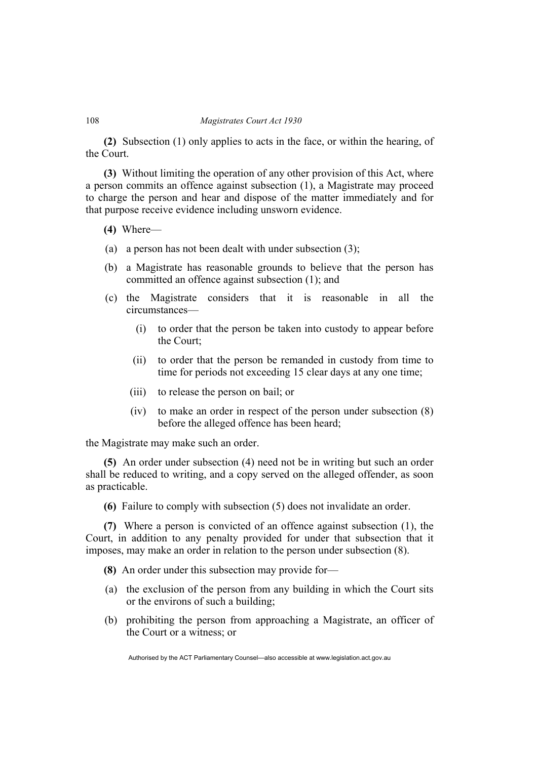**(2)** Subsection (1) only applies to acts in the face, or within the hearing, of the Court.

**(3)** Without limiting the operation of any other provision of this Act, where a person commits an offence against subsection (1), a Magistrate may proceed to charge the person and hear and dispose of the matter immediately and for that purpose receive evidence including unsworn evidence.

**(4)** Where—

(a) a person has not been dealt with under subsection (3);

(b) a Magistrate has reasonable grounds to believe that the person has committed an offence against subsection (1); and

(c) the Magistrate considers that it is reasonable in all the circumstances—

  (i) to order that the person be taken into custody to appear before the Court;

  (ii) to order that the person be remanded in custody from time to time for periods not exceeding 15 clear days at any one time;

  (iii) to release the person on bail; or

  (iv) to make an order in respect of the person under subsection (8) before the alleged offence has been heard;

the Magistrate may make such an order.

**(5)** An order under subsection (4) need not be in writing but such an order shall be reduced to writing, and a copy served on the alleged offender, as soon as practicable.

**(6)** Failure to comply with subsection (5) does not invalidate an order.

**(7)** Where a person is convicted of an offence against subsection (1), the Court, in addition to any penalty provided for under that subsection that it imposes, may make an order in relation to the person under subsection (8).

**(8)** An order under this subsection may provide for—

(a) the exclusion of the person from any building in which the Court sits or the environs of such a building;

(b) prohibiting the person from approaching a Magistrate, an officer of the Court or a witness; or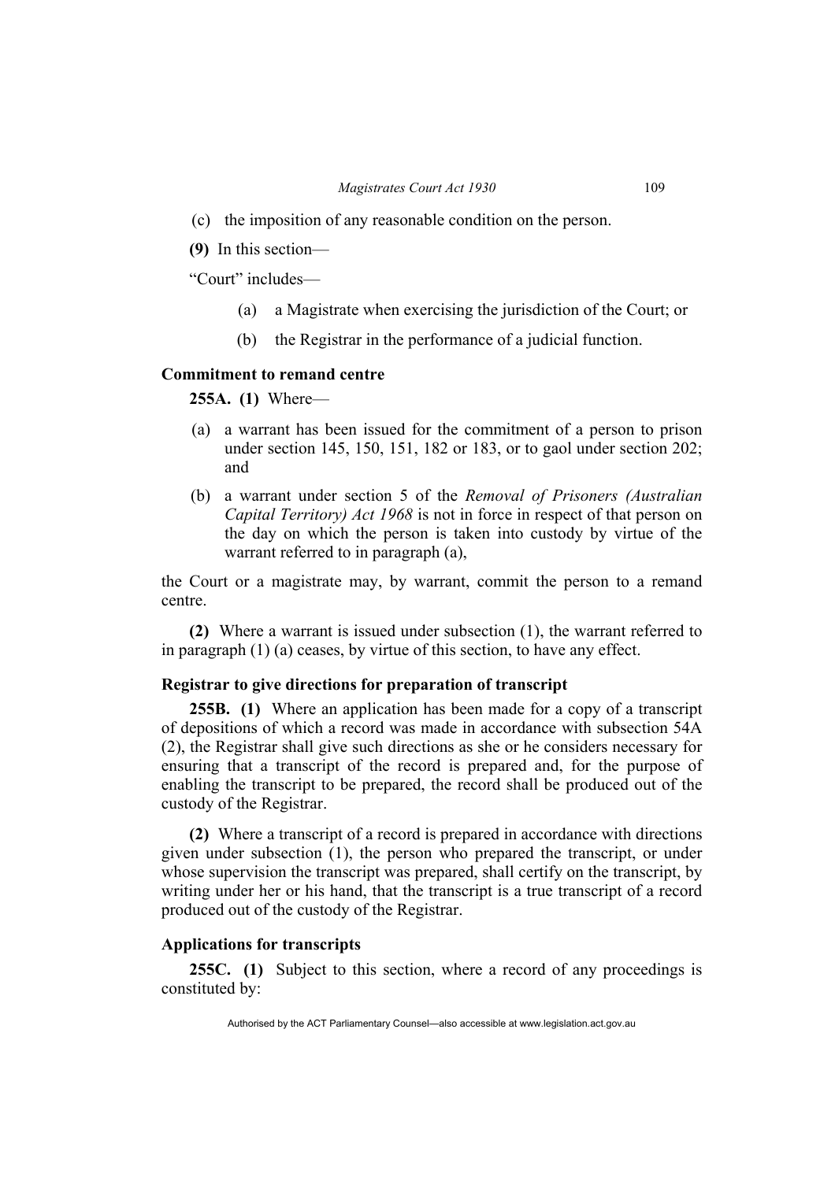(c) the imposition of any reasonable condition on the person.

**(9)** In this section—

"Court" includes—

(a) a Magistrate when exercising the jurisdiction of the Court; or

(b) the Registrar in the performance of a judicial function.

### Commitment to remand centre

**255A. (1)** Where—

(a) a warrant has been issued for the commitment of a person to prison under section 145, 150, 151, 182 or 183, or to gaol under section 202; and

(b) a warrant under section 5 of the *Removal of Prisoners (Australian Capital Territory) Act 1968* is not in force in respect of that person on the day on which the person is taken into custody by virtue of the warrant referred to in paragraph (a),

the Court or a magistrate may, by warrant, commit the person to a remand centre.

**(2)** Where a warrant is issued under subsection (1), the warrant referred to in paragraph (1) (a) ceases, by virtue of this section, to have any effect.

### Registrar to give directions for preparation of transcript

**255B. (1)** Where an application has been made for a copy of a transcript of depositions of which a record was made in accordance with subsection 54A (2), the Registrar shall give such directions as she or he considers necessary for ensuring that a transcript of the record is prepared and, for the purpose of enabling the transcript to be prepared, the record shall be produced out of the custody of the Registrar.

**(2)** Where a transcript of a record is prepared in accordance with directions given under subsection (1), the person who prepared the transcript, or under whose supervision the transcript was prepared, shall certify on the transcript, by writing under her or his hand, that the transcript is a true transcript of a record produced out of the custody of the Registrar.

### Applications for transcripts

**255C. (1)** Subject to this section, where a record of any proceedings is constituted by: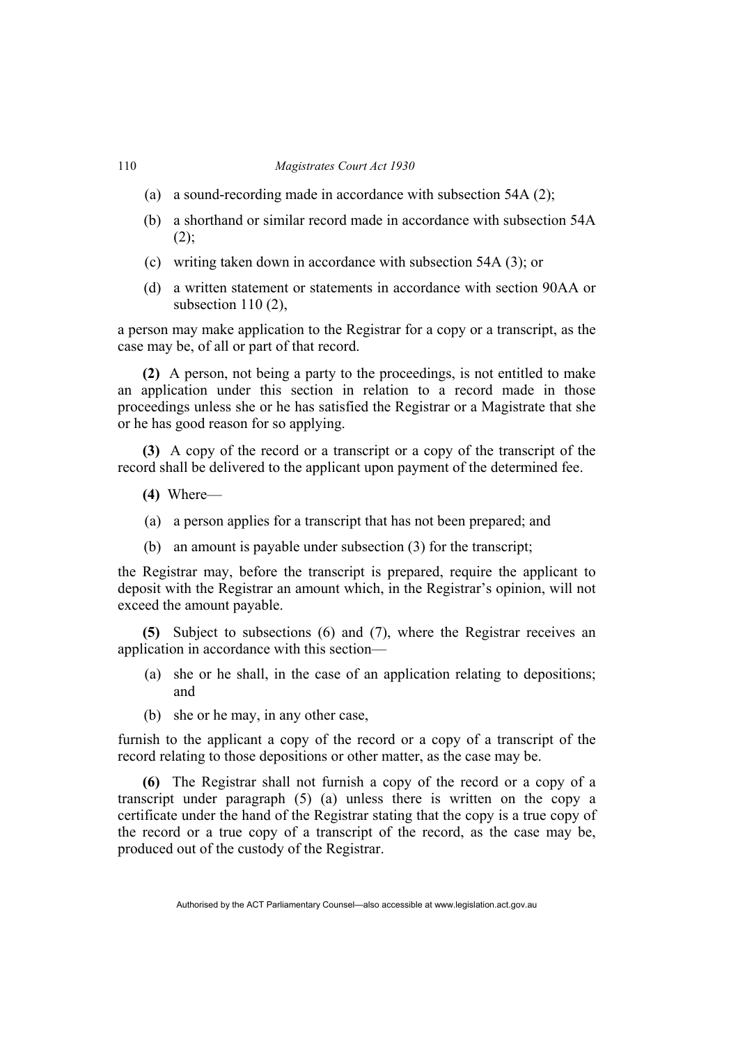(a) a sound-recording made in accordance with subsection 54A (2);

(b) a shorthand or similar record made in accordance with subsection 54A (2);

(c) writing taken down in accordance with subsection 54A (3); or

(d) a written statement or statements in accordance with section 90AA or subsection 110 (2),

a person may make application to the Registrar for a copy or a transcript, as the case may be, of all or part of that record.

**(2)** A person, not being a party to the proceedings, is not entitled to make an application under this section in relation to a record made in those proceedings unless she or he has satisfied the Registrar or a Magistrate that she or he has good reason for so applying.

**(3)** A copy of the record or a transcript or a copy of the transcript of the record shall be delivered to the applicant upon payment of the determined fee.

**(4)** Where—

(a) a person applies for a transcript that has not been prepared; and

(b) an amount is payable under subsection (3) for the transcript;

the Registrar may, before the transcript is prepared, require the applicant to deposit with the Registrar an amount which, in the Registrar's opinion, will not exceed the amount payable.

**(5)** Subject to subsections (6) and (7), where the Registrar receives an application in accordance with this section—

(a) she or he shall, in the case of an application relating to depositions; and

(b) she or he may, in any other case,

furnish to the applicant a copy of the record or a copy of a transcript of the record relating to those depositions or other matter, as the case may be.

**(6)** The Registrar shall not furnish a copy of the record or a copy of a transcript under paragraph (5) (a) unless there is written on the copy a certificate under the hand of the Registrar stating that the copy is a true copy of the record or a true copy of a transcript of the record, as the case may be, produced out of the custody of the Registrar.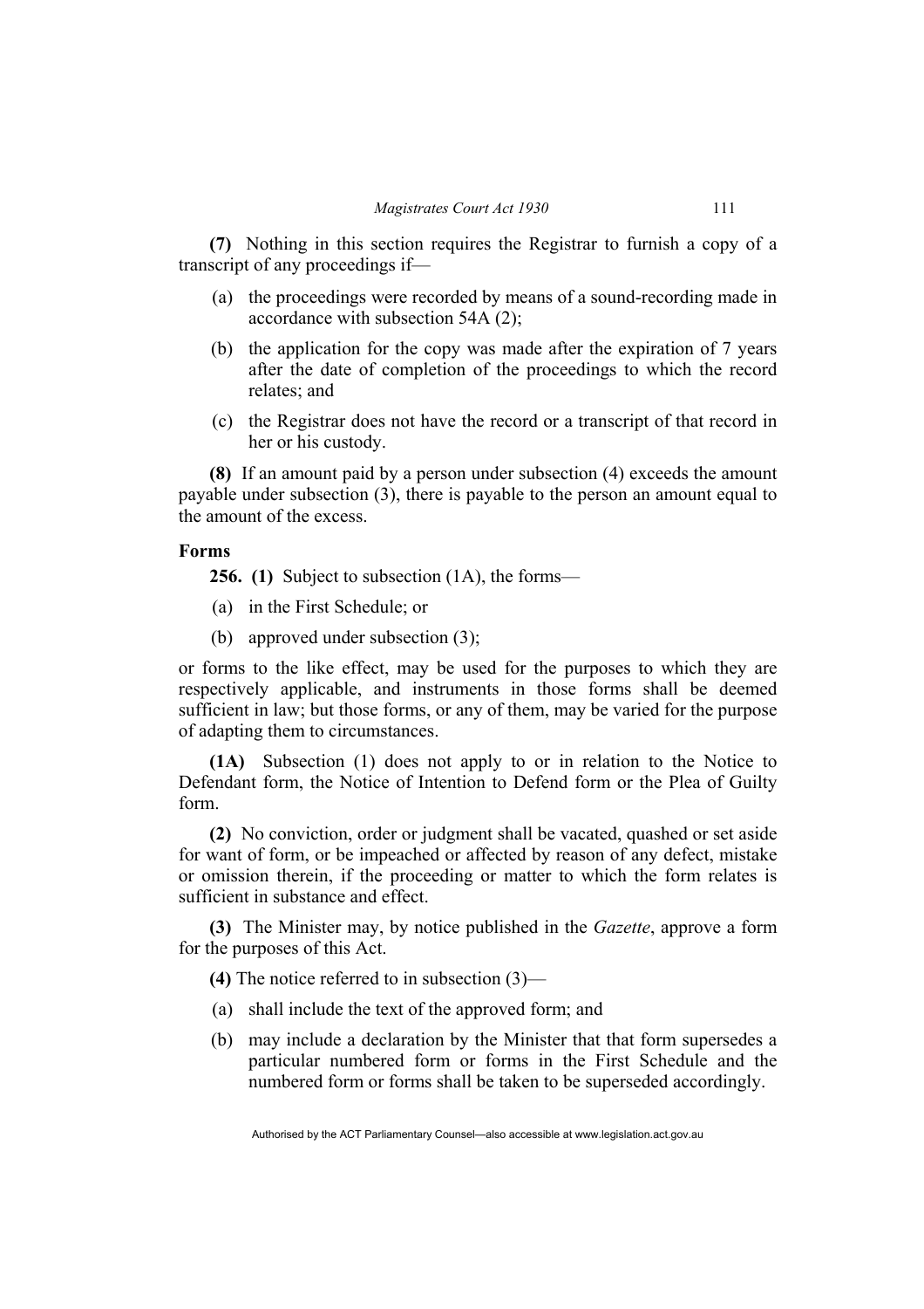**(7)** Nothing in this section requires the Registrar to furnish a copy of a transcript of any proceedings if—

- (a) the proceedings were recorded by means of a sound-recording made in accordance with subsection 54A (2);
- (b) the application for the copy was made after the expiration of 7 years after the date of completion of the proceedings to which the record relates; and
- (c) the Registrar does not have the record or a transcript of that record in her or his custody.

**(8)** If an amount paid by a person under subsection (4) exceeds the amount payable under subsection (3), there is payable to the person an amount equal to the amount of the excess.

**Forms**

**256. (1)** Subject to subsection (1A), the forms—

- (a) in the First Schedule; or
- (b) approved under subsection (3);

or forms to the like effect, may be used for the purposes to which they are respectively applicable, and instruments in those forms shall be deemed sufficient in law; but those forms, or any of them, may be varied for the purpose of adapting them to circumstances.

**(1A)** Subsection (1) does not apply to or in relation to the Notice to Defendant form, the Notice of Intention to Defend form or the Plea of Guilty form.

**(2)** No conviction, order or judgment shall be vacated, quashed or set aside for want of form, or be impeached or affected by reason of any defect, mistake or omission therein, if the proceeding or matter to which the form relates is sufficient in substance and effect.

**(3)** The Minister may, by notice published in the *Gazette*, approve a form for the purposes of this Act.

**(4)** The notice referred to in subsection (3)—

- (a) shall include the text of the approved form; and
- (b) may include a declaration by the Minister that that form supersedes a particular numbered form or forms in the First Schedule and the numbered form or forms shall be taken to be superseded accordingly.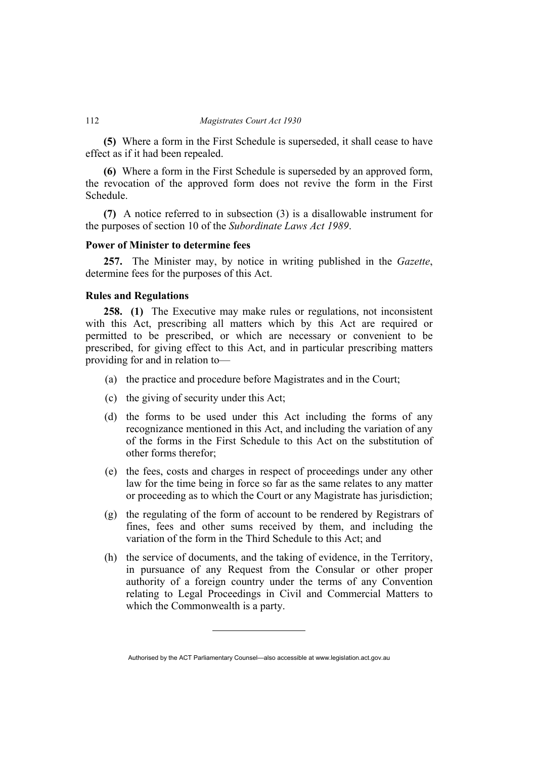**(5)** Where a form in the First Schedule is superseded, it shall cease to have effect as if it had been repealed.

**(6)** Where a form in the First Schedule is superseded by an approved form, the revocation of the approved form does not revive the form in the First Schedule.

**(7)** A notice referred to in subsection (3) is a disallowable instrument for the purposes of section 10 of the *Subordinate Laws Act 1989*.

### Power of Minister to determine fees

**257.** The Minister may, by notice in writing published in the *Gazette*, determine fees for the purposes of this Act.

### Rules and Regulations

**258. (1)** The Executive may make rules or regulations, not inconsistent with this Act, prescribing all matters which by this Act are required or permitted to be prescribed, or which are necessary or convenient to be prescribed, for giving effect to this Act, and in particular prescribing matters providing for and in relation to—

(a) the practice and procedure before Magistrates and in the Court;

(c) the giving of security under this Act;

(d) the forms to be used under this Act including the forms of any recognizance mentioned in this Act, and including the variation of any of the forms in the First Schedule to this Act on the substitution of other forms therefor;

(e) the fees, costs and charges in respect of proceedings under any other law for the time being in force so far as the same relates to any matter or proceeding as to which the Court or any Magistrate has jurisdiction;

(g) the regulating of the form of account to be rendered by Registrars of fines, fees and other sums received by them, and including the variation of the form in the Third Schedule to this Act; and

(h) the service of documents, and the taking of evidence, in the Territory, in pursuance of any Request from the Consular or other proper authority of a foreign country under the terms of any Convention relating to Legal Proceedings in Civil and Commercial Matters to which the Commonwealth is a party.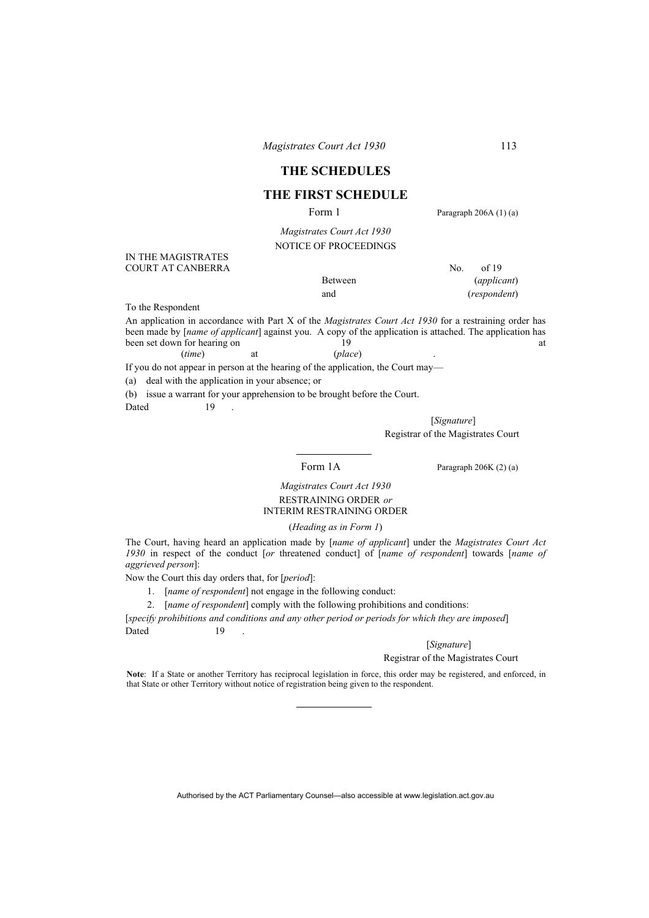# THE SCHEDULES

## THE FIRST SCHEDULE

Form 1 — Paragraph 206A (1) (a)

*Magistrates Court Act 1930*

NOTICE OF PROCEEDINGS

IN THE MAGISTRATES COURT AT CANBERRA

No. of 19

Between (*applicant*)

and (*respondent*)

To the Respondent

An application in accordance with Part X of the *Magistrates Court Act 1930* for a restraining order has been made by [*name of applicant*] against you. A copy of the application is attached. The application has been set down for hearing on 19 at (*time*) at (*place*) .

If you do not appear in person at the hearing of the application, the Court may—

(a) deal with the application in your absence; or

(b) issue a warrant for your apprehension to be brought before the Court.

Dated 19 .

[*Signature*]
Registrar of the Magistrates Court

---

Form 1A — Paragraph 206K (2) (a)

*Magistrates Court Act 1930*

RESTRAINING ORDER *or*
INTERIM RESTRAINING ORDER

(*Heading as in Form 1*)

The Court, having heard an application made by [*name of applicant*] under the *Magistrates Court Act 1930* in respect of the conduct [*or* threatened conduct] of [*name of respondent*] towards [*name of aggrieved person*]:

Now the Court this day orders that, for [*period*]:

1. [*name of respondent*] not engage in the following conduct:
2. [*name of respondent*] comply with the following prohibitions and conditions:

[*specify prohibitions and conditions and any other period or periods for which they are imposed*]

Dated 19 .

[*Signature*]
Registrar of the Magistrates Court

**Note**: If a State or another Territory has reciprocal legislation in force, this order may be registered, and enforced, in that State or other Territory without notice of registration being given to the respondent.

---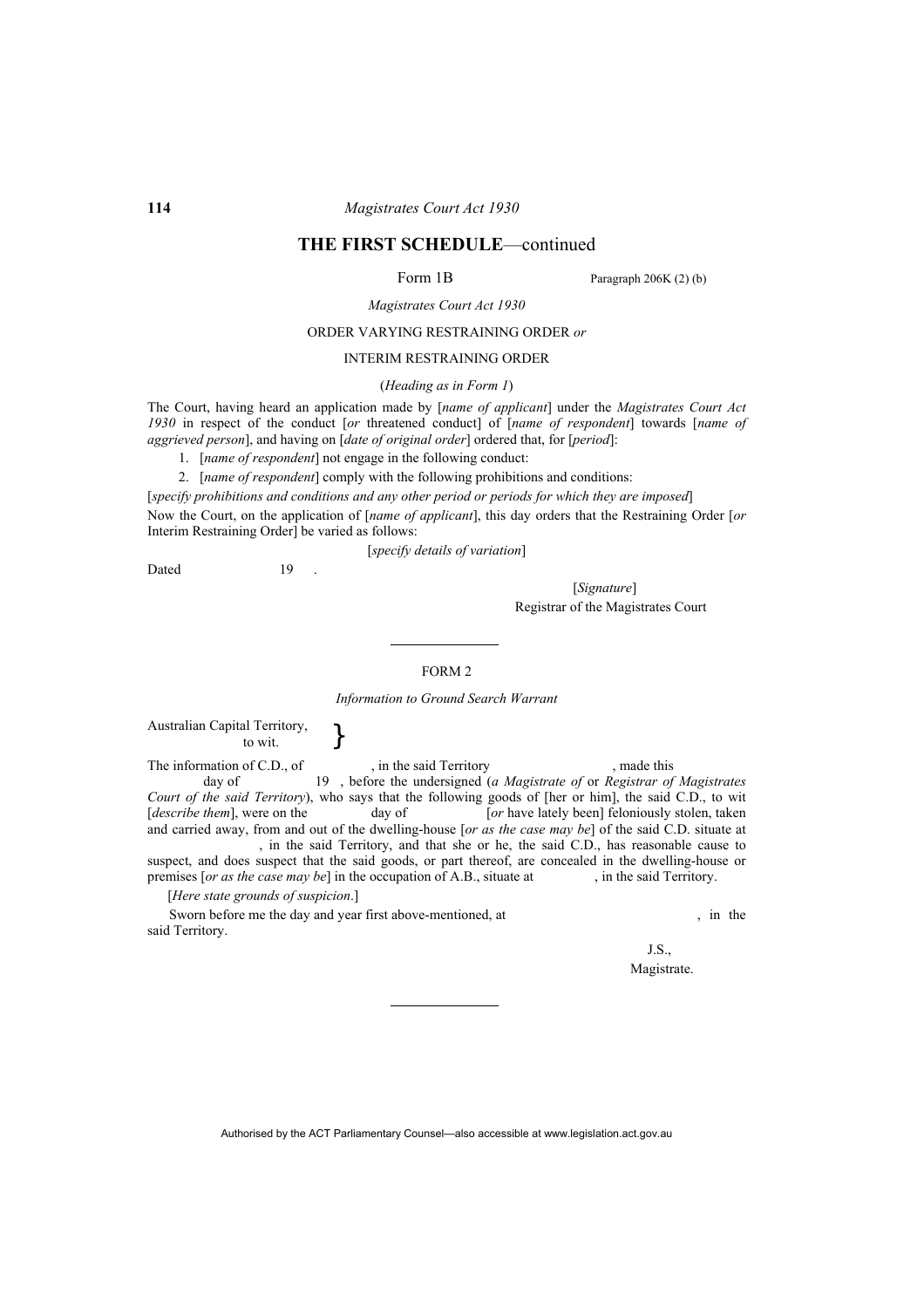## THE FIRST SCHEDULE—continued

Form 1B — Paragraph 206K (2) (b)

*Magistrates Court Act 1930*

ORDER VARYING RESTRAINING ORDER *or*

INTERIM RESTRAINING ORDER

(*Heading as in Form 1*)

The Court, having heard an application made by [*name of applicant*] under the *Magistrates Court Act 1930* in respect of the conduct [*or* threatened conduct] of [*name of respondent*] towards [*name of aggrieved person*], and having on [*date of original order*] ordered that, for [*period*]:

1. [*name of respondent*] not engage in the following conduct:
2. [*name of respondent*] comply with the following prohibitions and conditions:

[*specify prohibitions and conditions and any other period or periods for which they are imposed*]

Now the Court, on the application of [*name of applicant*], this day orders that the Restraining Order [*or* Interim Restraining Order] be varied as follows:

[*specify details of variation*]

Dated 19 .

[*Signature*]
Registrar of the Magistrates Court

---

FORM 2

*Information to Ground Search Warrant*

Australian Capital Territory, to wit. }

The information of C.D., of , in the said Territory , made this day of 19 , before the undersigned (*a Magistrate of* or *Registrar of Magistrates Court of the said Territory*), who says that the following goods of [her or him], the said C.D., to wit [*describe them*], were on the day of [*or* have lately been] feloniously stolen, taken and carried away, from and out of the dwelling-house [*or as the case may be*] of the said C.D. situate at , in the said Territory, and that she or he, the said C.D., has reasonable cause to suspect, and does suspect that the said goods, or part thereof, are concealed in the dwelling-house or premises [*or as the case may be*] in the occupation of A.B., situate at , in the said Territory.

[*Here state grounds of suspicion*.]

Sworn before me the day and year first above-mentioned, at , in the said Territory.

J.S.,
Magistrate.

---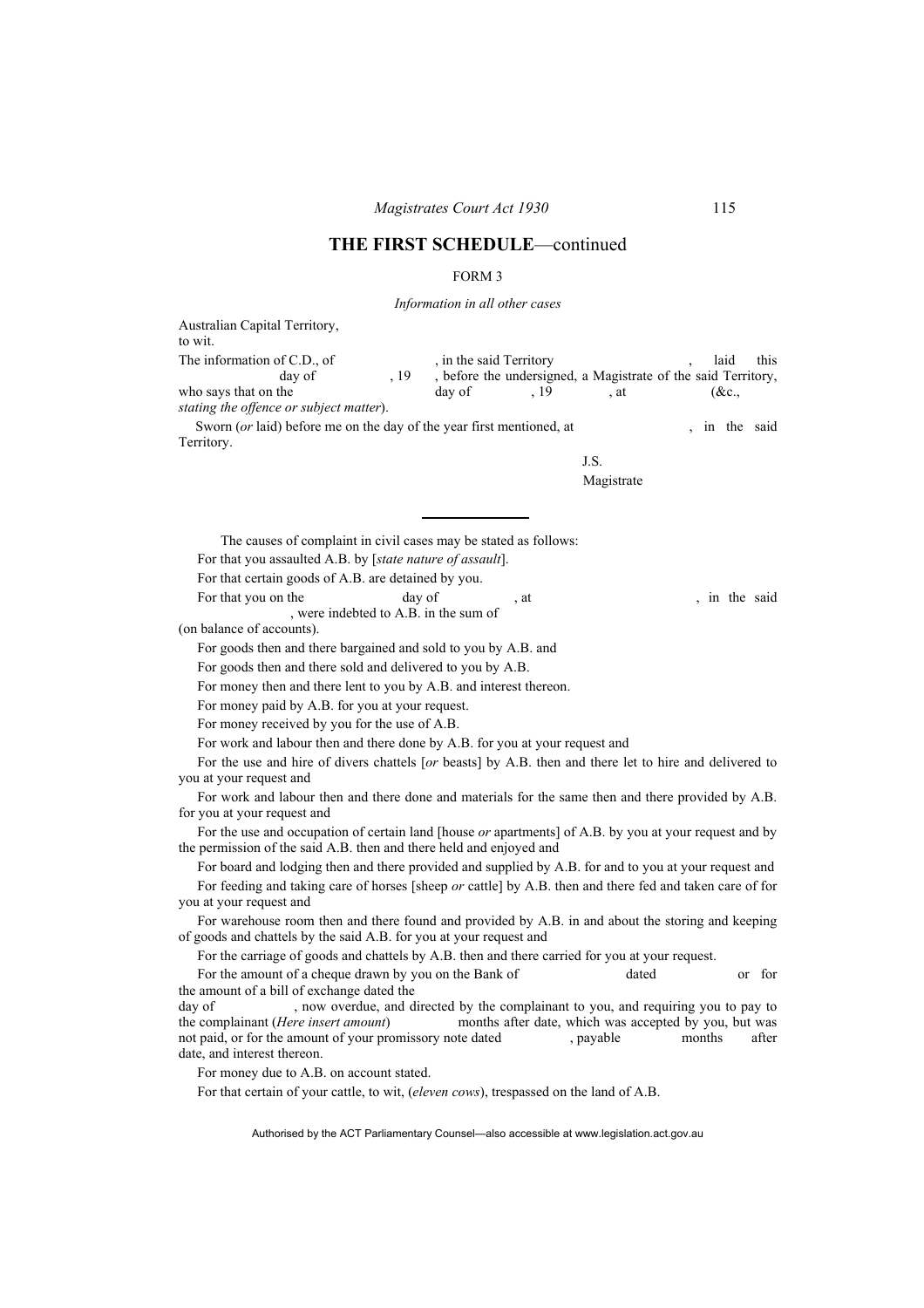## THE FIRST SCHEDULE—continued

FORM 3

*Information in all other cases*

Australian Capital Territory,
to wit.

The information of C.D., of , in the said Territory , laid this day of , 19 , before the undersigned, a Magistrate of the said Territory, who says that on the day of , 19 , at (&c., *stating the offence or subject matter*).

Sworn (*or* laid) before me on the day of the year first mentioned, at , in the said Territory.

J.S.
Magistrate

---

The causes of complaint in civil cases may be stated as follows:

For that you assaulted A.B. by [*state nature of assault*].

For that certain goods of A.B. are detained by you.

For that you on the day of , at , in the said , were indebted to A.B. in the sum of (on balance of accounts).

For goods then and there bargained and sold to you by A.B. and

For goods then and there sold and delivered to you by A.B.

For money then and there lent to you by A.B. and interest thereon.

For money paid by A.B. for you at your request.

For money received by you for the use of A.B.

For work and labour then and there done by A.B. for you at your request and

For the use and hire of divers chattels [*or* beasts] by A.B. then and there let to hire and delivered to you at your request and

For work and labour then and there done and materials for the same then and there provided by A.B. for you at your request and

For the use and occupation of certain land [house *or* apartments] of A.B. by you at your request and by the permission of the said A.B. then and there held and enjoyed and

For board and lodging then and there provided and supplied by A.B. for and to you at your request and

For feeding and taking care of horses [sheep *or* cattle] by A.B. then and there fed and taken care of for you at your request and

For warehouse room then and there found and provided by A.B. in and about the storing and keeping of goods and chattels by the said A.B. for you at your request and

For the carriage of goods and chattels by A.B. then and there carried for you at your request.

For the amount of a cheque drawn by you on the Bank of dated or for the amount of a bill of exchange dated the day of , now overdue, and directed by the complainant to you, and requiring you to pay to the complainant (*Here insert amount*) months after date, which was accepted by you, but was not paid, or for the amount of your promissory note dated , payable months after date, and interest thereon.

For money due to A.B. on account stated.

For that certain of your cattle, to wit, (*eleven cows*), trespassed on the land of A.B.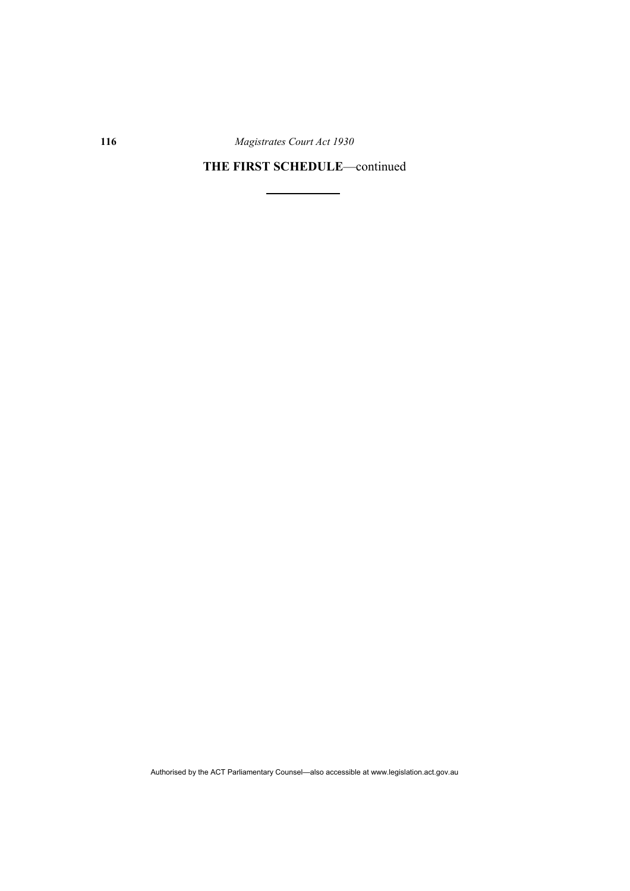## THE FIRST SCHEDULE—continued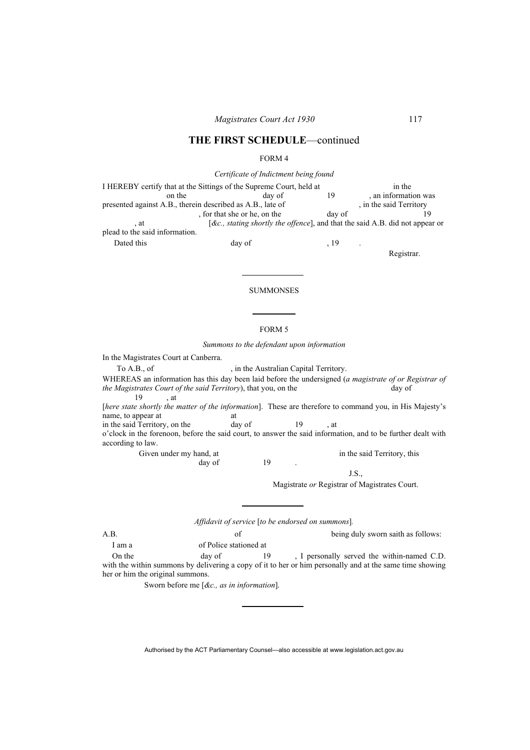## THE FIRST SCHEDULE—continued

FORM 4

*Certificate of Indictment being found*

I HEREBY certify that at the Sittings of the Supreme Court, held at in the on the day of 19 , an information was presented against A.B., therein described as A.B., late of , in the said Territory , for that she or he, on the day of 19 , at [*&c., stating shortly the offence*], and that the said A.B. did not appear or plead to the said information.

Dated this day of , 19 .

Registrar.

---

SUMMONSES

---

FORM 5

*Summons to the defendant upon information*

In the Magistrates Court at Canberra.

To A.B., of , in the Australian Capital Territory.

WHEREAS an information has this day been laid before the undersigned (*a magistrate of or Registrar of the Magistrates Court of the said Territory*), that you, on the day of 19 , at [*here state shortly the matter of the information*]. These are therefore to command you, in His Majesty's name, to appear at at in the said Territory, on the day of 19 , at o'clock in the forenoon, before the said court, to answer the said information, and to be further dealt with according to law.

Given under my hand, at in the said Territory, this day of 19 .

J.S.,

Magistrate *or* Registrar of Magistrates Court.

---

*Affidavit of service* [*to be endorsed on summons*].

A.B. of being duly sworn saith as follows:

I am a of Police stationed at

On the day of 19 , I personally served the within-named C.D. with the within summons by delivering a copy of it to her or him personally and at the same time showing her or him the original summons.

Sworn before me [*&c., as in information*].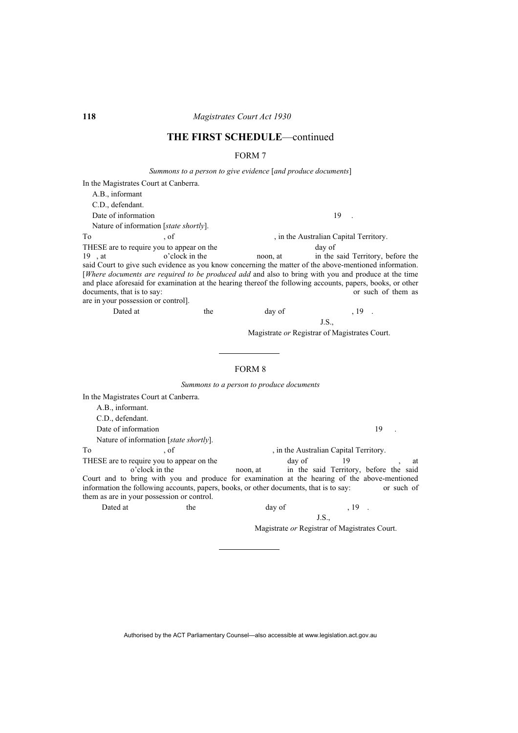## THE FIRST SCHEDULE—continued

### FORM 7

*Summons to a person to give evidence* [*and produce documents*]

In the Magistrates Court at Canberra.

A.B., informant

C.D., defendant.

Date of information 19 .

Nature of information [*state shortly*].

To , of , in the Australian Capital Territory.

THESE are to require you to appear on the day of 19 , at o'clock in the noon, at in the said Territory, before the said Court to give such evidence as you know concerning the matter of the above-mentioned information. [*Where documents are required to be produced add* and also to bring with you and produce at the time and place aforesaid for examination at the hearing thereof the following accounts, papers, books, or other documents, that is to say: or such of them as are in your possession or control].

Dated at the day of , 19 .

J.S.,

Magistrate *or* Registrar of Magistrates Court.

---

### FORM 8

*Summons to a person to produce documents*

In the Magistrates Court at Canberra.

A.B., informant.

C.D., defendant.

Date of information 19 .

Nature of information [*state shortly*].

To , of , in the Australian Capital Territory.

THESE are to require you to appear on the day of 19 , at o'clock in the noon, at in the said Territory, before the said Court and to bring with you and produce for examination at the hearing of the above-mentioned information the following accounts, papers, books, or other documents, that is to say: or such of them as are in your possession or control.

Dated at the day of , 19 .

J.S.,

Magistrate *or* Registrar of Magistrates Court.

---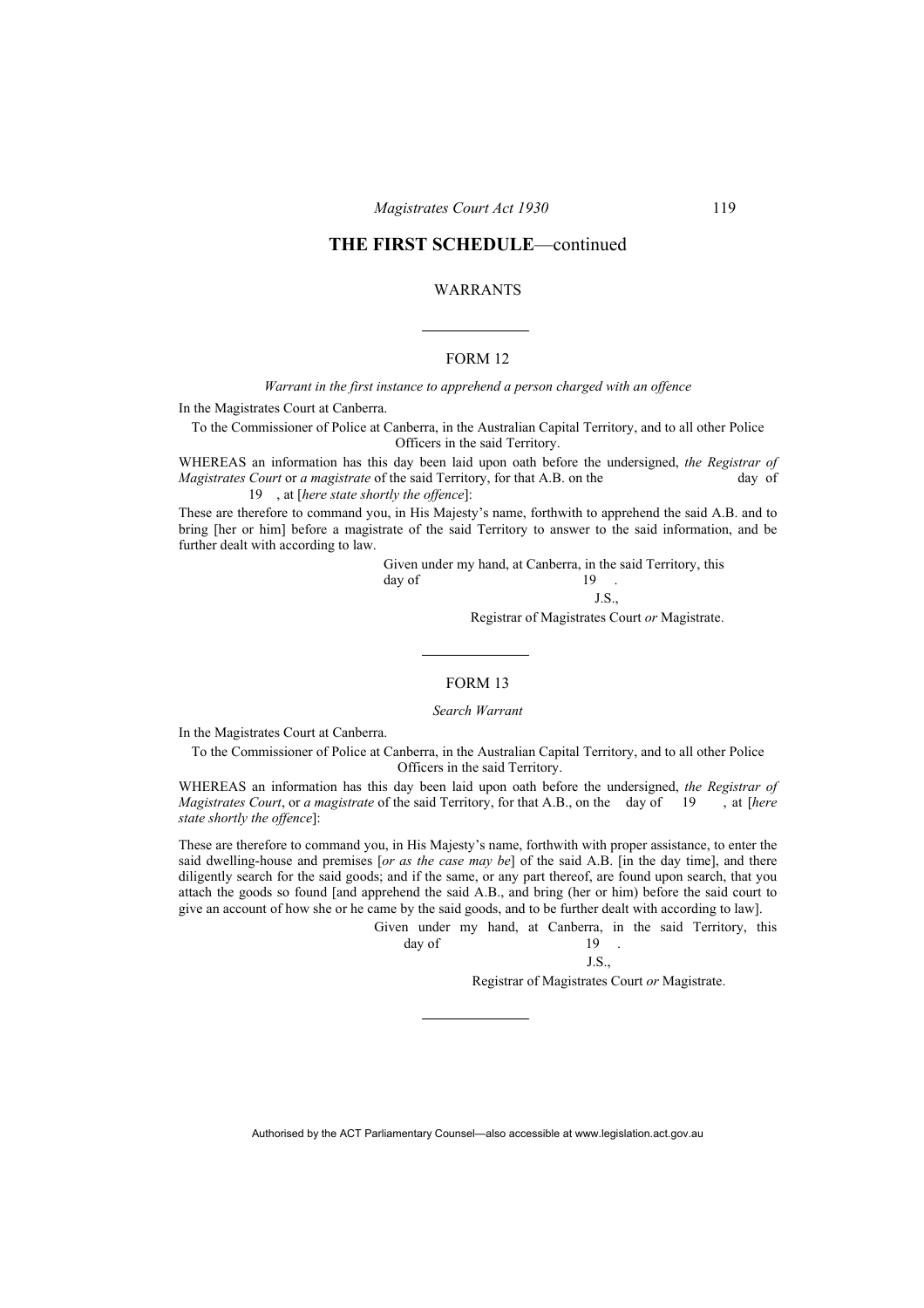## THE FIRST SCHEDULE—continued

WARRANTS

---

FORM 12

*Warrant in the first instance to apprehend a person charged with an offence*

In the Magistrates Court at Canberra.

To the Commissioner of Police at Canberra, in the Australian Capital Territory, and to all other Police Officers in the said Territory.

WHEREAS an information has this day been laid upon oath before the undersigned, *the Registrar of Magistrates Court* or *a magistrate* of the said Territory, for that A.B. on the day of 19 , at [*here state shortly the offence*]:

These are therefore to command you, in His Majesty's name, forthwith to apprehend the said A.B. and to bring [her or him] before a magistrate of the said Territory to answer to the said information, and be further dealt with according to law.

Given under my hand, at Canberra, in the said Territory, this day of 19 .

J.S.,

Registrar of Magistrates Court *or* Magistrate.

---

FORM 13

*Search Warrant*

In the Magistrates Court at Canberra.

To the Commissioner of Police at Canberra, in the Australian Capital Territory, and to all other Police Officers in the said Territory.

WHEREAS an information has this day been laid upon oath before the undersigned, *the Registrar of Magistrates Court*, or *a magistrate* of the said Territory, for that A.B., on the day of 19 , at [*here state shortly the offence*]:

These are therefore to command you, in His Majesty's name, forthwith with proper assistance, to enter the said dwelling-house and premises [*or as the case may be*] of the said A.B. [in the day time], and there diligently search for the said goods; and if the same, or any part thereof, are found upon search, that you attach the goods so found [and apprehend the said A.B., and bring (her or him) before the said court to give an account of how she or he came by the said goods, and to be further dealt with according to law].

Given under my hand, at Canberra, in the said Territory, this day of 19 .

J.S.,

Registrar of Magistrates Court *or* Magistrate.

---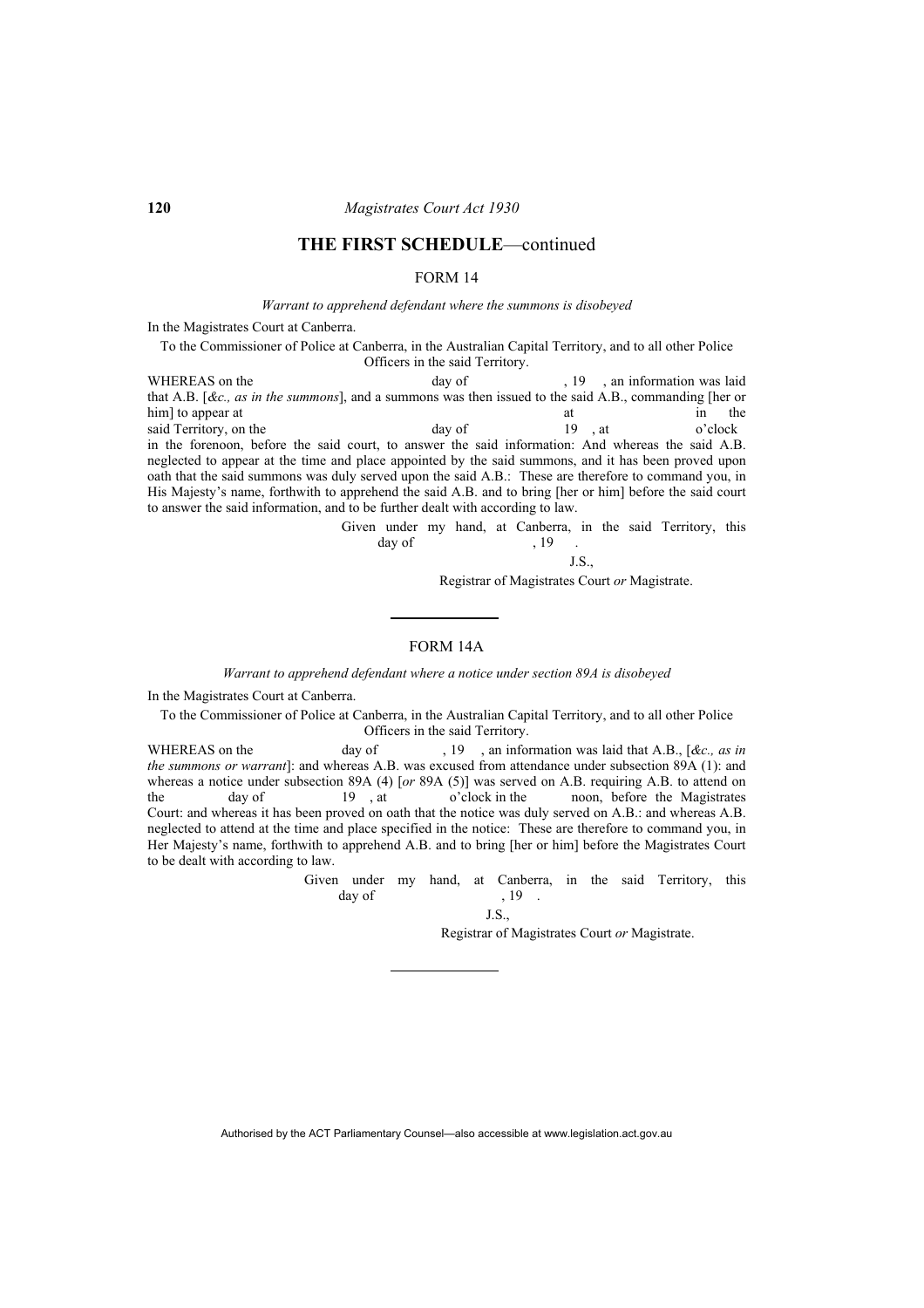## THE FIRST SCHEDULE—continued

### FORM 14

*Warrant to apprehend defendant where the summons is disobeyed*

In the Magistrates Court at Canberra.

To the Commissioner of Police at Canberra, in the Australian Capital Territory, and to all other Police Officers in the said Territory.

WHEREAS on the                day of                , 19   , an information was laid that A.B. [*&c., as in the summons*], and a summons was then issued to the said A.B., commanding [her or him] to appear at                at                in the said Territory, on the                day of                19   , at                o'clock in the forenoon, before the said court, to answer the said information: And whereas the said A.B. neglected to appear at the time and place appointed by the said summons, and it has been proved upon oath that the said summons was duly served upon the said A.B.: These are therefore to command you, in His Majesty's name, forthwith to apprehend the said A.B. and to bring [her or him] before the said court to answer the said information, and to be further dealt with according to law.

Given under my hand, at Canberra, in the said Territory, this                day of                , 19   .

J.S.,

Registrar of Magistrates Court *or* Magistrate.

---

### FORM 14A

*Warrant to apprehend defendant where a notice under section 89A is disobeyed*

In the Magistrates Court at Canberra.

To the Commissioner of Police at Canberra, in the Australian Capital Territory, and to all other Police Officers in the said Territory.

WHEREAS on the                day of                , 19   , an information was laid that A.B., [*&c., as in the summons or warrant*]: and whereas A.B. was excused from attendance under subsection 89A (1): and whereas a notice under subsection 89A (4) [*or* 89A (5)] was served on A.B. requiring A.B. to attend on the                day of                19   , at                o'clock in the                noon, before the Magistrates Court: and whereas it has been proved on oath that the notice was duly served on A.B.: and whereas A.B. neglected to attend at the time and place specified in the notice: These are therefore to command you, in Her Majesty's name, forthwith to apprehend A.B. and to bring [her or him] before the Magistrates Court to be dealt with according to law.

Given under my hand, at Canberra, in the said Territory, this                day of                , 19   .

J.S.,

Registrar of Magistrates Court *or* Magistrate.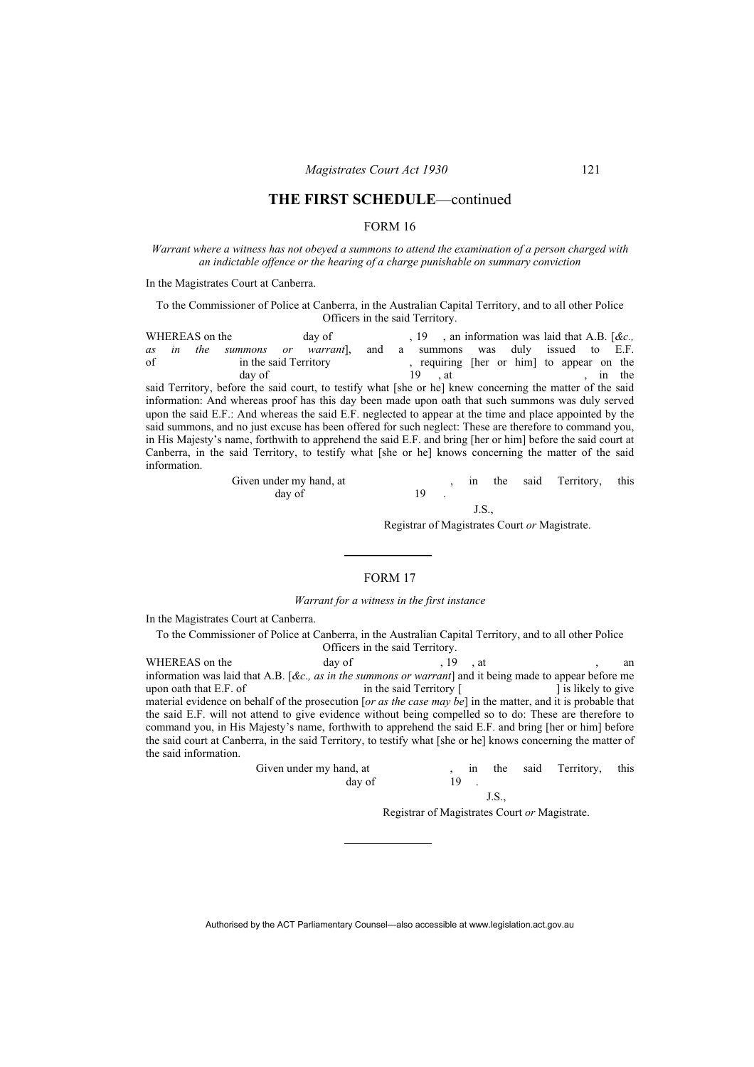## THE FIRST SCHEDULE—continued

### FORM 16

*Warrant where a witness has not obeyed a summons to attend the examination of a person charged with an indictable offence or the hearing of a charge punishable on summary conviction*

In the Magistrates Court at Canberra.

To the Commissioner of Police at Canberra, in the Australian Capital Territory, and to all other Police Officers in the said Territory.

WHEREAS on the day of , 19 , an information was laid that A.B. [*&c., as in the summons or warrant*], and a summons was duly issued to E.F. of in the said Territory , requiring [her or him] to appear on the day of 19 , at , in the said Territory, before the said court, to testify what [she or he] knew concerning the matter of the said information: And whereas proof has this day been made upon oath that such summons was duly served upon the said E.F.: And whereas the said E.F. neglected to appear at the time and place appointed by the said summons, and no just excuse has been offered for such neglect: These are therefore to command you, in His Majesty's name, forthwith to apprehend the said E.F. and bring [her or him] before the said court at Canberra, in the said Territory, to testify what [she or he] knows concerning the matter of the said information.

Given under my hand, at , in the said Territory, this day of 19 .

J.S.,

Registrar of Magistrates Court *or* Magistrate.

---

### FORM 17

*Warrant for a witness in the first instance*

In the Magistrates Court at Canberra.

To the Commissioner of Police at Canberra, in the Australian Capital Territory, and to all other Police Officers in the said Territory.

WHEREAS on the day of , 19 , at , an information was laid that A.B. [*&c., as in the summons or warrant*] and it being made to appear before me upon oath that E.F. of in the said Territory [ ] is likely to give material evidence on behalf of the prosecution [*or as the case may be*] in the matter, and it is probable that the said E.F. will not attend to give evidence without being compelled so to do: These are therefore to command you, in His Majesty's name, forthwith to apprehend the said E.F. and bring [her or him] before the said court at Canberra, in the said Territory, to testify what [she or he] knows concerning the matter of the said information.

Given under my hand, at , in the said Territory, this day of 19 .

J.S.,

Registrar of Magistrates Court *or* Magistrate.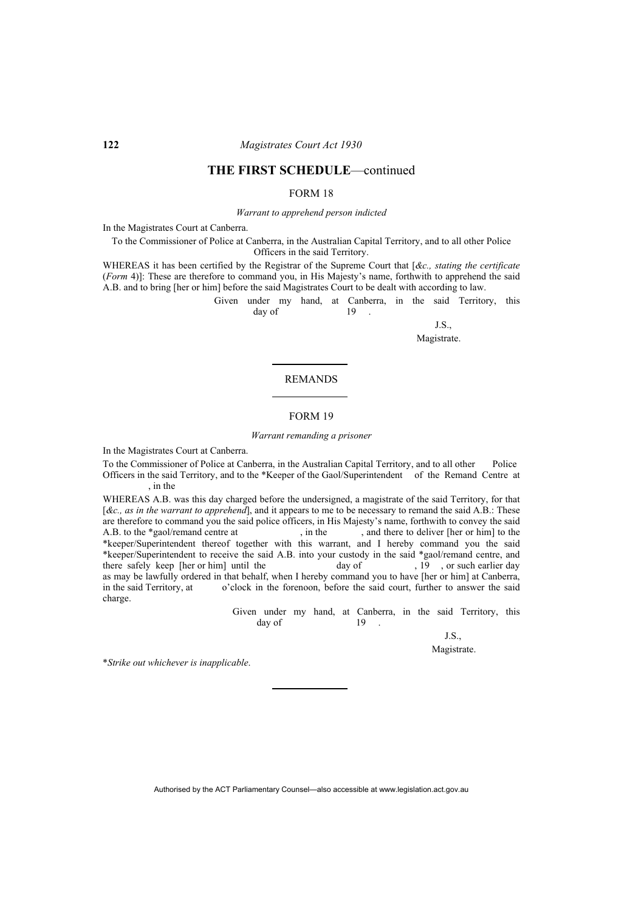## THE FIRST SCHEDULE—continued

### FORM 18

*Warrant to apprehend person indicted*

In the Magistrates Court at Canberra.

To the Commissioner of Police at Canberra, in the Australian Capital Territory, and to all other Police Officers in the said Territory.

WHEREAS it has been certified by the Registrar of the Supreme Court that [*&c., stating the certificate* (*Form* 4)]: These are therefore to command you, in His Majesty's name, forthwith to apprehend the said A.B. and to bring [her or him] before the said Magistrates Court to be dealt with according to law.

Given under my hand, at Canberra, in the said Territory, this day of 19 .

J.S.,
Magistrate.

---

### REMANDS

---

### FORM 19

*Warrant remanding a prisoner*

In the Magistrates Court at Canberra.

To the Commissioner of Police at Canberra, in the Australian Capital Territory, and to all other Police Officers in the said Territory, and to the *Keeper of the Gaol/Superintendent of the Remand Centre at , in the

WHEREAS A.B. was this day charged before the undersigned, a magistrate of the said Territory, for that [*&c., as in the warrant to apprehend*], and it appears to me to be necessary to remand the said A.B.: These are therefore to command you the said police officers, in His Majesty's name, forthwith to convey the said A.B. to the *gaol/remand centre at , in the , and there to deliver [her or him] to the *keeper/Superintendent thereof together with this warrant, and I hereby command you the said *keeper/Superintendent to receive the said A.B. into your custody in the said *gaol/remand centre, and there safely keep [her or him] until the day of , 19 , or such earlier day as may be lawfully ordered in that behalf, when I hereby command you to have [her or him] at Canberra, in the said Territory, at o'clock in the forenoon, before the said court, further to answer the said charge.

Given under my hand, at Canberra, in the said Territory, this day of 19 .

J.S.,
Magistrate.

**Strike out whichever is inapplicable*.

---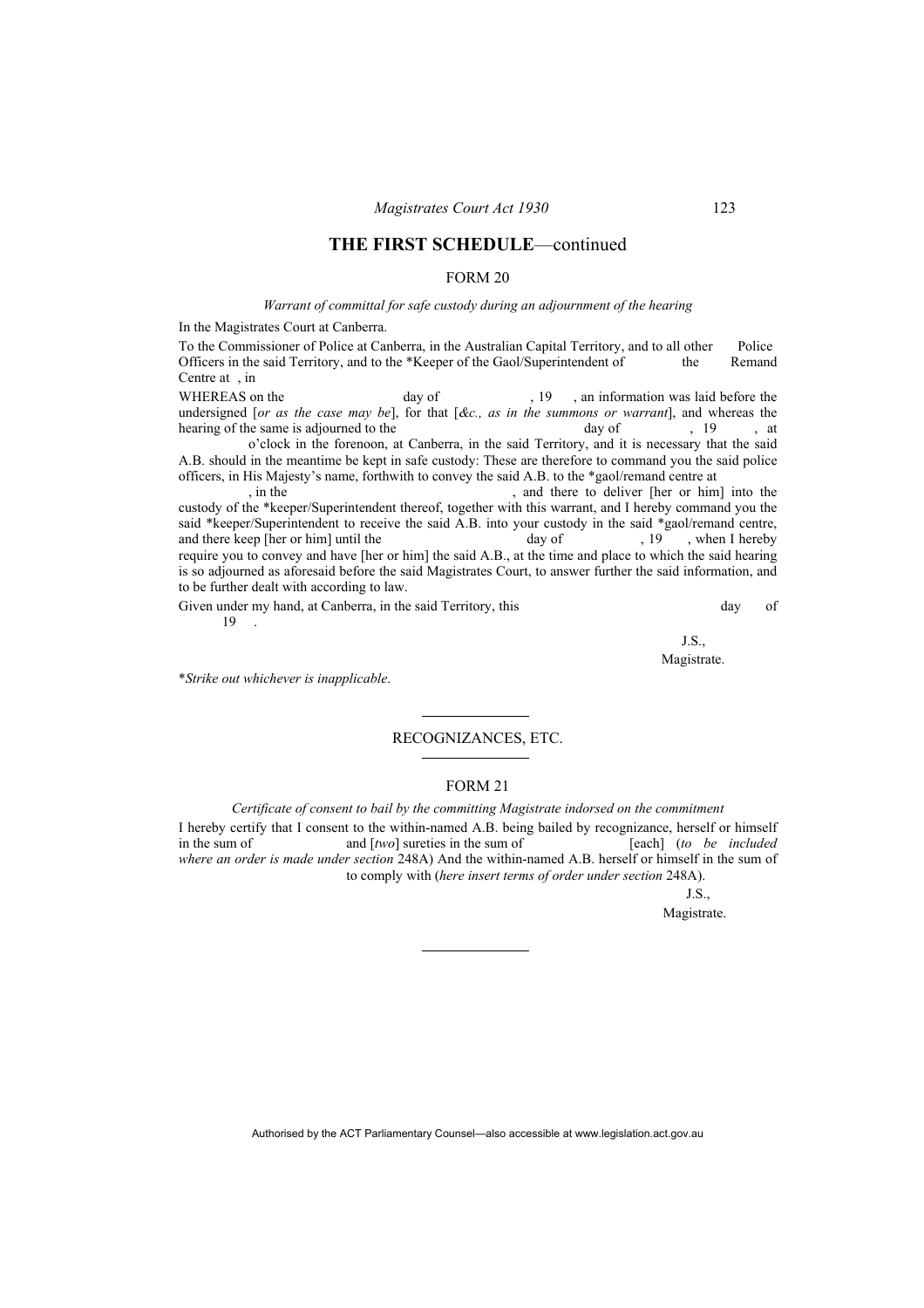## THE FIRST SCHEDULE—continued

### FORM 20

*Warrant of committal for safe custody during an adjournment of the hearing*

In the Magistrates Court at Canberra.

To the Commissioner of Police at Canberra, in the Australian Capital Territory, and to all other Police Officers in the said Territory, and to the *Keeper of the Gaol/Superintendent of the Remand Centre at , in

WHEREAS on the day of , 19 , an information was laid before the undersigned [*or as the case may be*], for that [*&c., as in the summons or warrant*], and whereas the hearing of the same is adjourned to the day of , 19 , at o'clock in the forenoon, at Canberra, in the said Territory, and it is necessary that the said A.B. should in the meantime be kept in safe custody: These are therefore to command you the said police officers, in His Majesty's name, forthwith to convey the said A.B. to the *gaol/remand centre at , in the , and there to deliver [her or him] into the custody of the *keeper/Superintendent thereof, together with this warrant, and I hereby command you the said *keeper/Superintendent to receive the said A.B. into your custody in the said *gaol/remand centre, and there keep [her or him] until the day of , 19 , when I hereby require you to convey and have [her or him] the said A.B., at the time and place to which the said hearing is so adjourned as aforesaid before the said Magistrates Court, to answer further the said information, and to be further dealt with according to law.

Given under my hand, at Canberra, in the said Territory, this day of 19 .

J.S.,
Magistrate.

**Strike out whichever is inapplicable*.

---

### RECOGNIZANCES, ETC.

---

### FORM 21

*Certificate of consent to bail by the committing Magistrate indorsed on the commitment*

I hereby certify that I consent to the within-named A.B. being bailed by recognizance, herself or himself in the sum of and [*two*] sureties in the sum of [each] (*to be included where an order is made under section* 248A) And the within-named A.B. herself or himself in the sum of to comply with (*here insert terms of order under section* 248A).

J.S.,
Magistrate.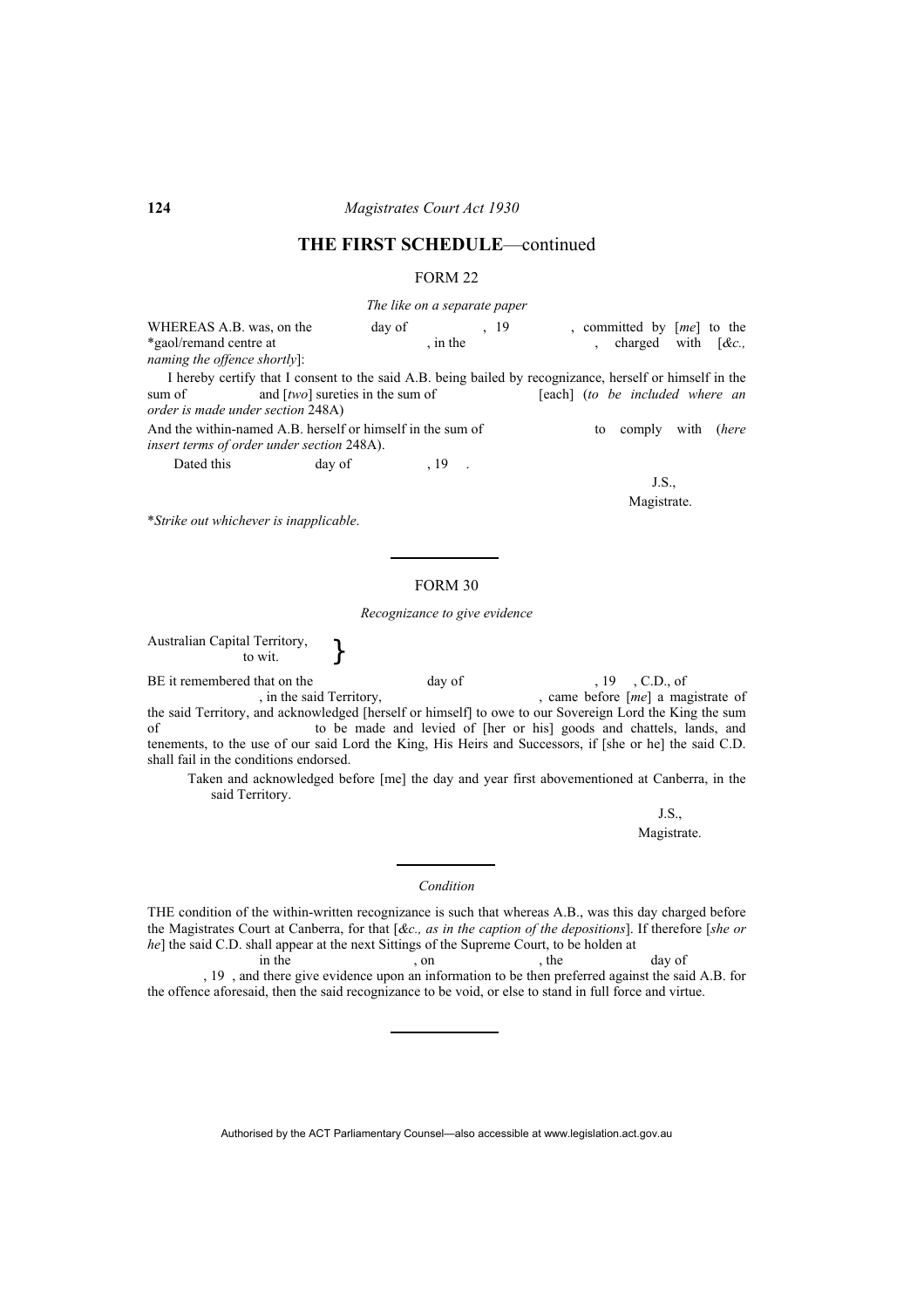## THE FIRST SCHEDULE—continued

### FORM 22

*The like on a separate paper*

WHEREAS A.B. was, on the day of , 19 , committed by [*me*] to the *gaol/remand centre at , in the , charged with [*&c., naming the offence shortly*]:

I hereby certify that I consent to the said A.B. being bailed by recognizance, herself or himself in the sum of and [*two*] sureties in the sum of [each] (*to be included where an order is made under section* 248A)

And the within-named A.B. herself or himself in the sum of to comply with (*here insert terms of order under section* 248A).

Dated this day of , 19 .

J.S.,
Magistrate.

**Strike out whichever is inapplicable*.

### FORM 30

*Recognizance to give evidence*

Australian Capital Territory,
to wit.

BE it remembered that on the day of , 19 , C.D., of , in the said Territory, , came before [*me*] a magistrate of the said Territory, and acknowledged [herself or himself] to owe to our Sovereign Lord the King the sum of to be made and levied of [her or his] goods and chattels, lands, and tenements, to the use of our said Lord the King, His Heirs and Successors, if [she or he] the said C.D. shall fail in the conditions endorsed.

Taken and acknowledged before [me] the day and year first abovementioned at Canberra, in the said Territory.

J.S.,
Magistrate.

*Condition*

THE condition of the within-written recognizance is such that whereas A.B., was this day charged before the Magistrates Court at Canberra, for that [*&c., as in the caption of the depositions*]. If therefore [*she or he*] the said C.D. shall appear at the next Sittings of the Supreme Court, to be holden at in the , on , the day of , 19 , and there give evidence upon an information to be then preferred against the said A.B. for the offence aforesaid, then the said recognizance to be void, or else to stand in full force and virtue.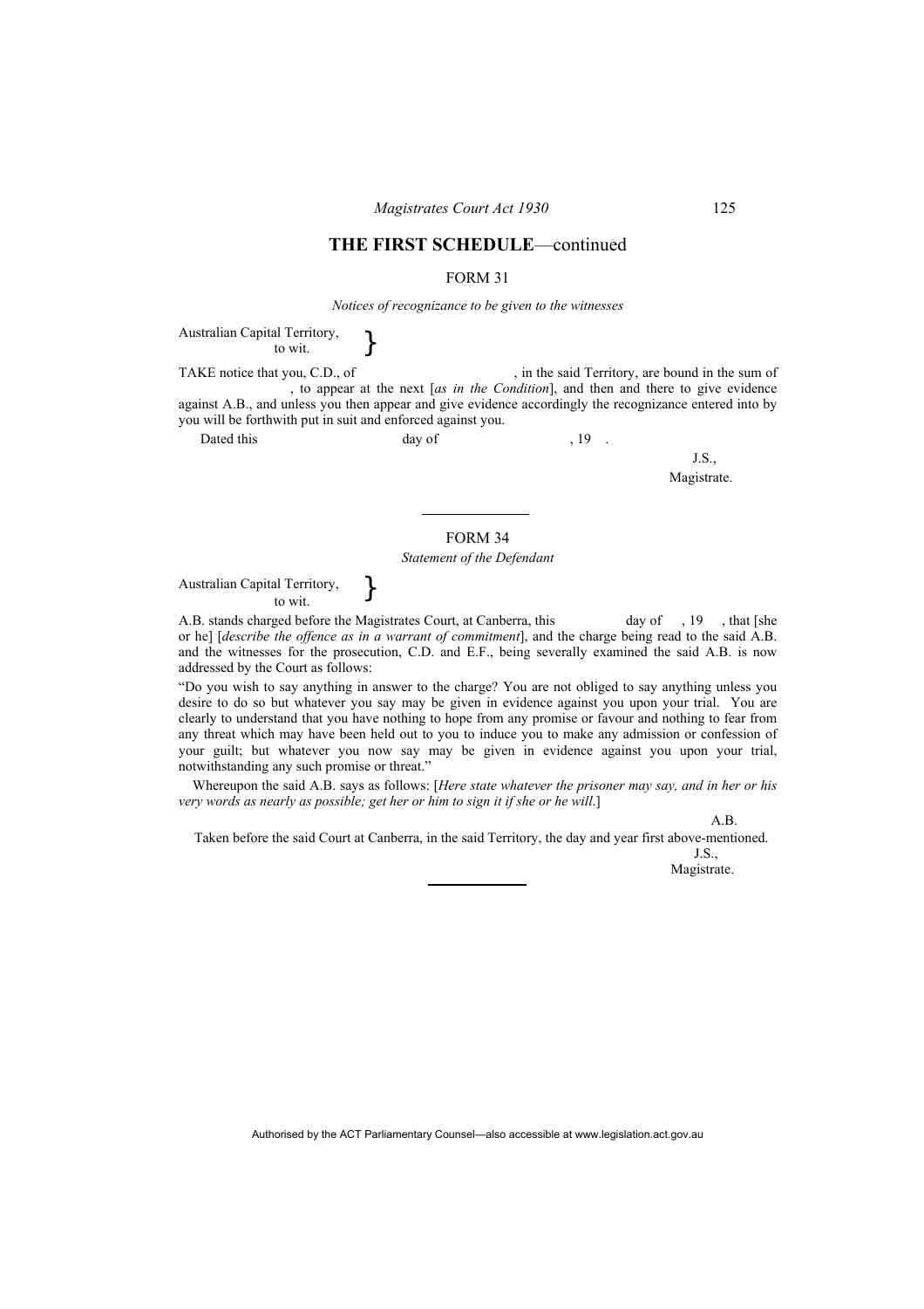## THE FIRST SCHEDULE—continued

FORM 31

*Notices of recognizance to be given to the witnesses*

Australian Capital Territory,
to wit. }

TAKE notice that you, C.D., of , in the said Territory, are bound in the sum of , to appear at the next [*as in the Condition*], and then and there to give evidence against A.B., and unless you then appear and give evidence accordingly the recognizance entered into by you will be forthwith put in suit and enforced against you.

Dated this day of , 19 .

J.S.,
Magistrate.

---

FORM 34

*Statement of the Defendant*

Australian Capital Territory,
to wit. }

A.B. stands charged before the Magistrates Court, at Canberra, this day of , 19 , that [she or he] [*describe the offence as in a warrant of commitment*], and the charge being read to the said A.B. and the witnesses for the prosecution, C.D. and E.F., being severally examined the said A.B. is now addressed by the Court as follows:

"Do you wish to say anything in answer to the charge? You are not obliged to say anything unless you desire to do so but whatever you say may be given in evidence against you upon your trial. You are clearly to understand that you have nothing to hope from any promise or favour and nothing to fear from any threat which may have been held out to you to induce you to make any admission or confession of your guilt; but whatever you now say may be given in evidence against you upon your trial, notwithstanding any such promise or threat."

Whereupon the said A.B. says as follows: [*Here state whatever the prisoner may say, and in her or his very words as nearly as possible; get her or him to sign it if she or he will.*]

A.B.

Taken before the said Court at Canberra, in the said Territory, the day and year first above-mentioned.

J.S.,
Magistrate.

---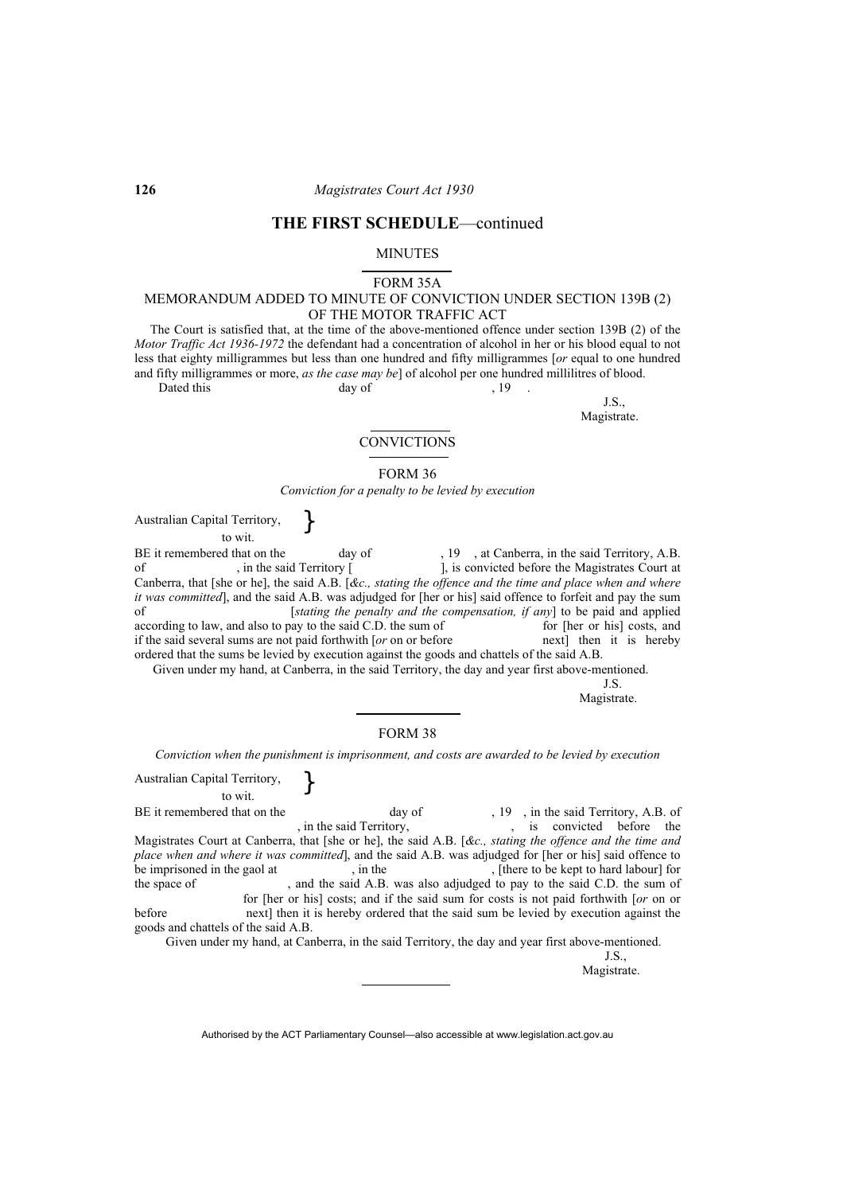## THE FIRST SCHEDULE—continued

### MINUTES

#### FORM 35A

#### MEMORANDUM ADDED TO MINUTE OF CONVICTION UNDER SECTION 139B (2) OF THE MOTOR TRAFFIC ACT

The Court is satisfied that, at the time of the above-mentioned offence under section 139B (2) of the *Motor Traffic Act 1936-1972* the defendant had a concentration of alcohol in her or his blood equal to not less that eighty milligrammes but less than one hundred and fifty milligrammes [*or* equal to one hundred and fifty milligrammes or more, *as the case may be*] of alcohol per one hundred millilitres of blood.

Dated this                    day of                    , 19   .

J.S.,
Magistrate.

### CONVICTIONS

#### FORM 36

*Conviction for a penalty to be levied by execution*

Australian Capital Territory,
to wit. }

BE it remembered that on the                day of                , 19   , at Canberra, in the said Territory, A.B. of                , in the said Territory [                ], is convicted before the Magistrates Court at Canberra, that [she or he], the said A.B. [*&c., stating the offence and the time and place when and where it was committed*], and the said A.B. was adjudged for [her or his] said offence to forfeit and pay the sum of                [*stating the penalty and the compensation, if any*] to be paid and applied according to law, and also to pay to the said C.D. the sum of                for [her or his] costs, and if the said several sums are not paid forthwith [*or* on or before                next] then it is hereby ordered that the sums be levied by execution against the goods and chattels of the said A.B.

Given under my hand, at Canberra, in the said Territory, the day and year first above-mentioned.

J.S.
Magistrate.

#### FORM 38

*Conviction when the punishment is imprisonment, and costs are awarded to be levied by execution*

Australian Capital Territory,
to wit. }

BE it remembered that on the                day of                , 19   , in the said Territory, A.B. of                , in the said Territory,                , is convicted before the Magistrates Court at Canberra, that [she or he], the said A.B. [*&c., stating the offence and the time and place when and where it was committed*], and the said A.B. was adjudged for [her or his] said offence to be imprisoned in the gaol at                , in the                , [there to be kept to hard labour] for the space of                , and the said A.B. was also adjudged to pay to the said C.D. the sum of                for [her or his] costs; and if the said sum for costs is not paid forthwith [*or* on or before                next] then it is hereby ordered that the said sum be levied by execution against the goods and chattels of the said A.B.

Given under my hand, at Canberra, in the said Territory, the day and year first above-mentioned.

J.S.,
Magistrate.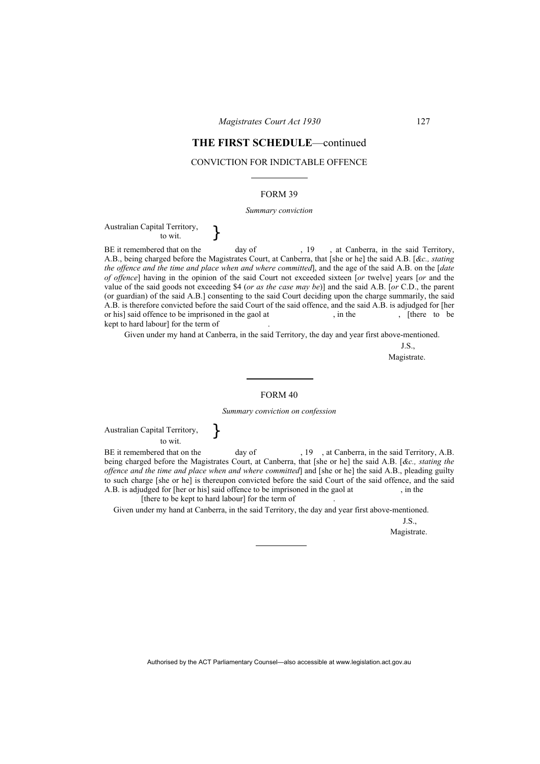## THE FIRST SCHEDULE—continued

CONVICTION FOR INDICTABLE OFFENCE

---

### FORM 39

*Summary conviction*

Australian Capital Territory,
to wit. }

BE it remembered that on the day of , 19 , at Canberra, in the said Territory, A.B., being charged before the Magistrates Court, at Canberra, that [she or he] the said A.B. [*&c., stating the offence and the time and place when and where committed*], and the age of the said A.B. on the [*date of offence*] having in the opinion of the said Court not exceeded sixteen [*or* twelve] years [*or* and the value of the said goods not exceeding $4 (*or as the case may be*)] and the said A.B. [*or* C.D., the parent (or guardian) of the said A.B.] consenting to the said Court deciding upon the charge summarily, the said A.B. is therefore convicted before the said Court of the said offence, and the said A.B. is adjudged for [her or his] said offence to be imprisoned in the gaol at , in the , [there to be kept to hard labour] for the term of .

Given under my hand at Canberra, in the said Territory, the day and year first above-mentioned.

J.S.,
Magistrate.

---

### FORM 40

*Summary conviction on confession*

Australian Capital Territory,
to wit. }

BE it remembered that on the day of , 19 , at Canberra, in the said Territory, A.B. being charged before the Magistrates Court, at Canberra, that [she or he] the said A.B. [*&c., stating the offence and the time and place when and where committed*] and [she or he] the said A.B., pleading guilty to such charge [she or he] is thereupon convicted before the said Court of the said offence, and the said A.B. is adjudged for [her or his] said offence to be imprisoned in the gaol at , in the [there to be kept to hard labour] for the term of .

Given under my hand at Canberra, in the said Territory, the day and year first above-mentioned.

J.S.,
Magistrate.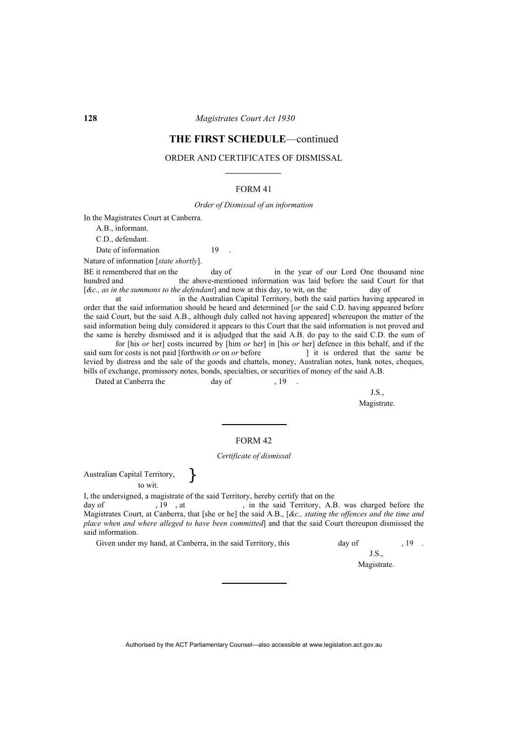## THE FIRST SCHEDULE—continued

ORDER AND CERTIFICATES OF DISMISSAL

---

FORM 41

*Order of Dismissal of an information*

In the Magistrates Court at Canberra.

A.B., informant.

C.D., defendant.

Date of information 19 .

Nature of information [*state shortly*].

BE it remembered that on the day of in the year of our Lord One thousand nine hundred and the above-mentioned information was laid before the said Court for that [*&c., as in the summons to the defendant*] and now at this day, to wit, on the day of at in the Australian Capital Territory, both the said parties having appeared in order that the said information should be heard and determined [*or* the said C.D. having appeared before the said Court, but the said A.B., although duly called not having appeared] whereupon the matter of the said information being duly considered it appears to this Court that the said information is not proved and the same is hereby dismissed and it is adjudged that the said A.B. do pay to the said C.D. the sum of for [his *or* her] costs incurred by [him *or* her] in [his *or* her] defence in this behalf, and if the said sum for costs is not paid [forthwith *or* on *or* before ] it is ordered that the same be levied by distress and the sale of the goods and chattels, money, Australian notes, bank notes, cheques, bills of exchange, promissory notes, bonds, specialties, or securities of money of the said A.B.

Dated at Canberra the day of , 19 .

J.S.,
Magistrate.

---

FORM 42

*Certificate of dismissal*

Australian Capital Territory,
to wit.

I, the undersigned, a magistrate of the said Territory, hereby certify that on the day of , 19 , at , in the said Territory, A.B. was charged before the Magistrates Court, at Canberra, that [she or he] the said A.B., [*&c., stating the offences and the time and place when and where alleged to have been committed*] and that the said Court thereupon dismissed the said information.

Given under my hand, at Canberra, in the said Territory, this day of , 19 .

J.S.,
Magistrate.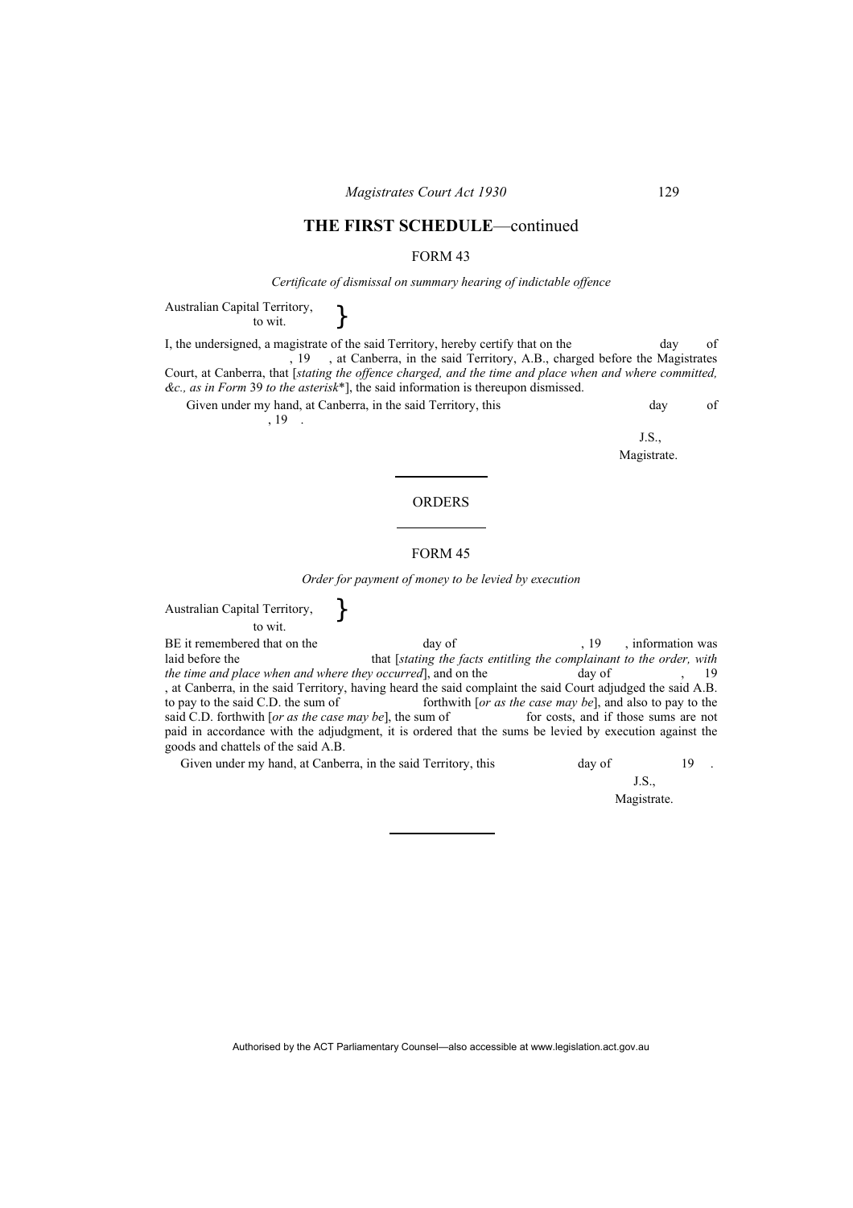## THE FIRST SCHEDULE—continued

FORM 43

*Certificate of dismissal on summary hearing of indictable offence*

Australian Capital Territory, } to wit.

I, the undersigned, a magistrate of the said Territory, hereby certify that on the day of , 19 , at Canberra, in the said Territory, A.B., charged before the Magistrates Court, at Canberra, that [*stating the offence charged, and the time and place when and where committed, &c., as in Form* 39 *to the asterisk*\*], the said information is thereupon dismissed.

Given under my hand, at Canberra, in the said Territory, this day of , 19 .

J.S.,
Magistrate.

---

ORDERS

---

FORM 45

*Order for payment of money to be levied by execution*

Australian Capital Territory, } to wit.

BE it remembered that on the day of , 19 , information was laid before the that [*stating the facts entitling the complainant to the order, with the time and place when and where they occurred*], and on the day of , 19 , at Canberra, in the said Territory, having heard the said complaint the said Court adjudged the said A.B. to pay to the said C.D. the sum of forthwith [*or as the case may be*], and also to pay to the said C.D. forthwith [*or as the case may be*], the sum of for costs, and if those sums are not paid in accordance with the adjudgment, it is ordered that the sums be levied by execution against the goods and chattels of the said A.B.

Given under my hand, at Canberra, in the said Territory, this day of 19 .

J.S.,
Magistrate.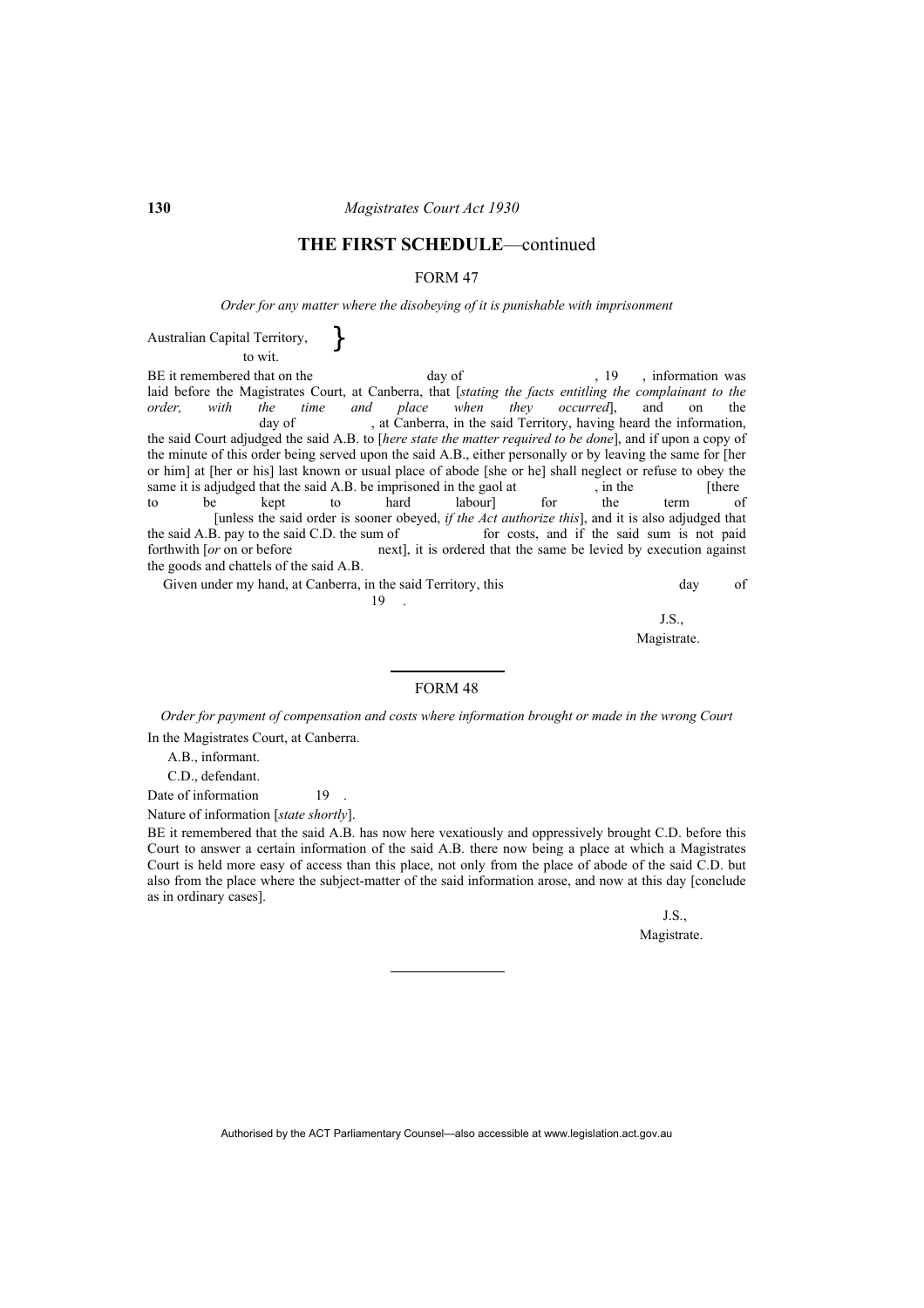## THE FIRST SCHEDULE—continued

### FORM 47

*Order for any matter where the disobeying of it is punishable with imprisonment*

Australian Capital Territory, }
to wit.

BE it remembered that on the day of , 19 , information was laid before the Magistrates Court, at Canberra, that [*stating the facts entitling the complainant to the order, with the time and place when they occurred*], and on the day of , at Canberra, in the said Territory, having heard the information, the said Court adjudged the said A.B. to [*here state the matter required to be done*], and if upon a copy of the minute of this order being served upon the said A.B., either personally or by leaving the same for [her or him] at [her or his] last known or usual place of abode [she or he] shall neglect or refuse to obey the same it is adjudged that the said A.B. be imprisoned in the gaol at , in the [there to be kept to hard labour] for the term of [unless the said order is sooner obeyed, *if the Act authorize this*], and it is also adjudged that the said A.B. pay to the said C.D. the sum of for costs, and if the said sum is not paid forthwith [*or* on or before next], it is ordered that the same be levied by execution against the goods and chattels of the said A.B.

Given under my hand, at Canberra, in the said Territory, this day of 19 .

J.S.,
Magistrate.

---

### FORM 48

*Order for payment of compensation and costs where information brought or made in the wrong Court*

In the Magistrates Court, at Canberra.

A.B., informant.

C.D., defendant.

Date of information 19 .

Nature of information [*state shortly*].

BE it remembered that the said A.B. has now here vexatiously and oppressively brought C.D. before this Court to answer a certain information of the said A.B. there now being a place at which a Magistrates Court is held more easy of access than this place, not only from the place of abode of the said C.D. but also from the place where the subject-matter of the said information arose, and now at this day [conclude as in ordinary cases].

J.S.,
Magistrate.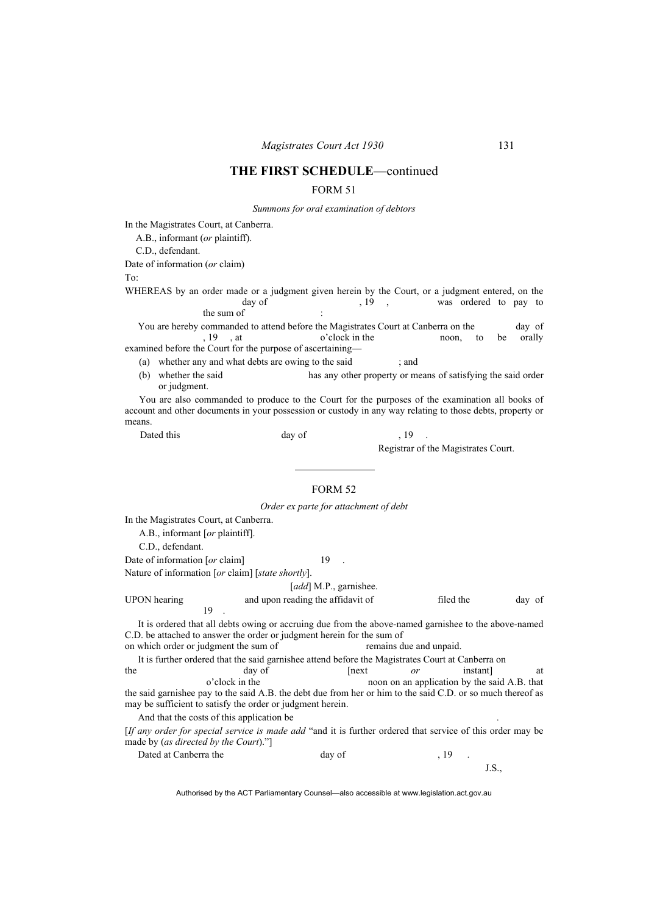## THE FIRST SCHEDULE—continued

FORM 51

*Summons for oral examination of debtors*

In the Magistrates Court, at Canberra.

A.B., informant (*or* plaintiff).

C.D., defendant.

Date of information (*or* claim)

To:

WHEREAS by an order made or a judgment given herein by the Court, or a judgment entered, on the day of , 19 , was ordered to pay to the sum of :

You are hereby commanded to attend before the Magistrates Court at Canberra on the day of , 19 , at o'clock in the noon, to be orally examined before the Court for the purpose of ascertaining—

(a) whether any and what debts are owing to the said ; and

(b) whether the said has any other property or means of satisfying the said order or judgment.

You are also commanded to produce to the Court for the purposes of the examination all books of account and other documents in your possession or custody in any way relating to those debts, property or means.

Dated this day of , 19 .

Registrar of the Magistrates Court.

---

FORM 52

*Order ex parte for attachment of debt*

In the Magistrates Court, at Canberra.

A.B., informant [*or* plaintiff].

C.D., defendant.

Date of information [*or* claim] 19 .

Nature of information [*or* claim] [*state shortly*].

[*add*] M.P., garnishee.

UPON hearing and upon reading the affidavit of filed the day of 19 .

It is ordered that all debts owing or accruing due from the above-named garnishee to the above-named C.D. be attached to answer the order or judgment herein for the sum of on which order or judgment the sum of remains due and unpaid.

It is further ordered that the said garnishee attend before the Magistrates Court at Canberra on the day of [next *or* instant] at o'clock in the noon on an application by the said A.B. that the said garnishee pay to the said A.B. the debt due from her or him to the said C.D. or so much thereof as may be sufficient to satisfy the order or judgment herein.

And that the costs of this application be .

[*If any order for special service is made add* "and it is further ordered that service of this order may be made by (*as directed by the Court*)."]

Dated at Canberra the day of , 19 .

J.S.,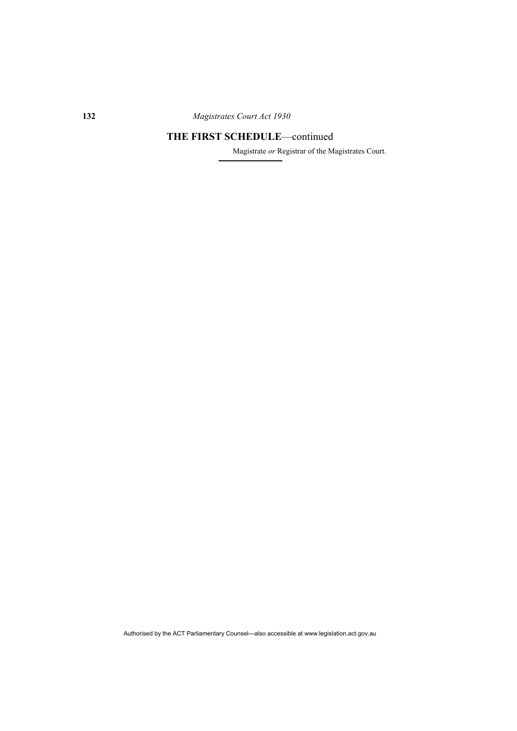## THE FIRST SCHEDULE—continued

Magistrate *or* Registrar of the Magistrates Court.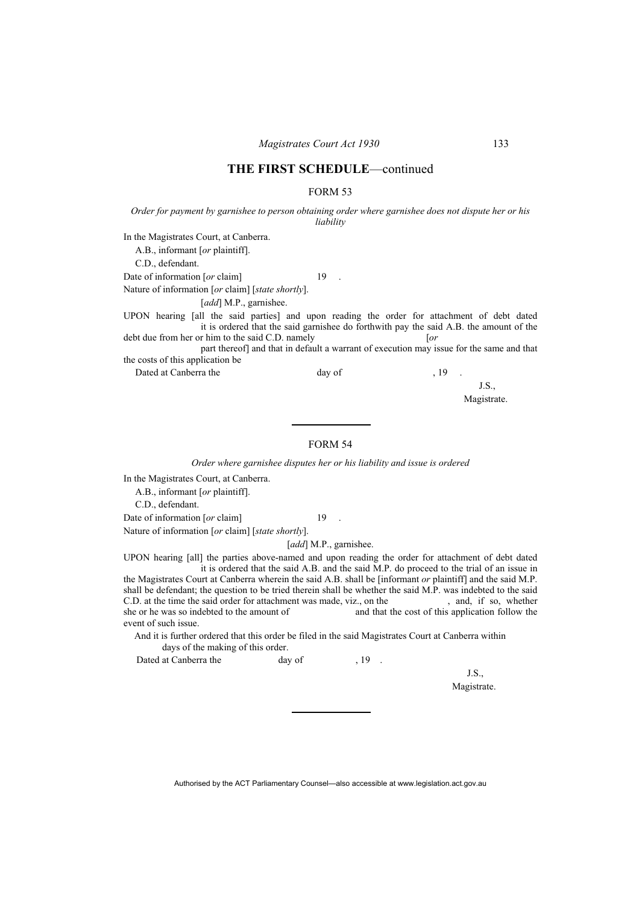## THE FIRST SCHEDULE—continued

### FORM 53

*Order for payment by garnishee to person obtaining order where garnishee does not dispute her or his liability*

In the Magistrates Court, at Canberra.

A.B., informant [*or* plaintiff].

C.D., defendant.

Date of information [*or* claim] 19 .

Nature of information [*or* claim] [*state shortly*].

[*add*] M.P., garnishee.

UPON hearing [all the said parties] and upon reading the order for attachment of debt dated it is ordered that the said garnishee do forthwith pay the said A.B. the amount of the debt due from her or him to the said C.D. namely [*or* part thereof] and that in default a warrant of execution may issue for the same and that the costs of this application be

Dated at Canberra the day of , 19 .

J.S.,

Magistrate.

---

### FORM 54

*Order where garnishee disputes her or his liability and issue is ordered*

In the Magistrates Court, at Canberra.

A.B., informant [*or* plaintiff].

C.D., defendant.

Date of information [*or* claim] 19 .

Nature of information [*or* claim] [*state shortly*].

[*add*] M.P., garnishee.

UPON hearing [all] the parties above-named and upon reading the order for attachment of debt dated it is ordered that the said A.B. and the said M.P. do proceed to the trial of an issue in the Magistrates Court at Canberra wherein the said A.B. shall be [informant *or* plaintiff] and the said M.P. shall be defendant; the question to be tried therein shall be whether the said M.P. was indebted to the said C.D. at the time the said order for attachment was made, viz., on the , and, if so, whether she or he was so indebted to the amount of and that the cost of this application follow the event of such issue.

And it is further ordered that this order be filed in the said Magistrates Court at Canberra within days of the making of this order.

Dated at Canberra the day of , 19 .

J.S.,

Magistrate.

---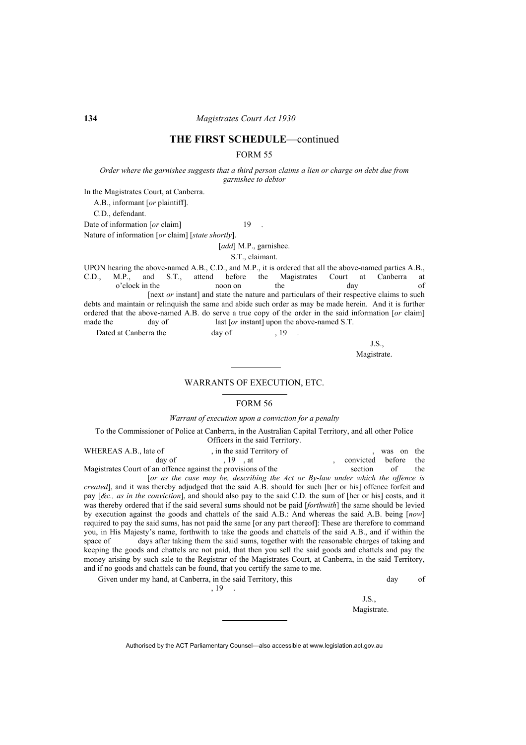## THE FIRST SCHEDULE—continued

FORM 55

*Order where the garnishee suggests that a third person claims a lien or charge on debt due from garnishee to debtor*

In the Magistrates Court, at Canberra.

A.B., informant [*or* plaintiff].

C.D., defendant.

Date of information [*or* claim] 19 .

Nature of information [*or* claim] [*state shortly*].

[*add*] M.P., garnishee.

S.T., claimant.

UPON hearing the above-named A.B., C.D., and M.P., it is ordered that all the above-named parties A.B., C.D., M.P., and S.T., attend before the Magistrates Court at Canberra at o'clock in the noon on the day of [next *or* instant] and state the nature and particulars of their respective claims to such debts and maintain or relinquish the same and abide such order as may be made herein. And it is further ordered that the above-named A.B. do serve a true copy of the order in the said information [*or* claim] made the day of last [*or* instant] upon the above-named S.T.

Dated at Canberra the day of , 19 .

J.S.,
Magistrate.

---

### WARRANTS OF EXECUTION, ETC.

FORM 56

*Warrant of execution upon a conviction for a penalty*

To the Commissioner of Police at Canberra, in the Australian Capital Territory, and all other Police Officers in the said Territory.

WHEREAS A.B., late of , in the said Territory of , was on the day of , 19 , at , convicted before the Magistrates Court of an offence against the provisions of the section of the [*or as the case may be, describing the Act or By-law under which the offence is created*], and it was thereby adjudged that the said A.B. should for such [her or his] offence forfeit and pay [*&c., as in the conviction*], and should also pay to the said C.D. the sum of [her or his] costs, and it was thereby ordered that if the said several sums should not be paid [*forthwith*] the same should be levied by execution against the goods and chattels of the said A.B.: And whereas the said A.B. being [*now*] required to pay the said sums, has not paid the same [or any part thereof]: These are therefore to command you, in His Majesty's name, forthwith to take the goods and chattels of the said A.B., and if within the space of days after taking them the said sums, together with the reasonable charges of taking and keeping the goods and chattels are not paid, that then you sell the said goods and chattels and pay the money arising by such sale to the Registrar of the Magistrates Court, at Canberra, in the said Territory, and if no goods and chattels can be found, that you certify the same to me.

Given under my hand, at Canberra, in the said Territory, this day of , 19 .

J.S.,
Magistrate.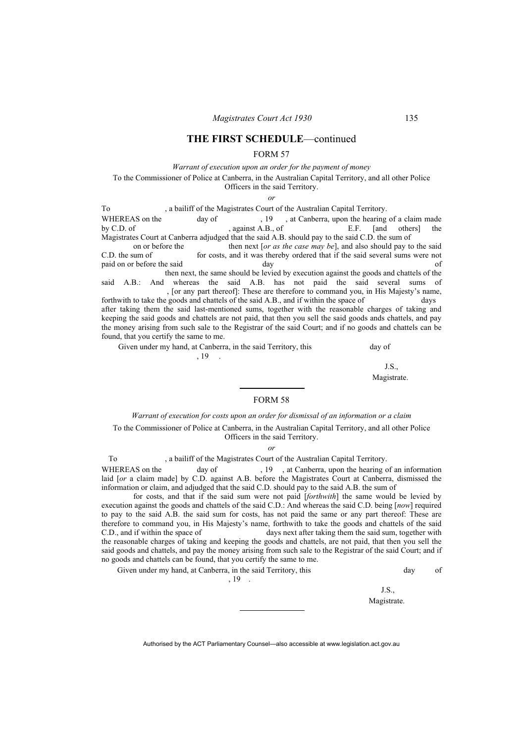## THE FIRST SCHEDULE—continued

### FORM 57

*Warrant of execution upon an order for the payment of money*

To the Commissioner of Police at Canberra, in the Australian Capital Territory, and all other Police Officers in the said Territory.

*or*

To , a bailiff of the Magistrates Court of the Australian Capital Territory.

WHEREAS on the day of , 19 , at Canberra, upon the hearing of a claim made by C.D. of , against A.B., of E.F. [and others] the Magistrates Court at Canberra adjudged that the said A.B. should pay to the said C.D. the sum of on or before the then next [*or as the case may be*], and also should pay to the said C.D. the sum of for costs, and it was thereby ordered that if the said several sums were not paid on or before the said day of then next, the same should be levied by execution against the goods and chattels of the said A.B.: And whereas the said A.B. has not paid the said several sums of , [or any part thereof]: These are therefore to command you, in His Majesty's name, forthwith to take the goods and chattels of the said A.B., and if within the space of days after taking them the said last-mentioned sums, together with the reasonable charges of taking and keeping the said goods and chattels are not paid, that then you sell the said goods ands chattels, and pay the money arising from such sale to the Registrar of the said Court; and if no goods and chattels can be found, that you certify the same to me.

Given under my hand, at Canberra, in the said Territory, this day of , 19 .

J.S.,
Magistrate.

### FORM 58

*Warrant of execution for costs upon an order for dismissal of an information or a claim*

To the Commissioner of Police at Canberra, in the Australian Capital Territory, and all other Police Officers in the said Territory.

*or*

To , a bailiff of the Magistrates Court of the Australian Capital Territory.

WHEREAS on the day of , 19 , at Canberra, upon the hearing of an information laid [*or* a claim made] by C.D. against A.B. before the Magistrates Court at Canberra, dismissed the information or claim, and adjudged that the said C.D. should pay to the said A.B. the sum of for costs, and that if the said sum were not paid [*forthwith*] the same would be levied by execution against the goods and chattels of the said C.D.: And whereas the said C.D. being [*now*] required to pay to the said A.B. the said sum for costs, has not paid the same or any part thereof: These are therefore to command you, in His Majesty's name, forthwith to take the goods and chattels of the said C.D., and if within the space of days next after taking them the said sum, together with the reasonable charges of taking and keeping the goods and chattels, are not paid, that then you sell the said goods and chattels, and pay the money arising from such sale to the Registrar of the said Court; and if no goods and chattels can be found, that you certify the same to me.

Given under my hand, at Canberra, in the said Territory, this day of , 19 .

J.S.,
Magistrate.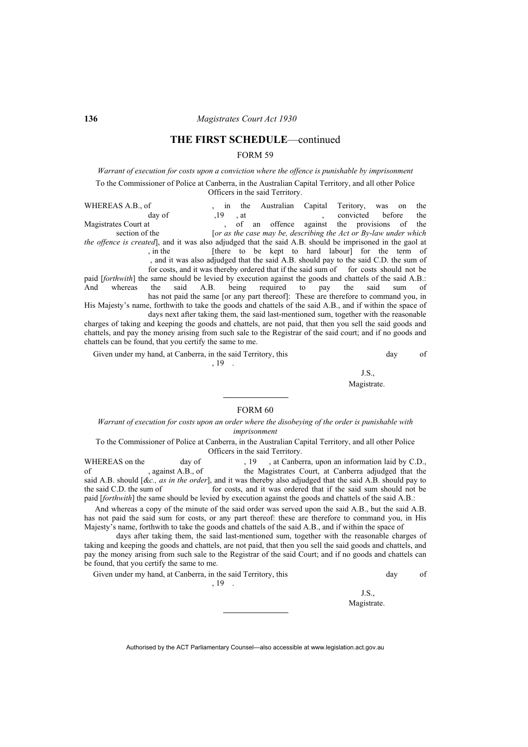## THE FIRST SCHEDULE—continued

### FORM 59

*Warrant of execution for costs upon a conviction where the offence is punishable by imprisonment*

To the Commissioner of Police at Canberra, in the Australian Capital Territory, and all other Police Officers in the said Territory.

WHEREAS A.B., of , in the Australian Capital Teritory, was on the day of ,19 , at , convicted before the Magistrates Court at , of an offence against the provisions of the section of the [*or as the case may be, describing the Act or By-law under which the offence is created*], and it was also adjudged that the said A.B. should be imprisoned in the gaol at , in the [there to be kept to hard labour] for the term of , and it was also adjudged that the said A.B. should pay to the said C.D. the sum of for costs, and it was thereby ordered that if the said sum of for costs should not be paid [*forthwith*] the same should be levied by execution against the goods and chattels of the said A.B.: And whereas the said A.B. being required to pay the said sum of has not paid the same [or any part thereof]: These are therefore to command you, in His Majesty's name, forthwith to take the goods and chattels of the said A.B., and if within the space of days next after taking them, the said last-mentioned sum, together with the reasonable charges of taking and keeping the goods and chattels, are not paid, that then you sell the said goods and chattels, and pay the money arising from such sale to the Registrar of the said court; and if no goods and chattels can be found, that you certify the same to me.

Given under my hand, at Canberra, in the said Territory, this day of , 19 .

J.S.,
Magistrate.

---

### FORM 60

*Warrant of execution for costs upon an order where the disobeying of the order is punishable with imprisonment*

To the Commissioner of Police at Canberra, in the Australian Capital Territory, and all other Police Officers in the said Territory.

WHEREAS on the day of , 19 , at Canberra, upon an information laid by C.D., of , against A.B., of the Magistrates Court, at Canberra adjudged that the said A.B. should [*&c., as in the order*], and it was thereby also adjudged that the said A.B. should pay to the said C.D. the sum of for costs, and it was ordered that if the said sum should not be paid [*forthwith*] the same should be levied by execution against the goods and chattels of the said A.B.:

And whereas a copy of the minute of the said order was served upon the said A.B., but the said A.B. has not paid the said sum for costs, or any part thereof: these are therefore to command you, in His Majesty's name, forthwith to take the goods and chattels of the said A.B., and if within the space of days after taking them, the said last-mentioned sum, together with the reasonable charges of taking and keeping the goods and chattels, are not paid, that then you sell the said goods and chattels, and pay the money arising from such sale to the Registrar of the said Court; and if no goods and chattels can be found, that you certify the same to me.

Given under my hand, at Canberra, in the said Territory, this day of , 19 .

J.S.,
Magistrate.

---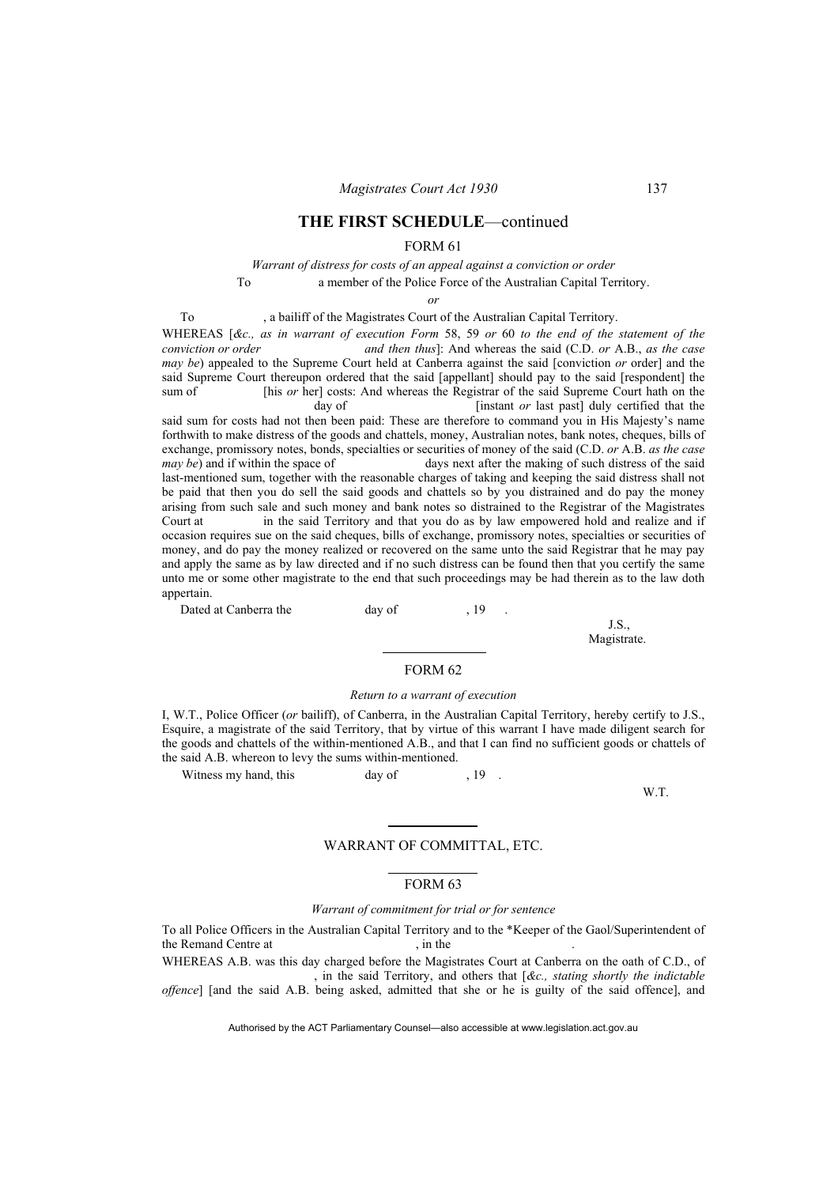## THE FIRST SCHEDULE—continued

FORM 61

*Warrant of distress for costs of an appeal against a conviction or order*

To a member of the Police Force of the Australian Capital Territory.

*or*

To , a bailiff of the Magistrates Court of the Australian Capital Territory.

WHEREAS [*&c., as in warrant of execution Form* 58, 59 *or* 60 *to the end of the statement of the conviction or order and then thus*]: And whereas the said (C.D. *or* A.B., *as the case may be*) appealed to the Supreme Court held at Canberra against the said [conviction *or* order] and the said Supreme Court thereupon ordered that the said [appellant] should pay to the said [respondent] the sum of [his *or* her] costs: And whereas the Registrar of the said Supreme Court hath on the day of [instant *or* last past] duly certified that the said sum for costs had not then been paid: These are therefore to command you in His Majesty's name forthwith to make distress of the goods and chattels, money, Australian notes, bank notes, cheques, bills of exchange, promissory notes, bonds, specialties or securities of money of the said (C.D. *or* A.B. *as the case may be*) and if within the space of days next after the making of such distress of the said last-mentioned sum, together with the reasonable charges of taking and keeping the said distress shall not be paid that then you do sell the said goods and chattels so by you distrained and do pay the money arising from such sale and such money and bank notes so distrained to the Registrar of the Magistrates Court at in the said Territory and that you do as by law empowered hold and realize and if occasion requires sue on the said cheques, bills of exchange, promissory notes, specialties or securities of money, and do pay the money realized or recovered on the same unto the said Registrar that he may pay and apply the same as by law directed and if no such distress can be found then that you certify the same unto me or some other magistrate to the end that such proceedings may be had therein as to the law doth appertain.

Dated at Canberra the day of , 19 .

J.S.,
Magistrate.

FORM 62

*Return to a warrant of execution*

I, W.T., Police Officer (*or* bailiff), of Canberra, in the Australian Capital Territory, hereby certify to J.S., Esquire, a magistrate of the said Territory, that by virtue of this warrant I have made diligent search for the goods and chattels of the within-mentioned A.B., and that I can find no sufficient goods or chattels of the said A.B. whereon to levy the sums within-mentioned.

Witness my hand, this day of , 19 .

W.T.

## WARRANT OF COMMITTAL, ETC.

FORM 63

*Warrant of commitment for trial or for sentence*

To all Police Officers in the Australian Capital Territory and to the *Keeper of the Gaol/Superintendent of the Remand Centre at , in the .

WHEREAS A.B. was this day charged before the Magistrates Court at Canberra on the oath of C.D., of , in the said Territory, and others that [*&c., stating shortly the indictable offence*] [and the said A.B. being asked, admitted that she or he is guilty of the said offence], and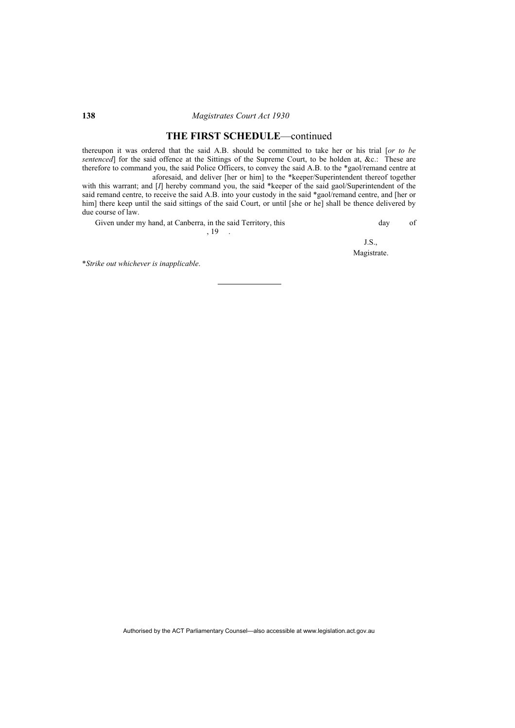## THE FIRST SCHEDULE—continued

thereupon it was ordered that the said A.B. should be committed to take her or his trial [*or to be sentenced*] for the said offence at the Sittings of the Supreme Court, to be holden at, &c.: These are therefore to command you, the said Police Officers, to convey the said A.B. to the *gaol/remand centre at aforesaid, and deliver [her or him] to the *keeper/Superintendent thereof together with this warrant; and [*I*] hereby command you, the said *keeper of the said gaol/Superintendent of the said remand centre, to receive the said A.B. into your custody in the said *gaol/remand centre, and [her or him] there keep until the said sittings of the said Court, or until [she or he] shall be thence delivered by due course of law.

Given under my hand, at Canberra, in the said Territory, this day of , 19 .

J.S.,
Magistrate.

**Strike out whichever is inapplicable*.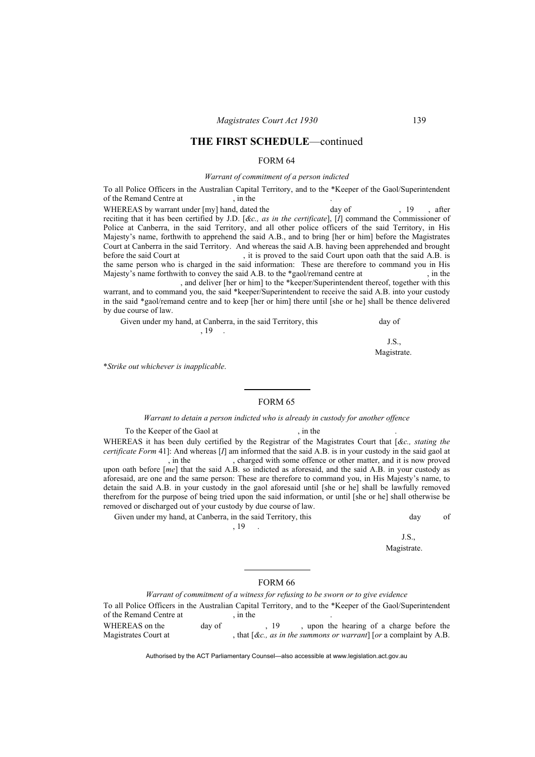## THE FIRST SCHEDULE—continued

### FORM 64

*Warrant of commitment of a person indicted*

To all Police Officers in the Australian Capital Territory, and to the *Keeper of the Gaol/Superintendent of the Remand Centre at , in the .

WHEREAS by warrant under [my] hand, dated the day of , 19 , after reciting that it has been certified by J.D. [*&c., as in the certificate*], [*I*] command the Commissioner of Police at Canberra, in the said Territory, and all other police officers of the said Territory, in His Majesty's name, forthwith to apprehend the said A.B., and to bring [her or him] before the Magistrates Court at Canberra in the said Territory. And whereas the said A.B. having been apprehended and brought before the said Court at , it is proved to the said Court upon oath that the said A.B. is the same person who is charged in the said information: These are therefore to command you in His Majesty's name forthwith to convey the said A.B. to the *gaol/remand centre at , in the , and deliver [her or him] to the *keeper/Superintendent thereof, together with this warrant, and to command you, the said *keeper/Superintendent to receive the said A.B. into your custody in the said *gaol/remand centre and to keep [her or him] there until [she or he] shall be thence delivered by due course of law.

Given under my hand, at Canberra, in the said Territory, this day of , 19 .

J.S.,
Magistrate.

**Strike out whichever is inapplicable.*

---

### FORM 65

*Warrant to detain a person indicted who is already in custody for another offence*

To the Keeper of the Gaol at , in the .

WHEREAS it has been duly certified by the Registrar of the Magistrates Court that [*&c., stating the certificate Form* 41]: And whereas [*I*] am informed that the said A.B. is in your custody in the said gaol at , in the , charged with some offence or other matter, and it is now proved upon oath before [*me*] that the said A.B. so indicted as aforesaid, and the said A.B. in your custody as aforesaid, are one and the same person: These are therefore to command you, in His Majesty's name, to detain the said A.B. in your custody in the gaol aforesaid until [she or he] shall be lawfully removed therefrom for the purpose of being tried upon the said information, or until [she or he] shall otherwise be removed or discharged out of your custody by due course of law.

Given under my hand, at Canberra, in the said Territory, this day of , 19 .

J.S.,
Magistrate.

---

### FORM 66

*Warrant of commitment of a witness for refusing to be sworn or to give evidence*

To all Police Officers in the Australian Capital Territory, and to the *Keeper of the Gaol/Superintendent of the Remand Centre at , in the .

WHEREAS on the day of , 19 , upon the hearing of a charge before the Magistrates Court at , that [*&c., as in the summons or warrant*] [*or* a complaint by A.B.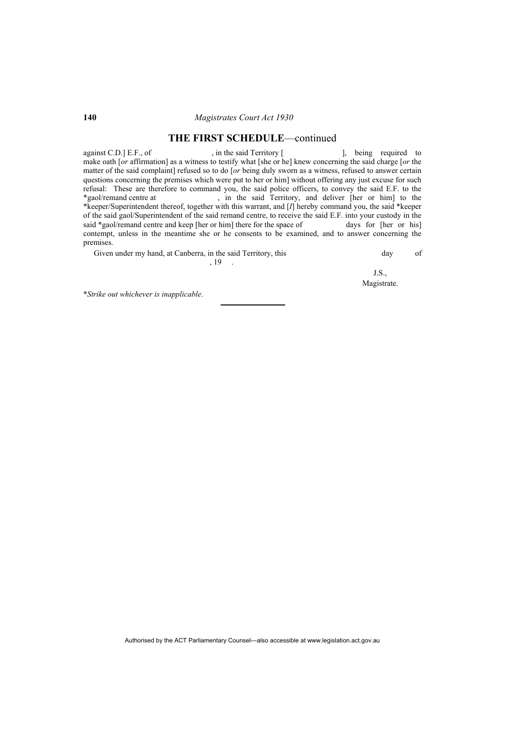## THE FIRST SCHEDULE—continued

against C.D.] E.F., of , in the said Territory [ ], being required to make oath [*or* affirmation] as a witness to testify what [she or he] knew concerning the said charge [*or* the matter of the said complaint] refused so to do [*or* being duly sworn as a witness, refused to answer certain questions concerning the premises which were put to her or him] without offering any just excuse for such refusal: These are therefore to command you, the said police officers, to convey the said E.F. to the *gaol/remand centre at , in the said Territory, and deliver [her or him] to the *keeper/Superintendent thereof, together with this warrant, and [*I*] hereby command you, the said *keeper of the said gaol/Superintendent of the said remand centre, to receive the said E.F. into your custody in the said *gaol/remand centre and keep [her or him] there for the space of days for [her or his] contempt, unless in the meantime she or he consents to be examined, and to answer concerning the premises.

Given under my hand, at Canberra, in the said Territory, this day of , 19 .

J.S.,
Magistrate.

**Strike out whichever is inapplicable.*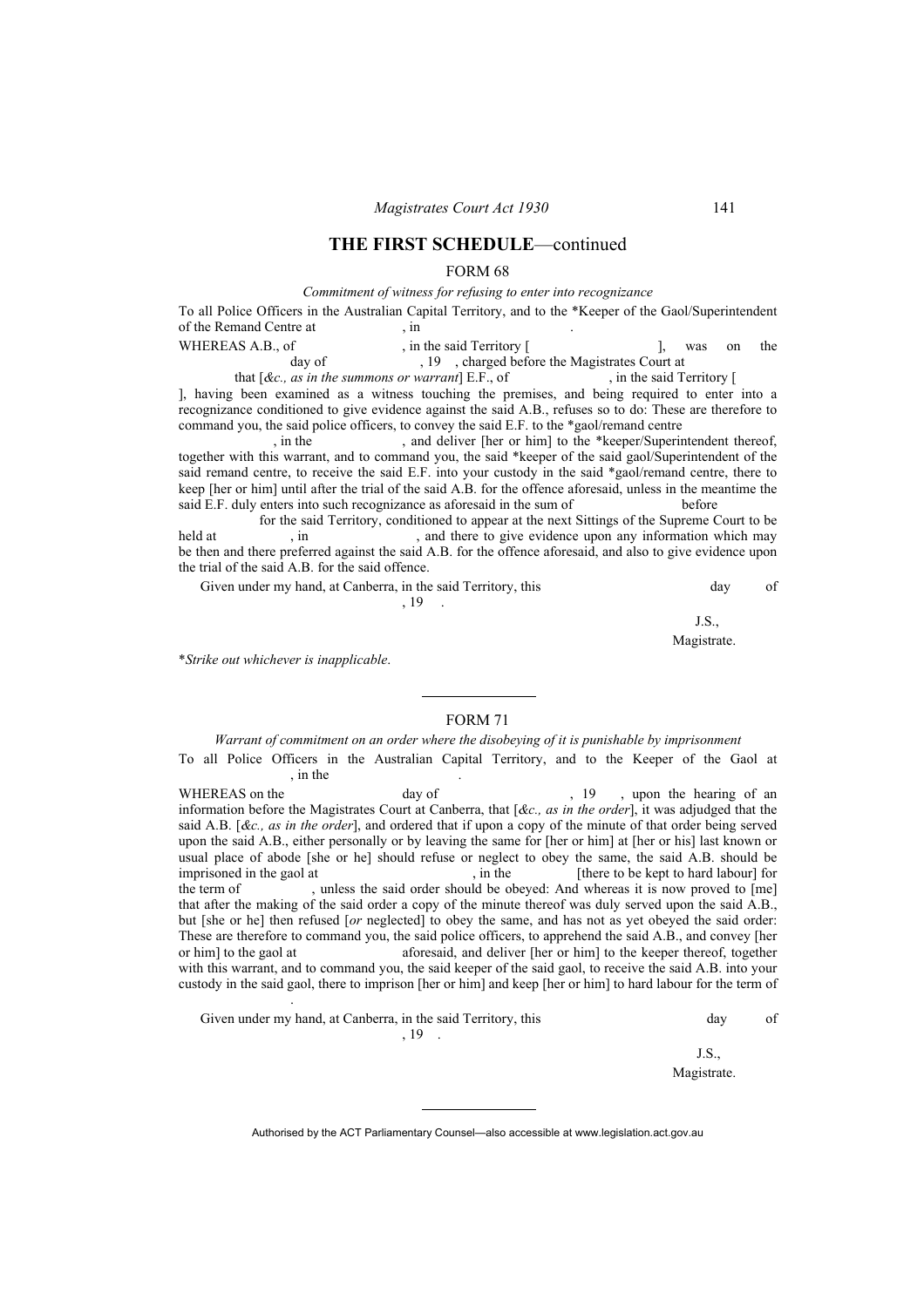## THE FIRST SCHEDULE—continued

### FORM 68

*Commitment of witness for refusing to enter into recognizance*

To all Police Officers in the Australian Capital Territory, and to the *Keeper of the Gaol/Superintendent of the Remand Centre at , in .

WHEREAS A.B., of , in the said Territory [ ], was on the day of , 19 , charged before the Magistrates Court at that [*&c., as in the summons or warrant*] E.F., of , in the said Territory [ ], having been examined as a witness touching the premises, and being required to enter into a recognizance conditioned to give evidence against the said A.B., refuses so to do: These are therefore to command you, the said police officers, to convey the said E.F. to the *gaol/remand centre , in the , and deliver [her or him] to the *keeper/Superintendent thereof, together with this warrant, and to command you, the said *keeper of the said gaol/Superintendent of the said remand centre, to receive the said E.F. into your custody in the said *gaol/remand centre, there to keep [her or him] until after the trial of the said A.B. for the offence aforesaid, unless in the meantime the said E.F. duly enters into such recognizance as aforesaid in the sum of before for the said Territory, conditioned to appear at the next Sittings of the Supreme Court to be held at , in , and there to give evidence upon any information which may be then and there preferred against the said A.B. for the offence aforesaid, and also to give evidence upon the trial of the said A.B. for the said offence.

Given under my hand, at Canberra, in the said Territory, this day of , 19 .

J.S.,
Magistrate.

**Strike out whichever is inapplicable*.

---

### FORM 71

*Warrant of commitment on an order where the disobeying of it is punishable by imprisonment*

To all Police Officers in the Australian Capital Territory, and to the Keeper of the Gaol at , in the .

WHEREAS on the day of , 19 , upon the hearing of an information before the Magistrates Court at Canberra, that [*&c., as in the order*], it was adjudged that the said A.B. [*&c., as in the order*], and ordered that if upon a copy of the minute of that order being served upon the said A.B., either personally or by leaving the same for [her or him] at [her or his] last known or usual place of abode [she or he] should refuse or neglect to obey the same, the said A.B. should be imprisoned in the gaol at , in the [there to be kept to hard labour] for the term of , unless the said order should be obeyed: And whereas it is now proved to [me] that after the making of the said order a copy of the minute thereof was duly served upon the said A.B., but [she or he] then refused [*or* neglected] to obey the same, and has not as yet obeyed the said order: These are therefore to command you, the said police officers, to apprehend the said A.B., and convey [her or him] to the gaol at aforesaid, and deliver [her or him] to the keeper thereof, together with this warrant, and to command you, the said keeper of the said gaol, to receive the said A.B. into your custody in the said gaol, there to imprison [her or him] and keep [her or him] to hard labour for the term of .

Given under my hand, at Canberra, in the said Territory, this day of , 19 .

J.S.,
Magistrate.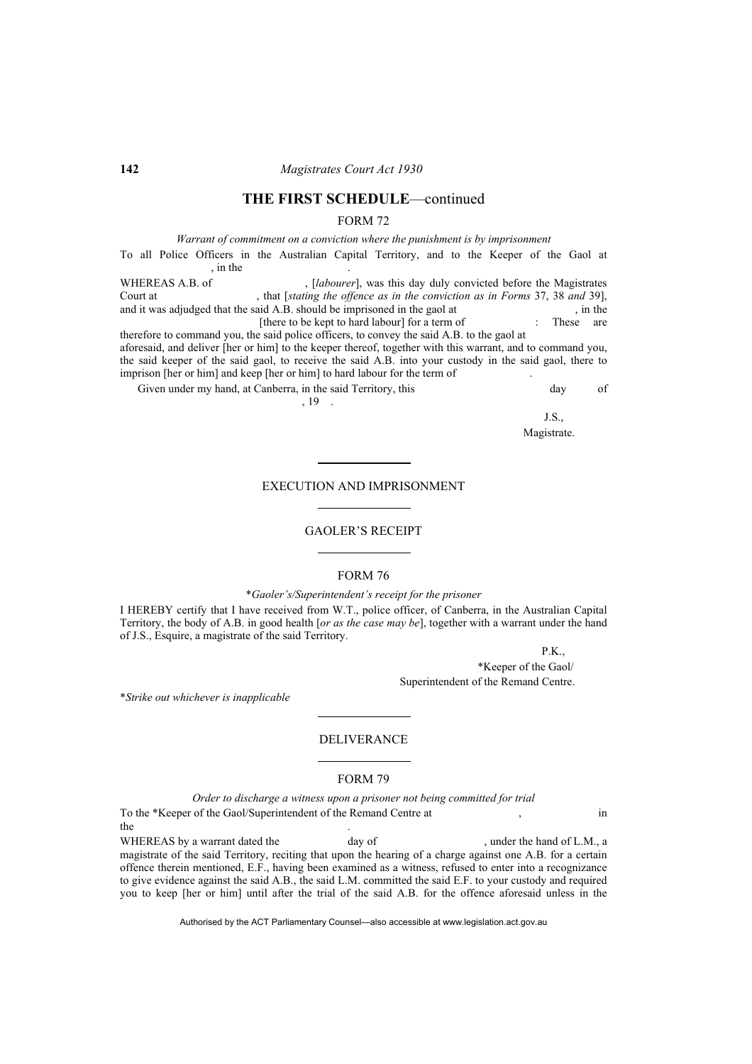## THE FIRST SCHEDULE—continued

FORM 72

*Warrant of commitment on a conviction where the punishment is by imprisonment*

To all Police Officers in the Australian Capital Territory, and to the Keeper of the Gaol at , in the .

WHEREAS A.B. of , [*labourer*], was this day duly convicted before the Magistrates Court at , that [*stating the offence as in the conviction as in Forms* 37, 38 *and* 39], and it was adjudged that the said A.B. should be imprisoned in the gaol at , in the [there to be kept to hard labour] for a term of : These are therefore to command you, the said police officers, to convey the said A.B. to the gaol at aforesaid, and deliver [her or him] to the keeper thereof, together with this warrant, and to command you, the said keeper of the said gaol, to receive the said A.B. into your custody in the said gaol, there to imprison [her or him] and keep [her or him] to hard labour for the term of .

Given under my hand, at Canberra, in the said Territory, this day of , 19 .

J.S.,
Magistrate.

---

EXECUTION AND IMPRISONMENT

---

GAOLER'S RECEIPT

---

FORM 76

\**Gaoler's/Superintendent's receipt for the prisoner*

I HEREBY certify that I have received from W.T., police officer, of Canberra, in the Australian Capital Territory, the body of A.B. in good health [*or as the case may be*], together with a warrant under the hand of J.S., Esquire, a magistrate of the said Territory.

P.K.,
\*Keeper of the Gaol/
Superintendent of the Remand Centre.

\**Strike out whichever is inapplicable*

---

DELIVERANCE

---

FORM 79

*Order to discharge a witness upon a prisoner not being committed for trial*

To the \*Keeper of the Gaol/Superintendent of the Remand Centre at , in the .

WHEREAS by a warrant dated the day of , under the hand of L.M., a magistrate of the said Territory, reciting that upon the hearing of a charge against one A.B. for a certain offence therein mentioned, E.F., having been examined as a witness, refused to enter into a recognizance to give evidence against the said A.B., the said L.M. committed the said E.F. to your custody and required you to keep [her or him] until after the trial of the said A.B. for the offence aforesaid unless in the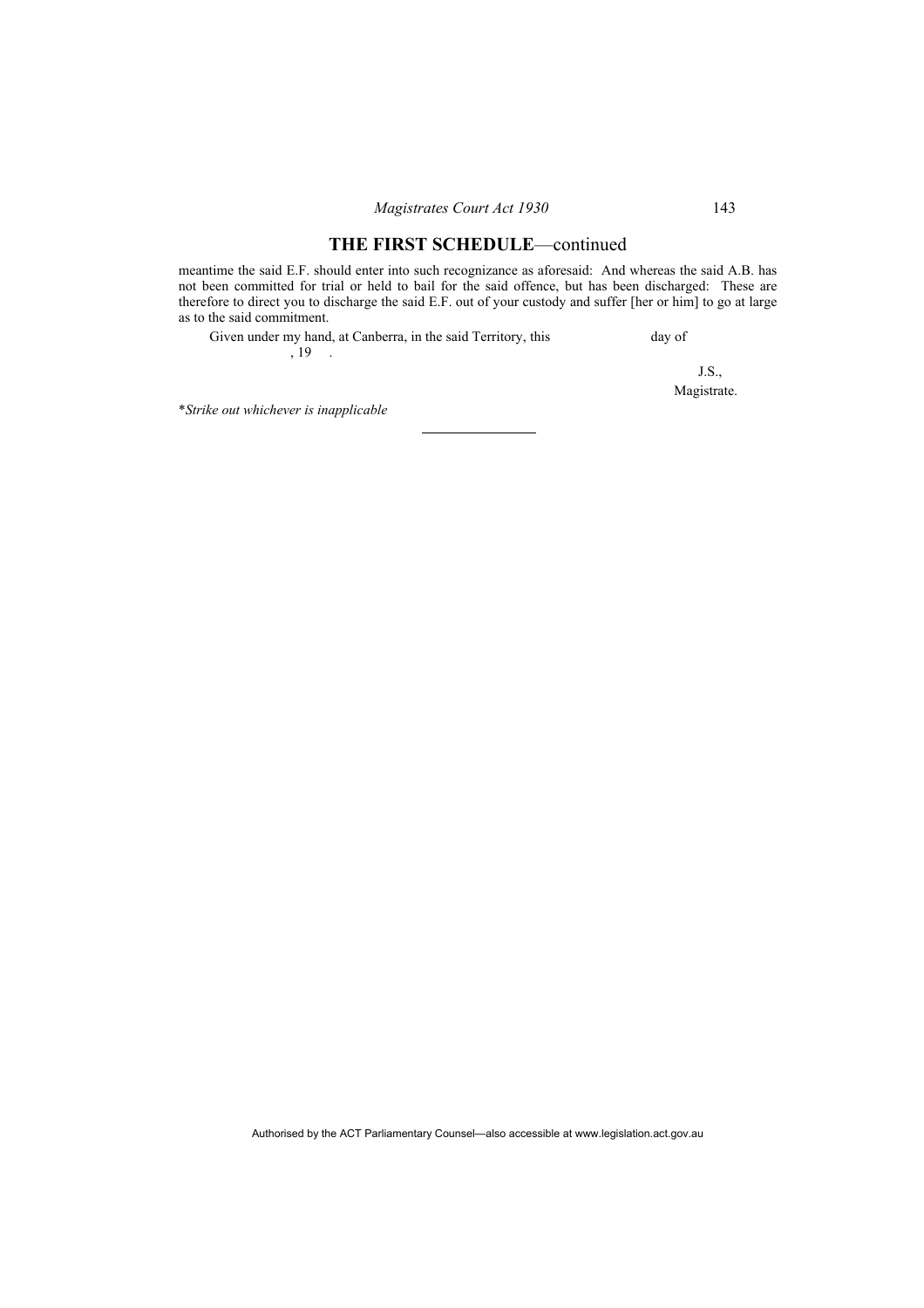## THE FIRST SCHEDULE—continued

meantime the said E.F. should enter into such recognizance as aforesaid: And whereas the said A.B. has not been committed for trial or held to bail for the said offence, but has been discharged: These are therefore to direct you to discharge the said E.F. out of your custody and suffer [her or him] to go at large as to the said commitment.

Given under my hand, at Canberra, in the said Territory, this day of , 19 .

J.S.,
Magistrate.

**Strike out whichever is inapplicable*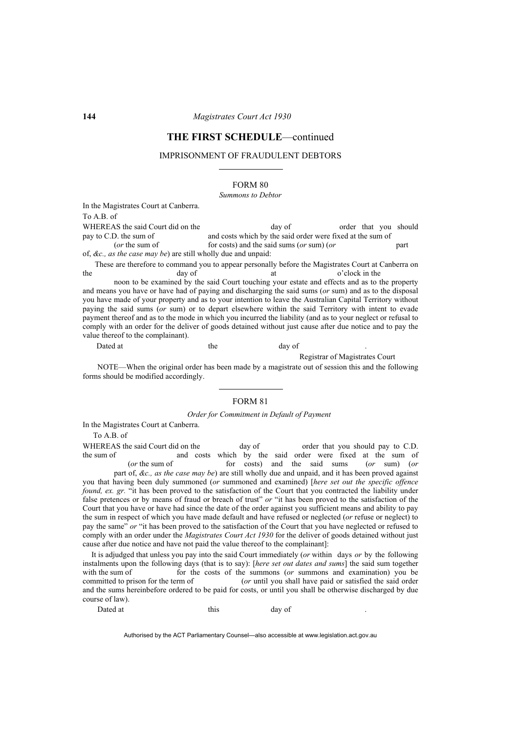## THE FIRST SCHEDULE—continued

IMPRISONMENT OF FRAUDULENT DEBTORS

### FORM 80

*Summons to Debtor*

In the Magistrates Court at Canberra.

To A.B. of

WHEREAS the said Court did on the day of order that you should pay to C.D. the sum of and costs which by the said order were fixed at the sum of (*or* the sum of for costs) and the said sums (*or* sum) (*or* part of, *&c., as the case may be*) are still wholly due and unpaid:

These are therefore to command you to appear personally before the Magistrates Court at Canberra on the day of at o'clock in the noon to be examined by the said Court touching your estate and effects and as to the property and means you have or have had of paying and discharging the said sums (*or* sum) and as to the disposal you have made of your property and as to your intention to leave the Australian Capital Territory without paying the said sums (*or* sum) or to depart elsewhere within the said Territory with intent to evade payment thereof and as to the mode in which you incurred the liability (and as to your neglect or refusal to comply with an order for the deliver of goods detained without just cause after due notice and to pay the value thereof to the complainant).

Dated at the day of .

Registrar of Magistrates Court

NOTE—When the original order has been made by a magistrate out of session this and the following forms should be modified accordingly.

### FORM 81

*Order for Commitment in Default of Payment*

In the Magistrates Court at Canberra.

To A.B. of

WHEREAS the said Court did on the day of order that you should pay to C.D. the sum of and costs which by the said order were fixed at the sum of (*or* the sum of for costs) and the said sums (*or* sum) (*or* part of, *&c., as the case may be*) are still wholly due and unpaid, and it has been proved against you that having been duly summoned (*or* summoned and examined) [*here set out the specific offence found, ex. gr.* "it has been proved to the satisfaction of the Court that you contracted the liability under false pretences or by means of fraud or breach of trust" *or* "it has been proved to the satisfaction of the Court that you have or have had since the date of the order against you sufficient means and ability to pay the sum in respect of which you have made default and have refused or neglected (*or* refuse or neglect) to pay the same" *or* "it has been proved to the satisfaction of the Court that you have neglected or refused to comply with an order under the *Magistrates Court Act 1930* for the deliver of goods detained without just cause after due notice and have not paid the value thereof to the complainant]:

It is adjudged that unless you pay into the said Court immediately (*or* within days *or* by the following instalments upon the following days (that is to say): [*here set out dates and sums*] the said sum together with the sum of for the costs of the summons (*or* summons and examination) you be committed to prison for the term of (*or* until you shall have paid or satisfied the said order and the sums hereinbefore ordered to be paid for costs, or until you shall be otherwise discharged by due course of law).

Dated at this day of .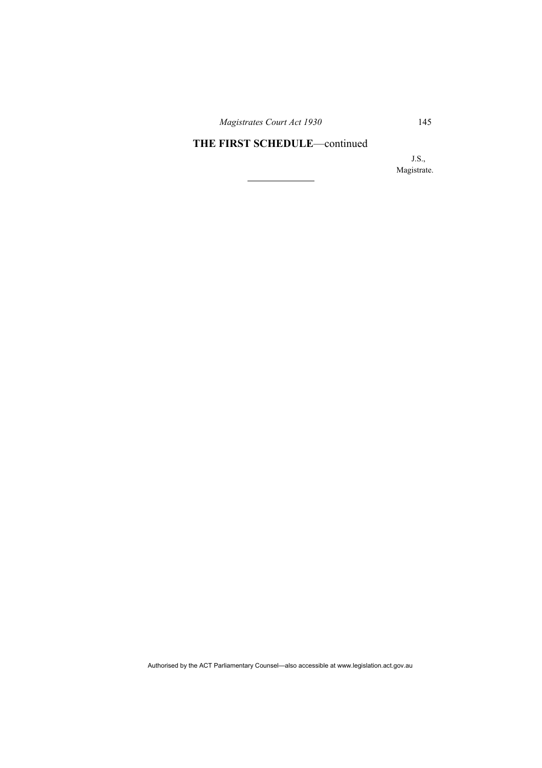**THE FIRST SCHEDULE**—continued

J.S.,
Magistrate.

---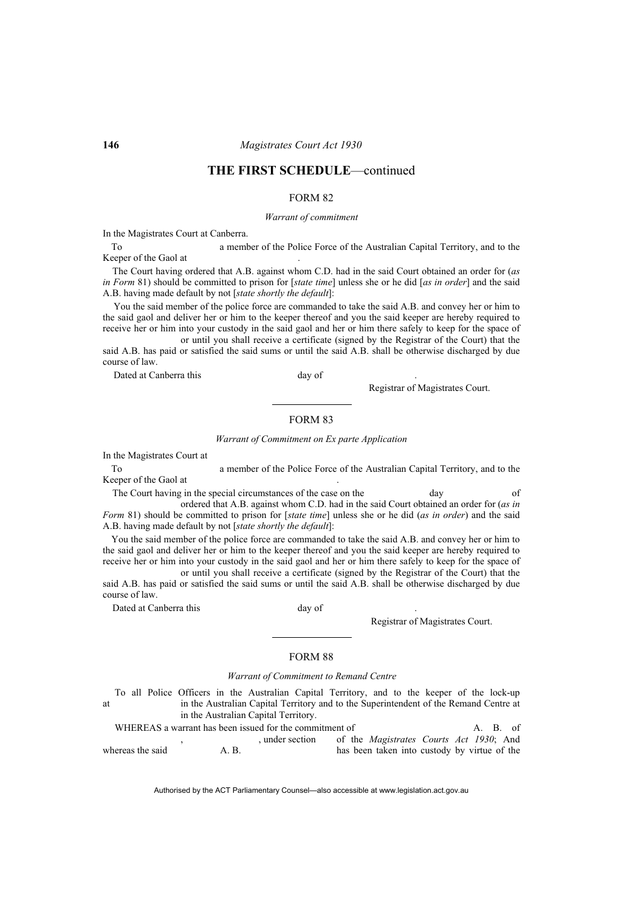## THE FIRST SCHEDULE—continued

### FORM 82

*Warrant of commitment*

In the Magistrates Court at Canberra.

To a member of the Police Force of the Australian Capital Territory, and to the Keeper of the Gaol at .

The Court having ordered that A.B. against whom C.D. had in the said Court obtained an order for (*as in Form* 81) should be committed to prison for [*state time*] unless she or he did [*as in order*] and the said A.B. having made default by not [*state shortly the default*]:

You the said member of the police force are commanded to take the said A.B. and convey her or him to the said gaol and deliver her or him to the keeper thereof and you the said keeper are hereby required to receive her or him into your custody in the said gaol and her or him there safely to keep for the space of or until you shall receive a certificate (signed by the Registrar of the Court) that the said A.B. has paid or satisfied the said sums or until the said A.B. shall be otherwise discharged by due course of law.

Dated at Canberra this day of .

Registrar of Magistrates Court.

---

### FORM 83

*Warrant of Commitment on Ex parte Application*

In the Magistrates Court at

To a member of the Police Force of the Australian Capital Territory, and to the Keeper of the Gaol at .

The Court having in the special circumstances of the case on the day of ordered that A.B. against whom C.D. had in the said Court obtained an order for (*as in Form* 81) should be committed to prison for [*state time*] unless she or he did (*as in order*) and the said A.B. having made default by not [*state shortly the default*]:

You the said member of the police force are commanded to take the said A.B. and convey her or him to the said gaol and deliver her or him to the keeper thereof and you the said keeper are hereby required to receive her or him into your custody in the said gaol and her or him there safely to keep for the space of or until you shall receive a certificate (signed by the Registrar of the Court) that the said A.B. has paid or satisfied the said sums or until the said A.B. shall be otherwise discharged by due course of law.

Dated at Canberra this day of .

Registrar of Magistrates Court.

---

### FORM 88

*Warrant of Commitment to Remand Centre*

To all Police Officers in the Australian Capital Territory, and to the keeper of the lock-up at in the Australian Capital Territory and to the Superintendent of the Remand Centre at in the Australian Capital Territory.

WHEREAS a warrant has been issued for the commitment of A. B. of , , under section of the *Magistrates Courts Act 1930*; And whereas the said A. B. has been taken into custody by virtue of the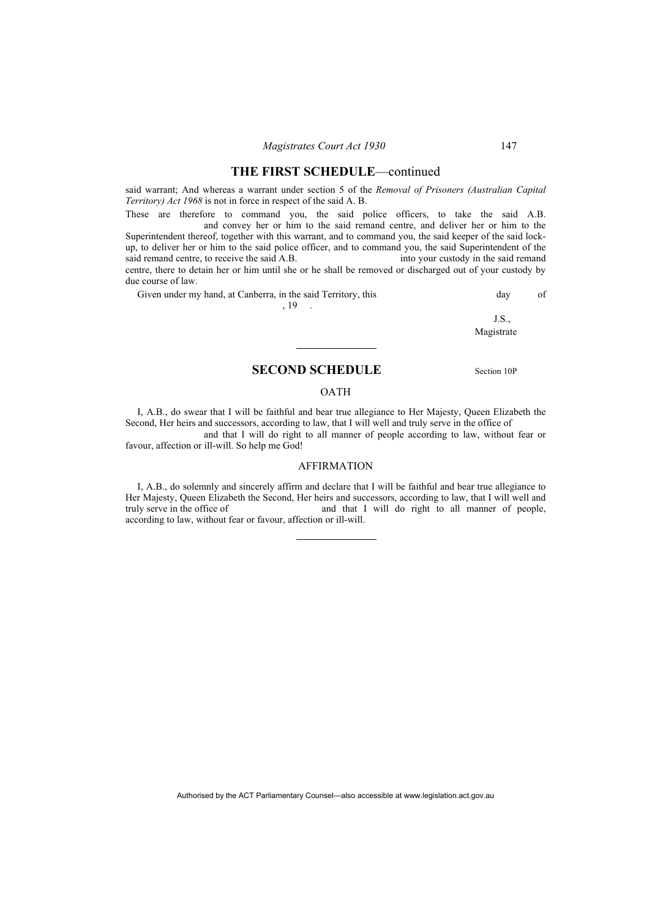## THE FIRST SCHEDULE—continued

said warrant; And whereas a warrant under section 5 of the *Removal of Prisoners (Australian Capital Territory) Act 1968* is not in force in respect of the said A. B.

These are therefore to command you, the said police officers, to take the said A.B. and convey her or him to the said remand centre, and deliver her or him to the Superintendent thereof, together with this warrant, and to command you, the said keeper of the said lock-up, to deliver her or him to the said police officer, and to command you, the said Superintendent of the said remand centre, to receive the said A.B. into your custody in the said remand centre, there to detain her or him until she or he shall be removed or discharged out of your custody by due course of law.

Given under my hand, at Canberra, in the said Territory, this day of , 19 .

J.S.,
Magistrate

---

## SECOND SCHEDULE

Section 10P

### OATH

I, A.B., do swear that I will be faithful and bear true allegiance to Her Majesty, Queen Elizabeth the Second, Her heirs and successors, according to law, that I will well and truly serve in the office of and that I will do right to all manner of people according to law, without fear or favour, affection or ill-will. So help me God!

### AFFIRMATION

I, A.B., do solemnly and sincerely affirm and declare that I will be faithful and bear true allegiance to Her Majesty, Queen Elizabeth the Second, Her heirs and successors, according to law, that I will well and truly serve in the office of and that I will do right to all manner of people, according to law, without fear or favour, affection or ill-will.

---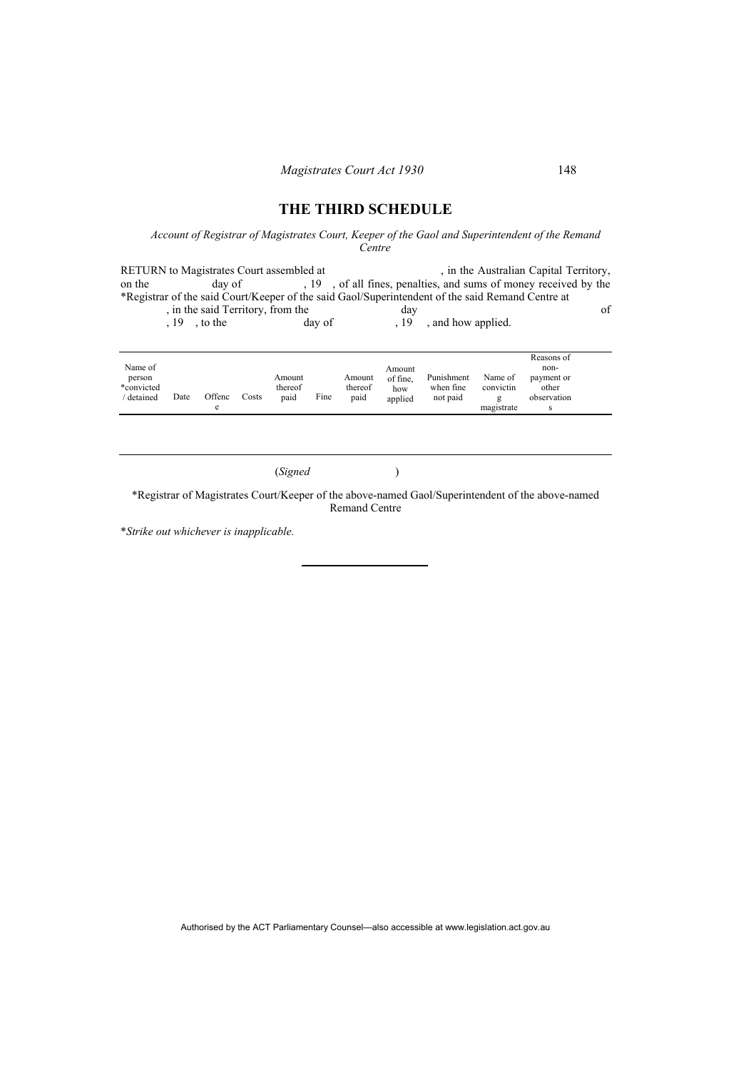## THE THIRD SCHEDULE

*Account of Registrar of Magistrates Court, Keeper of the Gaol and Superintendent of the Remand Centre*

RETURN to Magistrates Court assembled at , in the Australian Capital Territory, on the day of , 19 , of all fines, penalties, and sums of money received by the *Registrar of the said Court/Keeper of the said Gaol/Superintendent of the said Remand Centre at , in the said Territory, from the day of , 19 , to the day of , 19 , and how applied.

| Name of person *convicted / detained | Date | Offence | Costs | Amount thereof paid | Fine | Amount thereof paid | Amount of fine, how applied | Punishment when fine not paid | Name of convicting magistrate | Reasons of non-payment or other observations |
|---|---|---|---|---|---|---|---|---|---|---|
| | | | | | | | | | | |

(*Signed* )

*Registrar of Magistrates Court/Keeper of the above-named Gaol/Superintendent of the above-named Remand Centre

**Strike out whichever is inapplicable.*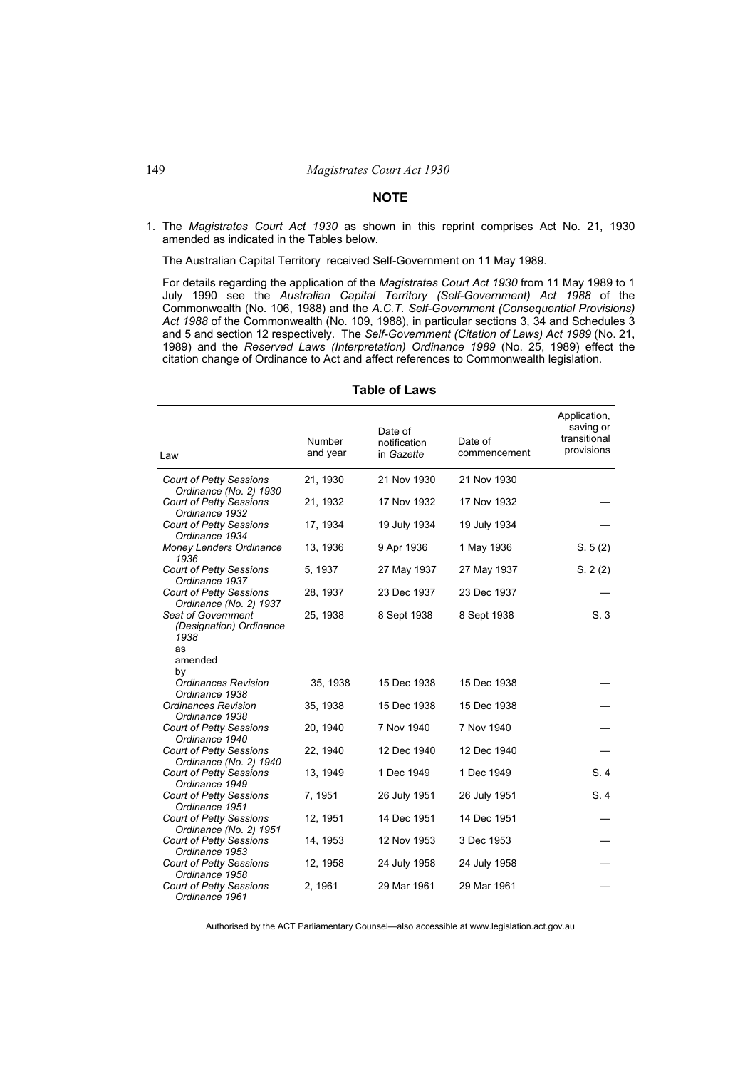## NOTE

1. The *Magistrates Court Act 1930* as shown in this reprint comprises Act No. 21, 1930 amended as indicated in the Tables below.

   The Australian Capital Territory received Self-Government on 11 May 1989.

   For details regarding the application of the *Magistrates Court Act 1930* from 11 May 1989 to 1 July 1990 see the *Australian Capital Territory (Self-Government) Act 1988* of the Commonwealth (No. 106, 1988) and the *A.C.T. Self-Government (Consequential Provisions) Act 1988* of the Commonwealth (No. 109, 1988), in particular sections 3, 34 and Schedules 3 and 5 and section 12 respectively. The *Self-Government (Citation of Laws) Act 1989* (No. 21, 1989) and the *Reserved Laws (Interpretation) Ordinance 1989* (No. 25, 1989) effect the citation change of Ordinance to Act and affect references to Commonwealth legislation.

### Table of Laws

| Law | Number and year | Date of notification in *Gazette* | Date of commencement | Application, saving or transitional provisions |
|---|---|---|---|---|
| *Court of Petty Sessions Ordinance (No. 2) 1930* | 21, 1930 | 21 Nov 1930 | 21 Nov 1930 | |
| *Court of Petty Sessions Ordinance 1932* | 21, 1932 | 17 Nov 1932 | 17 Nov 1932 | — |
| *Court of Petty Sessions Ordinance 1934* | 17, 1934 | 19 July 1934 | 19 July 1934 | — |
| *Money Lenders Ordinance 1936* | 13, 1936 | 9 Apr 1936 | 1 May 1936 | S. 5 (2) |
| *Court of Petty Sessions Ordinance 1937* | 5, 1937 | 27 May 1937 | 27 May 1937 | S. 2 (2) |
| *Court of Petty Sessions Ordinance (No. 2) 1937* | 28, 1937 | 23 Dec 1937 | 23 Dec 1937 | — |
| *Seat of Government (Designation) Ordinance 1938* as amended by | 25, 1938 | 8 Sept 1938 | 8 Sept 1938 | S. 3 |
| *Ordinances Revision Ordinance 1938* | 35, 1938 | 15 Dec 1938 | 15 Dec 1938 | — |
| *Ordinances Revision Ordinance 1938* | 35, 1938 | 15 Dec 1938 | 15 Dec 1938 | — |
| *Court of Petty Sessions Ordinance 1940* | 20, 1940 | 7 Nov 1940 | 7 Nov 1940 | — |
| *Court of Petty Sessions Ordinance (No. 2) 1940* | 22, 1940 | 12 Dec 1940 | 12 Dec 1940 | — |
| *Court of Petty Sessions Ordinance 1949* | 13, 1949 | 1 Dec 1949 | 1 Dec 1949 | S. 4 |
| *Court of Petty Sessions Ordinance 1951* | 7, 1951 | 26 July 1951 | 26 July 1951 | S. 4 |
| *Court of Petty Sessions Ordinance (No. 2) 1951* | 12, 1951 | 14 Dec 1951 | 14 Dec 1951 | — |
| *Court of Petty Sessions Ordinance 1953* | 14, 1953 | 12 Nov 1953 | 3 Dec 1953 | — |
| *Court of Petty Sessions Ordinance 1958* | 12, 1958 | 24 July 1958 | 24 July 1958 | — |
| *Court of Petty Sessions Ordinance 1961* | 2, 1961 | 29 Mar 1961 | 29 Mar 1961 | — |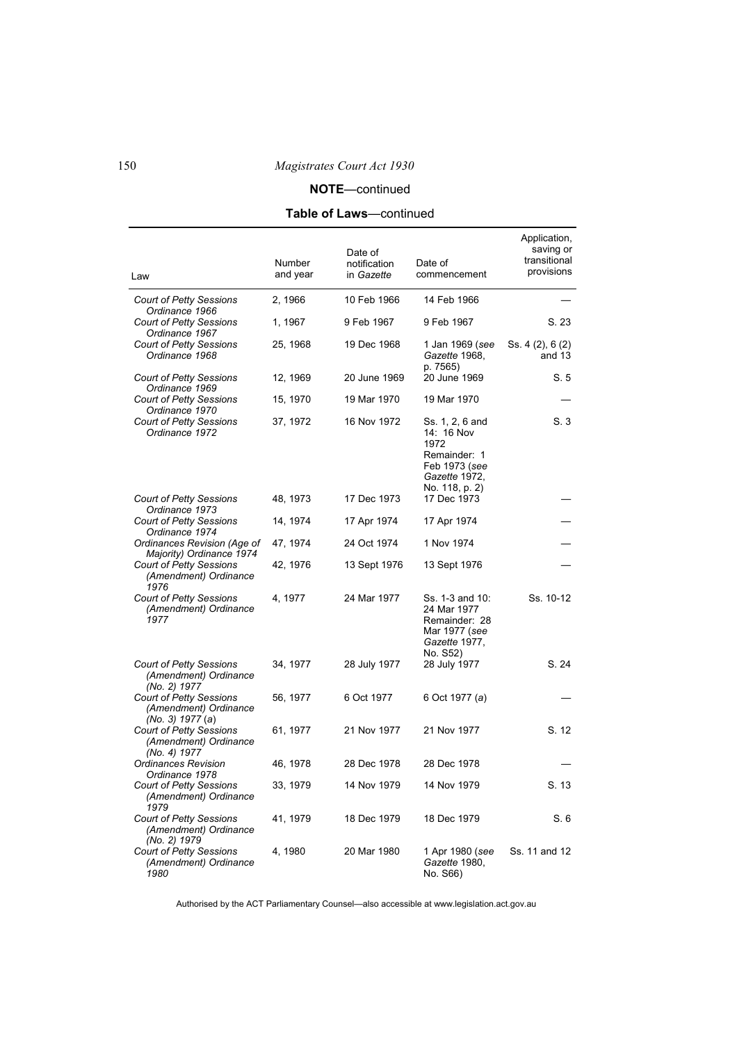## NOTE—continued

### Table of Laws—continued

| Law | Number and year | Date of notification in *Gazette* | Date of commencement | Application, saving or transitional provisions |
|---|---|---|---|---|
| *Court of Petty Sessions Ordinance 1966* | 2, 1966 | 10 Feb 1966 | 14 Feb 1966 | — |
| *Court of Petty Sessions Ordinance 1967* | 1, 1967 | 9 Feb 1967 | 9 Feb 1967 | S. 23 |
| *Court of Petty Sessions Ordinance 1968* | 25, 1968 | 19 Dec 1968 | 1 Jan 1969 (*see Gazette* 1968, p. 7565) | Ss. 4 (2), 6 (2) and 13 |
| *Court of Petty Sessions Ordinance 1969* | 12, 1969 | 20 June 1969 | 20 June 1969 | S. 5 |
| *Court of Petty Sessions Ordinance 1970* | 15, 1970 | 19 Mar 1970 | 19 Mar 1970 | — |
| *Court of Petty Sessions Ordinance 1972* | 37, 1972 | 16 Nov 1972 | Ss. 1, 2, 6 and 14: 16 Nov 1972<br>Remainder: 1 Feb 1973 (*see Gazette* 1972, No. 118, p. 2) | S. 3 |
| *Court of Petty Sessions Ordinance 1973* | 48, 1973 | 17 Dec 1973 | 17 Dec 1973 | — |
| *Court of Petty Sessions Ordinance 1974* | 14, 1974 | 17 Apr 1974 | 17 Apr 1974 | — |
| *Ordinances Revision (Age of Majority) Ordinance 1974* | 47, 1974 | 24 Oct 1974 | 1 Nov 1974 | — |
| *Court of Petty Sessions (Amendment) Ordinance 1976* | 42, 1976 | 13 Sept 1976 | 13 Sept 1976 | — |
| *Court of Petty Sessions (Amendment) Ordinance 1977* | 4, 1977 | 24 Mar 1977 | Ss. 1-3 and 10: 24 Mar 1977<br>Remainder: 28 Mar 1977 (*see Gazette* 1977, No. S52) | Ss. 10-12 |
| *Court of Petty Sessions (Amendment) Ordinance (No. 2) 1977* | 34, 1977 | 28 July 1977 | 28 July 1977 | S. 24 |
| *Court of Petty Sessions (Amendment) Ordinance (No. 3) 1977* (*a*) | 56, 1977 | 6 Oct 1977 | 6 Oct 1977 (*a*) | — |
| *Court of Petty Sessions (Amendment) Ordinance (No. 4) 1977* | 61, 1977 | 21 Nov 1977 | 21 Nov 1977 | S. 12 |
| *Ordinances Revision Ordinance 1978* | 46, 1978 | 28 Dec 1978 | 28 Dec 1978 | — |
| *Court of Petty Sessions (Amendment) Ordinance 1979* | 33, 1979 | 14 Nov 1979 | 14 Nov 1979 | S. 13 |
| *Court of Petty Sessions (Amendment) Ordinance (No. 2) 1979* | 41, 1979 | 18 Dec 1979 | 18 Dec 1979 | S. 6 |
| *Court of Petty Sessions (Amendment) Ordinance 1980* | 4, 1980 | 20 Mar 1980 | 1 Apr 1980 (*see Gazette* 1980, No. S66) | Ss. 11 and 12 |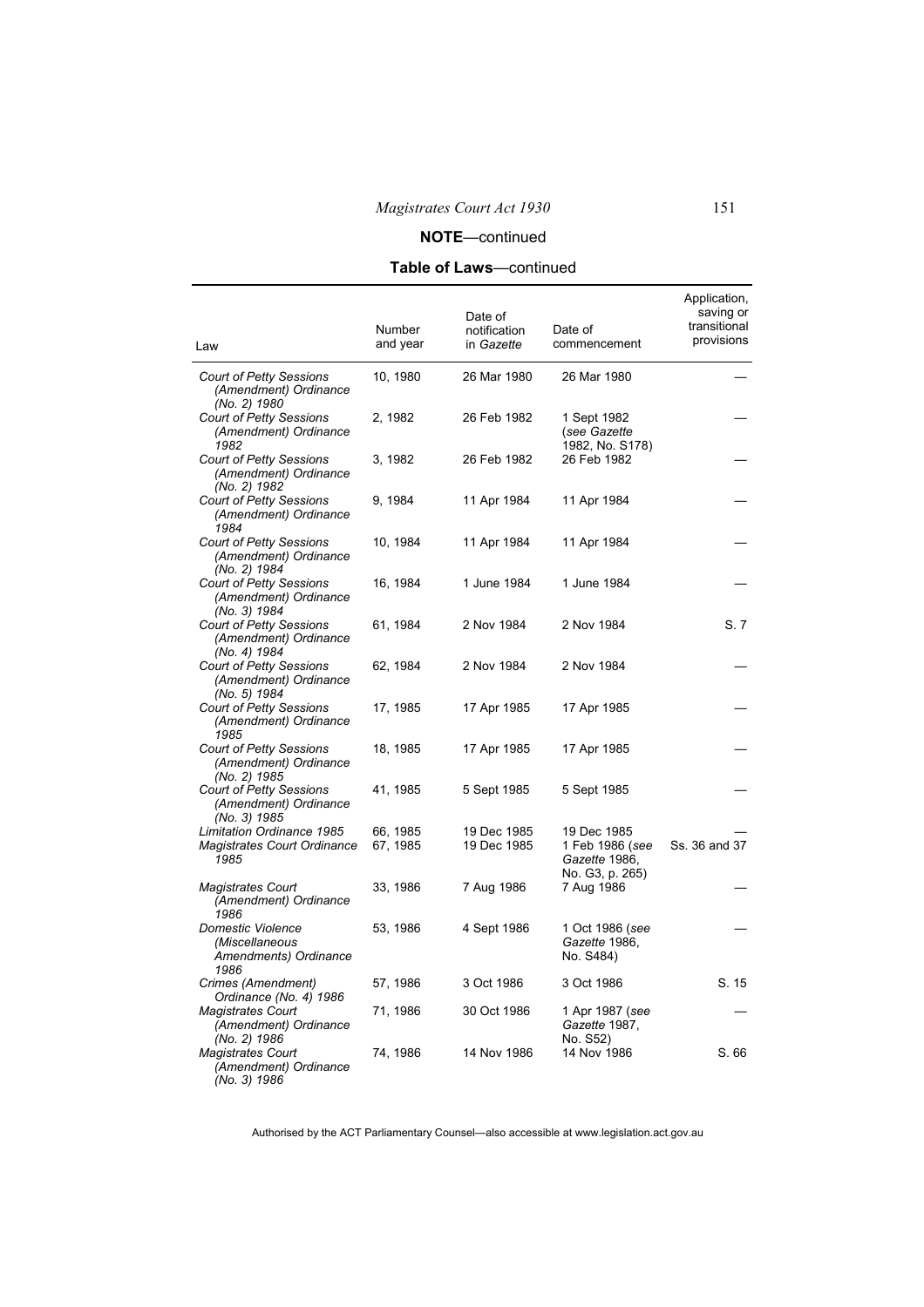**NOTE**—continued

**Table of Laws**—continued

| Law | Number and year | Date of notification in *Gazette* | Date of commencement | Application, saving or transitional provisions |
|---|---|---|---|---|
| *Court of Petty Sessions (Amendment) Ordinance (No. 2) 1980* | 10, 1980 | 26 Mar 1980 | 26 Mar 1980 | — |
| *Court of Petty Sessions (Amendment) Ordinance 1982* | 2, 1982 | 26 Feb 1982 | 1 Sept 1982 (*see Gazette* 1982, No. S178) | — |
| *Court of Petty Sessions (Amendment) Ordinance (No. 2) 1982* | 3, 1982 | 26 Feb 1982 | 26 Feb 1982 | — |
| *Court of Petty Sessions (Amendment) Ordinance 1984* | 9, 1984 | 11 Apr 1984 | 11 Apr 1984 | — |
| *Court of Petty Sessions (Amendment) Ordinance (No. 2) 1984* | 10, 1984 | 11 Apr 1984 | 11 Apr 1984 | — |
| *Court of Petty Sessions (Amendment) Ordinance (No. 3) 1984* | 16, 1984 | 1 June 1984 | 1 June 1984 | — |
| *Court of Petty Sessions (Amendment) Ordinance (No. 4) 1984* | 61, 1984 | 2 Nov 1984 | 2 Nov 1984 | S. 7 |
| *Court of Petty Sessions (Amendment) Ordinance (No. 5) 1984* | 62, 1984 | 2 Nov 1984 | 2 Nov 1984 | — |
| *Court of Petty Sessions (Amendment) Ordinance 1985* | 17, 1985 | 17 Apr 1985 | 17 Apr 1985 | — |
| *Court of Petty Sessions (Amendment) Ordinance (No. 2) 1985* | 18, 1985 | 17 Apr 1985 | 17 Apr 1985 | — |
| *Court of Petty Sessions (Amendment) Ordinance (No. 3) 1985* | 41, 1985 | 5 Sept 1985 | 5 Sept 1985 | — |
| *Limitation Ordinance 1985* | 66, 1985 | 19 Dec 1985 | 19 Dec 1985 | — |
| *Magistrates Court Ordinance 1985* | 67, 1985 | 19 Dec 1985 | 1 Feb 1986 (*see Gazette* 1986, No. G3, p. 265) | Ss. 36 and 37 |
| *Magistrates Court (Amendment) Ordinance 1986* | 33, 1986 | 7 Aug 1986 | 7 Aug 1986 | — |
| *Domestic Violence (Miscellaneous Amendments) Ordinance 1986* | 53, 1986 | 4 Sept 1986 | 1 Oct 1986 (*see Gazette* 1986, No. S484) | — |
| *Crimes (Amendment) Ordinance (No. 4) 1986* | 57, 1986 | 3 Oct 1986 | 3 Oct 1986 | S. 15 |
| *Magistrates Court (Amendment) Ordinance (No. 2) 1986* | 71, 1986 | 30 Oct 1986 | 1 Apr 1987 (*see Gazette* 1987, No. S52) | — |
| *Magistrates Court (Amendment) Ordinance (No. 3) 1986* | 74, 1986 | 14 Nov 1986 | 14 Nov 1986 | S. 66 |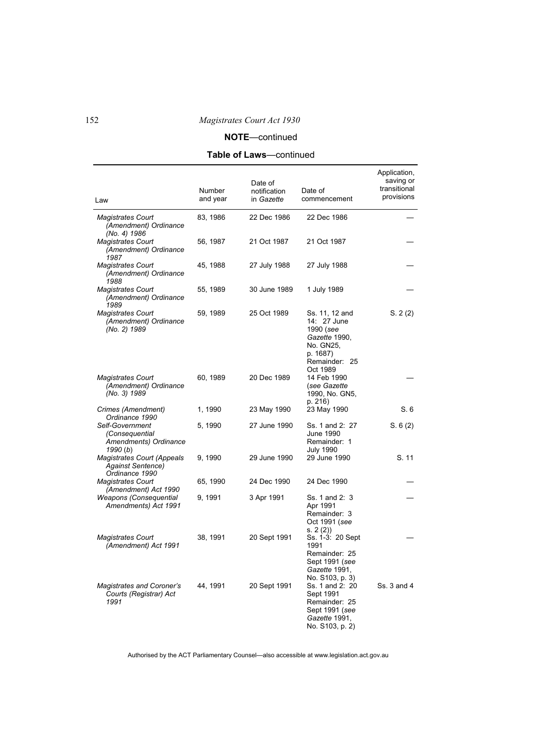**NOTE**—continued

**Table of Laws**—continued

| Law | Number and year | Date of notification in *Gazette* | Date of commencement | Application, saving or transitional provisions |
|---|---|---|---|---|
| *Magistrates Court (Amendment) Ordinance (No. 4) 1986* | 83, 1986 | 22 Dec 1986 | 22 Dec 1986 | — |
| *Magistrates Court (Amendment) Ordinance 1987* | 56, 1987 | 21 Oct 1987 | 21 Oct 1987 | — |
| *Magistrates Court (Amendment) Ordinance 1988* | 45, 1988 | 27 July 1988 | 27 July 1988 | — |
| *Magistrates Court (Amendment) Ordinance 1989* | 55, 1989 | 30 June 1989 | 1 July 1989 | — |
| *Magistrates Court (Amendment) Ordinance (No. 2) 1989* | 59, 1989 | 25 Oct 1989 | Ss. 11, 12 and 14: 27 June 1990 (*see Gazette* 1990, No. GN25, p. 1687) Remainder: 25 Oct 1989 | S. 2 (2) |
| *Magistrates Court (Amendment) Ordinance (No. 3) 1989* | 60, 1989 | 20 Dec 1989 | 14 Feb 1990 (*see Gazette* 1990, No. GN5, p. 216) | — |
| *Crimes (Amendment) Ordinance 1990* | 1, 1990 | 23 May 1990 | 23 May 1990 | S. 6 |
| *Self-Government (Consequential Amendments) Ordinance 1990* (*b*) | 5, 1990 | 27 June 1990 | Ss. 1 and 2: 27 June 1990 Remainder: 1 July 1990 | S. 6 (2) |
| *Magistrates Court (Appeals Against Sentence) Ordinance 1990* | 9, 1990 | 29 June 1990 | 29 June 1990 | S. 11 |
| *Magistrates Court (Amendment) Act 1990* | 65, 1990 | 24 Dec 1990 | 24 Dec 1990 | — |
| *Weapons (Consequential Amendments) Act 1991* | 9, 1991 | 3 Apr 1991 | Ss. 1 and 2: 3 Apr 1991 Remainder: 3 Oct 1991 (*see* s. 2 (2)) | — |
| *Magistrates Court (Amendment) Act 1991* | 38, 1991 | 20 Sept 1991 | Ss. 1-3: 20 Sept 1991 Remainder: 25 Sept 1991 (*see Gazette* 1991, No. S103, p. 3) | — |
| *Magistrates and Coroner's Courts (Registrar) Act 1991* | 44, 1991 | 20 Sept 1991 | Ss. 1 and 2: 20 Sept 1991 Remainder: 25 Sept 1991 (*see Gazette* 1991, No. S103, p. 2) | Ss. 3 and 4 |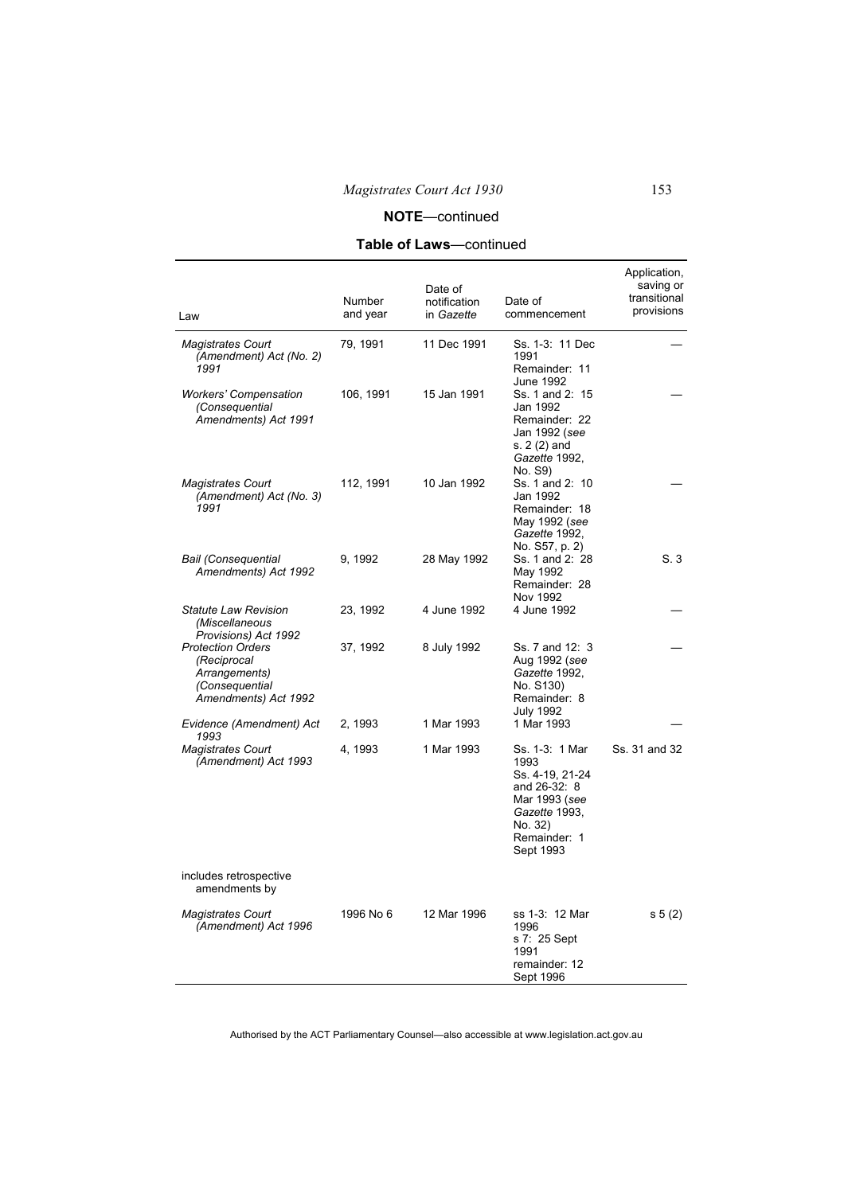## NOTE—continued

### Table of Laws—continued

| Law | Number and year | Date of notification in *Gazette* | Date of commencement | Application, saving or transitional provisions |
|---|---|---|---|---|
| *Magistrates Court (Amendment) Act (No. 2) 1991* | 79, 1991 | 11 Dec 1991 | Ss. 1-3: 11 Dec 1991<br>Remainder: 11 June 1992 | — |
| *Workers' Compensation (Consequential Amendments) Act 1991* | 106, 1991 | 15 Jan 1991 | Ss. 1 and 2: 15 Jan 1992<br>Remainder: 22 Jan 1992 (*see* s. 2 (2) and *Gazette* 1992, No. S9) | — |
| *Magistrates Court (Amendment) Act (No. 3) 1991* | 112, 1991 | 10 Jan 1992 | Ss. 1 and 2: 10 Jan 1992<br>Remainder: 18 May 1992 (*see Gazette* 1992, No. S57, p. 2) | — |
| *Bail (Consequential Amendments) Act 1992* | 9, 1992 | 28 May 1992 | Ss. 1 and 2: 28 May 1992<br>Remainder: 28 Nov 1992 | S. 3 |
| *Statute Law Revision (Miscellaneous Provisions) Act 1992* | 23, 1992 | 4 June 1992 | 4 June 1992 | — |
| *Protection Orders (Reciprocal Arrangements) (Consequential Amendments) Act 1992* | 37, 1992 | 8 July 1992 | Ss. 7 and 12: 3 Aug 1992 (*see Gazette* 1992, No. S130)<br>Remainder: 8 July 1992 | — |
| *Evidence (Amendment) Act 1993* | 2, 1993 | 1 Mar 1993 | 1 Mar 1993 | — |
| *Magistrates Court (Amendment) Act 1993* | 4, 1993 | 1 Mar 1993 | Ss. 1-3: 1 Mar 1993<br>Ss. 4-19, 21-24 and 26-32: 8 Mar 1993 (*see Gazette* 1993, No. 32)<br>Remainder: 1 Sept 1993 | Ss. 31 and 32 |
| includes retrospective amendments by | | | | |
| *Magistrates Court (Amendment) Act 1996* | 1996 No 6 | 12 Mar 1996 | ss 1-3: 12 Mar 1996<br>s 7: 25 Sept 1991<br>remainder: 12 Sept 1996 | s 5 (2) |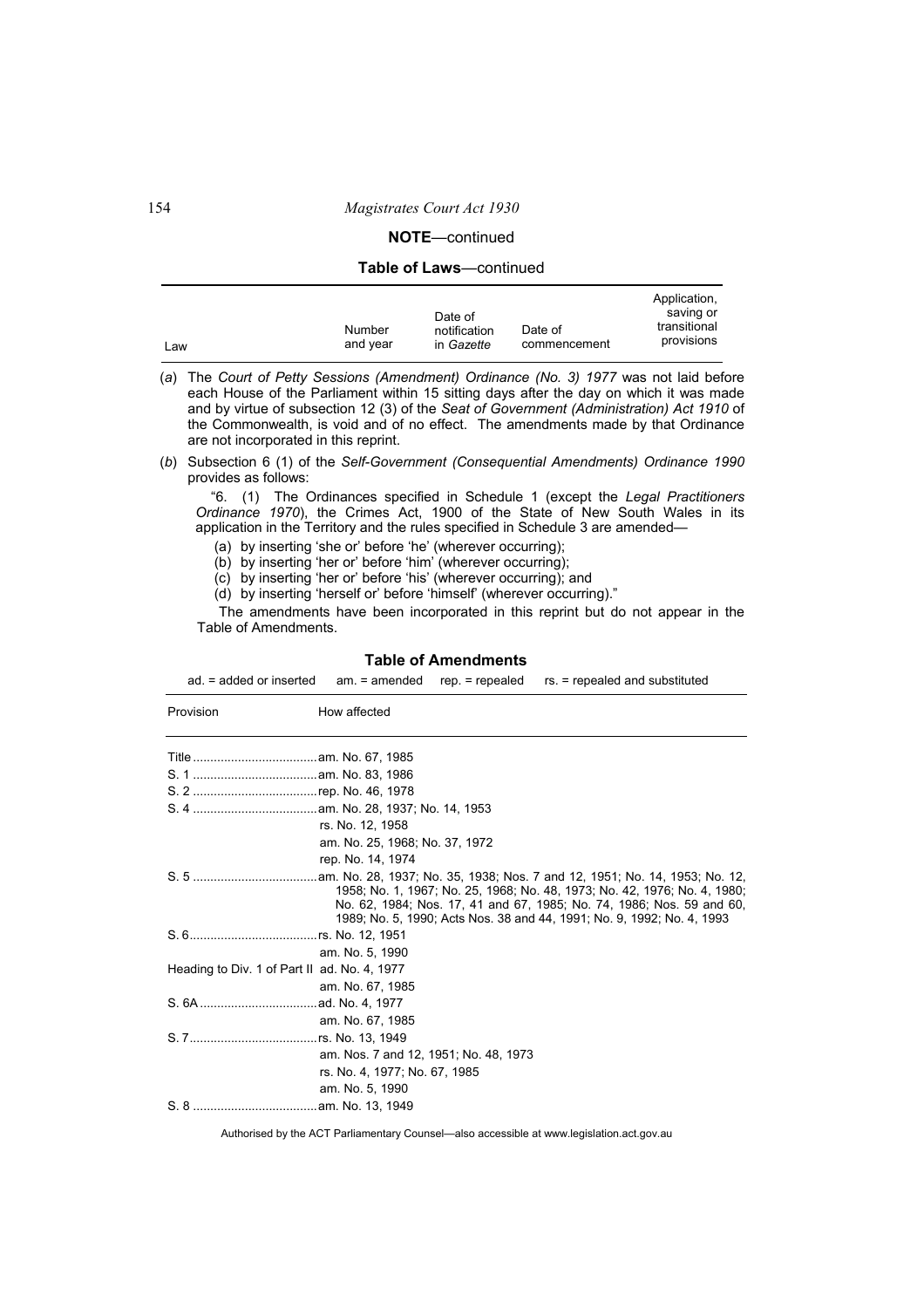**NOTE**—continued

**Table of Laws**—continued

| Law | Number and year | Date of notification in *Gazette* | Date of commencement | Application, saving or transitional provisions |
|---|---|---|---|---|

(*a*) The *Court of Petty Sessions (Amendment) Ordinance (No. 3) 1977* was not laid before each House of the Parliament within 15 sitting days after the day on which it was made and by virtue of subsection 12 (3) of the *Seat of Government (Administration) Act 1910* of the Commonwealth, is void and of no effect. The amendments made by that Ordinance are not incorporated in this reprint.

(*b*) Subsection 6 (1) of the *Self-Government (Consequential Amendments) Ordinance 1990* provides as follows:

"6. (1) The Ordinances specified in Schedule 1 (except the *Legal Practitioners Ordinance 1970*), the Crimes Act, 1900 of the State of New South Wales in its application in the Territory and the rules specified in Schedule 3 are amended—

(a) by inserting 'she or' before 'he' (wherever occurring);
(b) by inserting 'her or' before 'him' (wherever occurring);
(c) by inserting 'her or' before 'his' (wherever occurring); and
(d) by inserting 'herself or' before 'himself' (wherever occurring)."

The amendments have been incorporated in this reprint but do not appear in the Table of Amendments.

**Table of Amendments**

ad. = added or inserted    am. = amended    rep. = repealed    rs. = repealed and substituted

| Provision | How affected |
|---|---|
| Title | am. No. 67, 1985 |
| S. 1 | am. No. 83, 1986 |
| S. 2 | rep. No. 46, 1978 |
| S. 4 | am. No. 28, 1937; No. 14, 1953 |
| | rs. No. 12, 1958 |
| | am. No. 25, 1968; No. 37, 1972 |
| | rep. No. 14, 1974 |
| S. 5 | am. No. 28, 1937; No. 35, 1938; Nos. 7 and 12, 1951; No. 14, 1953; No. 12, 1958; No. 1, 1967; No. 25, 1968; No. 48, 1973; No. 42, 1976; No. 4, 1980; No. 62, 1984; Nos. 17, 41 and 67, 1985; No. 74, 1986; Nos. 59 and 60, 1989; No. 5, 1990; Acts Nos. 38 and 44, 1991; No. 9, 1992; No. 4, 1993 |
| S. 6 | rs. No. 12, 1951 |
| | am. No. 5, 1990 |
| Heading to Div. 1 of Part II | ad. No. 4, 1977 |
| | am. No. 67, 1985 |
| S. 6A | ad. No. 4, 1977 |
| | am. No. 67, 1985 |
| S. 7 | rs. No. 13, 1949 |
| | am. Nos. 7 and 12, 1951; No. 48, 1973 |
| | rs. No. 4, 1977; No. 67, 1985 |
| | am. No. 5, 1990 |
| S. 8 | am. No. 13, 1949 |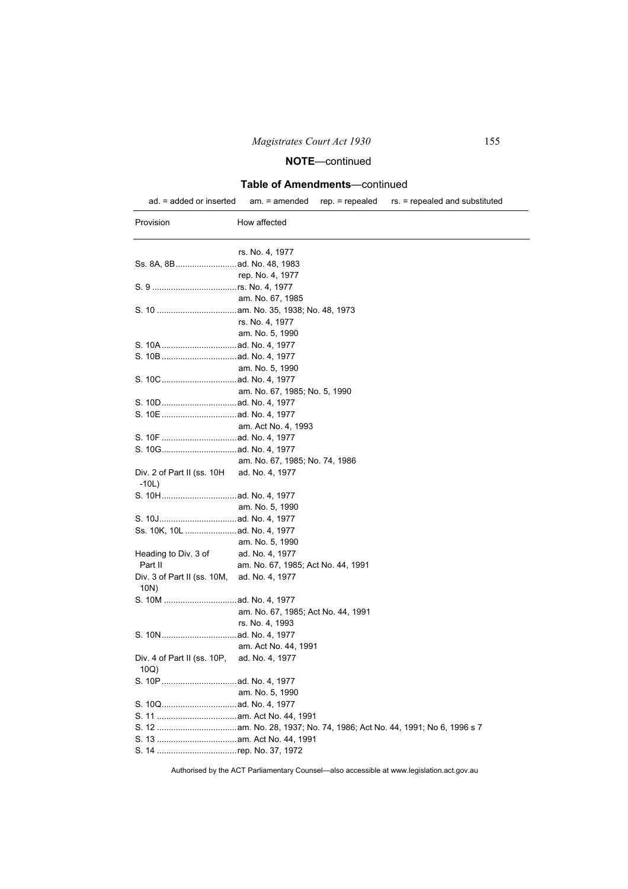**NOTE**—continued

**Table of Amendments**—continued

ad. = added or inserted am. = amended rep. = repealed rs. = repealed and substituted

| Provision | How affected |
|---|---|
| | rs. No. 4, 1977 |
| Ss. 8A, 8B | ad. No. 48, 1983 |
| | rep. No. 4, 1977 |
| S. 9 | rs. No. 4, 1977 |
| | am. No. 67, 1985 |
| S. 10 | am. No. 35, 1938; No. 48, 1973 |
| | rs. No. 4, 1977 |
| | am. No. 5, 1990 |
| S. 10A | ad. No. 4, 1977 |
| S. 10B | ad. No. 4, 1977 |
| | am. No. 5, 1990 |
| S. 10C | ad. No. 4, 1977 |
| | am. No. 67, 1985; No. 5, 1990 |
| S. 10D | ad. No. 4, 1977 |
| S. 10E | ad. No. 4, 1977 |
| | am. Act No. 4, 1993 |
| S. 10F | ad. No. 4, 1977 |
| S. 10G | ad. No. 4, 1977 |
| | am. No. 67, 1985; No. 74, 1986 |
| Div. 2 of Part II (ss. 10H -10L) | ad. No. 4, 1977 |
| S. 10H | ad. No. 4, 1977 |
| | am. No. 5, 1990 |
| S. 10J | ad. No. 4, 1977 |
| Ss. 10K, 10L | ad. No. 4, 1977 |
| | am. No. 5, 1990 |
| Heading to Div. 3 of Part II | ad. No. 4, 1977 |
| | am. No. 67, 1985; Act No. 44, 1991 |
| Div. 3 of Part II (ss. 10M, 10N) | ad. No. 4, 1977 |
| S. 10M | ad. No. 4, 1977 |
| | am. No. 67, 1985; Act No. 44, 1991 |
| | rs. No. 4, 1993 |
| S. 10N | ad. No. 4, 1977 |
| | am. Act No. 44, 1991 |
| Div. 4 of Part II (ss. 10P, 10Q) | ad. No. 4, 1977 |
| S. 10P | ad. No. 4, 1977 |
| | am. No. 5, 1990 |
| S. 10Q | ad. No. 4, 1977 |
| S. 11 | am. Act No. 44, 1991 |
| S. 12 | am. No. 28, 1937; No. 74, 1986; Act No. 44, 1991; No 6, 1996 s 7 |
| S. 13 | am. Act No. 44, 1991 |
| S. 14 | rep. No. 37, 1972 |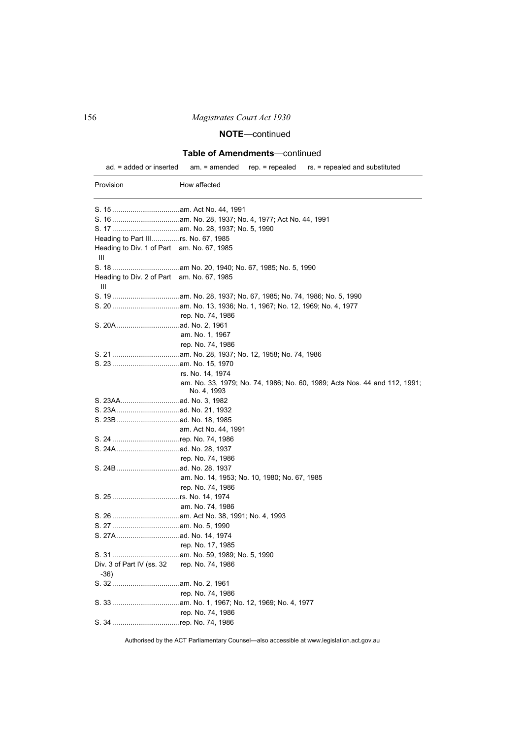**NOTE**—continued

**Table of Amendments**—continued

ad. = added or inserted am. = amended rep. = repealed rs. = repealed and substituted

| Provision | How affected |
|---|---|
| S. 15 | am. Act No. 44, 1991 |
| S. 16 | am. No. 28, 1937; No. 4, 1977; Act No. 44, 1991 |
| S. 17 | am. No. 28, 1937; No. 5, 1990 |
| Heading to Part III | rs. No. 67, 1985 |
| Heading to Div. 1 of Part III | am. No. 67, 1985 |
| S. 18 | am No. 20, 1940; No. 67, 1985; No. 5, 1990 |
| Heading to Div. 2 of Part III | am. No. 67, 1985 |
| S. 19 | am. No. 28, 1937; No. 67, 1985; No. 74, 1986; No. 5, 1990 |
| S. 20 | am. No. 13, 1936; No. 1, 1967; No. 12, 1969; No. 4, 1977 |
| | rep. No. 74, 1986 |
| S. 20A | ad. No. 2, 1961 |
| | am. No. 1, 1967 |
| | rep. No. 74, 1986 |
| S. 21 | am. No. 28, 1937; No. 12, 1958; No. 74, 1986 |
| S. 23 | am. No. 15, 1970 |
| | rs. No. 14, 1974 |
| | am. No. 33, 1979; No. 74, 1986; No. 60, 1989; Acts Nos. 44 and 112, 1991; No. 4, 1993 |
| S. 23AA | ad. No. 3, 1982 |
| S. 23A | ad. No. 21, 1932 |
| S. 23B | ad. No. 18, 1985 |
| | am. Act No. 44, 1991 |
| S. 24 | rep. No. 74, 1986 |
| S. 24A | ad. No. 28, 1937 |
| | rep. No. 74, 1986 |
| S. 24B | ad. No. 28, 1937 |
| | am. No. 14, 1953; No. 10, 1980; No. 67, 1985 |
| | rep. No. 74, 1986 |
| S. 25 | rs. No. 14, 1974 |
| | am. No. 74, 1986 |
| S. 26 | am. Act No. 38, 1991; No. 4, 1993 |
| S. 27 | am. No. 5, 1990 |
| S. 27A | ad. No. 14, 1974 |
| | rep. No. 17, 1985 |
| S. 31 | am. No. 59, 1989; No. 5, 1990 |
| Div. 3 of Part IV (ss. 32-36) | rep. No. 74, 1986 |
| S. 32 | am. No. 2, 1961 |
| | rep. No. 74, 1986 |
| S. 33 | am. No. 1, 1967; No. 12, 1969; No. 4, 1977 |
| | rep. No. 74, 1986 |
| S. 34 | rep. No. 74, 1986 |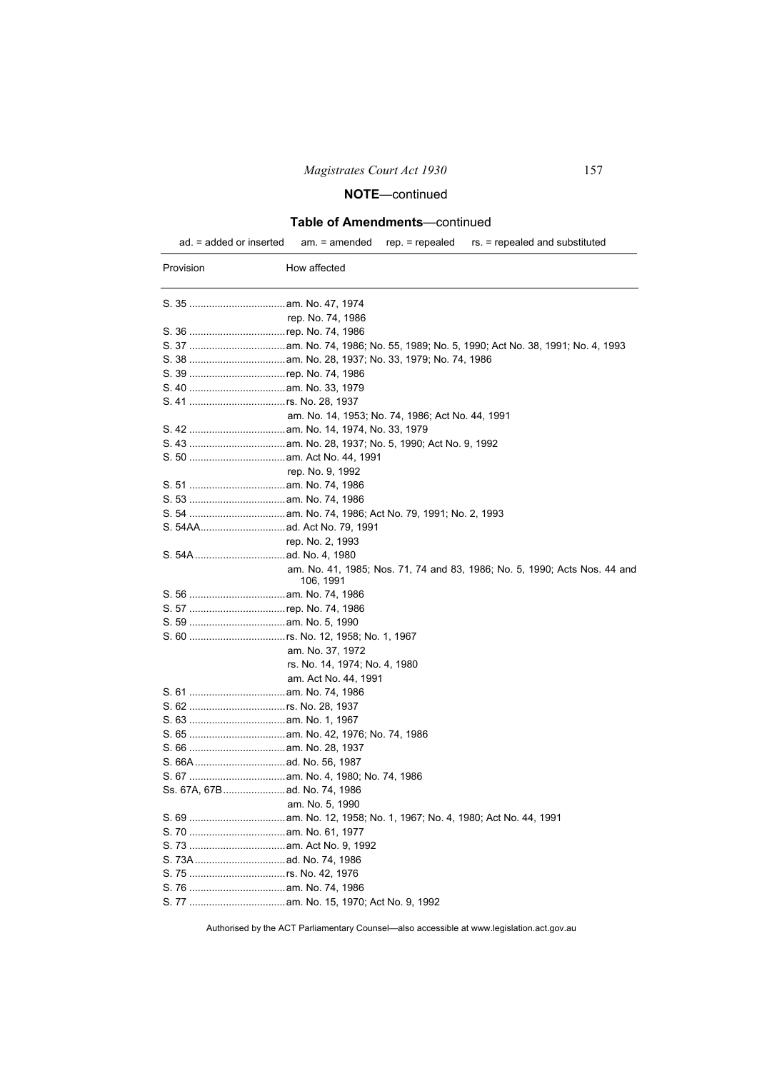**NOTE**—continued

**Table of Amendments**—continued

ad. = added or inserted am. = amended rep. = repealed rs. = repealed and substituted

| Provision | How affected |
|---|---|
| S. 35 | am. No. 47, 1974 |
| | rep. No. 74, 1986 |
| S. 36 | rep. No. 74, 1986 |
| S. 37 | am. No. 74, 1986; No. 55, 1989; No. 5, 1990; Act No. 38, 1991; No. 4, 1993 |
| S. 38 | am. No. 28, 1937; No. 33, 1979; No. 74, 1986 |
| S. 39 | rep. No. 74, 1986 |
| S. 40 | am. No. 33, 1979 |
| S. 41 | rs. No. 28, 1937 |
| | am. No. 14, 1953; No. 74, 1986; Act No. 44, 1991 |
| S. 42 | am. No. 14, 1974, No. 33, 1979 |
| S. 43 | am. No. 28, 1937; No. 5, 1990; Act No. 9, 1992 |
| S. 50 | am. Act No. 44, 1991 |
| | rep. No. 9, 1992 |
| S. 51 | am. No. 74, 1986 |
| S. 53 | am. No. 74, 1986 |
| S. 54 | am. No. 74, 1986; Act No. 79, 1991; No. 2, 1993 |
| S. 54AA | ad. Act No. 79, 1991 |
| | rep. No. 2, 1993 |
| S. 54A | ad. No. 4, 1980 |
| | am. No. 41, 1985; Nos. 71, 74 and 83, 1986; No. 5, 1990; Acts Nos. 44 and 106, 1991 |
| S. 56 | am. No. 74, 1986 |
| S. 57 | rep. No. 74, 1986 |
| S. 59 | am. No. 5, 1990 |
| S. 60 | rs. No. 12, 1958; No. 1, 1967 |
| | am. No. 37, 1972 |
| | rs. No. 14, 1974; No. 4, 1980 |
| | am. Act No. 44, 1991 |
| S. 61 | am. No. 74, 1986 |
| S. 62 | rs. No. 28, 1937 |
| S. 63 | am. No. 1, 1967 |
| S. 65 | am. No. 42, 1976; No. 74, 1986 |
| S. 66 | am. No. 28, 1937 |
| S. 66A | ad. No. 56, 1987 |
| S. 67 | am. No. 4, 1980; No. 74, 1986 |
| Ss. 67A, 67B | ad. No. 74, 1986 |
| | am. No. 5, 1990 |
| S. 69 | am. No. 12, 1958; No. 1, 1967; No. 4, 1980; Act No. 44, 1991 |
| S. 70 | am. No. 61, 1977 |
| S. 73 | am. Act No. 9, 1992 |
| S. 73A | ad. No. 74, 1986 |
| S. 75 | rs. No. 42, 1976 |
| S. 76 | am. No. 74, 1986 |
| S. 77 | am. No. 15, 1970; Act No. 9, 1992 |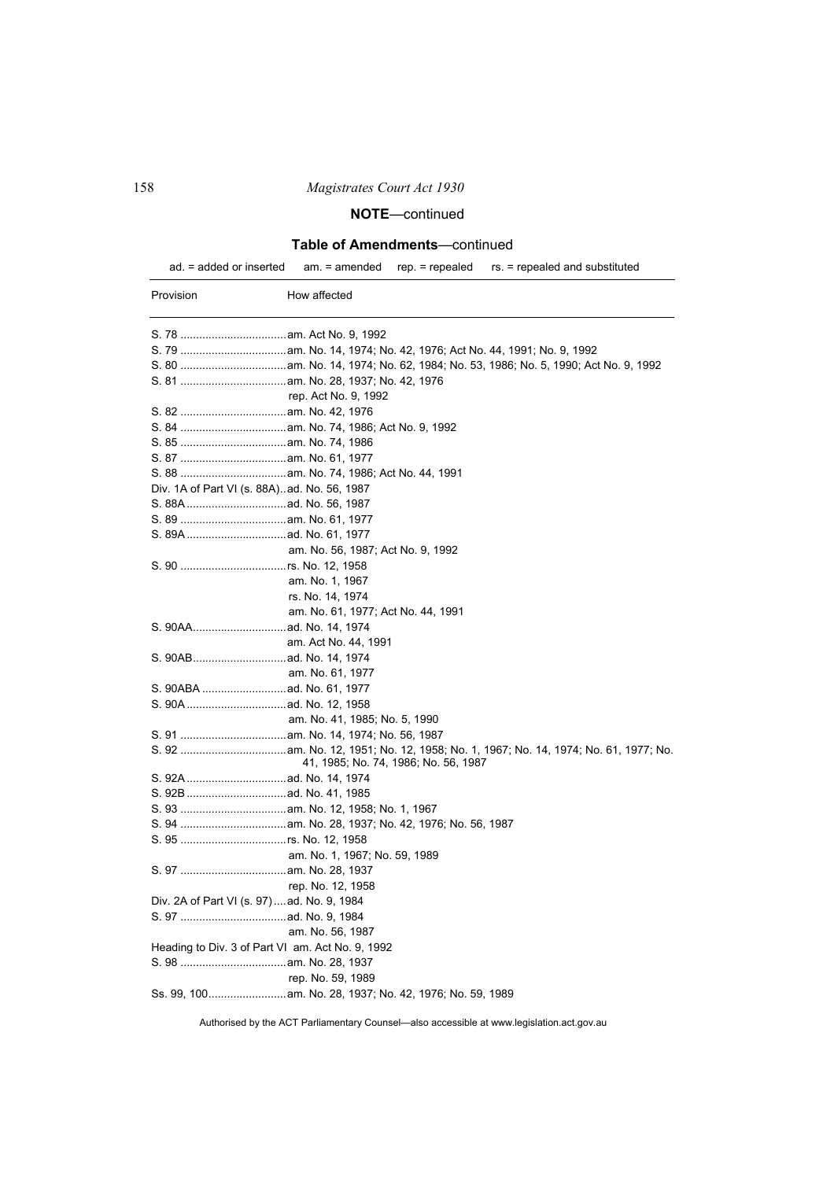**NOTE**—continued

**Table of Amendments**—continued

ad. = added or inserted am. = amended rep. = repealed rs. = repealed and substituted

| Provision | How affected |
|---|---|
| S. 78 | am. Act No. 9, 1992 |
| S. 79 | am. No. 14, 1974; No. 42, 1976; Act No. 44, 1991; No. 9, 1992 |
| S. 80 | am. No. 14, 1974; No. 62, 1984; No. 53, 1986; No. 5, 1990; Act No. 9, 1992 |
| S. 81 | am. No. 28, 1937; No. 42, 1976 |
| | rep. Act No. 9, 1992 |
| S. 82 | am. No. 42, 1976 |
| S. 84 | am. No. 74, 1986; Act No. 9, 1992 |
| S. 85 | am. No. 74, 1986 |
| S. 87 | am. No. 61, 1977 |
| S. 88 | am. No. 74, 1986; Act No. 44, 1991 |
| Div. 1A of Part VI (s. 88A) | ad. No. 56, 1987 |
| S. 88A | ad. No. 56, 1987 |
| S. 89 | am. No. 61, 1977 |
| S. 89A | ad. No. 61, 1977 |
| | am. No. 56, 1987; Act No. 9, 1992 |
| S. 90 | rs. No. 12, 1958 |
| | am. No. 1, 1967 |
| | rs. No. 14, 1974 |
| | am. No. 61, 1977; Act No. 44, 1991 |
| S. 90AA | ad. No. 14, 1974 |
| | am. Act No. 44, 1991 |
| S. 90AB | ad. No. 14, 1974 |
| | am. No. 61, 1977 |
| S. 90ABA | ad. No. 61, 1977 |
| S. 90A | ad. No. 12, 1958 |
| | am. No. 41, 1985; No. 5, 1990 |
| S. 91 | am. No. 14, 1974; No. 56, 1987 |
| S. 92 | am. No. 12, 1951; No. 12, 1958; No. 1, 1967; No. 14, 1974; No. 61, 1977; No. 41, 1985; No. 74, 1986; No. 56, 1987 |
| S. 92A | ad. No. 14, 1974 |
| S. 92B | ad. No. 41, 1985 |
| S. 93 | am. No. 12, 1958; No. 1, 1967 |
| S. 94 | am. No. 28, 1937; No. 42, 1976; No. 56, 1987 |
| S. 95 | rs. No. 12, 1958 |
| | am. No. 1, 1967; No. 59, 1989 |
| S. 97 | am. No. 28, 1937 |
| | rep. No. 12, 1958 |
| Div. 2A of Part VI (s. 97) | ad. No. 9, 1984 |
| S. 97 | ad. No. 9, 1984 |
| | am. No. 56, 1987 |
| Heading to Div. 3 of Part VI | am. Act No. 9, 1992 |
| S. 98 | am. No. 28, 1937 |
| | rep. No. 59, 1989 |
| Ss. 99, 100 | am. No. 28, 1937; No. 42, 1976; No. 59, 1989 |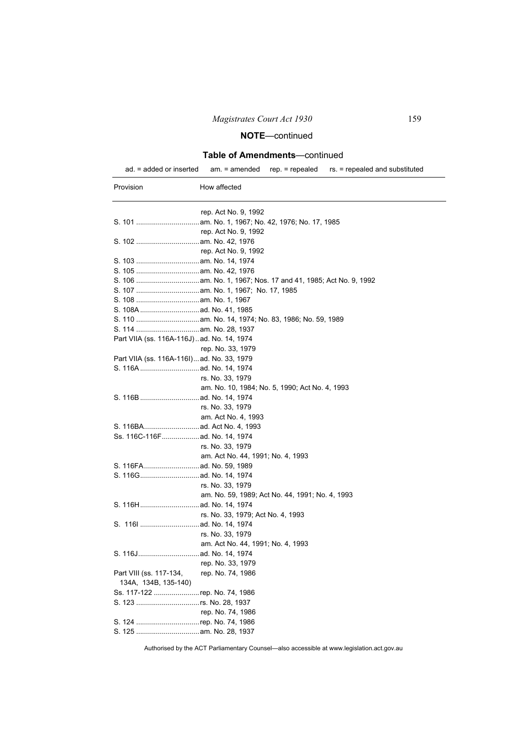## NOTE—continued

### Table of Amendments—continued

ad. = added or inserted    am. = amended    rep. = repealed    rs. = repealed and substituted

| Provision | How affected |
|---|---|
| | rep. Act No. 9, 1992 |
| S. 101 | am. No. 1, 1967; No. 42, 1976; No. 17, 1985 |
| | rep. Act No. 9, 1992 |
| S. 102 | am. No. 42, 1976 |
| | rep. Act No. 9, 1992 |
| S. 103 | am. No. 14, 1974 |
| S. 105 | am. No. 42, 1976 |
| S. 106 | am. No. 1, 1967; Nos. 17 and 41, 1985; Act No. 9, 1992 |
| S. 107 | am. No. 1, 1967; No. 17, 1985 |
| S. 108 | am. No. 1, 1967 |
| S. 108A | ad. No. 41, 1985 |
| S. 110 | am. No. 14, 1974; No. 83, 1986; No. 59, 1989 |
| S. 114 | am. No. 28, 1937 |
| Part VIIA (ss. 116A-116J) | ad. No. 14, 1974 |
| | rep. No. 33, 1979 |
| Part VIIA (ss. 116A-116I) | ad. No. 33, 1979 |
| S. 116A | ad. No. 14, 1974 |
| | rs. No. 33, 1979 |
| | am. No. 10, 1984; No. 5, 1990; Act No. 4, 1993 |
| S. 116B | ad. No. 14, 1974 |
| | rs. No. 33, 1979 |
| | am. Act No. 4, 1993 |
| S. 116BA | ad. Act No. 4, 1993 |
| Ss. 116C-116F | ad. No. 14, 1974 |
| | rs. No. 33, 1979 |
| | am. Act No. 44, 1991; No. 4, 1993 |
| S. 116FA | ad. No. 59, 1989 |
| S. 116G | ad. No. 14, 1974 |
| | rs. No. 33, 1979 |
| | am. No. 59, 1989; Act No. 44, 1991; No. 4, 1993 |
| S. 116H | ad. No. 14, 1974 |
| | rs. No. 33, 1979; Act No. 4, 1993 |
| S. 116I | ad. No. 14, 1974 |
| | rs. No. 33, 1979 |
| | am. Act No. 44, 1991; No. 4, 1993 |
| S. 116J | ad. No. 14, 1974 |
| | rep. No. 33, 1979 |
| Part VIII (ss. 117-134, 134A, 134B, 135-140) | rep. No. 74, 1986 |
| Ss. 117-122 | rep. No. 74, 1986 |
| S. 123 | rs. No. 28, 1937 |
| | rep. No. 74, 1986 |
| S. 124 | rep. No. 74, 1986 |
| S. 125 | am. No. 28, 1937 |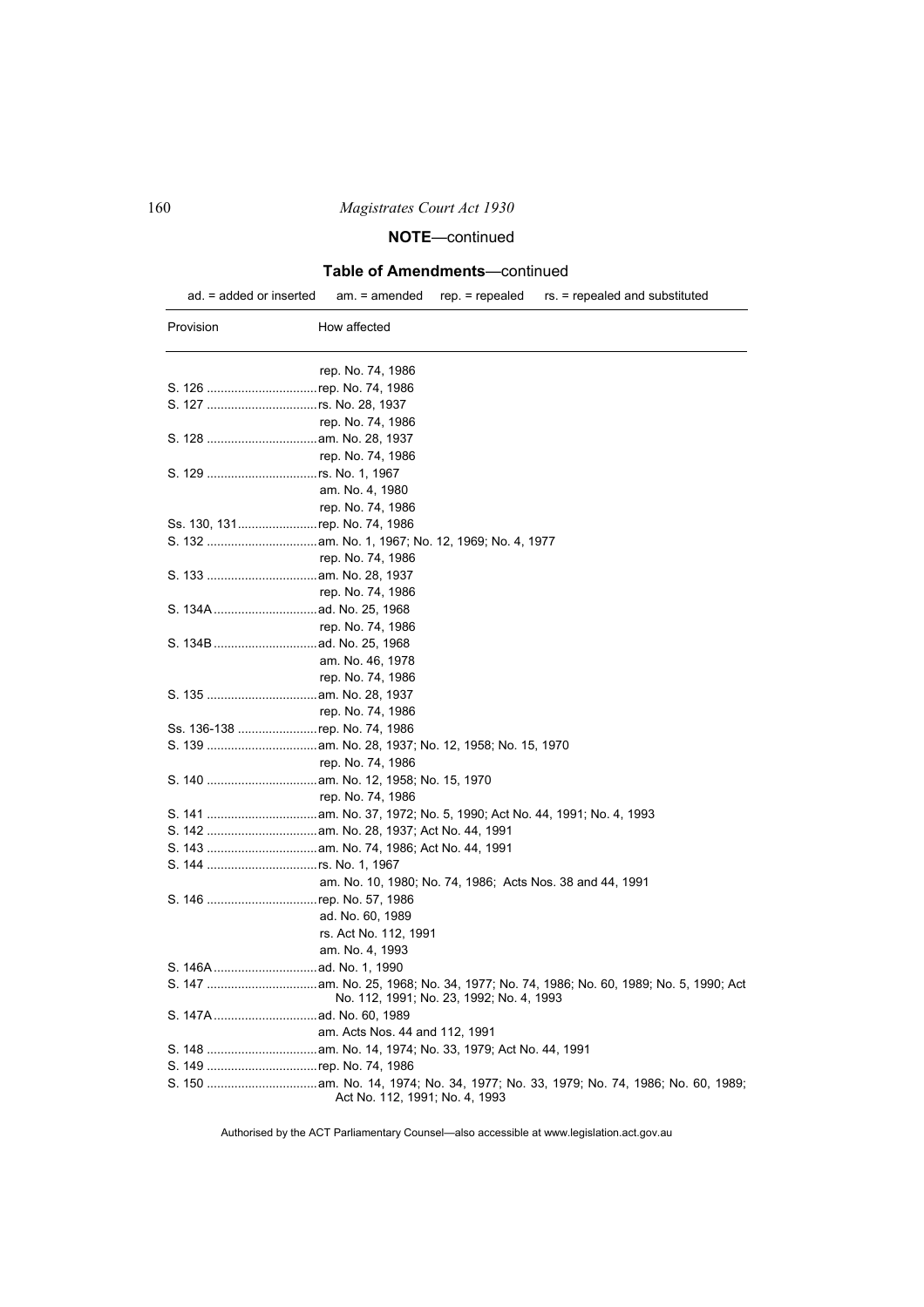**NOTE**—continued

**Table of Amendments**—continued

ad. = added or inserted am. = amended rep. = repealed rs. = repealed and substituted

| Provision | How affected |
|---|---|
| | rep. No. 74, 1986 |
| S. 126 | rep. No. 74, 1986 |
| S. 127 | rs. No. 28, 1937 |
| | rep. No. 74, 1986 |
| S. 128 | am. No. 28, 1937 |
| | rep. No. 74, 1986 |
| S. 129 | rs. No. 1, 1967 |
| | am. No. 4, 1980 |
| | rep. No. 74, 1986 |
| Ss. 130, 131 | rep. No. 74, 1986 |
| S. 132 | am. No. 1, 1967; No. 12, 1969; No. 4, 1977 |
| | rep. No. 74, 1986 |
| S. 133 | am. No. 28, 1937 |
| | rep. No. 74, 1986 |
| S. 134A | ad. No. 25, 1968 |
| | rep. No. 74, 1986 |
| S. 134B | ad. No. 25, 1968 |
| | am. No. 46, 1978 |
| | rep. No. 74, 1986 |
| S. 135 | am. No. 28, 1937 |
| | rep. No. 74, 1986 |
| Ss. 136-138 | rep. No. 74, 1986 |
| S. 139 | am. No. 28, 1937; No. 12, 1958; No. 15, 1970 |
| | rep. No. 74, 1986 |
| S. 140 | am. No. 12, 1958; No. 15, 1970 |
| | rep. No. 74, 1986 |
| S. 141 | am. No. 37, 1972; No. 5, 1990; Act No. 44, 1991; No. 4, 1993 |
| S. 142 | am. No. 28, 1937; Act No. 44, 1991 |
| S. 143 | am. No. 74, 1986; Act No. 44, 1991 |
| S. 144 | rs. No. 1, 1967 |
| | am. No. 10, 1980; No. 74, 1986; Acts Nos. 38 and 44, 1991 |
| S. 146 | rep. No. 57, 1986 |
| | ad. No. 60, 1989 |
| | rs. Act No. 112, 1991 |
| | am. No. 4, 1993 |
| S. 146A | ad. No. 1, 1990 |
| S. 147 | am. No. 25, 1968; No. 34, 1977; No. 74, 1986; No. 60, 1989; No. 5, 1990; Act No. 112, 1991; No. 23, 1992; No. 4, 1993 |
| S. 147A | ad. No. 60, 1989 |
| | am. Acts Nos. 44 and 112, 1991 |
| S. 148 | am. No. 14, 1974; No. 33, 1979; Act No. 44, 1991 |
| S. 149 | rep. No. 74, 1986 |
| S. 150 | am. No. 14, 1974; No. 34, 1977; No. 33, 1979; No. 74, 1986; No. 60, 1989; Act No. 112, 1991; No. 4, 1993 |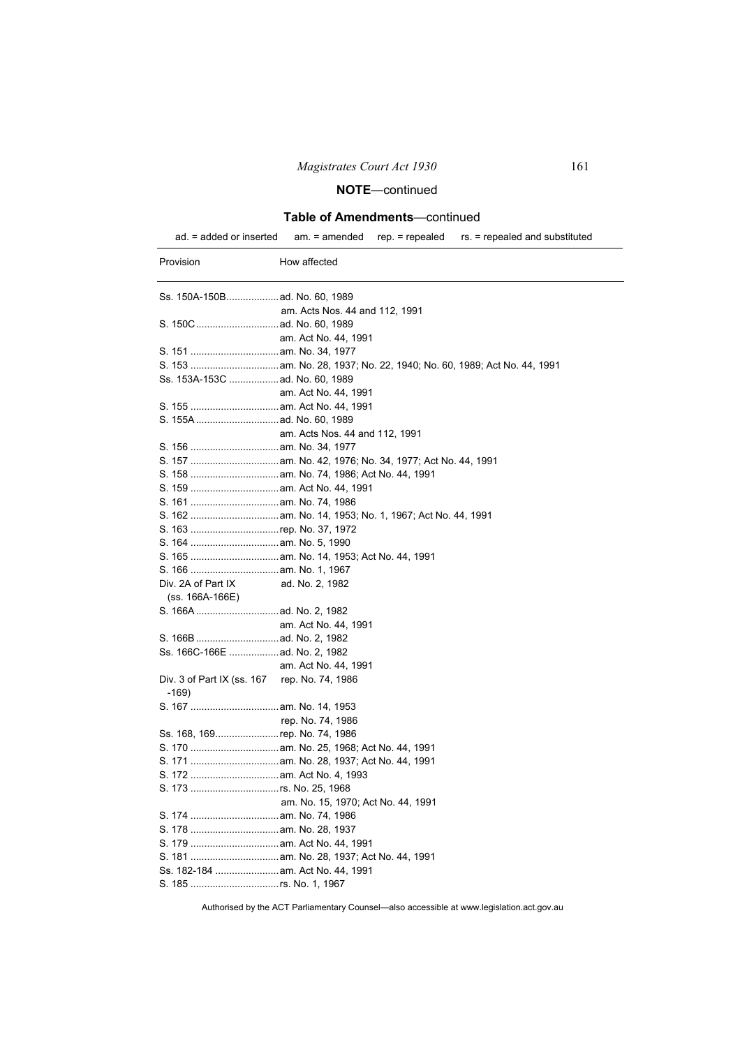## NOTE—continued

### Table of Amendments—continued

ad. = added or inserted am. = amended rep. = repealed rs. = repealed and substituted

| Provision | How affected |
|---|---|
| Ss. 150A-150B | ad. No. 60, 1989 |
| | am. Acts Nos. 44 and 112, 1991 |
| S. 150C | ad. No. 60, 1989 |
| | am. Act No. 44, 1991 |
| S. 151 | am. No. 34, 1977 |
| S. 153 | am. No. 28, 1937; No. 22, 1940; No. 60, 1989; Act No. 44, 1991 |
| Ss. 153A-153C | ad. No. 60, 1989 |
| | am. Act No. 44, 1991 |
| S. 155 | am. Act No. 44, 1991 |
| S. 155A | ad. No. 60, 1989 |
| | am. Acts Nos. 44 and 112, 1991 |
| S. 156 | am. No. 34, 1977 |
| S. 157 | am. No. 42, 1976; No. 34, 1977; Act No. 44, 1991 |
| S. 158 | am. No. 74, 1986; Act No. 44, 1991 |
| S. 159 | am. Act No. 44, 1991 |
| S. 161 | am. No. 74, 1986 |
| S. 162 | am. No. 14, 1953; No. 1, 1967; Act No. 44, 1991 |
| S. 163 | rep. No. 37, 1972 |
| S. 164 | am. No. 5, 1990 |
| S. 165 | am. No. 14, 1953; Act No. 44, 1991 |
| S. 166 | am. No. 1, 1967 |
| Div. 2A of Part IX (ss. 166A-166E) | ad. No. 2, 1982 |
| S. 166A | ad. No. 2, 1982 |
| | am. Act No. 44, 1991 |
| S. 166B | ad. No. 2, 1982 |
| Ss. 166C-166E | ad. No. 2, 1982 |
| | am. Act No. 44, 1991 |
| Div. 3 of Part IX (ss. 167 -169) | rep. No. 74, 1986 |
| S. 167 | am. No. 14, 1953 |
| | rep. No. 74, 1986 |
| Ss. 168, 169 | rep. No. 74, 1986 |
| S. 170 | am. No. 25, 1968; Act No. 44, 1991 |
| S. 171 | am. No. 28, 1937; Act No. 44, 1991 |
| S. 172 | am. Act No. 4, 1993 |
| S. 173 | rs. No. 25, 1968 |
| | am. No. 15, 1970; Act No. 44, 1991 |
| S. 174 | am. No. 74, 1986 |
| S. 178 | am. No. 28, 1937 |
| S. 179 | am. Act No. 44, 1991 |
| S. 181 | am. No. 28, 1937; Act No. 44, 1991 |
| Ss. 182-184 | am. Act No. 44, 1991 |
| S. 185 | rs. No. 1, 1967 |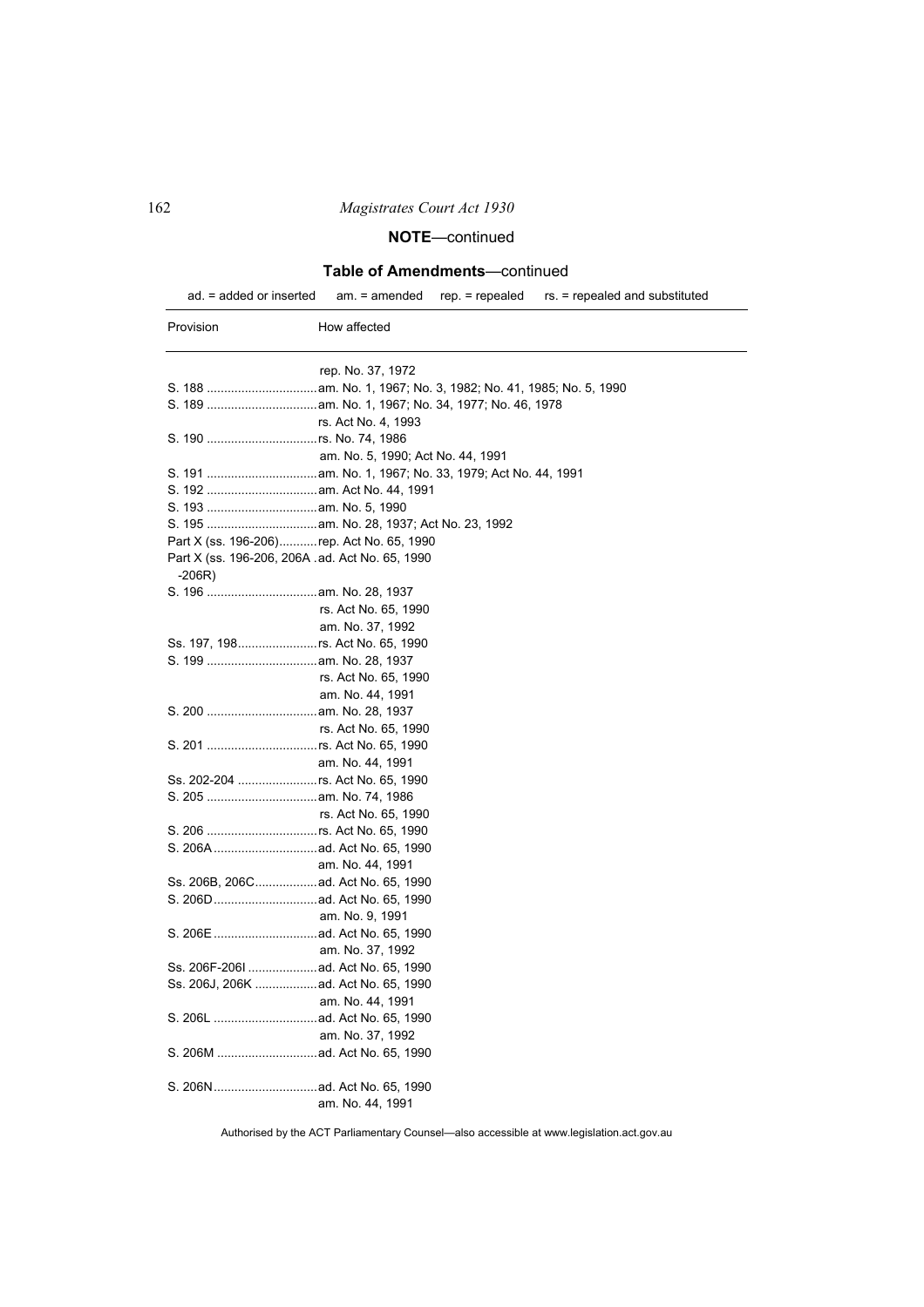**NOTE**—continued

**Table of Amendments**—continued

ad. = added or inserted am. = amended rep. = repealed rs. = repealed and substituted

| Provision | How affected |
|---|---|
| | rep. No. 37, 1972 |
| S. 188 | am. No. 1, 1967; No. 3, 1982; No. 41, 1985; No. 5, 1990 |
| S. 189 | am. No. 1, 1967; No. 34, 1977; No. 46, 1978 |
| | rs. Act No. 4, 1993 |
| S. 190 | rs. No. 74, 1986 |
| | am. No. 5, 1990; Act No. 44, 1991 |
| S. 191 | am. No. 1, 1967; No. 33, 1979; Act No. 44, 1991 |
| S. 192 | am. Act No. 44, 1991 |
| S. 193 | am. No. 5, 1990 |
| S. 195 | am. No. 28, 1937; Act No. 23, 1992 |
| Part X (ss. 196-206) | rep. Act No. 65, 1990 |
| Part X (ss. 196-206, 206A -206R) | ad. Act No. 65, 1990 |
| S. 196 | am. No. 28, 1937 |
| | rs. Act No. 65, 1990 |
| | am. No. 37, 1992 |
| Ss. 197, 198 | rs. Act No. 65, 1990 |
| S. 199 | am. No. 28, 1937 |
| | rs. Act No. 65, 1990 |
| | am. No. 44, 1991 |
| S. 200 | am. No. 28, 1937 |
| | rs. Act No. 65, 1990 |
| S. 201 | rs. Act No. 65, 1990 |
| | am. No. 44, 1991 |
| Ss. 202-204 | rs. Act No. 65, 1990 |
| S. 205 | am. No. 74, 1986 |
| | rs. Act No. 65, 1990 |
| S. 206 | rs. Act No. 65, 1990 |
| S. 206A | ad. Act No. 65, 1990 |
| | am. No. 44, 1991 |
| Ss. 206B, 206C | ad. Act No. 65, 1990 |
| S. 206D | ad. Act No. 65, 1990 |
| | am. No. 9, 1991 |
| S. 206E | ad. Act No. 65, 1990 |
| | am. No. 37, 1992 |
| Ss. 206F-206I | ad. Act No. 65, 1990 |
| Ss. 206J, 206K | ad. Act No. 65, 1990 |
| | am. No. 44, 1991 |
| S. 206L | ad. Act No. 65, 1990 |
| | am. No. 37, 1992 |
| S. 206M | ad. Act No. 65, 1990 |
| S. 206N | ad. Act No. 65, 1990 |
| | am. No. 44, 1991 |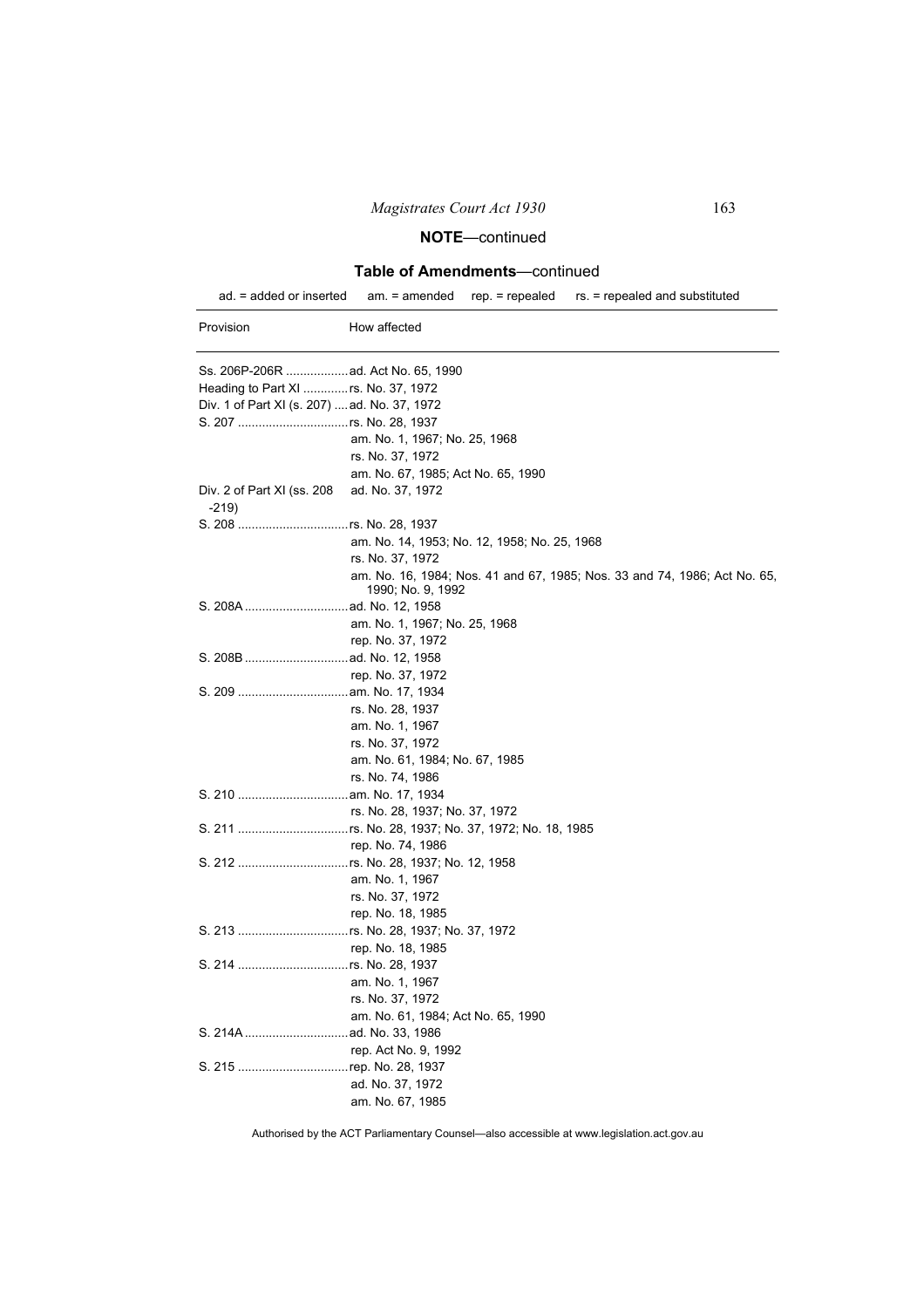**NOTE**—continued

**Table of Amendments**—continued

ad. = added or inserted  am. = amended  rep. = repealed  rs. = repealed and substituted

| Provision | How affected |
|---|---|
| Ss. 206P-206R | ad. Act No. 65, 1990 |
| Heading to Part XI | rs. No. 37, 1972 |
| Div. 1 of Part XI (s. 207) | ad. No. 37, 1972 |
| S. 207 | rs. No. 28, 1937 |
| | am. No. 1, 1967; No. 25, 1968 |
| | rs. No. 37, 1972 |
| | am. No. 67, 1985; Act No. 65, 1990 |
| Div. 2 of Part XI (ss. 208 -219) | ad. No. 37, 1972 |
| S. 208 | rs. No. 28, 1937 |
| | am. No. 14, 1953; No. 12, 1958; No. 25, 1968 |
| | rs. No. 37, 1972 |
| | am. No. 16, 1984; Nos. 41 and 67, 1985; Nos. 33 and 74, 1986; Act No. 65, 1990; No. 9, 1992 |
| S. 208A | ad. No. 12, 1958 |
| | am. No. 1, 1967; No. 25, 1968 |
| | rep. No. 37, 1972 |
| S. 208B | ad. No. 12, 1958 |
| | rep. No. 37, 1972 |
| S. 209 | am. No. 17, 1934 |
| | rs. No. 28, 1937 |
| | am. No. 1, 1967 |
| | rs. No. 37, 1972 |
| | am. No. 61, 1984; No. 67, 1985 |
| | rs. No. 74, 1986 |
| S. 210 | am. No. 17, 1934 |
| | rs. No. 28, 1937; No. 37, 1972 |
| S. 211 | rs. No. 28, 1937; No. 37, 1972; No. 18, 1985 |
| | rep. No. 74, 1986 |
| S. 212 | rs. No. 28, 1937; No. 12, 1958 |
| | am. No. 1, 1967 |
| | rs. No. 37, 1972 |
| | rep. No. 18, 1985 |
| S. 213 | rs. No. 28, 1937; No. 37, 1972 |
| | rep. No. 18, 1985 |
| S. 214 | rs. No. 28, 1937 |
| | am. No. 1, 1967 |
| | rs. No. 37, 1972 |
| | am. No. 61, 1984; Act No. 65, 1990 |
| S. 214A | ad. No. 33, 1986 |
| | rep. Act No. 9, 1992 |
| S. 215 | rep. No. 28, 1937 |
| | ad. No. 37, 1972 |
| | am. No. 67, 1985 |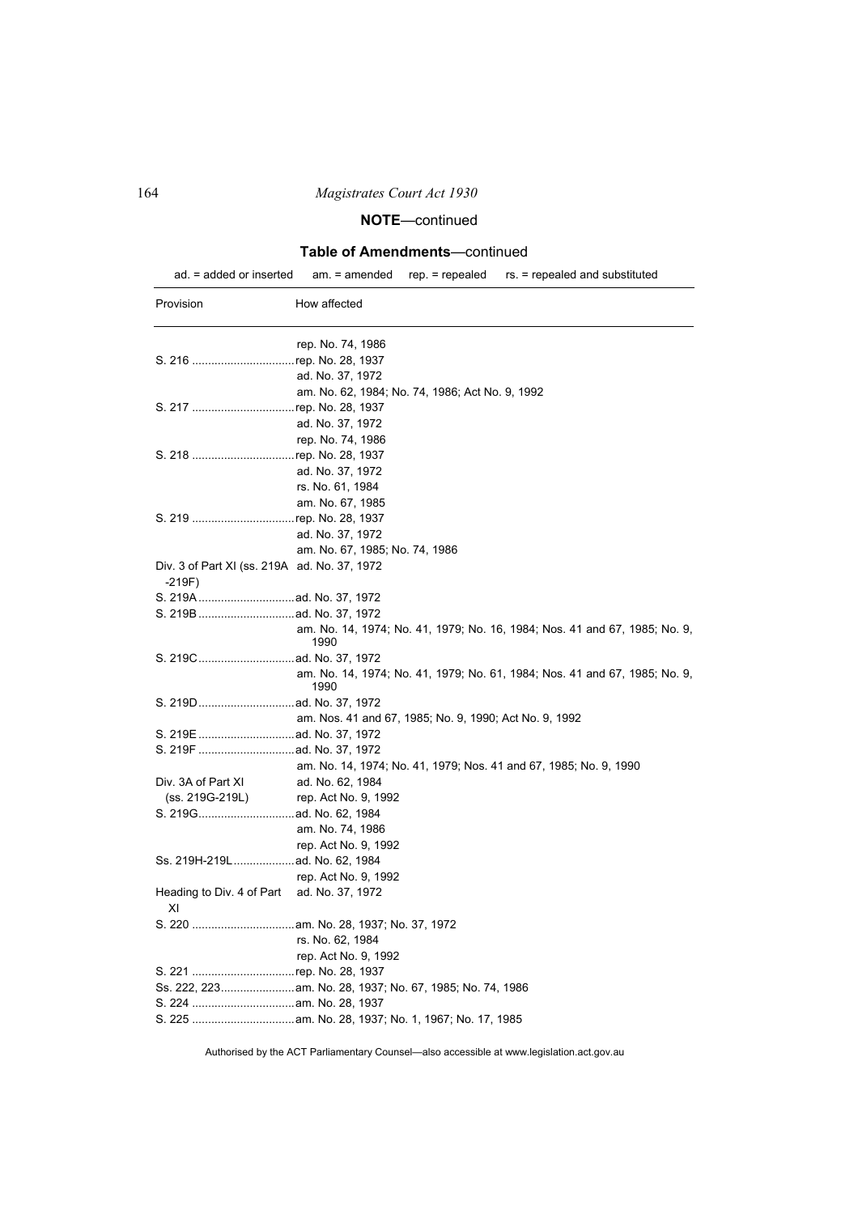**NOTE**—continued

**Table of Amendments**—continued

ad. = added or inserted am. = amended rep. = repealed rs. = repealed and substituted

| Provision | How affected |
|---|---|
| | rep. No. 74, 1986 |
| S. 216 | rep. No. 28, 1937 |
| | ad. No. 37, 1972 |
| | am. No. 62, 1984; No. 74, 1986; Act No. 9, 1992 |
| S. 217 | rep. No. 28, 1937 |
| | ad. No. 37, 1972 |
| | rep. No. 74, 1986 |
| S. 218 | rep. No. 28, 1937 |
| | ad. No. 37, 1972 |
| | rs. No. 61, 1984 |
| | am. No. 67, 1985 |
| S. 219 | rep. No. 28, 1937 |
| | ad. No. 37, 1972 |
| | am. No. 67, 1985; No. 74, 1986 |
| Div. 3 of Part XI (ss. 219A -219F) | ad. No. 37, 1972 |
| S. 219A | ad. No. 37, 1972 |
| S. 219B | ad. No. 37, 1972 |
| | am. No. 14, 1974; No. 41, 1979; No. 16, 1984; Nos. 41 and 67, 1985; No. 9, 1990 |
| S. 219C | ad. No. 37, 1972 |
| | am. No. 14, 1974; No. 41, 1979; No. 61, 1984; Nos. 41 and 67, 1985; No. 9, 1990 |
| S. 219D | ad. No. 37, 1972 |
| | am. Nos. 41 and 67, 1985; No. 9, 1990; Act No. 9, 1992 |
| S. 219E | ad. No. 37, 1972 |
| S. 219F | ad. No. 37, 1972 |
| | am. No. 14, 1974; No. 41, 1979; Nos. 41 and 67, 1985; No. 9, 1990 |
| Div. 3A of Part XI (ss. 219G-219L) | ad. No. 62, 1984 |
| | rep. Act No. 9, 1992 |
| S. 219G | ad. No. 62, 1984 |
| | am. No. 74, 1986 |
| | rep. Act No. 9, 1992 |
| Ss. 219H-219L | ad. No. 62, 1984 |
| | rep. Act No. 9, 1992 |
| Heading to Div. 4 of Part XI | ad. No. 37, 1972 |
| S. 220 | am. No. 28, 1937; No. 37, 1972 |
| | rs. No. 62, 1984 |
| | rep. Act No. 9, 1992 |
| S. 221 | rep. No. 28, 1937 |
| Ss. 222, 223 | am. No. 28, 1937; No. 67, 1985; No. 74, 1986 |
| S. 224 | am. No. 28, 1937 |
| S. 225 | am. No. 28, 1937; No. 1, 1967; No. 17, 1985 |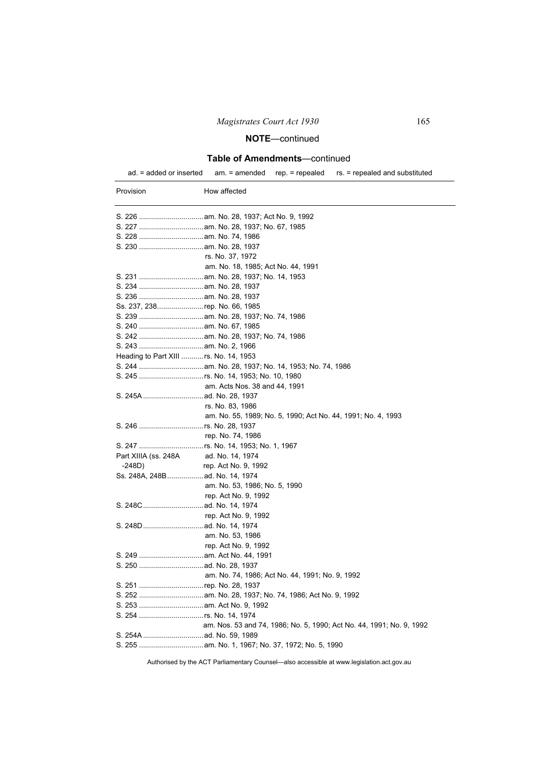**NOTE**—continued

**Table of Amendments**—continued

ad. = added or inserted am. = amended rep. = repealed rs. = repealed and substituted

| Provision | How affected |
|---|---|
| S. 226 | am. No. 28, 1937; Act No. 9, 1992 |
| S. 227 | am. No. 28, 1937; No. 67, 1985 |
| S. 228 | am. No. 74, 1986 |
| S. 230 | am. No. 28, 1937 |
| | rs. No. 37, 1972 |
| | am. No. 18, 1985; Act No. 44, 1991 |
| S. 231 | am. No. 28, 1937; No. 14, 1953 |
| S. 234 | am. No. 28, 1937 |
| S. 236 | am. No. 28, 1937 |
| Ss. 237, 238 | rep. No. 66, 1985 |
| S. 239 | am. No. 28, 1937; No. 74, 1986 |
| S. 240 | am. No. 67, 1985 |
| S. 242 | am. No. 28, 1937; No. 74, 1986 |
| S. 243 | am. No. 2, 1966 |
| Heading to Part XIII | rs. No. 14, 1953 |
| S. 244 | am. No. 28, 1937; No. 14, 1953; No. 74, 1986 |
| S. 245 | rs. No. 14, 1953; No. 10, 1980 |
| | am. Acts Nos. 38 and 44, 1991 |
| S. 245A | ad. No. 28, 1937 |
| | rs. No. 83, 1986 |
| | am. No. 55, 1989; No. 5, 1990; Act No. 44, 1991; No. 4, 1993 |
| S. 246 | rs. No. 28, 1937 |
| | rep. No. 74, 1986 |
| S. 247 | rs. No. 14, 1953; No. 1, 1967 |
| Part XIIIA (ss. 248A -248D) | ad. No. 14, 1974 |
| | rep. Act No. 9, 1992 |
| Ss. 248A, 248B | ad. No. 14, 1974 |
| | am. No. 53, 1986; No. 5, 1990 |
| | rep. Act No. 9, 1992 |
| S. 248C | ad. No. 14, 1974 |
| | rep. Act No. 9, 1992 |
| S. 248D | ad. No. 14, 1974 |
| | am. No. 53, 1986 |
| | rep. Act No. 9, 1992 |
| S. 249 | am. Act No. 44, 1991 |
| S. 250 | ad. No. 28, 1937 |
| | am. No. 74, 1986; Act No. 44, 1991; No. 9, 1992 |
| S. 251 | rep. No. 28, 1937 |
| S. 252 | am. No. 28, 1937; No. 74, 1986; Act No. 9, 1992 |
| S. 253 | am. Act No. 9, 1992 |
| S. 254 | rs. No. 14, 1974 |
| | am. Nos. 53 and 74, 1986; No. 5, 1990; Act No. 44, 1991; No. 9, 1992 |
| S. 254A | ad. No. 59, 1989 |
| S. 255 | am. No. 1, 1967; No. 37, 1972; No. 5, 1990 |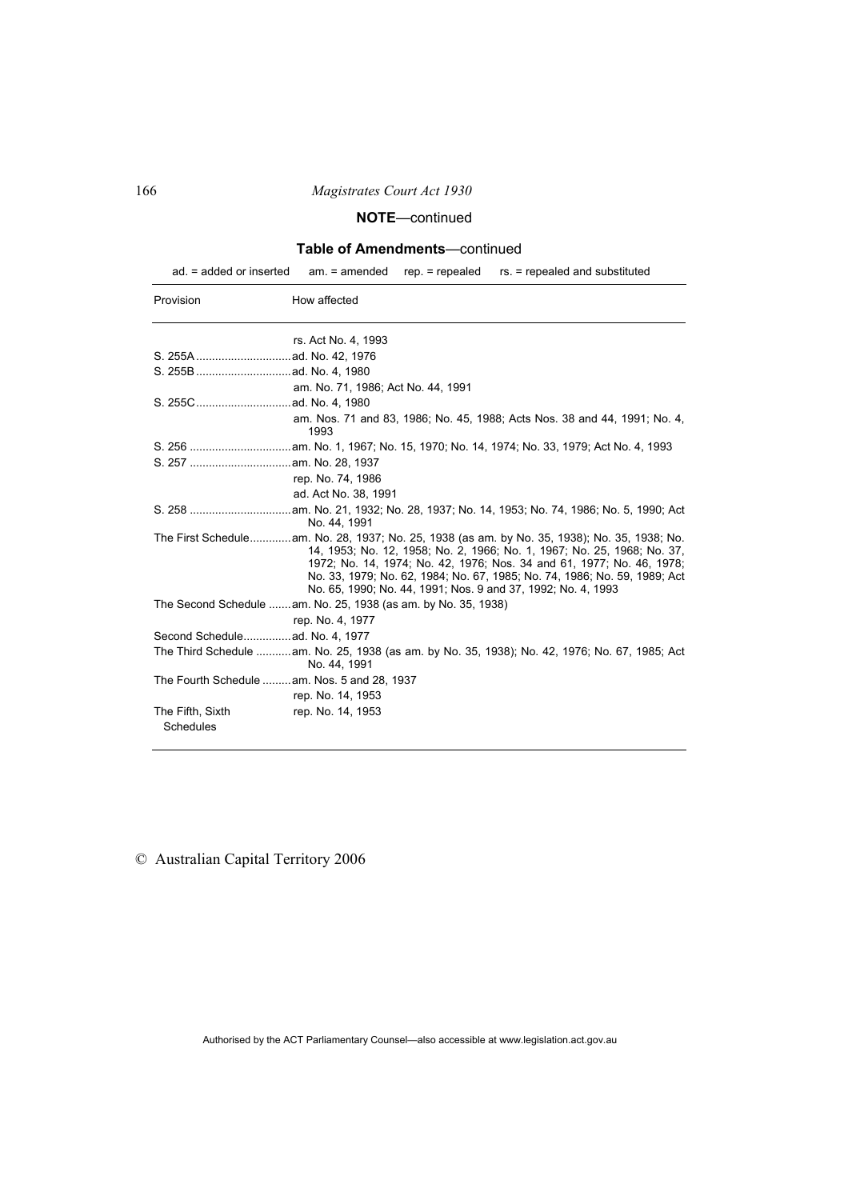**NOTE**—continued

**Table of Amendments**—continued

ad. = added or inserted am. = amended rep. = repealed rs. = repealed and substituted

| Provision | How affected |
| --- | --- |
| | rs. Act No. 4, 1993 |
| S. 255A | ad. No. 42, 1976 |
| S. 255B | ad. No. 4, 1980 |
| | am. No. 71, 1986; Act No. 44, 1991 |
| S. 255C | ad. No. 4, 1980 |
| | am. Nos. 71 and 83, 1986; No. 45, 1988; Acts Nos. 38 and 44, 1991; No. 4, 1993 |
| S. 256 | am. No. 1, 1967; No. 15, 1970; No. 14, 1974; No. 33, 1979; Act No. 4, 1993 |
| S. 257 | am. No. 28, 1937 |
| | rep. No. 74, 1986 |
| | ad. Act No. 38, 1991 |
| S. 258 | am. No. 21, 1932; No. 28, 1937; No. 14, 1953; No. 74, 1986; No. 5, 1990; Act No. 44, 1991 |
| The First Schedule | am. No. 28, 1937; No. 25, 1938 (as am. by No. 35, 1938); No. 35, 1938; No. 14, 1953; No. 12, 1958; No. 2, 1966; No. 1, 1967; No. 25, 1968; No. 37, 1972; No. 14, 1974; No. 42, 1976; Nos. 34 and 61, 1977; No. 46, 1978; No. 33, 1979; No. 62, 1984; No. 67, 1985; No. 74, 1986; No. 59, 1989; Act No. 65, 1990; No. 44, 1991; Nos. 9 and 37, 1992; No. 4, 1993 |
| The Second Schedule | am. No. 25, 1938 (as am. by No. 35, 1938) |
| | rep. No. 4, 1977 |
| Second Schedule | ad. No. 4, 1977 |
| The Third Schedule | am. No. 25, 1938 (as am. by No. 35, 1938); No. 42, 1976; No. 67, 1985; Act No. 44, 1991 |
| The Fourth Schedule | am. Nos. 5 and 28, 1937 |
| | rep. No. 14, 1953 |
| The Fifth, Sixth Schedules | rep. No. 14, 1953 |